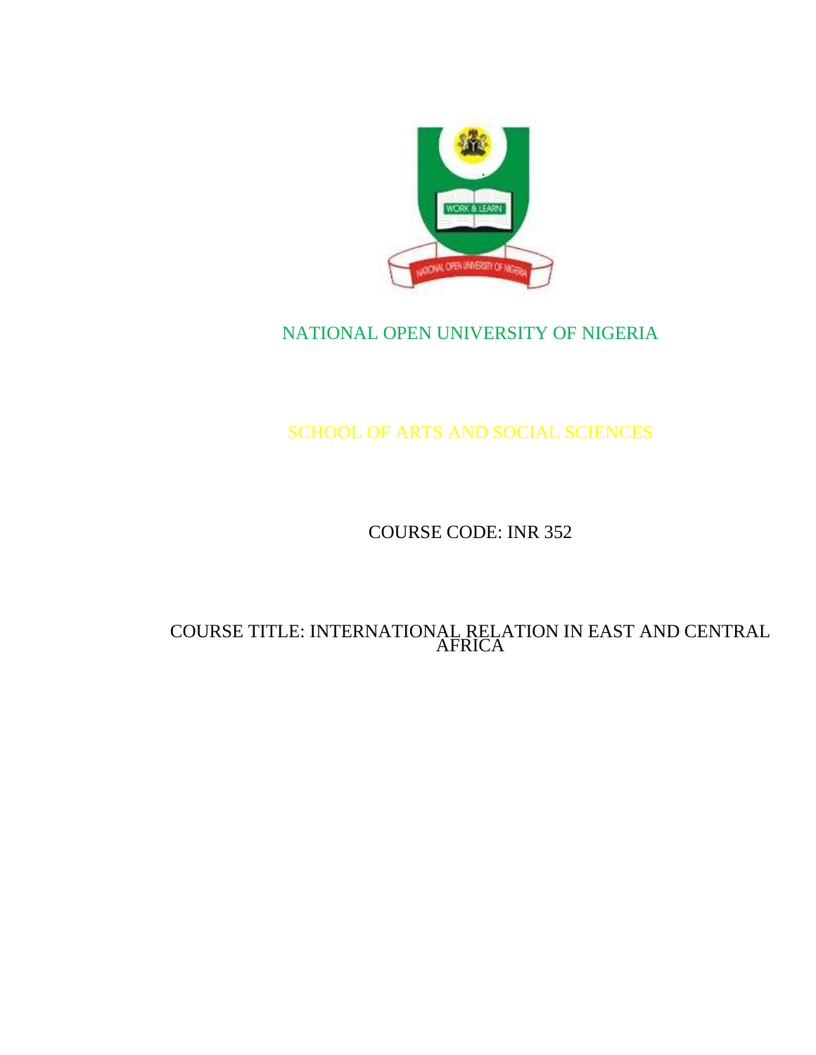NATIONAL OPEN UNIVERSITY OF NIGERIA

SCHOOL OF ARTS AND SOCIAL SCIENCES

COURSE CODE: INR 352

COURSE TITLE: INTERNATIONAL RELATION IN EAST AND CENTRAL AFRICA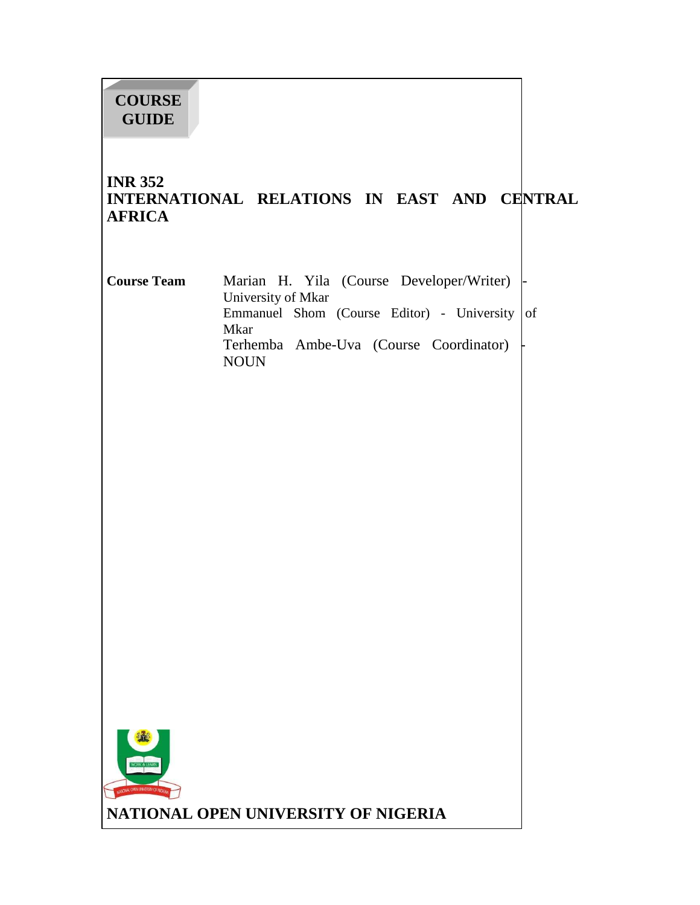**COURSE GUIDE**

# INR 352
# INTERNATIONAL RELATIONS IN EAST AND CENTRAL AFRICA

| | |
|---|---|
| **Course Team** | Marian H. Yila (Course Developer/Writer) - University of Mkar |
| | Emmanuel Shom (Course Editor) - University of Mkar |
| | Terhemba Ambe-Uva (Course Coordinator) - NOUN |

**NATIONAL OPEN UNIVERSITY OF NIGERIA**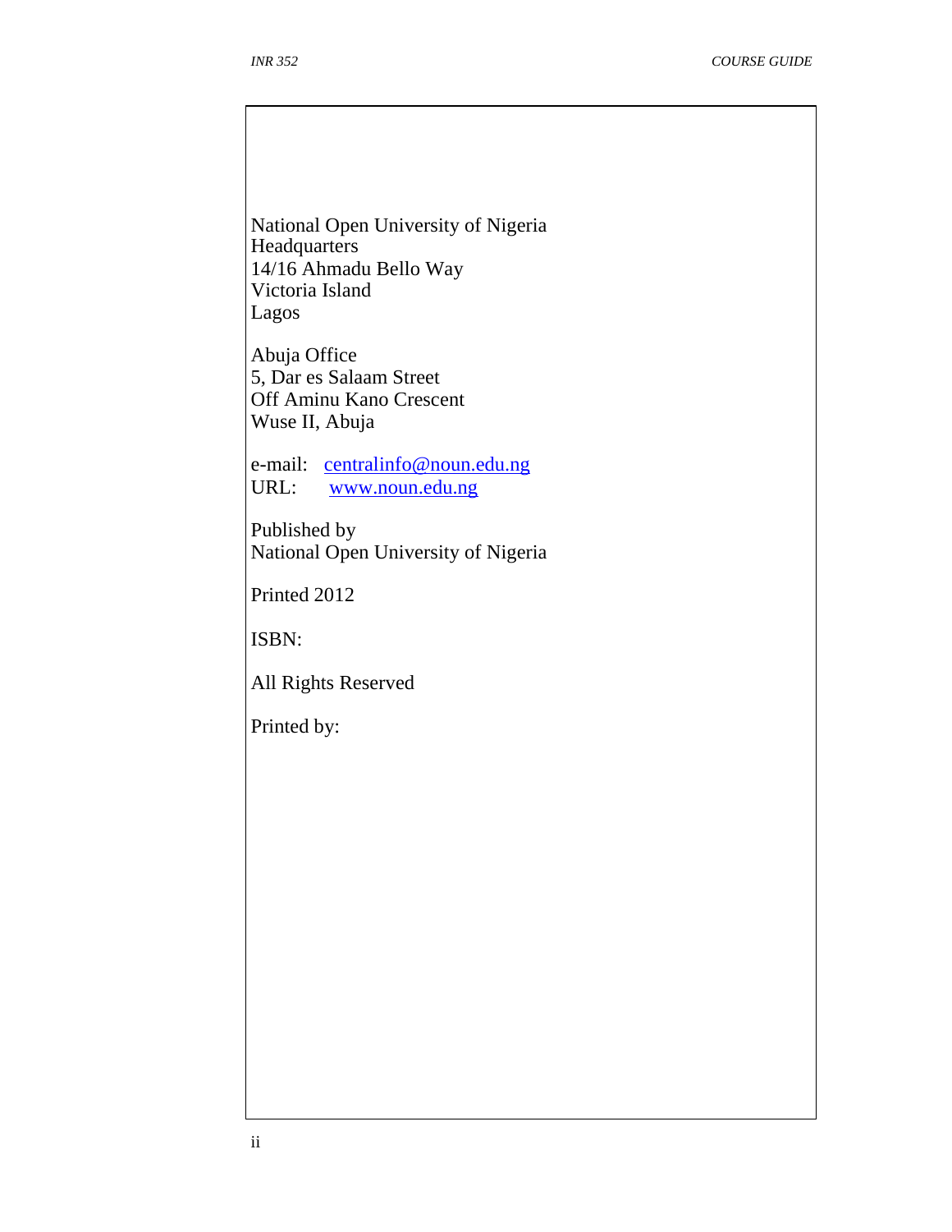National Open University of Nigeria
Headquarters
14/16 Ahmadu Bello Way
Victoria Island
Lagos

Abuja Office
5, Dar es Salaam Street
Off Aminu Kano Crescent
Wuse II, Abuja

e-mail: centralinfo@noun.edu.ng
URL: www.noun.edu.ng

Published by
National Open University of Nigeria

Printed 2012

ISBN:

All Rights Reserved

Printed by: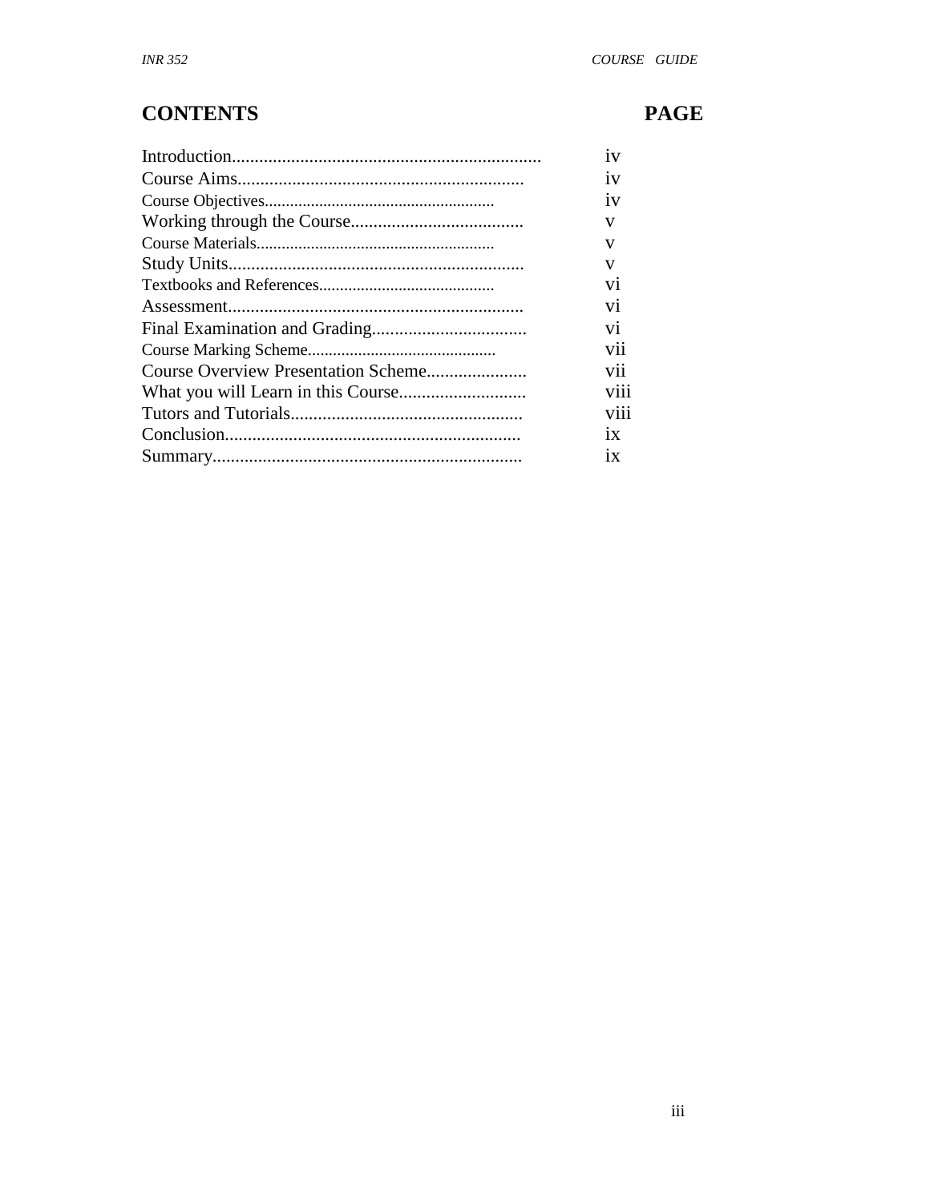## CONTENTS PAGE

| CONTENTS | PAGE |
|---|---|
| Introduction | iv |
| Course Aims | iv |
| Course Objectives | iv |
| Working through the Course | v |
| Course Materials | v |
| Study Units | v |
| Textbooks and References | vi |
| Assessment | vi |
| Final Examination and Grading | vi |
| Course Marking Scheme | vii |
| Course Overview Presentation Scheme | vii |
| What you will Learn in this Course | viii |
| Tutors and Tutorials | viii |
| Conclusion | ix |
| Summary | ix |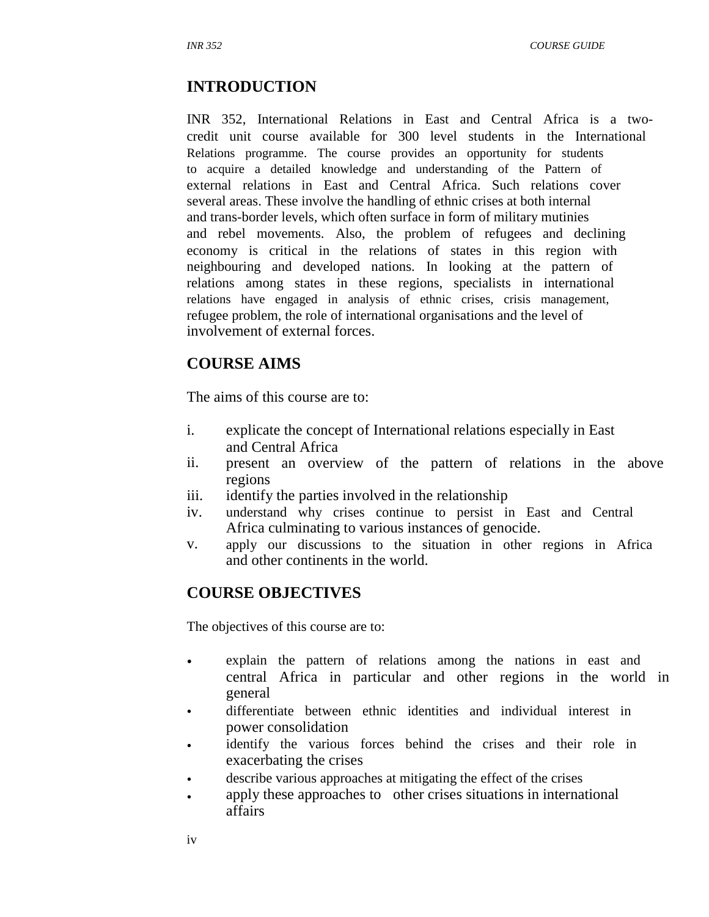## INTRODUCTION

INR 352, International Relations in East and Central Africa is a two-credit unit course available for 300 level students in the International Relations programme. The course provides an opportunity for students to acquire a detailed knowledge and understanding of the Pattern of external relations in East and Central Africa. Such relations cover several areas. These involve the handling of ethnic crises at both internal and trans-border levels, which often surface in form of military mutinies and rebel movements. Also, the problem of refugees and declining economy is critical in the relations of states in this region with neighbouring and developed nations. In looking at the pattern of relations among states in these regions, specialists in international relations have engaged in analysis of ethnic crises, crisis management, refugee problem, the role of international organisations and the level of involvement of external forces.

## COURSE AIMS

The aims of this course are to:

i. explicate the concept of International relations especially in East and Central Africa
ii. present an overview of the pattern of relations in the above regions
iii. identify the parties involved in the relationship
iv. understand why crises continue to persist in East and Central Africa culminating to various instances of genocide.
v. apply our discussions to the situation in other regions in Africa and other continents in the world.

## COURSE OBJECTIVES

The objectives of this course are to:

- explain the pattern of relations among the nations in east and central Africa in particular and other regions in the world in general
- differentiate between ethnic identities and individual interest in power consolidation
- identify the various forces behind the crises and their role in exacerbating the crises
- describe various approaches at mitigating the effect of the crises
- apply these approaches to other crises situations in international affairs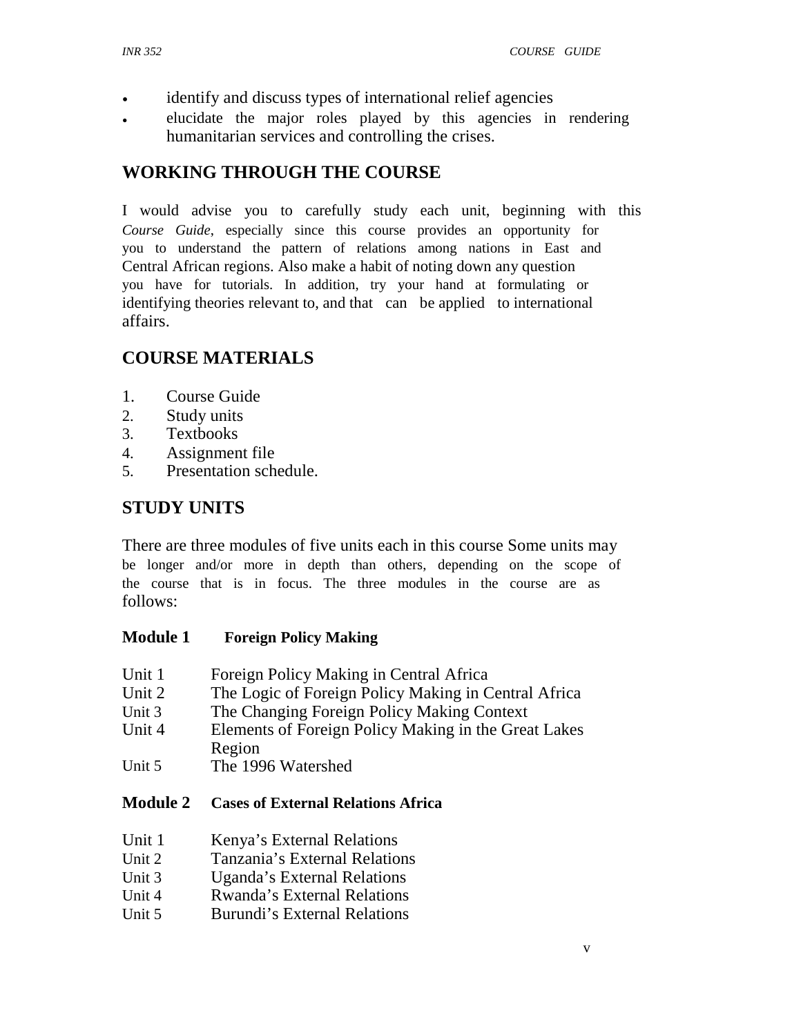- identify and discuss types of international relief agencies
- elucidate the major roles played by this agencies in rendering humanitarian services and controlling the crises.

## WORKING THROUGH THE COURSE

I would advise you to carefully study each unit, beginning with this *Course Guide*, especially since this course provides an opportunity for you to understand the pattern of relations among nations in East and Central African regions. Also make a habit of noting down any question you have for tutorials. In addition, try your hand at formulating or identifying theories relevant to, and that can be applied to international affairs.

## COURSE MATERIALS

1. Course Guide
2. Study units
3. Textbooks
4. Assignment file
5. Presentation schedule.

## STUDY UNITS

There are three modules of five units each in this course Some units may be longer and/or more in depth than others, depending on the scope of the course that is in focus. The three modules in the course are as follows:

**Module 1 Foreign Policy Making**

Unit 1 Foreign Policy Making in Central Africa
Unit 2 The Logic of Foreign Policy Making in Central Africa
Unit 3 The Changing Foreign Policy Making Context
Unit 4 Elements of Foreign Policy Making in the Great Lakes Region
Unit 5 The 1996 Watershed

**Module 2 Cases of External Relations Africa**

Unit 1 Kenya's External Relations
Unit 2 Tanzania's External Relations
Unit 3 Uganda's External Relations
Unit 4 Rwanda's External Relations
Unit 5 Burundi's External Relations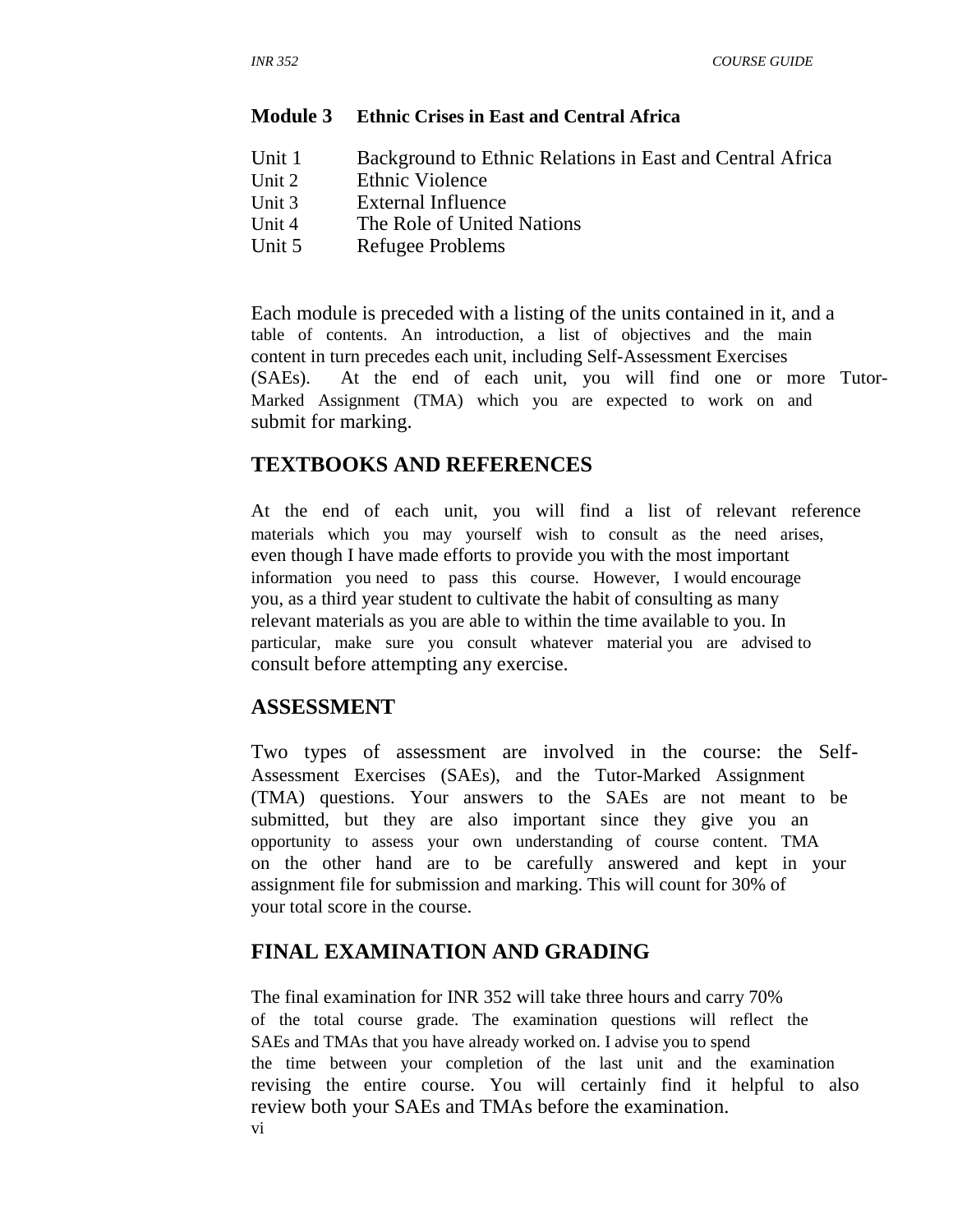**Module 3 Ethnic Crises in East and Central Africa**

Unit 1 Background to Ethnic Relations in East and Central Africa
Unit 2 Ethnic Violence
Unit 3 External Influence
Unit 4 The Role of United Nations
Unit 5 Refugee Problems

Each module is preceded with a listing of the units contained in it, and a table of contents. An introduction, a list of objectives and the main content in turn precedes each unit, including Self-Assessment Exercises (SAEs). At the end of each unit, you will find one or more Tutor-Marked Assignment (TMA) which you are expected to work on and submit for marking.

## TEXTBOOKS AND REFERENCES

At the end of each unit, you will find a list of relevant reference materials which you may yourself wish to consult as the need arises, even though I have made efforts to provide you with the most important information you need to pass this course. However, I would encourage you, as a third year student to cultivate the habit of consulting as many relevant materials as you are able to within the time available to you. In particular, make sure you consult whatever material you are advised to consult before attempting any exercise.

## ASSESSMENT

Two types of assessment are involved in the course: the Self-Assessment Exercises (SAEs), and the Tutor-Marked Assignment (TMA) questions. Your answers to the SAEs are not meant to be submitted, but they are also important since they give you an opportunity to assess your own understanding of course content. TMA on the other hand are to be carefully answered and kept in your assignment file for submission and marking. This will count for 30% of your total score in the course.

## FINAL EXAMINATION AND GRADING

The final examination for INR 352 will take three hours and carry 70% of the total course grade. The examination questions will reflect the SAEs and TMAs that you have already worked on. I advise you to spend the time between your completion of the last unit and the examination revising the entire course. You will certainly find it helpful to also review both your SAEs and TMAs before the examination.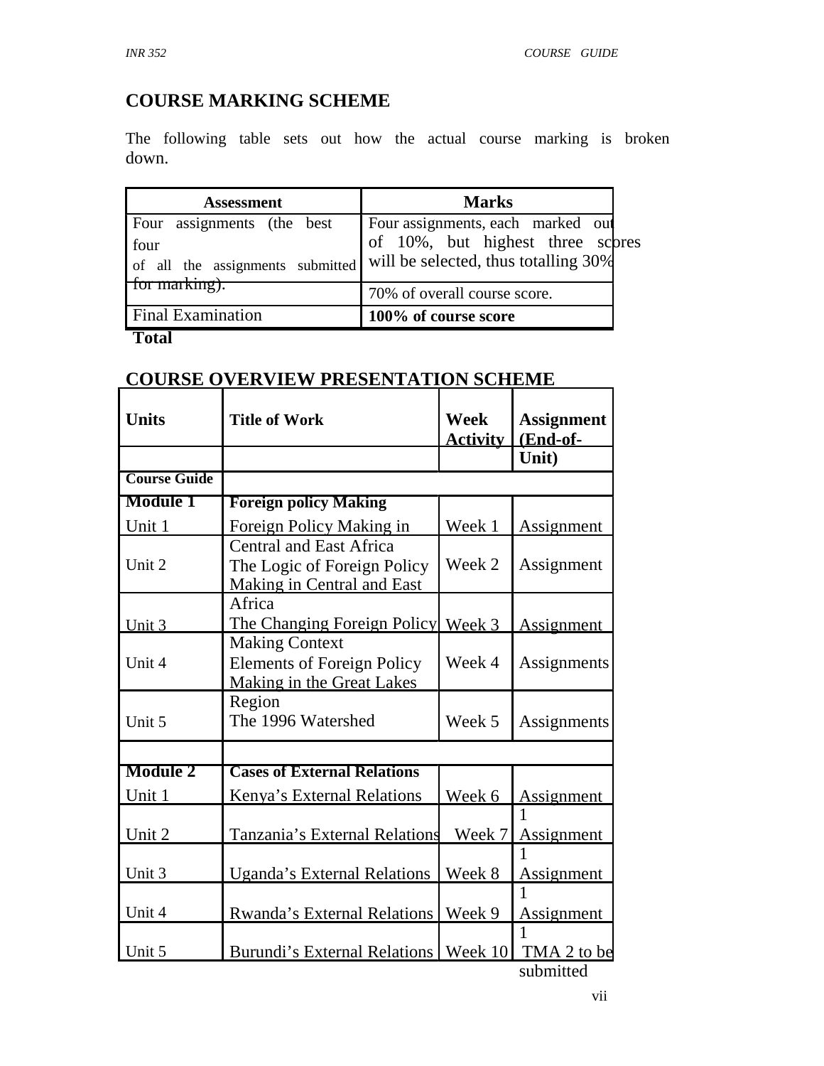## COURSE MARKING SCHEME

The following table sets out how the actual course marking is broken down.

| Assessment | Marks |
|---|---|
| Four assignments (the best four of all the assignments submitted for marking). | Four assignments, each marked out of 10%, but highest three scores will be selected, thus totalling 30% |
| | 70% of overall course score. |
| Final Examination | **100% of course score** |
| **Total** | |

## COURSE OVERVIEW PRESENTATION SCHEME

| Units | Title of Work | Week Activity | Assignment (End-of-Unit) |
|---|---|---|---|
| **Course Guide** | | | |
| **Module 1** | **Foreign policy Making** | | |
| Unit 1 | Foreign Policy Making in Central and East Africa | Week 1 | Assignment |
| Unit 2 | The Logic of Foreign Policy Making in Central and East Africa | Week 2 | Assignment |
| Unit 3 | The Changing Foreign Policy Making Context | Week 3 | Assignment |
| Unit 4 | Elements of Foreign Policy Making in the Great Lakes Region | Week 4 | Assignments |
| Unit 5 | The 1996 Watershed | Week 5 | Assignments |
| | | | |
| **Module 2** | **Cases of External Relations** | | |
| Unit 1 | Kenya's External Relations | Week 6 | Assignment 1 |
| Unit 2 | Tanzania's External Relations | Week 7 | Assignment 1 |
| Unit 3 | Uganda's External Relations | Week 8 | Assignment 1 |
| Unit 4 | Rwanda's External Relations | Week 9 | Assignment 1 |
| Unit 5 | Burundi's External Relations | Week 10 | TMA 2 to be submitted |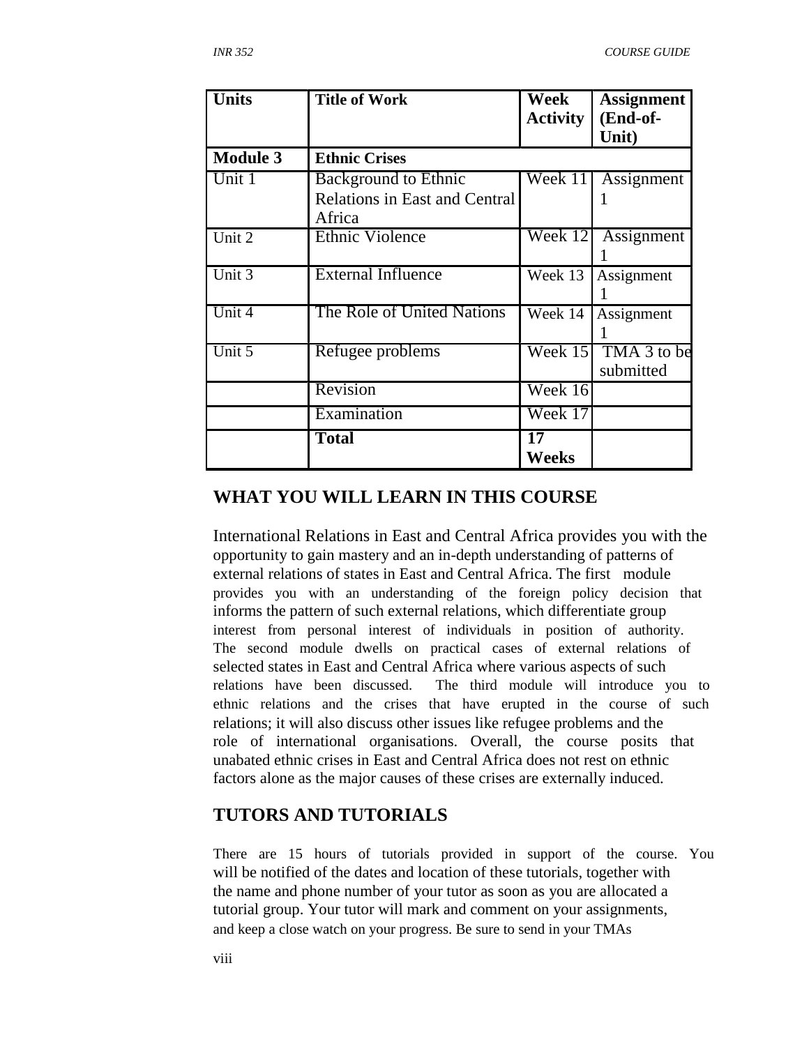| Units | Title of Work | Week Activity | Assignment (End-of-Unit) |
|---|---|---|---|
| **Module 3** | **Ethnic Crises** | | |
| Unit 1 | Background to Ethnic Relations in East and Central Africa | Week 11 | Assignment 1 |
| Unit 2 | Ethnic Violence | Week 12 | Assignment 1 |
| Unit 3 | External Influence | Week 13 | Assignment 1 |
| Unit 4 | The Role of United Nations | Week 14 | Assignment 1 |
| Unit 5 | Refugee problems | Week 15 | TMA 3 to be submitted |
| | Revision | Week 16 | |
| | Examination | Week 17 | |
| | **Total** | **17 Weeks** | |

## WHAT YOU WILL LEARN IN THIS COURSE

International Relations in East and Central Africa provides you with the opportunity to gain mastery and an in-depth understanding of patterns of external relations of states in East and Central Africa. The first module provides you with an understanding of the foreign policy decision that informs the pattern of such external relations, which differentiate group interest from personal interest of individuals in position of authority. The second module dwells on practical cases of external relations of selected states in East and Central Africa where various aspects of such relations have been discussed. The third module will introduce you to ethnic relations and the crises that have erupted in the course of such relations; it will also discuss other issues like refugee problems and the role of international organisations. Overall, the course posits that unabated ethnic crises in East and Central Africa does not rest on ethnic factors alone as the major causes of these crises are externally induced.

## TUTORS AND TUTORIALS

There are 15 hours of tutorials provided in support of the course. You will be notified of the dates and location of these tutorials, together with the name and phone number of your tutor as soon as you are allocated a tutorial group. Your tutor will mark and comment on your assignments, and keep a close watch on your progress. Be sure to send in your TMAs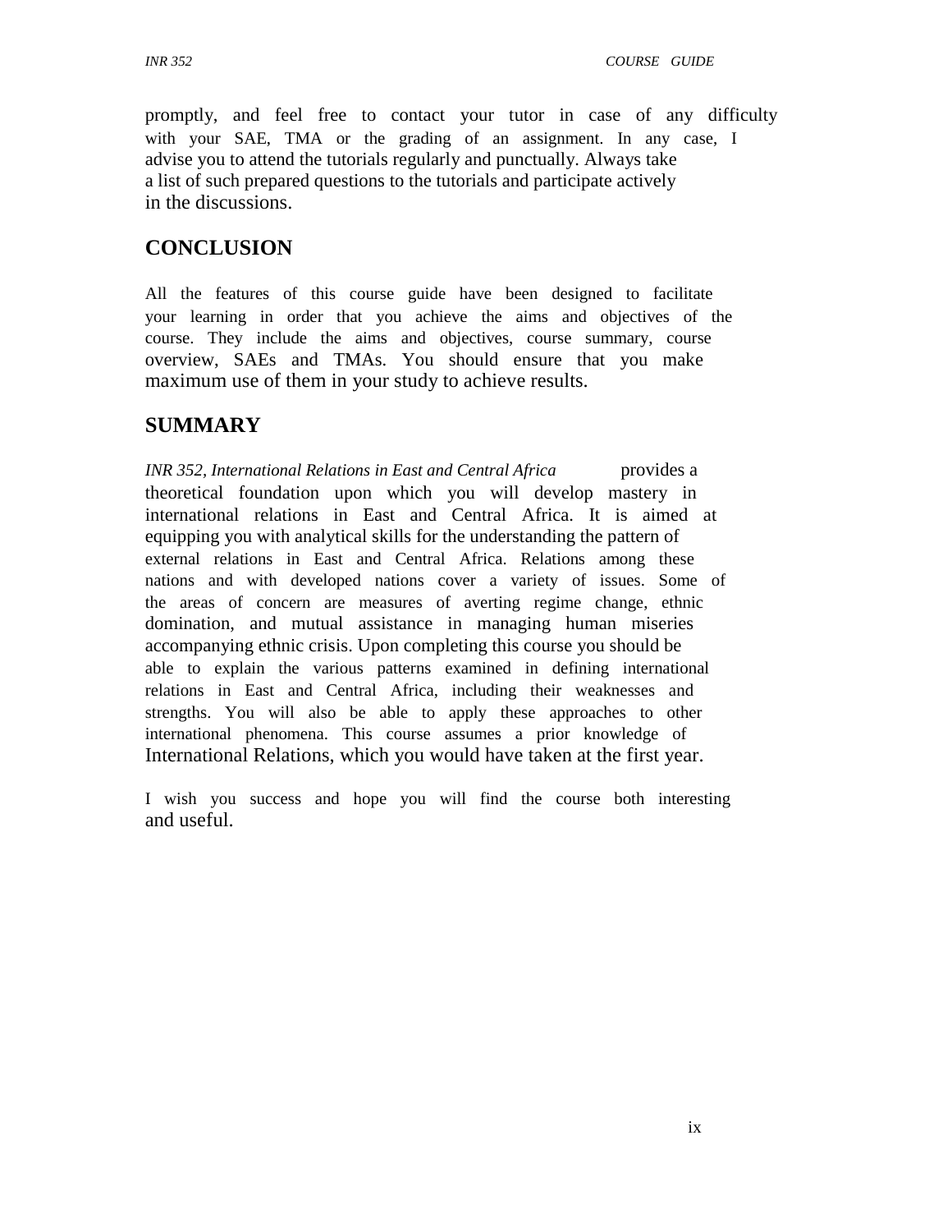promptly, and feel free to contact your tutor in case of any difficulty with your SAE, TMA or the grading of an assignment. In any case, I advise you to attend the tutorials regularly and punctually. Always take a list of such prepared questions to the tutorials and participate actively in the discussions.

## CONCLUSION

All the features of this course guide have been designed to facilitate your learning in order that you achieve the aims and objectives of the course. They include the aims and objectives, course summary, course overview, SAEs and TMAs. You should ensure that you make maximum use of them in your study to achieve results.

## SUMMARY

*INR 352, International Relations in East and Central Africa* provides a theoretical foundation upon which you will develop mastery in international relations in East and Central Africa. It is aimed at equipping you with analytical skills for the understanding the pattern of external relations in East and Central Africa. Relations among these nations and with developed nations cover a variety of issues. Some of the areas of concern are measures of averting regime change, ethnic domination, and mutual assistance in managing human miseries accompanying ethnic crisis. Upon completing this course you should be able to explain the various patterns examined in defining international relations in East and Central Africa, including their weaknesses and strengths. You will also be able to apply these approaches to other international phenomena. This course assumes a prior knowledge of International Relations, which you would have taken at the first year.

I wish you success and hope you will find the course both interesting and useful.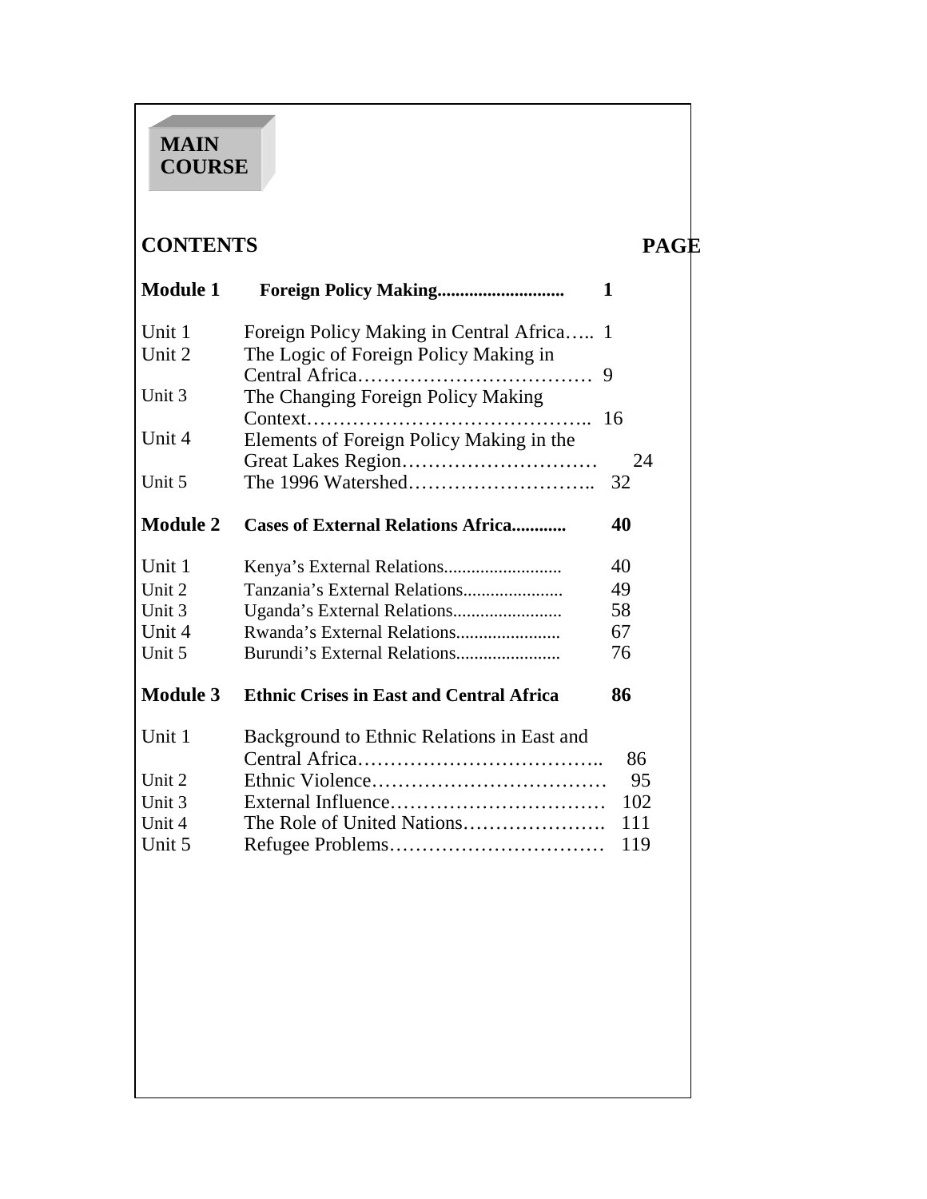**MAIN COURSE**

## CONTENTS

| | | PAGE |
|---|---|---|
| **Module 1** | **Foreign Policy Making...........................** | **1** |
| Unit 1 | Foreign Policy Making in Central Africa….. | 1 |
| Unit 2 | The Logic of Foreign Policy Making in Central Africa……………………………… | 9 |
| Unit 3 | The Changing Foreign Policy Making Context…………………………………….. | 16 |
| Unit 4 | Elements of Foreign Policy Making in the Great Lakes Region………………………… | 24 |
| Unit 5 | The 1996 Watershed……………………….. | 32 |
| **Module 2** | **Cases of External Relations Africa............** | **40** |
| Unit 1 | Kenya's External Relations......................... | 40 |
| Unit 2 | Tanzania's External Relations...................... | 49 |
| Unit 3 | Uganda's External Relations........................ | 58 |
| Unit 4 | Rwanda's External Relations....................... | 67 |
| Unit 5 | Burundi's External Relations....................... | 76 |
| **Module 3** | **Ethnic Crises in East and Central Africa** | **86** |
| Unit 1 | Background to Ethnic Relations in East and Central Africa……………………………….. | 86 |
| Unit 2 | Ethnic Violence……………………………… | 95 |
| Unit 3 | External Influence…………………………… | 102 |
| Unit 4 | The Role of United Nations…………………. | 111 |
| Unit 5 | Refugee Problems…………………………… | 119 |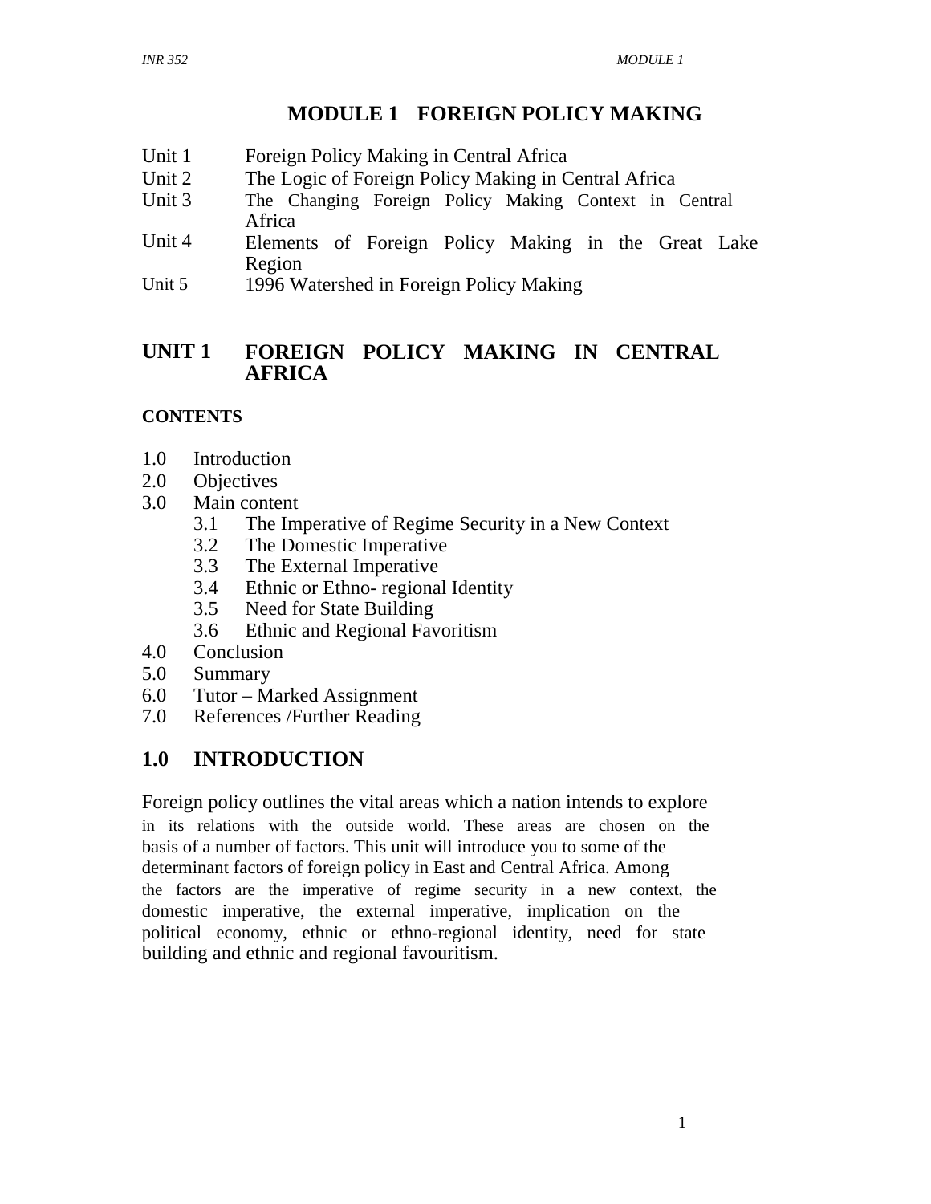# MODULE 1 FOREIGN POLICY MAKING

- Unit 1 Foreign Policy Making in Central Africa
- Unit 2 The Logic of Foreign Policy Making in Central Africa
- Unit 3 The Changing Foreign Policy Making Context in Central Africa
- Unit 4 Elements of Foreign Policy Making in the Great Lake Region
- Unit 5 1996 Watershed in Foreign Policy Making

## UNIT 1 FOREIGN POLICY MAKING IN CENTRAL AFRICA

**CONTENTS**

- 1.0 Introduction
- 2.0 Objectives
- 3.0 Main content
  - 3.1 The Imperative of Regime Security in a New Context
  - 3.2 The Domestic Imperative
  - 3.3 The External Imperative
  - 3.4 Ethnic or Ethno- regional Identity
  - 3.5 Need for State Building
  - 3.6 Ethnic and Regional Favoritism
- 4.0 Conclusion
- 5.0 Summary
- 6.0 Tutor – Marked Assignment
- 7.0 References /Further Reading

## 1.0 INTRODUCTION

Foreign policy outlines the vital areas which a nation intends to explore in its relations with the outside world. These areas are chosen on the basis of a number of factors. This unit will introduce you to some of the determinant factors of foreign policy in East and Central Africa. Among the factors are the imperative of regime security in a new context, the domestic imperative, the external imperative, implication on the political economy, ethnic or ethno-regional identity, need for state building and ethnic and regional favouritism.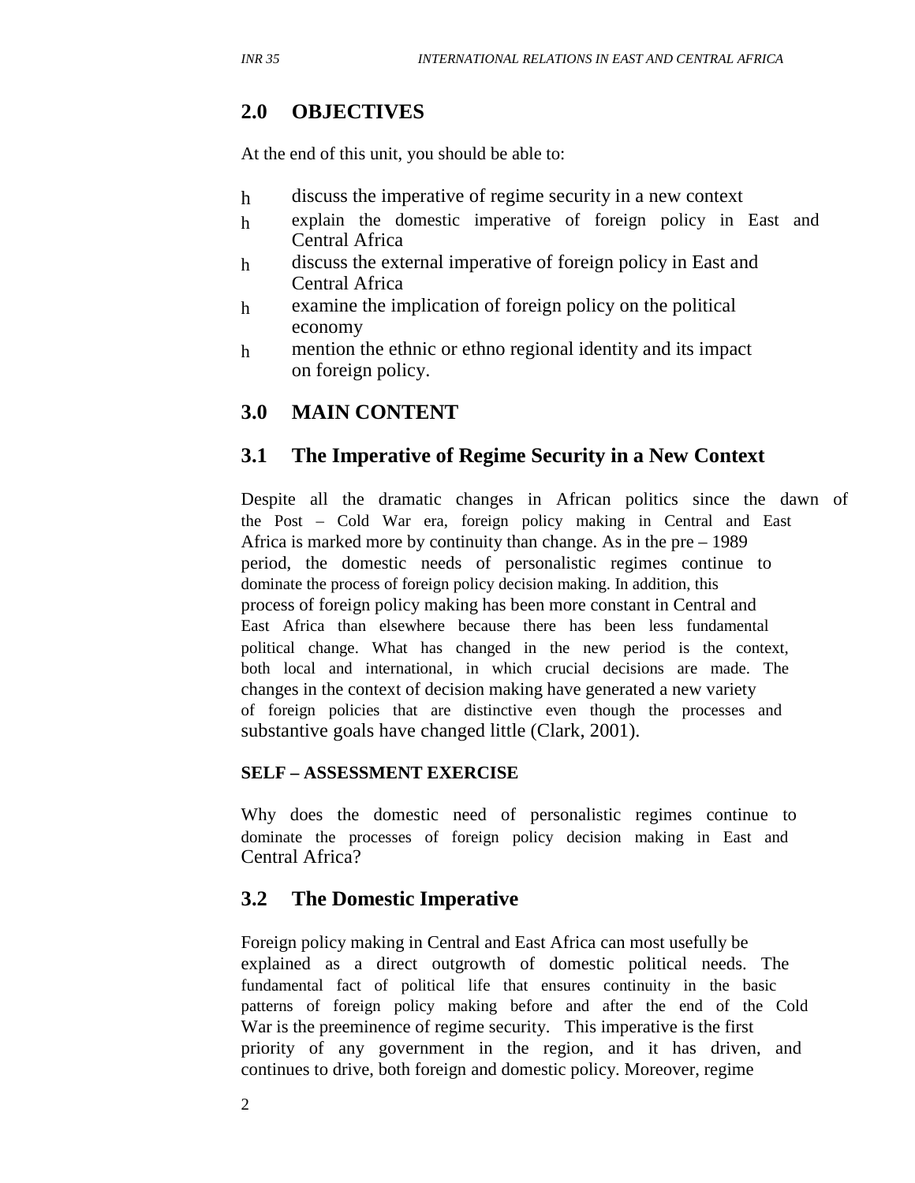## 2.0 OBJECTIVES

At the end of this unit, you should be able to:

- discuss the imperative of regime security in a new context
- explain the domestic imperative of foreign policy in East and Central Africa
- discuss the external imperative of foreign policy in East and Central Africa
- examine the implication of foreign policy on the political economy
- mention the ethnic or ethno regional identity and its impact on foreign policy.

## 3.0 MAIN CONTENT

### 3.1 The Imperative of Regime Security in a New Context

Despite all the dramatic changes in African politics since the dawn of the Post – Cold War era, foreign policy making in Central and East Africa is marked more by continuity than change. As in the pre – 1989 period, the domestic needs of personalistic regimes continue to dominate the process of foreign policy decision making. In addition, this process of foreign policy making has been more constant in Central and East Africa than elsewhere because there has been less fundamental political change. What has changed in the new period is the context, both local and international, in which crucial decisions are made. The changes in the context of decision making have generated a new variety of foreign policies that are distinctive even though the processes and substantive goals have changed little (Clark, 2001).

**SELF – ASSESSMENT EXERCISE**

Why does the domestic need of personalistic regimes continue to dominate the processes of foreign policy decision making in East and Central Africa?

### 3.2 The Domestic Imperative

Foreign policy making in Central and East Africa can most usefully be explained as a direct outgrowth of domestic political needs. The fundamental fact of political life that ensures continuity in the basic patterns of foreign policy making before and after the end of the Cold War is the preeminence of regime security. This imperative is the first priority of any government in the region, and it has driven, and continues to drive, both foreign and domestic policy. Moreover, regime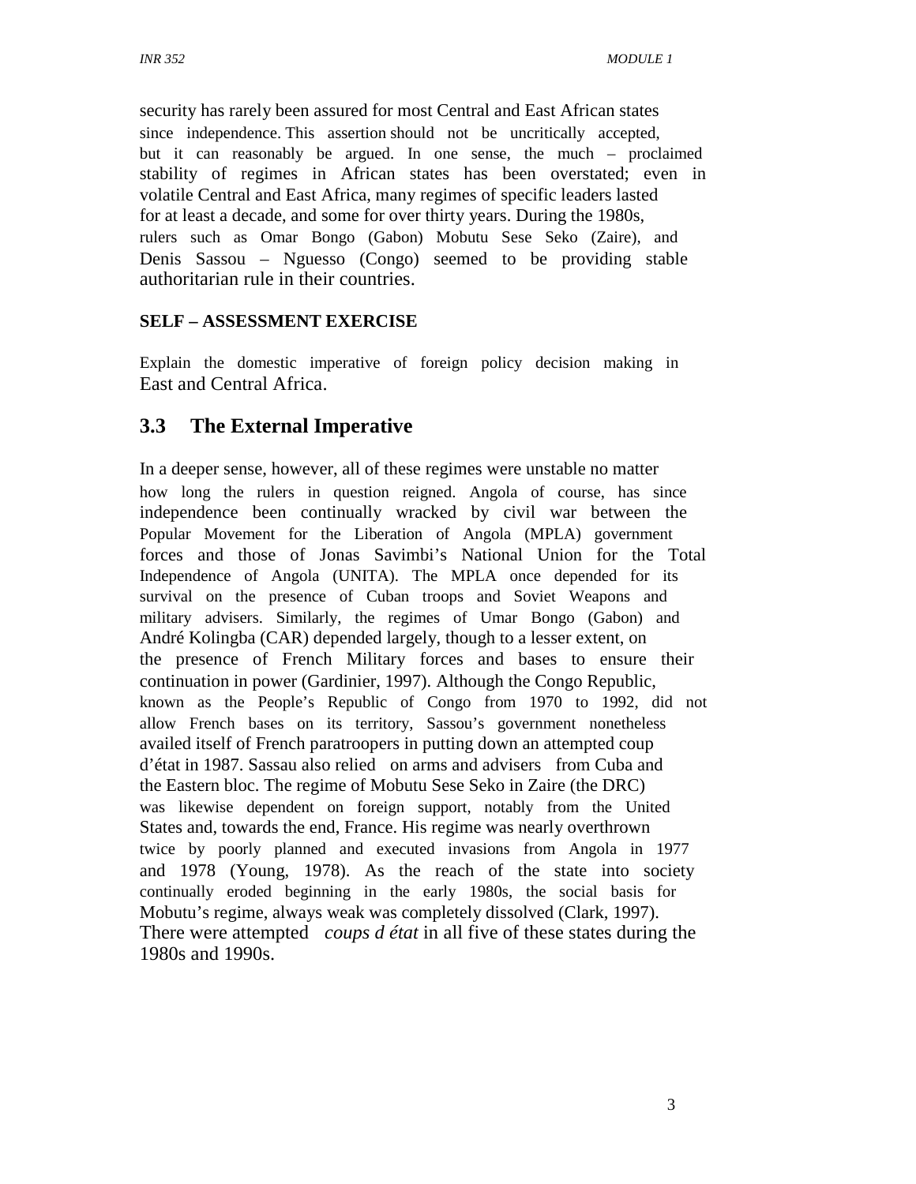security has rarely been assured for most Central and East African states since independence. This assertion should not be uncritically accepted, but it can reasonably be argued. In one sense, the much – proclaimed stability of regimes in African states has been overstated; even in volatile Central and East Africa, many regimes of specific leaders lasted for at least a decade, and some for over thirty years. During the 1980s, rulers such as Omar Bongo (Gabon) Mobutu Sese Seko (Zaire), and Denis Sassou – Nguesso (Congo) seemed to be providing stable authoritarian rule in their countries.

**SELF – ASSESSMENT EXERCISE**

Explain the domestic imperative of foreign policy decision making in East and Central Africa.

## 3.3 The External Imperative

In a deeper sense, however, all of these regimes were unstable no matter how long the rulers in question reigned. Angola of course, has since independence been continually wracked by civil war between the Popular Movement for the Liberation of Angola (MPLA) government forces and those of Jonas Savimbi's National Union for the Total Independence of Angola (UNITA). The MPLA once depended for its survival on the presence of Cuban troops and Soviet Weapons and military advisers. Similarly, the regimes of Umar Bongo (Gabon) and André Kolingba (CAR) depended largely, though to a lesser extent, on the presence of French Military forces and bases to ensure their continuation in power (Gardinier, 1997). Although the Congo Republic, known as the People's Republic of Congo from 1970 to 1992, did not allow French bases on its territory, Sassou's government nonetheless availed itself of French paratroopers in putting down an attempted coup d'état in 1987. Sassau also relied on arms and advisers from Cuba and the Eastern bloc. The regime of Mobutu Sese Seko in Zaire (the DRC) was likewise dependent on foreign support, notably from the United States and, towards the end, France. His regime was nearly overthrown twice by poorly planned and executed invasions from Angola in 1977 and 1978 (Young, 1978). As the reach of the state into society continually eroded beginning in the early 1980s, the social basis for Mobutu's regime, always weak was completely dissolved (Clark, 1997). There were attempted *coups d état* in all five of these states during the 1980s and 1990s.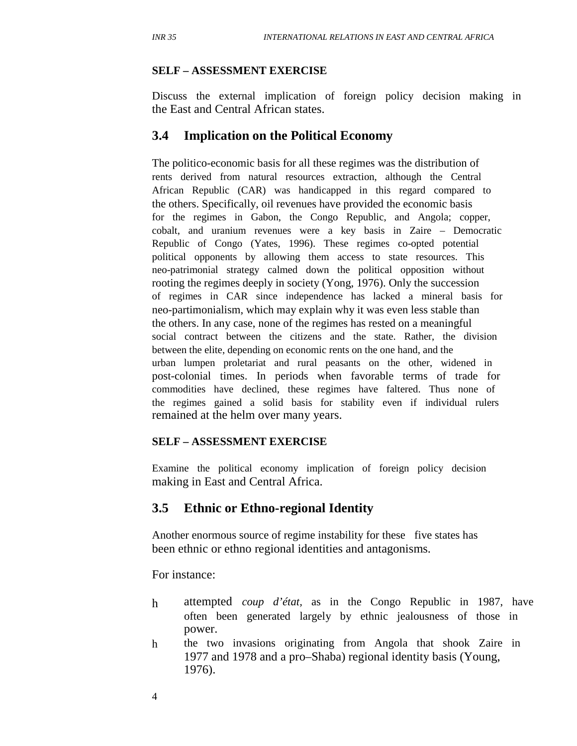**SELF – ASSESSMENT EXERCISE**

Discuss the external implication of foreign policy decision making in the East and Central African states.

## 3.4 Implication on the Political Economy

The politico-economic basis for all these regimes was the distribution of rents derived from natural resources extraction, although the Central African Republic (CAR) was handicapped in this regard compared to the others. Specifically, oil revenues have provided the economic basis for the regimes in Gabon, the Congo Republic, and Angola; copper, cobalt, and uranium revenues were a key basis in Zaire – Democratic Republic of Congo (Yates, 1996). These regimes co-opted potential political opponents by allowing them access to state resources. This neo-patrimonial strategy calmed down the political opposition without rooting the regimes deeply in society (Yong, 1976). Only the succession of regimes in CAR since independence has lacked a mineral basis for neo-partimonialism, which may explain why it was even less stable than the others. In any case, none of the regimes has rested on a meaningful social contract between the citizens and the state. Rather, the division between the elite, depending on economic rents on the one hand, and the urban lumpen proletariat and rural peasants on the other, widened in post-colonial times. In periods when favorable terms of trade for commodities have declined, these regimes have faltered. Thus none of the regimes gained a solid basis for stability even if individual rulers remained at the helm over many years.

**SELF – ASSESSMENT EXERCISE**

Examine the political economy implication of foreign policy decision making in East and Central Africa.

## 3.5 Ethnic or Ethno-regional Identity

Another enormous source of regime instability for these five states has been ethnic or ethno regional identities and antagonisms.

For instance:

- attempted *coup d'état*, as in the Congo Republic in 1987, have often been generated largely by ethnic jealousness of those in power.
- the two invasions originating from Angola that shook Zaire in 1977 and 1978 and a pro–Shaba) regional identity basis (Young, 1976).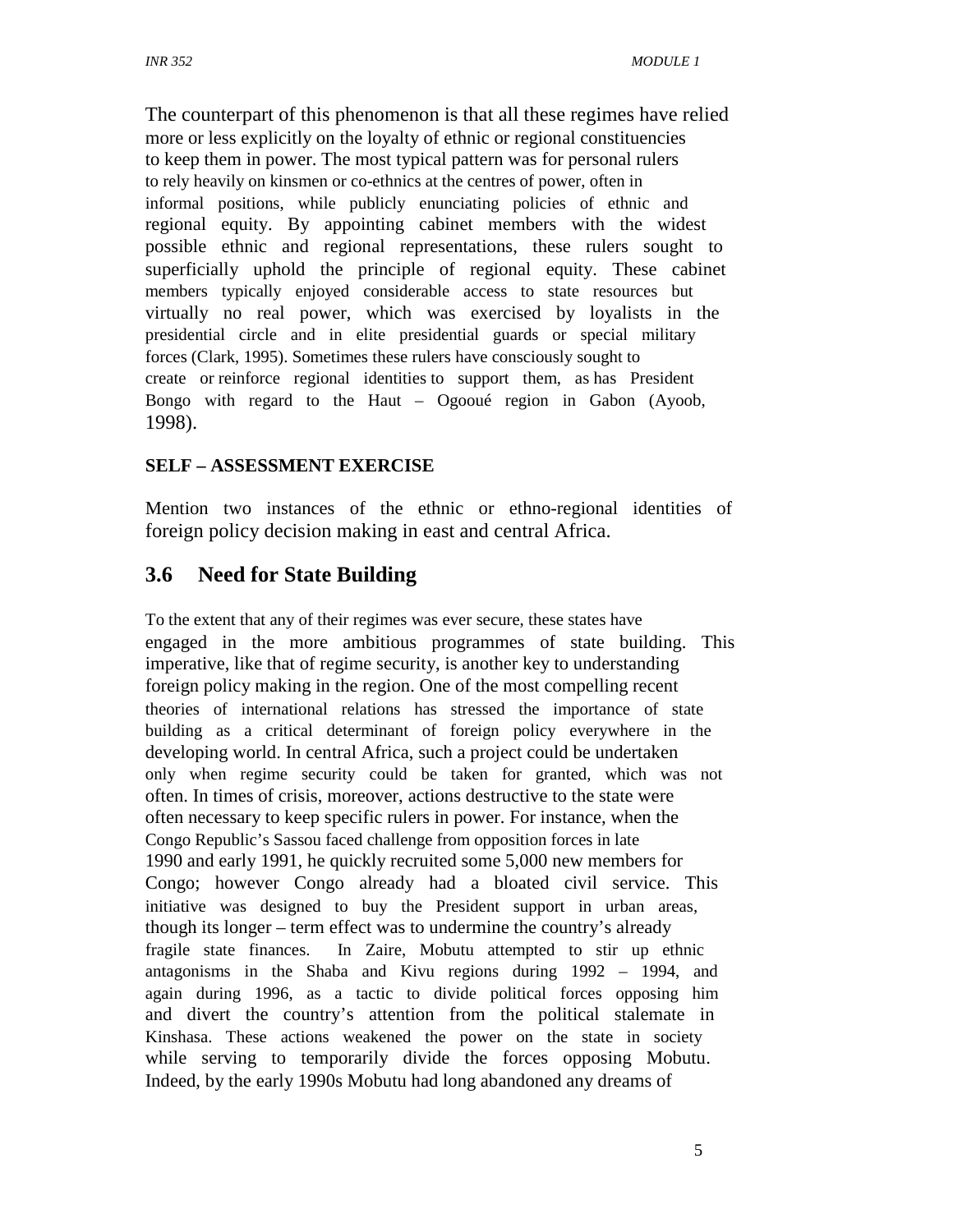The counterpart of this phenomenon is that all these regimes have relied more or less explicitly on the loyalty of ethnic or regional constituencies to keep them in power. The most typical pattern was for personal rulers to rely heavily on kinsmen or co-ethnics at the centres of power, often in informal positions, while publicly enunciating policies of ethnic and regional equity. By appointing cabinet members with the widest possible ethnic and regional representations, these rulers sought to superficially uphold the principle of regional equity. These cabinet members typically enjoyed considerable access to state resources but virtually no real power, which was exercised by loyalists in the presidential circle and in elite presidential guards or special military forces (Clark, 1995). Sometimes these rulers have consciously sought to create or reinforce regional identities to support them, as has President Bongo with regard to the Haut – Ogooué region in Gabon (Ayoob, 1998).

**SELF – ASSESSMENT EXERCISE**

Mention two instances of the ethnic or ethno-regional identities of foreign policy decision making in east and central Africa.

## 3.6 Need for State Building

To the extent that any of their regimes was ever secure, these states have engaged in the more ambitious programmes of state building. This imperative, like that of regime security, is another key to understanding foreign policy making in the region. One of the most compelling recent theories of international relations has stressed the importance of state building as a critical determinant of foreign policy everywhere in the developing world. In central Africa, such a project could be undertaken only when regime security could be taken for granted, which was not often. In times of crisis, moreover, actions destructive to the state were often necessary to keep specific rulers in power. For instance, when the Congo Republic's Sassou faced challenge from opposition forces in late 1990 and early 1991, he quickly recruited some 5,000 new members for Congo; however Congo already had a bloated civil service. This initiative was designed to buy the President support in urban areas, though its longer – term effect was to undermine the country's already fragile state finances. In Zaire, Mobutu attempted to stir up ethnic antagonisms in the Shaba and Kivu regions during 1992 – 1994, and again during 1996, as a tactic to divide political forces opposing him and divert the country's attention from the political stalemate in Kinshasa. These actions weakened the power on the state in society while serving to temporarily divide the forces opposing Mobutu. Indeed, by the early 1990s Mobutu had long abandoned any dreams of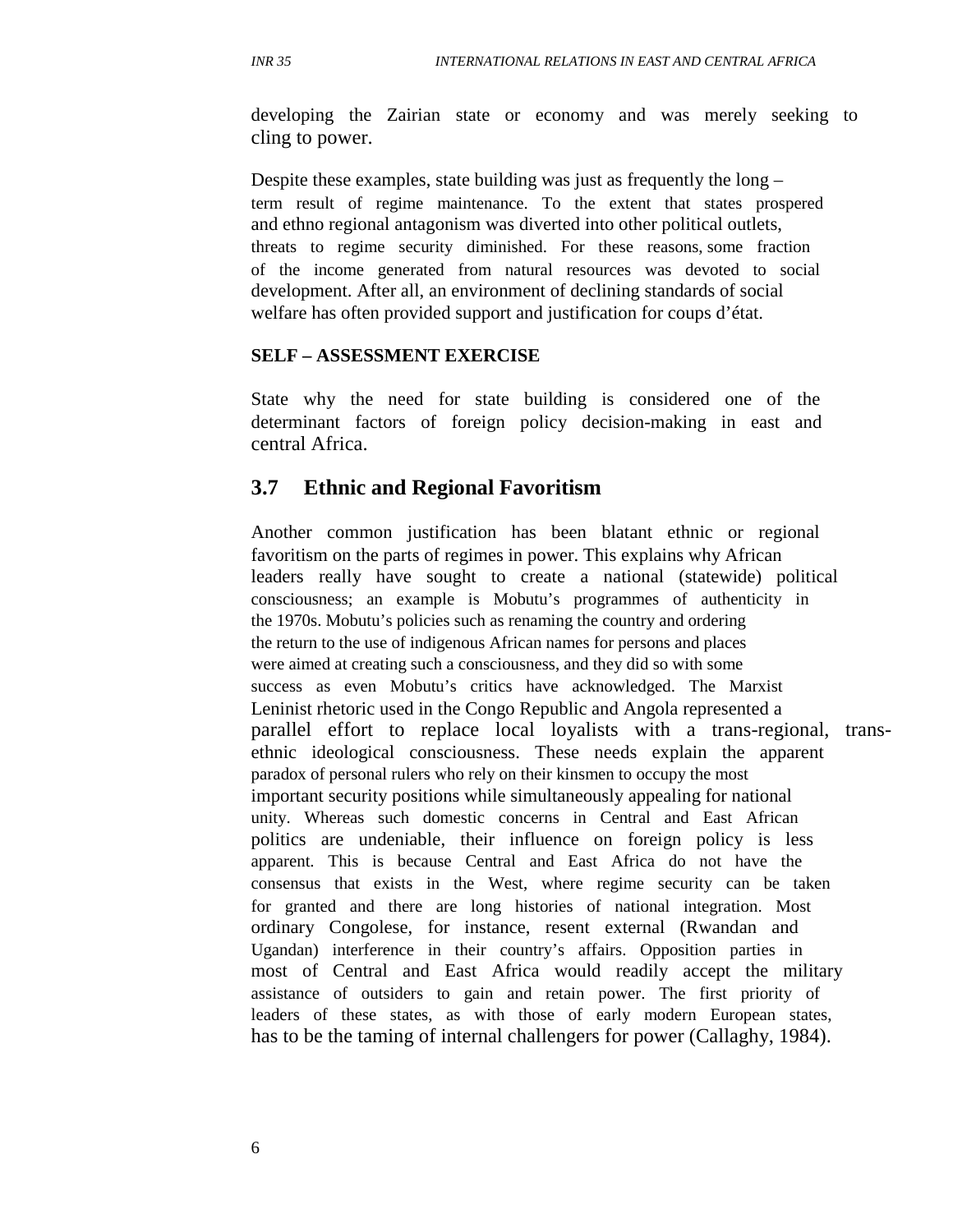developing the Zairian state or economy and was merely seeking to cling to power.

Despite these examples, state building was just as frequently the long – term result of regime maintenance. To the extent that states prospered and ethno regional antagonism was diverted into other political outlets, threats to regime security diminished. For these reasons, some fraction of the income generated from natural resources was devoted to social development. After all, an environment of declining standards of social welfare has often provided support and justification for coups d'état.

**SELF – ASSESSMENT EXERCISE**

State why the need for state building is considered one of the determinant factors of foreign policy decision-making in east and central Africa.

## 3.7 Ethnic and Regional Favoritism

Another common justification has been blatant ethnic or regional favoritism on the parts of regimes in power. This explains why African leaders really have sought to create a national (statewide) political consciousness; an example is Mobutu's programmes of authenticity in the 1970s. Mobutu's policies such as renaming the country and ordering the return to the use of indigenous African names for persons and places were aimed at creating such a consciousness, and they did so with some success as even Mobutu's critics have acknowledged. The Marxist Leninist rhetoric used in the Congo Republic and Angola represented a parallel effort to replace local loyalists with a trans-regional, trans-ethnic ideological consciousness. These needs explain the apparent paradox of personal rulers who rely on their kinsmen to occupy the most important security positions while simultaneously appealing for national unity. Whereas such domestic concerns in Central and East African politics are undeniable, their influence on foreign policy is less apparent. This is because Central and East Africa do not have the consensus that exists in the West, where regime security can be taken for granted and there are long histories of national integration. Most ordinary Congolese, for instance, resent external (Rwandan and Ugandan) interference in their country's affairs. Opposition parties in most of Central and East Africa would readily accept the military assistance of outsiders to gain and retain power. The first priority of leaders of these states, as with those of early modern European states, has to be the taming of internal challengers for power (Callaghy, 1984).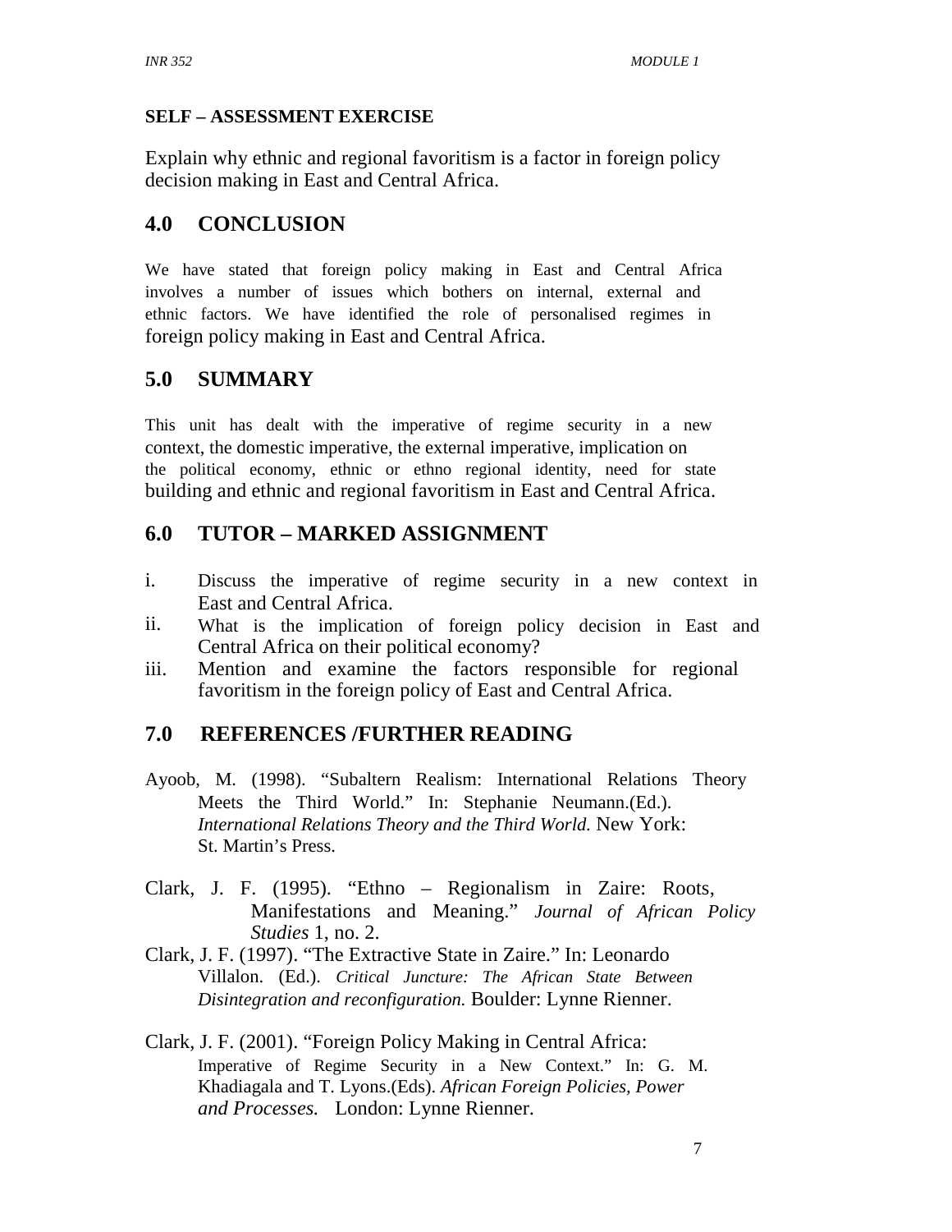**SELF – ASSESSMENT EXERCISE**

Explain why ethnic and regional favoritism is a factor in foreign policy decision making in East and Central Africa.

## 4.0 CONCLUSION

We have stated that foreign policy making in East and Central Africa involves a number of issues which bothers on internal, external and ethnic factors. We have identified the role of personalised regimes in foreign policy making in East and Central Africa.

## 5.0 SUMMARY

This unit has dealt with the imperative of regime security in a new context, the domestic imperative, the external imperative, implication on the political economy, ethnic or ethno regional identity, need for state building and ethnic and regional favoritism in East and Central Africa.

## 6.0 TUTOR – MARKED ASSIGNMENT

i. Discuss the imperative of regime security in a new context in East and Central Africa.
ii. What is the implication of foreign policy decision in East and Central Africa on their political economy?
iii. Mention and examine the factors responsible for regional favoritism in the foreign policy of East and Central Africa.

## 7.0 REFERENCES /FURTHER READING

Ayoob, M. (1998). "Subaltern Realism: International Relations Theory Meets the Third World." In: Stephanie Neumann.(Ed.). *International Relations Theory and the Third World.* New York: St. Martin's Press.

Clark, J. F. (1995). "Ethno – Regionalism in Zaire: Roots, Manifestations and Meaning." *Journal of African Policy Studies* 1, no. 2.

Clark, J. F. (1997). "The Extractive State in Zaire." In: Leonardo Villalon. (Ed.). *Critical Juncture: The African State Between Disintegration and reconfiguration.* Boulder: Lynne Rienner.

Clark, J. F. (2001). "Foreign Policy Making in Central Africa: Imperative of Regime Security in a New Context." In: G. M. Khadiagala and T. Lyons.(Eds). *African Foreign Policies, Power and Processes.* London: Lynne Rienner.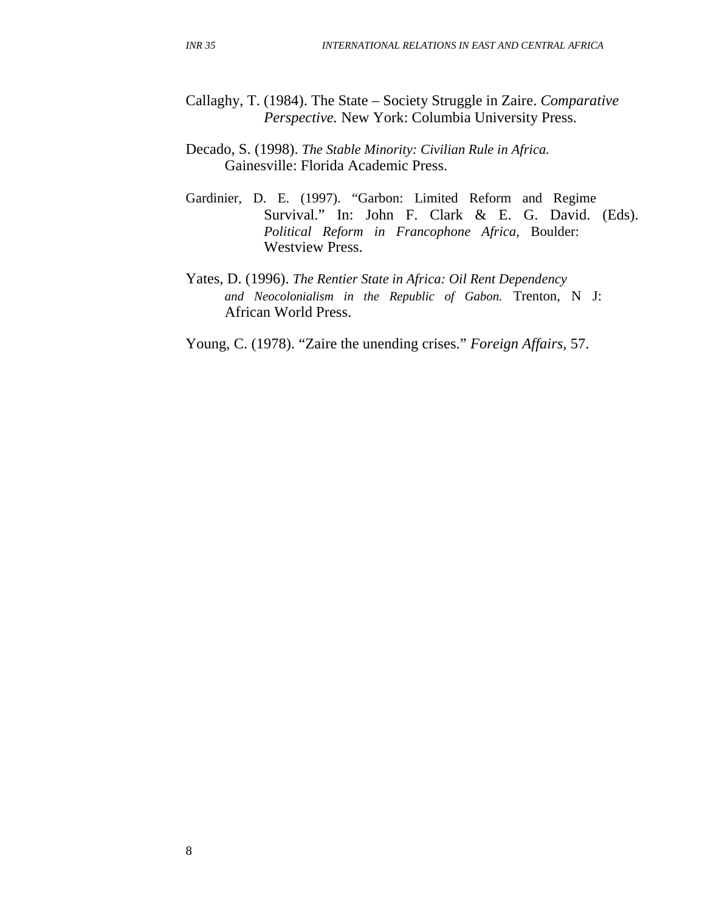Callaghy, T. (1984). The State – Society Struggle in Zaire. *Comparative Perspective.* New York: Columbia University Press.

Decado, S. (1998). *The Stable Minority: Civilian Rule in Africa.* Gainesville: Florida Academic Press.

Gardinier, D. E. (1997). "Garbon: Limited Reform and Regime Survival." In: John F. Clark & E. G. David. (Eds). *Political Reform in Francophone Africa,* Boulder: Westview Press.

Yates, D. (1996). *The Rentier State in Africa: Oil Rent Dependency and Neocolonialism in the Republic of Gabon.* Trenton, N J: African World Press.

Young, C. (1978). "Zaire the unending crises." *Foreign Affairs,* 57.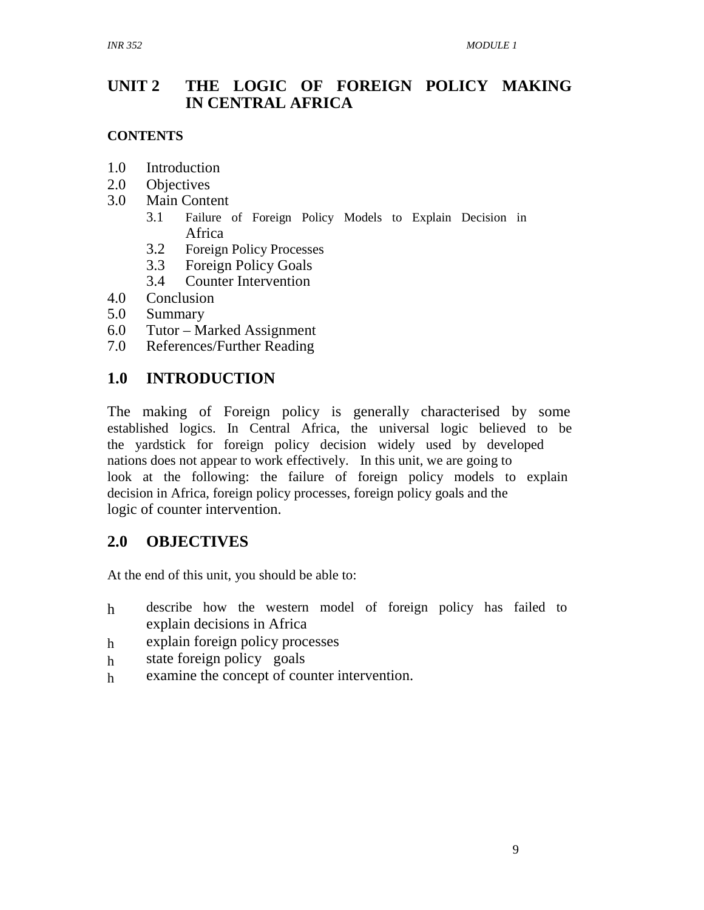# UNIT 2 THE LOGIC OF FOREIGN POLICY MAKING IN CENTRAL AFRICA

**CONTENTS**

1.0 Introduction
2.0 Objectives
3.0 Main Content
   3.1 Failure of Foreign Policy Models to Explain Decision in Africa
   3.2 Foreign Policy Processes
   3.3 Foreign Policy Goals
   3.4 Counter Intervention
4.0 Conclusion
5.0 Summary
6.0 Tutor – Marked Assignment
7.0 References/Further Reading

## 1.0 INTRODUCTION

The making of Foreign policy is generally characterised by some established logics. In Central Africa, the universal logic believed to be the yardstick for foreign policy decision widely used by developed nations does not appear to work effectively. In this unit, we are going to look at the following: the failure of foreign policy models to explain decision in Africa, foreign policy processes, foreign policy goals and the logic of counter intervention.

## 2.0 OBJECTIVES

At the end of this unit, you should be able to:

- describe how the western model of foreign policy has failed to explain decisions in Africa
- explain foreign policy processes
- state foreign policy goals
- examine the concept of counter intervention.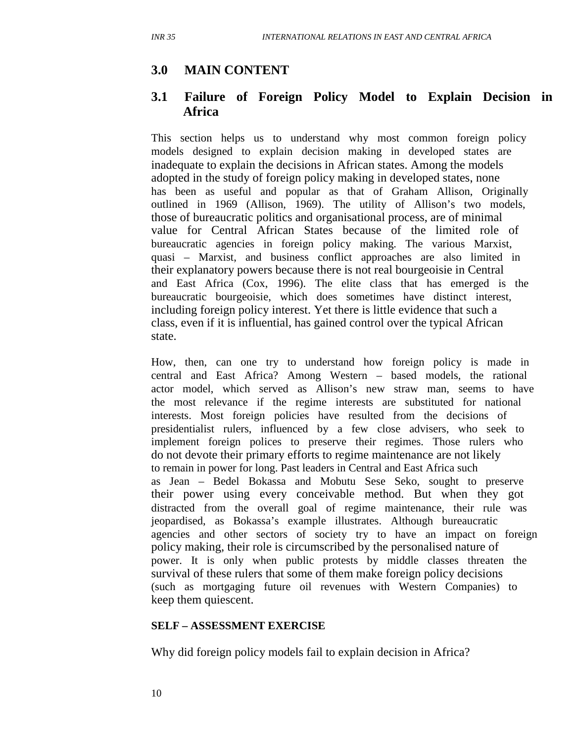## 3.0 MAIN CONTENT

### 3.1 Failure of Foreign Policy Model to Explain Decision in Africa

This section helps us to understand why most common foreign policy models designed to explain decision making in developed states are inadequate to explain the decisions in African states. Among the models adopted in the study of foreign policy making in developed states, none has been as useful and popular as that of Graham Allison, Originally outlined in 1969 (Allison, 1969). The utility of Allison's two models, those of bureaucratic politics and organisational process, are of minimal value for Central African States because of the limited role of bureaucratic agencies in foreign policy making. The various Marxist, quasi – Marxist, and business conflict approaches are also limited in their explanatory powers because there is not real bourgeoisie in Central and East Africa (Cox, 1996). The elite class that has emerged is the bureaucratic bourgeoisie, which does sometimes have distinct interest, including foreign policy interest. Yet there is little evidence that such a class, even if it is influential, has gained control over the typical African state.

How, then, can one try to understand how foreign policy is made in central and East Africa? Among Western – based models, the rational actor model, which served as Allison's new straw man, seems to have the most relevance if the regime interests are substituted for national interests. Most foreign policies have resulted from the decisions of presidentialist rulers, influenced by a few close advisers, who seek to implement foreign polices to preserve their regimes. Those rulers who do not devote their primary efforts to regime maintenance are not likely to remain in power for long. Past leaders in Central and East Africa such as Jean – Bedel Bokassa and Mobutu Sese Seko, sought to preserve their power using every conceivable method. But when they got distracted from the overall goal of regime maintenance, their rule was jeopardised, as Bokassa's example illustrates. Although bureaucratic agencies and other sectors of society try to have an impact on foreign policy making, their role is circumscribed by the personalised nature of power. It is only when public protests by middle classes threaten the survival of these rulers that some of them make foreign policy decisions (such as mortgaging future oil revenues with Western Companies) to keep them quiescent.

**SELF – ASSESSMENT EXERCISE**

Why did foreign policy models fail to explain decision in Africa?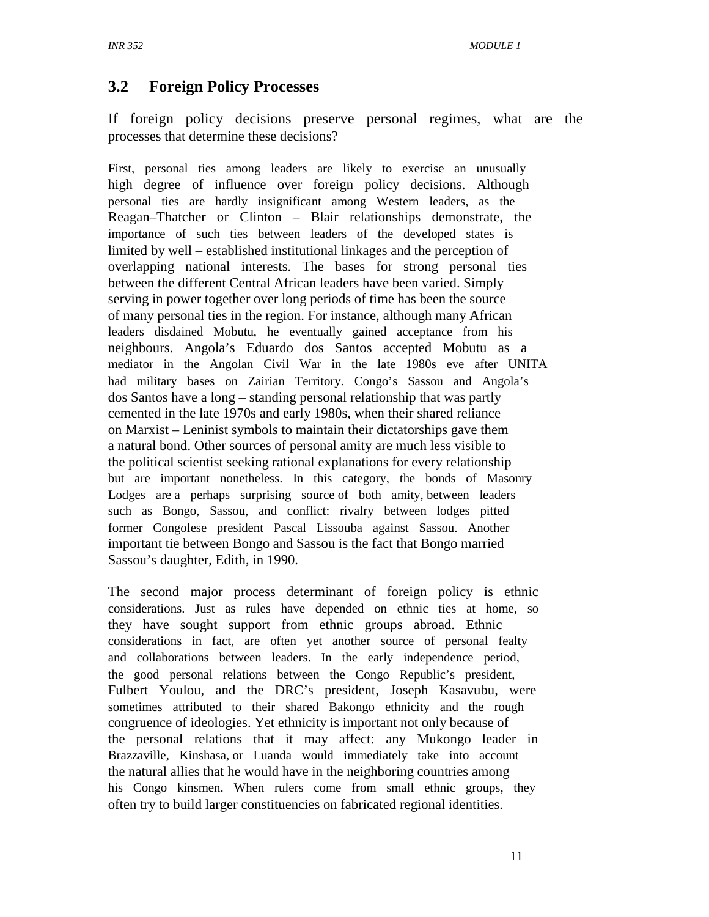## 3.2 Foreign Policy Processes

If foreign policy decisions preserve personal regimes, what are the processes that determine these decisions?

First, personal ties among leaders are likely to exercise an unusually high degree of influence over foreign policy decisions. Although personal ties are hardly insignificant among Western leaders, as the Reagan–Thatcher or Clinton – Blair relationships demonstrate, the importance of such ties between leaders of the developed states is limited by well – established institutional linkages and the perception of overlapping national interests. The bases for strong personal ties between the different Central African leaders have been varied. Simply serving in power together over long periods of time has been the source of many personal ties in the region. For instance, although many African leaders disdained Mobutu, he eventually gained acceptance from his neighbours. Angola's Eduardo dos Santos accepted Mobutu as a mediator in the Angolan Civil War in the late 1980s eve after UNITA had military bases on Zairian Territory. Congo's Sassou and Angola's dos Santos have a long – standing personal relationship that was partly cemented in the late 1970s and early 1980s, when their shared reliance on Marxist – Leninist symbols to maintain their dictatorships gave them a natural bond. Other sources of personal amity are much less visible to the political scientist seeking rational explanations for every relationship but are important nonetheless. In this category, the bonds of Masonry Lodges are a perhaps surprising source of both amity, between leaders such as Bongo, Sassou, and conflict: rivalry between lodges pitted former Congolese president Pascal Lissouba against Sassou. Another important tie between Bongo and Sassou is the fact that Bongo married Sassou's daughter, Edith, in 1990.

The second major process determinant of foreign policy is ethnic considerations. Just as rules have depended on ethnic ties at home, so they have sought support from ethnic groups abroad. Ethnic considerations in fact, are often yet another source of personal fealty and collaborations between leaders. In the early independence period, the good personal relations between the Congo Republic's president, Fulbert Youlou, and the DRC's president, Joseph Kasavubu, were sometimes attributed to their shared Bakongo ethnicity and the rough congruence of ideologies. Yet ethnicity is important not only because of the personal relations that it may affect: any Mukongo leader in Brazzaville, Kinshasa, or Luanda would immediately take into account the natural allies that he would have in the neighboring countries among his Congo kinsmen. When rulers come from small ethnic groups, they often try to build larger constituencies on fabricated regional identities.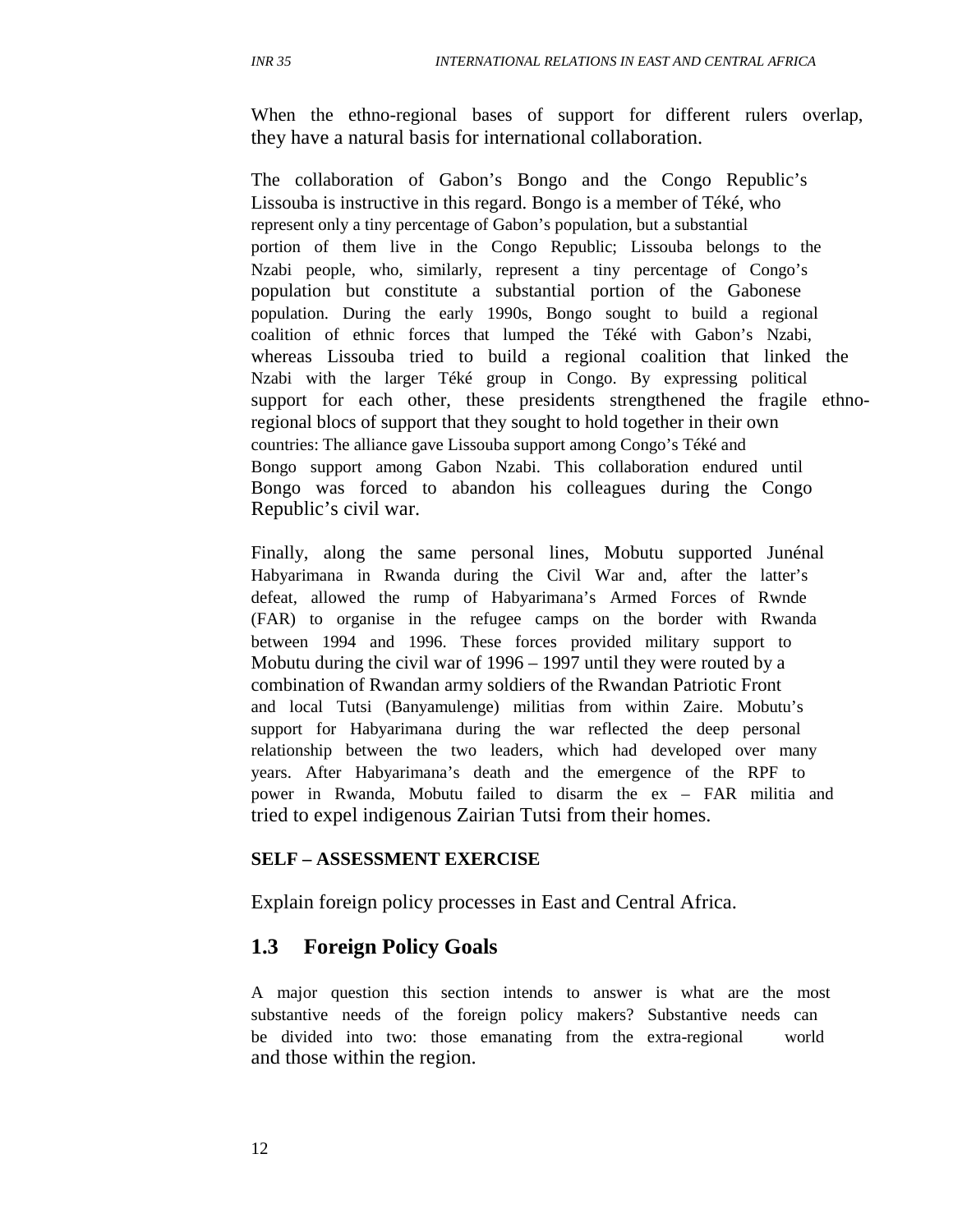When the ethno-regional bases of support for different rulers overlap, they have a natural basis for international collaboration.

The collaboration of Gabon's Bongo and the Congo Republic's Lissouba is instructive in this regard. Bongo is a member of Téké, who represent only a tiny percentage of Gabon's population, but a substantial portion of them live in the Congo Republic; Lissouba belongs to the Nzabi people, who, similarly, represent a tiny percentage of Congo's population but constitute a substantial portion of the Gabonese population. During the early 1990s, Bongo sought to build a regional coalition of ethnic forces that lumped the Téké with Gabon's Nzabi, whereas Lissouba tried to build a regional coalition that linked the Nzabi with the larger Téké group in Congo. By expressing political support for each other, these presidents strengthened the fragile ethno-regional blocs of support that they sought to hold together in their own countries: The alliance gave Lissouba support among Congo's Téké and Bongo support among Gabon Nzabi. This collaboration endured until Bongo was forced to abandon his colleagues during the Congo Republic's civil war.

Finally, along the same personal lines, Mobutu supported Junénal Habyarimana in Rwanda during the Civil War and, after the latter's defeat, allowed the rump of Habyarimana's Armed Forces of Rwnde (FAR) to organise in the refugee camps on the border with Rwanda between 1994 and 1996. These forces provided military support to Mobutu during the civil war of 1996 – 1997 until they were routed by a combination of Rwandan army soldiers of the Rwandan Patriotic Front and local Tutsi (Banyamulenge) militias from within Zaire. Mobutu's support for Habyarimana during the war reflected the deep personal relationship between the two leaders, which had developed over many years. After Habyarimana's death and the emergence of the RPF to power in Rwanda, Mobutu failed to disarm the ex – FAR militia and tried to expel indigenous Zairian Tutsi from their homes.

**SELF – ASSESSMENT EXERCISE**

Explain foreign policy processes in East and Central Africa.

## 1.3 Foreign Policy Goals

A major question this section intends to answer is what are the most substantive needs of the foreign policy makers? Substantive needs can be divided into two: those emanating from the extra-regional world and those within the region.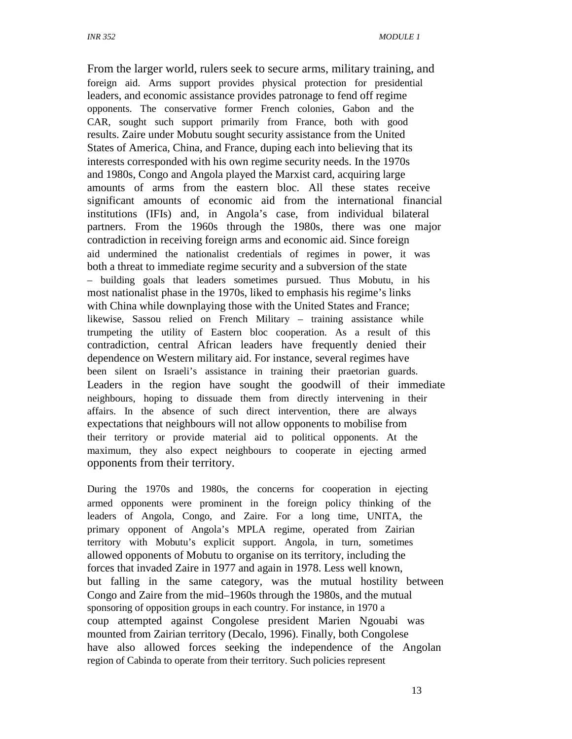From the larger world, rulers seek to secure arms, military training, and foreign aid. Arms support provides physical protection for presidential leaders, and economic assistance provides patronage to fend off regime opponents. The conservative former French colonies, Gabon and the CAR, sought such support primarily from France, both with good results. Zaire under Mobutu sought security assistance from the United States of America, China, and France, duping each into believing that its interests corresponded with his own regime security needs. In the 1970s and 1980s, Congo and Angola played the Marxist card, acquiring large amounts of arms from the eastern bloc. All these states receive significant amounts of economic aid from the international financial institutions (IFIs) and, in Angola's case, from individual bilateral partners. From the 1960s through the 1980s, there was one major contradiction in receiving foreign arms and economic aid. Since foreign aid undermined the nationalist credentials of regimes in power, it was both a threat to immediate regime security and a subversion of the state – building goals that leaders sometimes pursued. Thus Mobutu, in his most nationalist phase in the 1970s, liked to emphasis his regime's links with China while downplaying those with the United States and France; likewise, Sassou relied on French Military – training assistance while trumpeting the utility of Eastern bloc cooperation. As a result of this contradiction, central African leaders have frequently denied their dependence on Western military aid. For instance, several regimes have been silent on Israeli's assistance in training their praetorian guards. Leaders in the region have sought the goodwill of their immediate neighbours, hoping to dissuade them from directly intervening in their affairs. In the absence of such direct intervention, there are always expectations that neighbours will not allow opponents to mobilise from their territory or provide material aid to political opponents. At the maximum, they also expect neighbours to cooperate in ejecting armed opponents from their territory.

During the 1970s and 1980s, the concerns for cooperation in ejecting armed opponents were prominent in the foreign policy thinking of the leaders of Angola, Congo, and Zaire. For a long time, UNITA, the primary opponent of Angola's MPLA regime, operated from Zairian territory with Mobutu's explicit support. Angola, in turn, sometimes allowed opponents of Mobutu to organise on its territory, including the forces that invaded Zaire in 1977 and again in 1978. Less well known, but falling in the same category, was the mutual hostility between Congo and Zaire from the mid–1960s through the 1980s, and the mutual sponsoring of opposition groups in each country. For instance, in 1970 a coup attempted against Congolese president Marien Ngouabi was mounted from Zairian territory (Decalo, 1996). Finally, both Congolese have also allowed forces seeking the independence of the Angolan region of Cabinda to operate from their territory. Such policies represent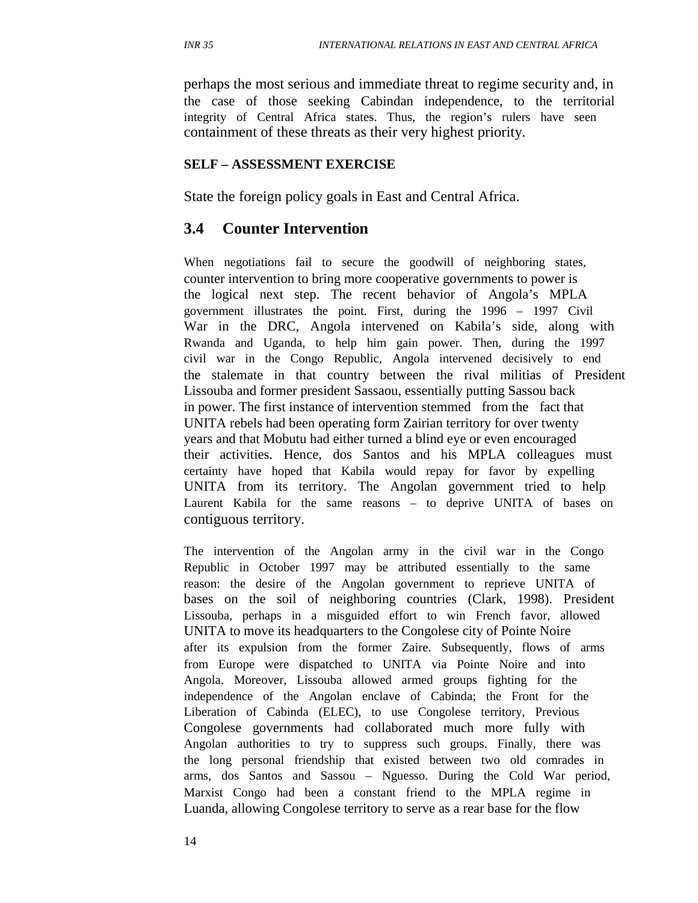perhaps the most serious and immediate threat to regime security and, in the case of those seeking Cabindan independence, to the territorial integrity of Central Africa states. Thus, the region's rulers have seen containment of these threats as their very highest priority.

**SELF – ASSESSMENT EXERCISE**

State the foreign policy goals in East and Central Africa.

## 3.4 Counter Intervention

When negotiations fail to secure the goodwill of neighboring states, counter intervention to bring more cooperative governments to power is the logical next step. The recent behavior of Angola's MPLA government illustrates the point. First, during the 1996 – 1997 Civil War in the DRC, Angola intervened on Kabila's side, along with Rwanda and Uganda, to help him gain power. Then, during the 1997 civil war in the Congo Republic, Angola intervened decisively to end the stalemate in that country between the rival militias of President Lissouba and former president Sassaou, essentially putting Sassou back in power. The first instance of intervention stemmed from the fact that UNITA rebels had been operating form Zairian territory for over twenty years and that Mobutu had either turned a blind eye or even encouraged their activities. Hence, dos Santos and his MPLA colleagues must certainty have hoped that Kabila would repay for favor by expelling UNITA from its territory. The Angolan government tried to help Laurent Kabila for the same reasons – to deprive UNITA of bases on contiguous territory.

The intervention of the Angolan army in the civil war in the Congo Republic in October 1997 may be attributed essentially to the same reason: the desire of the Angolan government to reprieve UNITA of bases on the soil of neighboring countries (Clark, 1998). President Lissouba, perhaps in a misguided effort to win French favor, allowed UNITA to move its headquarters to the Congolese city of Pointe Noire after its expulsion from the former Zaire. Subsequently, flows of arms from Europe were dispatched to UNITA via Pointe Noire and into Angola. Moreover, Lissouba allowed armed groups fighting for the independence of the Angolan enclave of Cabinda; the Front for the Liberation of Cabinda (ELEC), to use Congolese territory, Previous Congolese governments had collaborated much more fully with Angolan authorities to try to suppress such groups. Finally, there was the long personal friendship that existed between two old comrades in arms, dos Santos and Sassou – Nguesso. During the Cold War period, Marxist Congo had been a constant friend to the MPLA regime in Luanda, allowing Congolese territory to serve as a rear base for the flow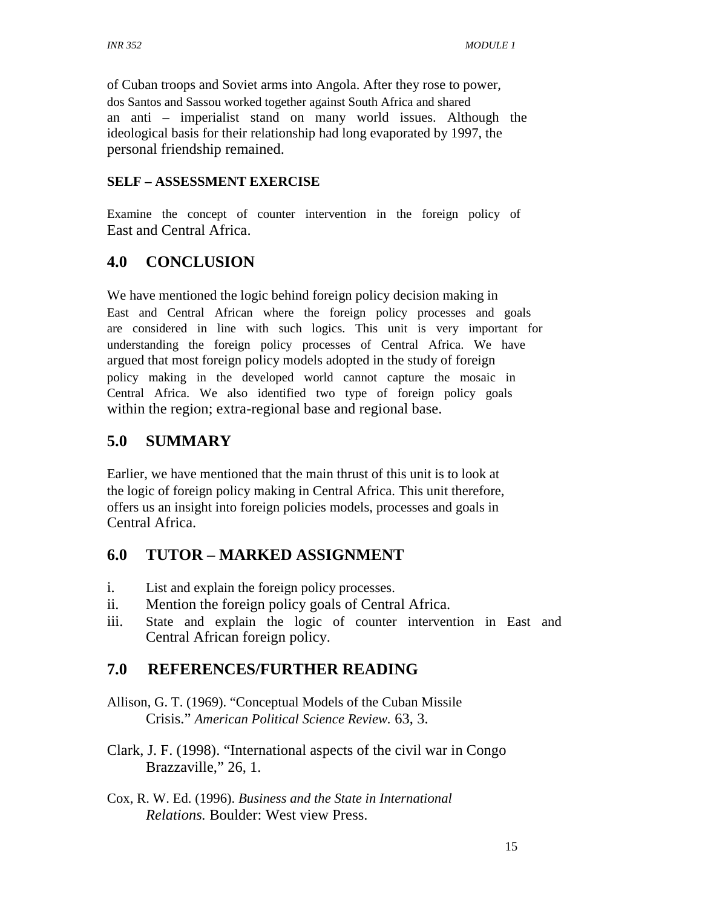of Cuban troops and Soviet arms into Angola. After they rose to power, dos Santos and Sassou worked together against South Africa and shared an anti – imperialist stand on many world issues. Although the ideological basis for their relationship had long evaporated by 1997, the personal friendship remained.

**SELF – ASSESSMENT EXERCISE**

Examine the concept of counter intervention in the foreign policy of East and Central Africa.

## 4.0 CONCLUSION

We have mentioned the logic behind foreign policy decision making in East and Central African where the foreign policy processes and goals are considered in line with such logics. This unit is very important for understanding the foreign policy processes of Central Africa. We have argued that most foreign policy models adopted in the study of foreign policy making in the developed world cannot capture the mosaic in Central Africa. We also identified two type of foreign policy goals within the region; extra-regional base and regional base.

## 5.0 SUMMARY

Earlier, we have mentioned that the main thrust of this unit is to look at the logic of foreign policy making in Central Africa. This unit therefore, offers us an insight into foreign policies models, processes and goals in Central Africa.

## 6.0 TUTOR – MARKED ASSIGNMENT

i. List and explain the foreign policy processes.
ii. Mention the foreign policy goals of Central Africa.
iii. State and explain the logic of counter intervention in East and Central African foreign policy.

## 7.0 REFERENCES/FURTHER READING

Allison, G. T. (1969). "Conceptual Models of the Cuban Missile Crisis." *American Political Science Review.* 63, 3.

Clark, J. F. (1998). "International aspects of the civil war in Congo Brazzaville," 26, 1.

Cox, R. W. Ed. (1996). *Business and the State in International Relations.* Boulder: West view Press.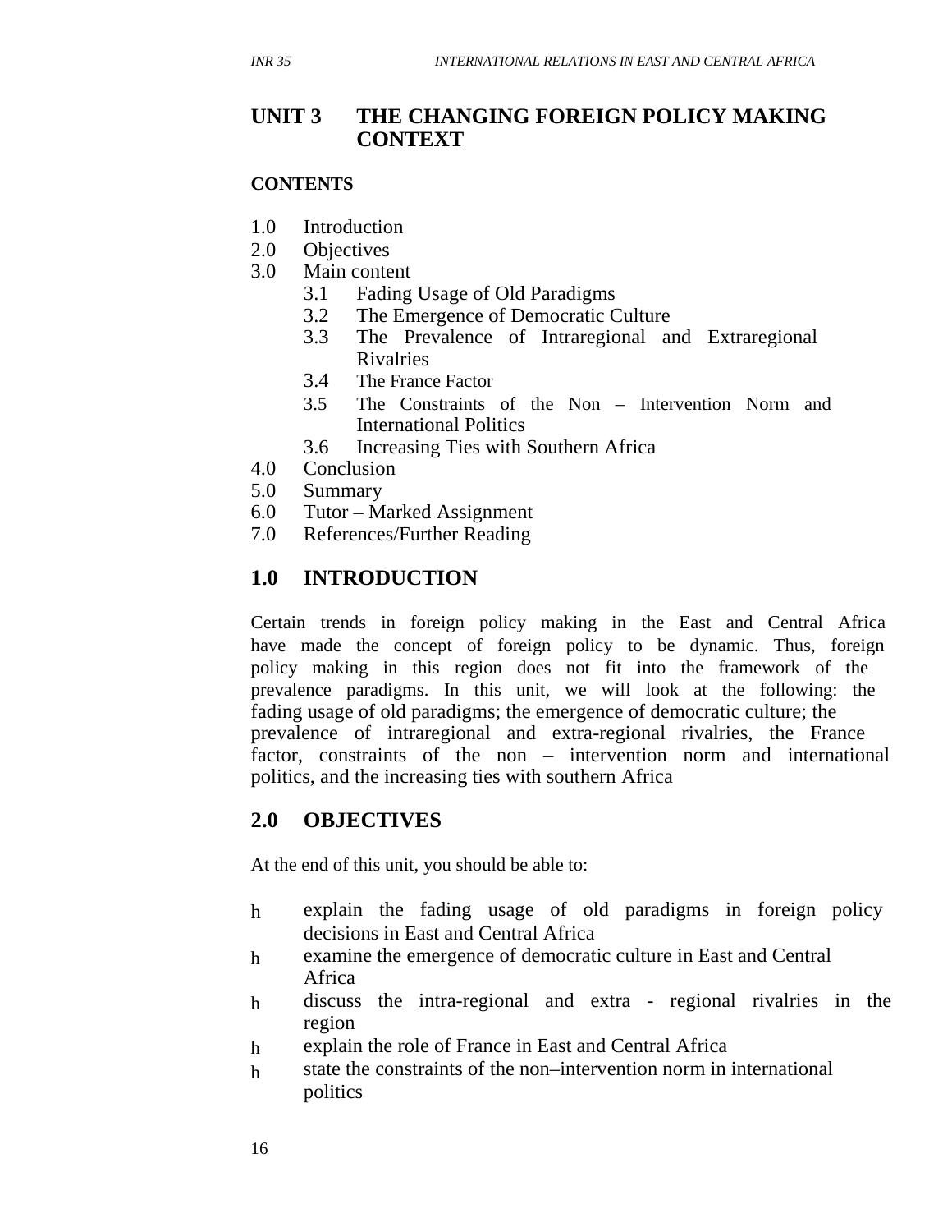# UNIT 3 THE CHANGING FOREIGN POLICY MAKING CONTEXT

**CONTENTS**

1.0 Introduction
2.0 Objectives
3.0 Main content
   3.1 Fading Usage of Old Paradigms
   3.2 The Emergence of Democratic Culture
   3.3 The Prevalence of Intraregional and Extraregional Rivalries
   3.4 The France Factor
   3.5 The Constraints of the Non – Intervention Norm and International Politics
   3.6 Increasing Ties with Southern Africa
4.0 Conclusion
5.0 Summary
6.0 Tutor – Marked Assignment
7.0 References/Further Reading

## 1.0 INTRODUCTION

Certain trends in foreign policy making in the East and Central Africa have made the concept of foreign policy to be dynamic. Thus, foreign policy making in this region does not fit into the framework of the prevalence paradigms. In this unit, we will look at the following: the fading usage of old paradigms; the emergence of democratic culture; the prevalence of intraregional and extra-regional rivalries, the France factor, constraints of the non – intervention norm and international politics, and the increasing ties with southern Africa

## 2.0 OBJECTIVES

At the end of this unit, you should be able to:

- explain the fading usage of old paradigms in foreign policy decisions in East and Central Africa
- examine the emergence of democratic culture in East and Central Africa
- discuss the intra-regional and extra - regional rivalries in the region
- explain the role of France in East and Central Africa
- state the constraints of the non–intervention norm in international politics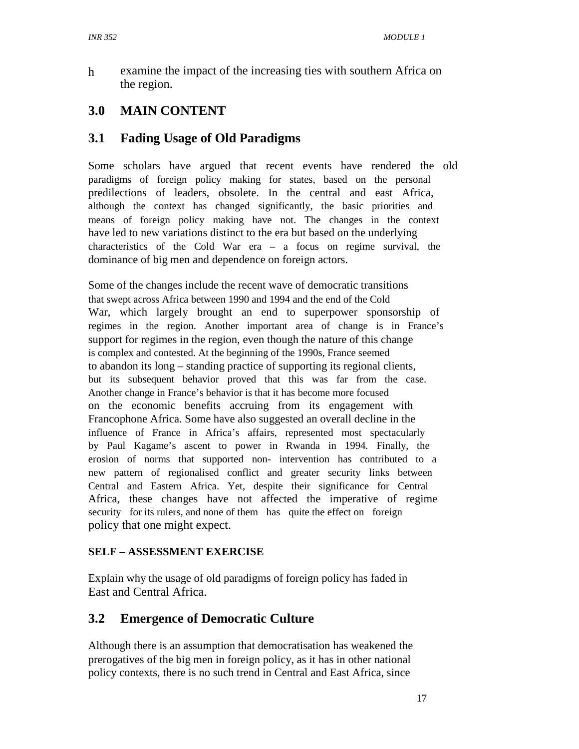h examine the impact of the increasing ties with southern Africa on the region.

## 3.0 MAIN CONTENT

### 3.1 Fading Usage of Old Paradigms

Some scholars have argued that recent events have rendered the old paradigms of foreign policy making for states, based on the personal predilections of leaders, obsolete. In the central and east Africa, although the context has changed significantly, the basic priorities and means of foreign policy making have not. The changes in the context have led to new variations distinct to the era but based on the underlying characteristics of the Cold War era – a focus on regime survival, the dominance of big men and dependence on foreign actors.

Some of the changes include the recent wave of democratic transitions that swept across Africa between 1990 and 1994 and the end of the Cold War, which largely brought an end to superpower sponsorship of regimes in the region. Another important area of change is in France's support for regimes in the region, even though the nature of this change is complex and contested. At the beginning of the 1990s, France seemed to abandon its long – standing practice of supporting its regional clients, but its subsequent behavior proved that this was far from the case. Another change in France's behavior is that it has become more focused on the economic benefits accruing from its engagement with Francophone Africa. Some have also suggested an overall decline in the influence of France in Africa's affairs, represented most spectacularly by Paul Kagame's ascent to power in Rwanda in 1994. Finally, the erosion of norms that supported non- intervention has contributed to a new pattern of regionalised conflict and greater security links between Central and Eastern Africa. Yet, despite their significance for Central Africa, these changes have not affected the imperative of regime security for its rulers, and none of them has quite the effect on foreign policy that one might expect.

**SELF – ASSESSMENT EXERCISE**

Explain why the usage of old paradigms of foreign policy has faded in East and Central Africa.

### 3.2 Emergence of Democratic Culture

Although there is an assumption that democratisation has weakened the prerogatives of the big men in foreign policy, as it has in other national policy contexts, there is no such trend in Central and East Africa, since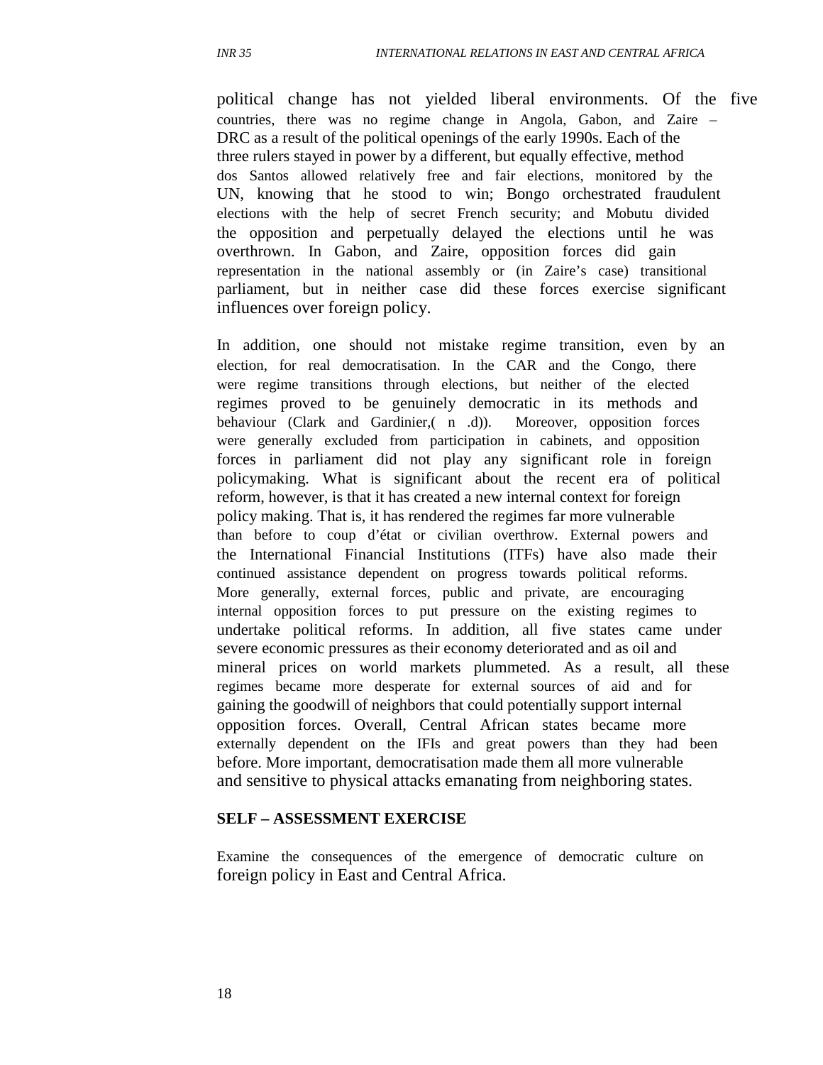political change has not yielded liberal environments. Of the five countries, there was no regime change in Angola, Gabon, and Zaire – DRC as a result of the political openings of the early 1990s. Each of the three rulers stayed in power by a different, but equally effective, method dos Santos allowed relatively free and fair elections, monitored by the UN, knowing that he stood to win; Bongo orchestrated fraudulent elections with the help of secret French security; and Mobutu divided the opposition and perpetually delayed the elections until he was overthrown. In Gabon, and Zaire, opposition forces did gain representation in the national assembly or (in Zaire's case) transitional parliament, but in neither case did these forces exercise significant influences over foreign policy.

In addition, one should not mistake regime transition, even by an election, for real democratisation. In the CAR and the Congo, there were regime transitions through elections, but neither of the elected regimes proved to be genuinely democratic in its methods and behaviour (Clark and Gardinier,( n .d)). Moreover, opposition forces were generally excluded from participation in cabinets, and opposition forces in parliament did not play any significant role in foreign policymaking. What is significant about the recent era of political reform, however, is that it has created a new internal context for foreign policy making. That is, it has rendered the regimes far more vulnerable than before to coup d'état or civilian overthrow. External powers and the International Financial Institutions (ITFs) have also made their continued assistance dependent on progress towards political reforms. More generally, external forces, public and private, are encouraging internal opposition forces to put pressure on the existing regimes to undertake political reforms. In addition, all five states came under severe economic pressures as their economy deteriorated and as oil and mineral prices on world markets plummeted. As a result, all these regimes became more desperate for external sources of aid and for gaining the goodwill of neighbors that could potentially support internal opposition forces. Overall, Central African states became more externally dependent on the IFIs and great powers than they had been before. More important, democratisation made them all more vulnerable and sensitive to physical attacks emanating from neighboring states.

**SELF – ASSESSMENT EXERCISE**

Examine the consequences of the emergence of democratic culture on foreign policy in East and Central Africa.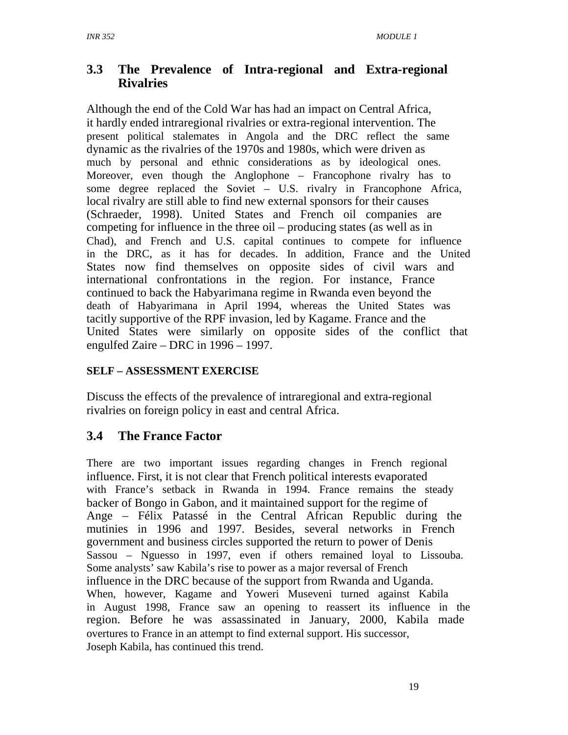## 3.3 The Prevalence of Intra-regional and Extra-regional Rivalries

Although the end of the Cold War has had an impact on Central Africa, it hardly ended intraregional rivalries or extra-regional intervention. The present political stalemates in Angola and the DRC reflect the same dynamic as the rivalries of the 1970s and 1980s, which were driven as much by personal and ethnic considerations as by ideological ones. Moreover, even though the Anglophone – Francophone rivalry has to some degree replaced the Soviet – U.S. rivalry in Francophone Africa, local rivalry are still able to find new external sponsors for their causes (Schraeder, 1998). United States and French oil companies are competing for influence in the three oil – producing states (as well as in Chad), and French and U.S. capital continues to compete for influence in the DRC, as it has for decades. In addition, France and the United States now find themselves on opposite sides of civil wars and international confrontations in the region. For instance, France continued to back the Habyarimana regime in Rwanda even beyond the death of Habyarimana in April 1994, whereas the United States was tacitly supportive of the RPF invasion, led by Kagame. France and the United States were similarly on opposite sides of the conflict that engulfed Zaire – DRC in 1996 – 1997.

**SELF – ASSESSMENT EXERCISE**

Discuss the effects of the prevalence of intraregional and extra-regional rivalries on foreign policy in east and central Africa.

## 3.4 The France Factor

There are two important issues regarding changes in French regional influence. First, it is not clear that French political interests evaporated with France's setback in Rwanda in 1994. France remains the steady backer of Bongo in Gabon, and it maintained support for the regime of Ange – Félix Patassé in the Central African Republic during the mutinies in 1996 and 1997. Besides, several networks in French government and business circles supported the return to power of Denis Sassou – Nguesso in 1997, even if others remained loyal to Lissouba. Some analysts' saw Kabila's rise to power as a major reversal of French influence in the DRC because of the support from Rwanda and Uganda. When, however, Kagame and Yoweri Museveni turned against Kabila in August 1998, France saw an opening to reassert its influence in the region. Before he was assassinated in January, 2000, Kabila made overtures to France in an attempt to find external support. His successor, Joseph Kabila, has continued this trend.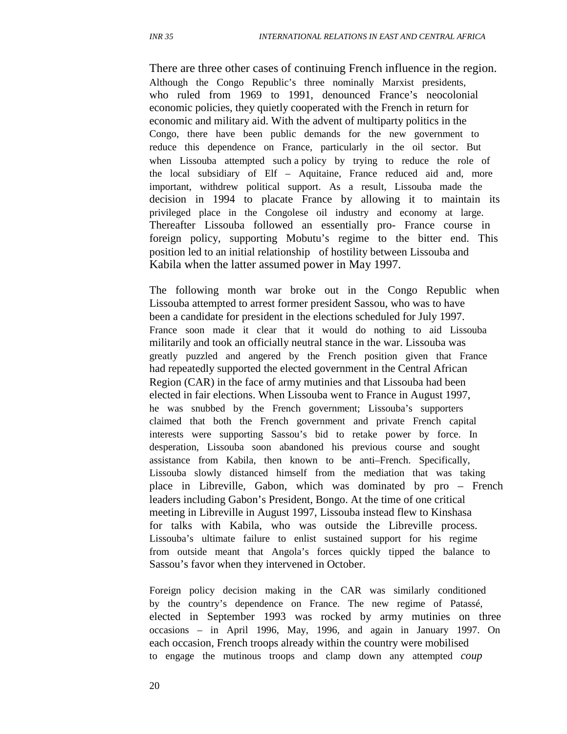There are three other cases of continuing French influence in the region. Although the Congo Republic's three nominally Marxist presidents, who ruled from 1969 to 1991, denounced France's neocolonial economic policies, they quietly cooperated with the French in return for economic and military aid. With the advent of multiparty politics in the Congo, there have been public demands for the new government to reduce this dependence on France, particularly in the oil sector. But when Lissouba attempted such a policy by trying to reduce the role of the local subsidiary of Elf – Aquitaine, France reduced aid and, more important, withdrew political support. As a result, Lissouba made the decision in 1994 to placate France by allowing it to maintain its privileged place in the Congolese oil industry and economy at large. Thereafter Lissouba followed an essentially pro- France course in foreign policy, supporting Mobutu's regime to the bitter end. This position led to an initial relationship of hostility between Lissouba and Kabila when the latter assumed power in May 1997.

The following month war broke out in the Congo Republic when Lissouba attempted to arrest former president Sassou, who was to have been a candidate for president in the elections scheduled for July 1997. France soon made it clear that it would do nothing to aid Lissouba militarily and took an officially neutral stance in the war. Lissouba was greatly puzzled and angered by the French position given that France had repeatedly supported the elected government in the Central African Region (CAR) in the face of army mutinies and that Lissouba had been elected in fair elections. When Lissouba went to France in August 1997, he was snubbed by the French government; Lissouba's supporters claimed that both the French government and private French capital interests were supporting Sassou's bid to retake power by force. In desperation, Lissouba soon abandoned his previous course and sought assistance from Kabila, then known to be anti–French. Specifically, Lissouba slowly distanced himself from the mediation that was taking place in Libreville, Gabon, which was dominated by pro – French leaders including Gabon's President, Bongo. At the time of one critical meeting in Libreville in August 1997, Lissouba instead flew to Kinshasa for talks with Kabila, who was outside the Libreville process. Lissouba's ultimate failure to enlist sustained support for his regime from outside meant that Angola's forces quickly tipped the balance to Sassou's favor when they intervened in October.

Foreign policy decision making in the CAR was similarly conditioned by the country's dependence on France. The new regime of Patassé, elected in September 1993 was rocked by army mutinies on three occasions – in April 1996, May, 1996, and again in January 1997. On each occasion, French troops already within the country were mobilised to engage the mutinous troops and clamp down any attempted *coup*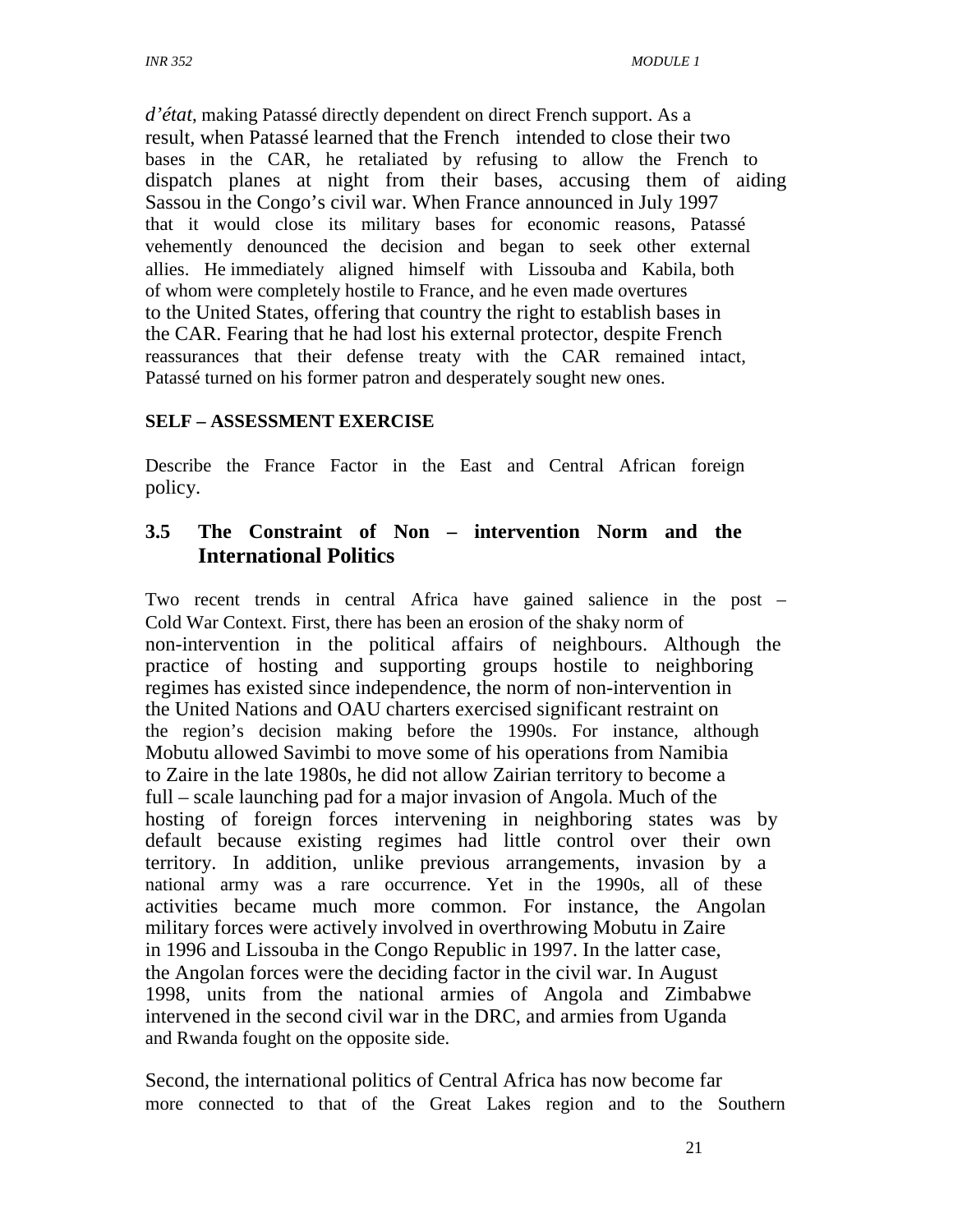*d'état*, making Patassé directly dependent on direct French support. As a result, when Patassé learned that the French intended to close their two bases in the CAR, he retaliated by refusing to allow the French to dispatch planes at night from their bases, accusing them of aiding Sassou in the Congo's civil war. When France announced in July 1997 that it would close its military bases for economic reasons, Patassé vehemently denounced the decision and began to seek other external allies. He immediately aligned himself with Lissouba and Kabila, both of whom were completely hostile to France, and he even made overtures to the United States, offering that country the right to establish bases in the CAR. Fearing that he had lost his external protector, despite French reassurances that their defense treaty with the CAR remained intact, Patassé turned on his former patron and desperately sought new ones.

**SELF – ASSESSMENT EXERCISE**

Describe the France Factor in the East and Central African foreign policy.

## 3.5 The Constraint of Non – intervention Norm and the International Politics

Two recent trends in central Africa have gained salience in the post – Cold War Context. First, there has been an erosion of the shaky norm of non-intervention in the political affairs of neighbours. Although the practice of hosting and supporting groups hostile to neighboring regimes has existed since independence, the norm of non-intervention in the United Nations and OAU charters exercised significant restraint on the region's decision making before the 1990s. For instance, although Mobutu allowed Savimbi to move some of his operations from Namibia to Zaire in the late 1980s, he did not allow Zairian territory to become a full – scale launching pad for a major invasion of Angola. Much of the hosting of foreign forces intervening in neighboring states was by default because existing regimes had little control over their own territory. In addition, unlike previous arrangements, invasion by a national army was a rare occurrence. Yet in the 1990s, all of these activities became much more common. For instance, the Angolan military forces were actively involved in overthrowing Mobutu in Zaire in 1996 and Lissouba in the Congo Republic in 1997. In the latter case, the Angolan forces were the deciding factor in the civil war. In August 1998, units from the national armies of Angola and Zimbabwe intervened in the second civil war in the DRC, and armies from Uganda and Rwanda fought on the opposite side.

Second, the international politics of Central Africa has now become far more connected to that of the Great Lakes region and to the Southern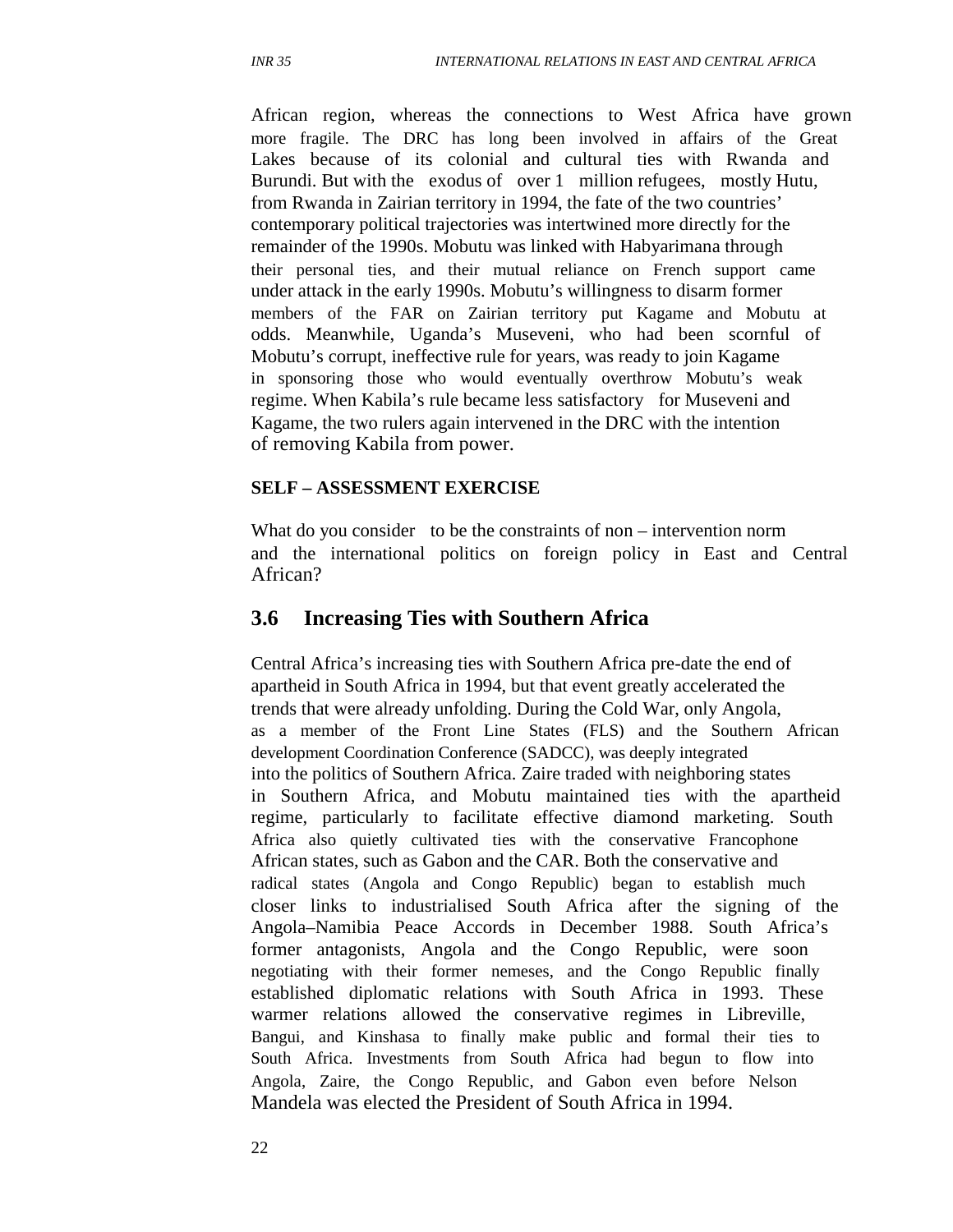African region, whereas the connections to West Africa have grown more fragile. The DRC has long been involved in affairs of the Great Lakes because of its colonial and cultural ties with Rwanda and Burundi. But with the exodus of over 1 million refugees, mostly Hutu, from Rwanda in Zairian territory in 1994, the fate of the two countries' contemporary political trajectories was intertwined more directly for the remainder of the 1990s. Mobutu was linked with Habyarimana through their personal ties, and their mutual reliance on French support came under attack in the early 1990s. Mobutu's willingness to disarm former members of the FAR on Zairian territory put Kagame and Mobutu at odds. Meanwhile, Uganda's Museveni, who had been scornful of Mobutu's corrupt, ineffective rule for years, was ready to join Kagame in sponsoring those who would eventually overthrow Mobutu's weak regime. When Kabila's rule became less satisfactory for Museveni and Kagame, the two rulers again intervened in the DRC with the intention of removing Kabila from power.

**SELF – ASSESSMENT EXERCISE**

What do you consider to be the constraints of non – intervention norm and the international politics on foreign policy in East and Central African?

## 3.6 Increasing Ties with Southern Africa

Central Africa's increasing ties with Southern Africa pre-date the end of apartheid in South Africa in 1994, but that event greatly accelerated the trends that were already unfolding. During the Cold War, only Angola, as a member of the Front Line States (FLS) and the Southern African development Coordination Conference (SADCC), was deeply integrated into the politics of Southern Africa. Zaire traded with neighboring states in Southern Africa, and Mobutu maintained ties with the apartheid regime, particularly to facilitate effective diamond marketing. South Africa also quietly cultivated ties with the conservative Francophone African states, such as Gabon and the CAR. Both the conservative and radical states (Angola and Congo Republic) began to establish much closer links to industrialised South Africa after the signing of the Angola–Namibia Peace Accords in December 1988. South Africa's former antagonists, Angola and the Congo Republic, were soon negotiating with their former nemeses, and the Congo Republic finally established diplomatic relations with South Africa in 1993. These warmer relations allowed the conservative regimes in Libreville, Bangui, and Kinshasa to finally make public and formal their ties to South Africa. Investments from South Africa had begun to flow into Angola, Zaire, the Congo Republic, and Gabon even before Nelson Mandela was elected the President of South Africa in 1994.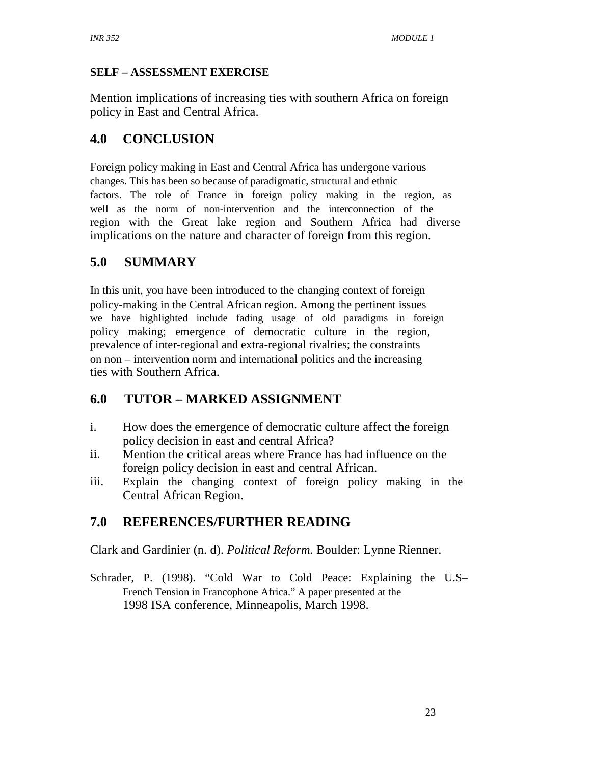**SELF – ASSESSMENT EXERCISE**

Mention implications of increasing ties with southern Africa on foreign policy in East and Central Africa.

## 4.0 CONCLUSION

Foreign policy making in East and Central Africa has undergone various changes. This has been so because of paradigmatic, structural and ethnic factors. The role of France in foreign policy making in the region, as well as the norm of non-intervention and the interconnection of the region with the Great lake region and Southern Africa had diverse implications on the nature and character of foreign from this region.

## 5.0 SUMMARY

In this unit, you have been introduced to the changing context of foreign policy-making in the Central African region. Among the pertinent issues we have highlighted include fading usage of old paradigms in foreign policy making; emergence of democratic culture in the region, prevalence of inter-regional and extra-regional rivalries; the constraints on non – intervention norm and international politics and the increasing ties with Southern Africa.

## 6.0 TUTOR – MARKED ASSIGNMENT

i. How does the emergence of democratic culture affect the foreign policy decision in east and central Africa?
ii. Mention the critical areas where France has had influence on the foreign policy decision in east and central African.
iii. Explain the changing context of foreign policy making in the Central African Region.

## 7.0 REFERENCES/FURTHER READING

Clark and Gardinier (n. d). *Political Reform.* Boulder: Lynne Rienner.

Schrader, P. (1998). "Cold War to Cold Peace: Explaining the U.S– French Tension in Francophone Africa." A paper presented at the 1998 ISA conference, Minneapolis, March 1998.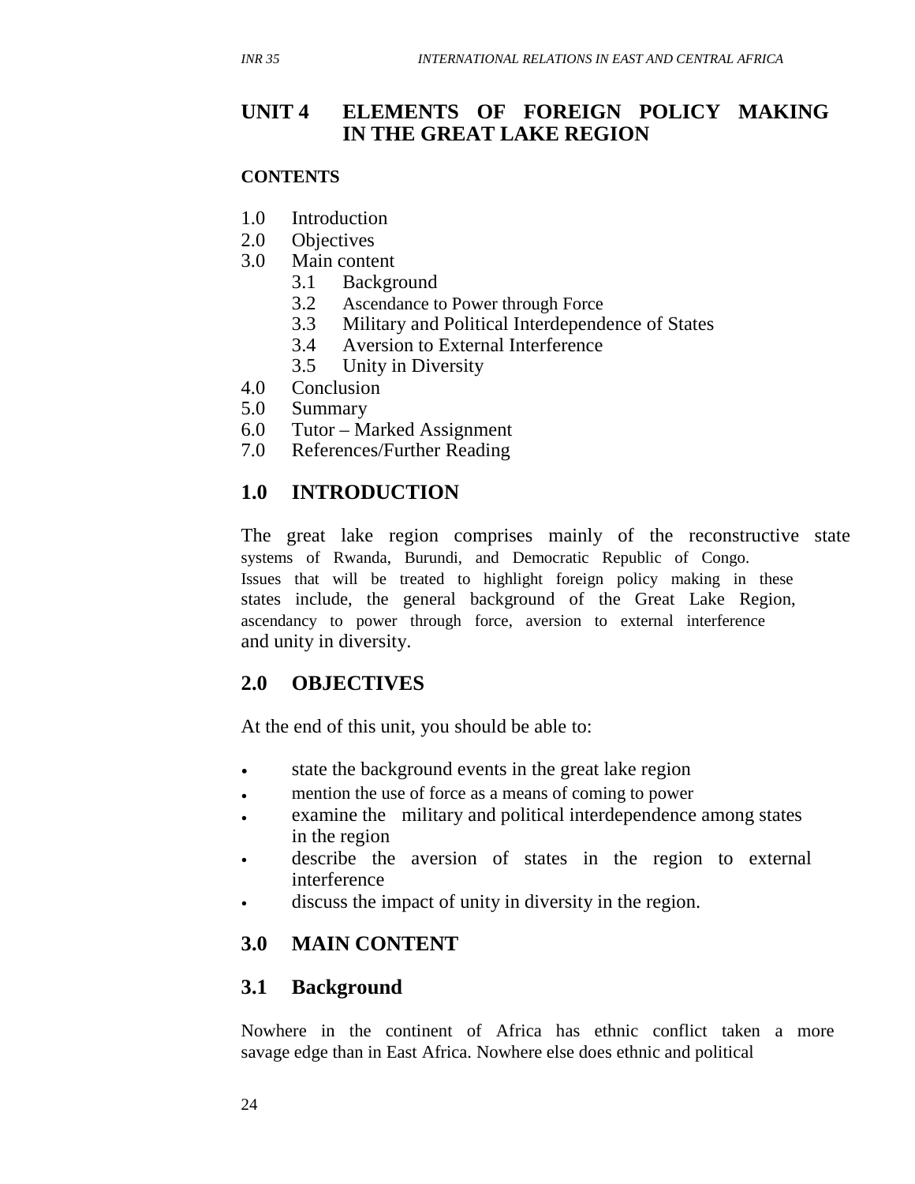## UNIT 4 ELEMENTS OF FOREIGN POLICY MAKING IN THE GREAT LAKE REGION

**CONTENTS**

1.0 Introduction
2.0 Objectives
3.0 Main content
    3.1 Background
    3.2 Ascendance to Power through Force
    3.3 Military and Political Interdependence of States
    3.4 Aversion to External Interference
    3.5 Unity in Diversity
4.0 Conclusion
5.0 Summary
6.0 Tutor – Marked Assignment
7.0 References/Further Reading

## 1.0 INTRODUCTION

The great lake region comprises mainly of the reconstructive state systems of Rwanda, Burundi, and Democratic Republic of Congo. Issues that will be treated to highlight foreign policy making in these states include, the general background of the Great Lake Region, ascendancy to power through force, aversion to external interference and unity in diversity.

## 2.0 OBJECTIVES

At the end of this unit, you should be able to:

- state the background events in the great lake region
- mention the use of force as a means of coming to power
- examine the military and political interdependence among states in the region
- describe the aversion of states in the region to external interference
- discuss the impact of unity in diversity in the region.

## 3.0 MAIN CONTENT

### 3.1 Background

Nowhere in the continent of Africa has ethnic conflict taken a more savage edge than in East Africa. Nowhere else does ethnic and political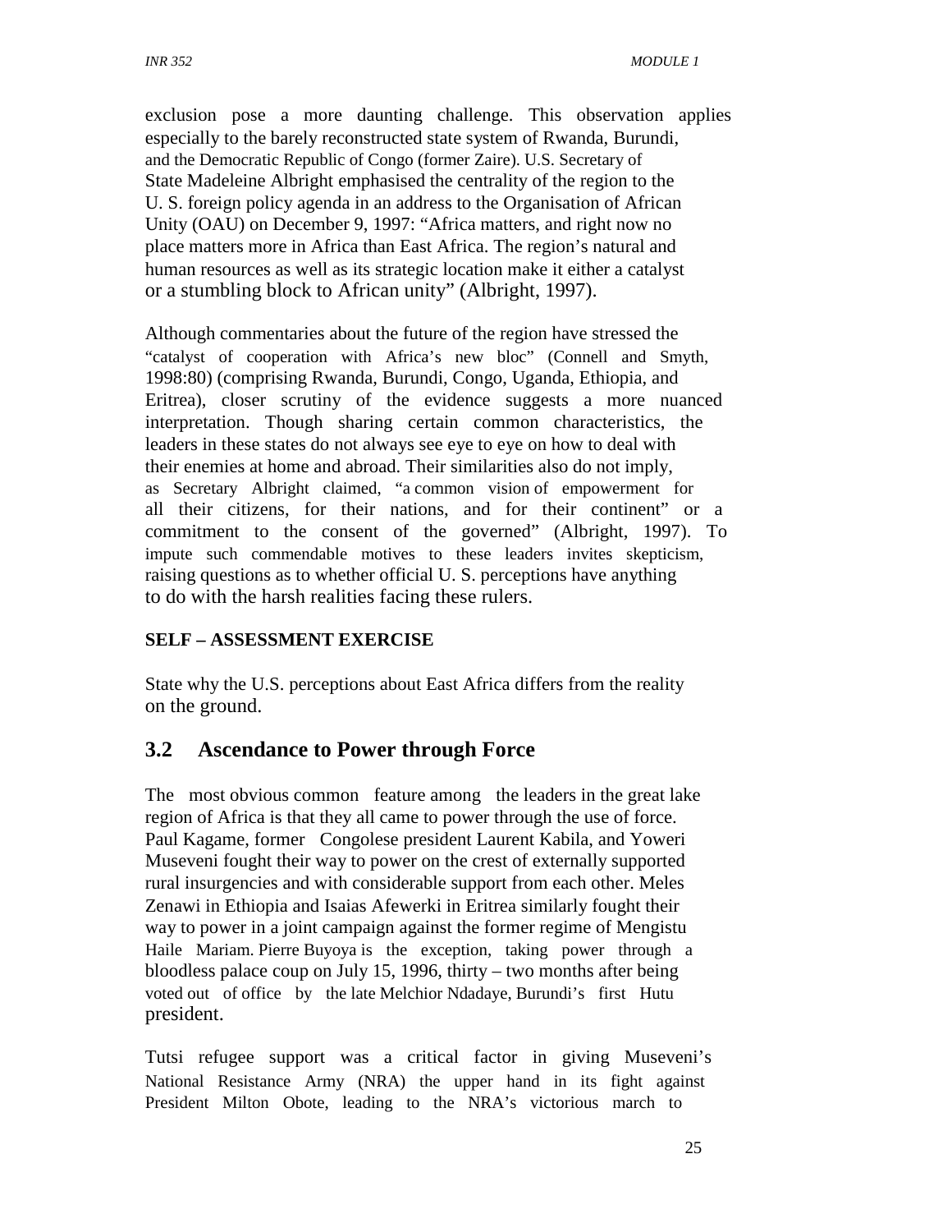exclusion pose a more daunting challenge. This observation applies especially to the barely reconstructed state system of Rwanda, Burundi, and the Democratic Republic of Congo (former Zaire). U.S. Secretary of State Madeleine Albright emphasised the centrality of the region to the U. S. foreign policy agenda in an address to the Organisation of African Unity (OAU) on December 9, 1997: "Africa matters, and right now no place matters more in Africa than East Africa. The region's natural and human resources as well as its strategic location make it either a catalyst or a stumbling block to African unity" (Albright, 1997).

Although commentaries about the future of the region have stressed the "catalyst of cooperation with Africa's new bloc" (Connell and Smyth, 1998:80) (comprising Rwanda, Burundi, Congo, Uganda, Ethiopia, and Eritrea), closer scrutiny of the evidence suggests a more nuanced interpretation. Though sharing certain common characteristics, the leaders in these states do not always see eye to eye on how to deal with their enemies at home and abroad. Their similarities also do not imply, as Secretary Albright claimed, "a common vision of empowerment for all their citizens, for their nations, and for their continent" or a commitment to the consent of the governed" (Albright, 1997). To impute such commendable motives to these leaders invites skepticism, raising questions as to whether official U. S. perceptions have anything to do with the harsh realities facing these rulers.

**SELF – ASSESSMENT EXERCISE**

State why the U.S. perceptions about East Africa differs from the reality on the ground.

## 3.2 Ascendance to Power through Force

The most obvious common feature among the leaders in the great lake region of Africa is that they all came to power through the use of force. Paul Kagame, former Congolese president Laurent Kabila, and Yoweri Museveni fought their way to power on the crest of externally supported rural insurgencies and with considerable support from each other. Meles Zenawi in Ethiopia and Isaias Afewerki in Eritrea similarly fought their way to power in a joint campaign against the former regime of Mengistu Haile Mariam. Pierre Buyoya is the exception, taking power through a bloodless palace coup on July 15, 1996, thirty – two months after being voted out of office by the late Melchior Ndadaye, Burundi's first Hutu president.

Tutsi refugee support was a critical factor in giving Museveni's National Resistance Army (NRA) the upper hand in its fight against President Milton Obote, leading to the NRA's victorious march to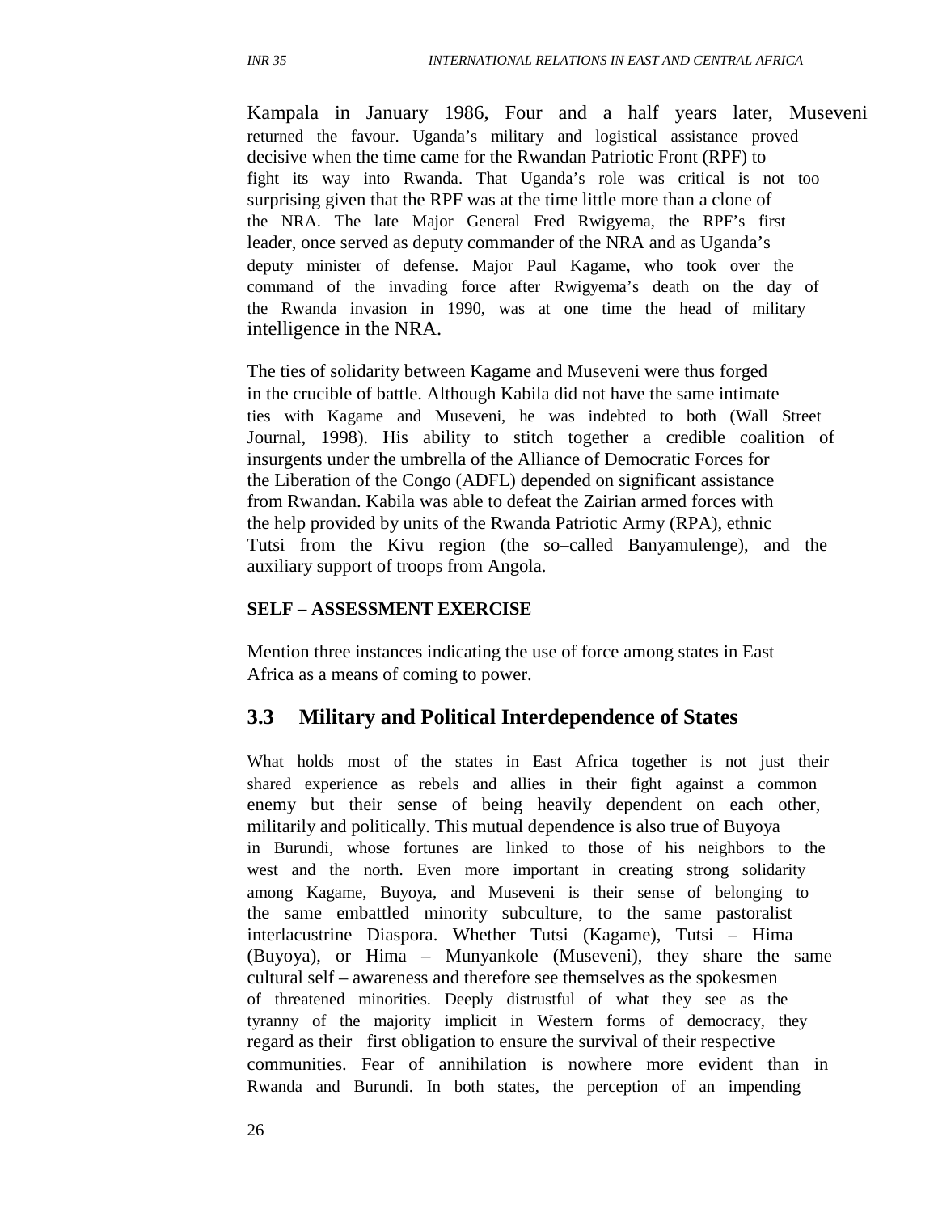Kampala in January 1986, Four and a half years later, Museveni returned the favour. Uganda's military and logistical assistance proved decisive when the time came for the Rwandan Patriotic Front (RPF) to fight its way into Rwanda. That Uganda's role was critical is not too surprising given that the RPF was at the time little more than a clone of the NRA. The late Major General Fred Rwigyema, the RPF's first leader, once served as deputy commander of the NRA and as Uganda's deputy minister of defense. Major Paul Kagame, who took over the command of the invading force after Rwigyema's death on the day of the Rwanda invasion in 1990, was at one time the head of military intelligence in the NRA.

The ties of solidarity between Kagame and Museveni were thus forged in the crucible of battle. Although Kabila did not have the same intimate ties with Kagame and Museveni, he was indebted to both (Wall Street Journal, 1998). His ability to stitch together a credible coalition of insurgents under the umbrella of the Alliance of Democratic Forces for the Liberation of the Congo (ADFL) depended on significant assistance from Rwandan. Kabila was able to defeat the Zairian armed forces with the help provided by units of the Rwanda Patriotic Army (RPA), ethnic Tutsi from the Kivu region (the so–called Banyamulenge), and the auxiliary support of troops from Angola.

**SELF – ASSESSMENT EXERCISE**

Mention three instances indicating the use of force among states in East Africa as a means of coming to power.

## 3.3 Military and Political Interdependence of States

What holds most of the states in East Africa together is not just their shared experience as rebels and allies in their fight against a common enemy but their sense of being heavily dependent on each other, militarily and politically. This mutual dependence is also true of Buyoya in Burundi, whose fortunes are linked to those of his neighbors to the west and the north. Even more important in creating strong solidarity among Kagame, Buyoya, and Museveni is their sense of belonging to the same embattled minority subculture, to the same pastoralist interlacustrine Diaspora. Whether Tutsi (Kagame), Tutsi – Hima (Buyoya), or Hima – Munyankole (Museveni), they share the same cultural self – awareness and therefore see themselves as the spokesmen of threatened minorities. Deeply distrustful of what they see as the tyranny of the majority implicit in Western forms of democracy, they regard as their first obligation to ensure the survival of their respective communities. Fear of annihilation is nowhere more evident than in Rwanda and Burundi. In both states, the perception of an impending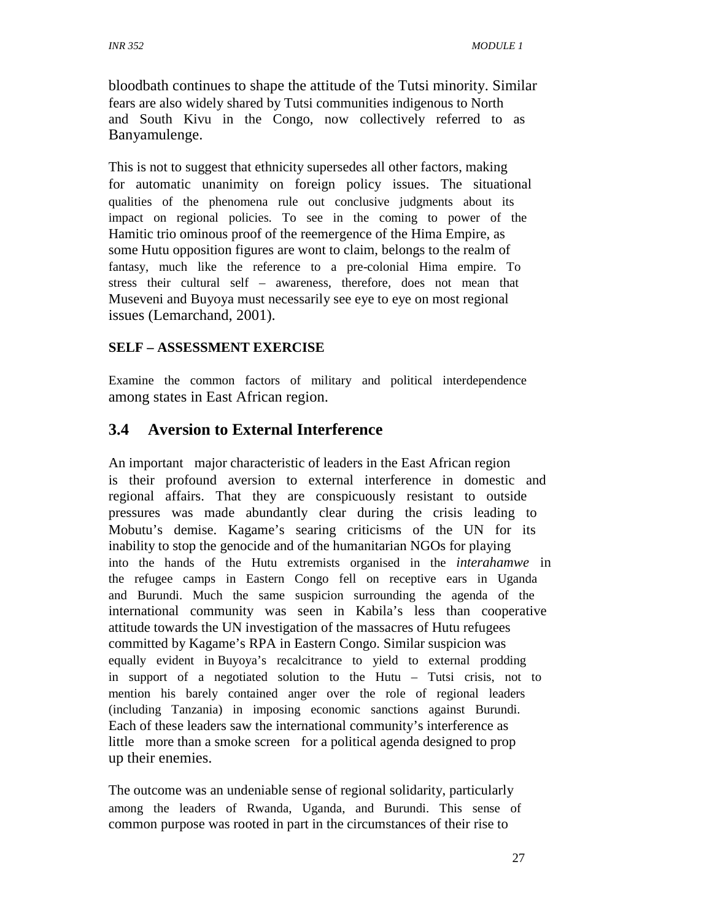bloodbath continues to shape the attitude of the Tutsi minority. Similar fears are also widely shared by Tutsi communities indigenous to North and South Kivu in the Congo, now collectively referred to as Banyamulenge.

This is not to suggest that ethnicity supersedes all other factors, making for automatic unanimity on foreign policy issues. The situational qualities of the phenomena rule out conclusive judgments about its impact on regional policies. To see in the coming to power of the Hamitic trio ominous proof of the reemergence of the Hima Empire, as some Hutu opposition figures are wont to claim, belongs to the realm of fantasy, much like the reference to a pre-colonial Hima empire. To stress their cultural self – awareness, therefore, does not mean that Museveni and Buyoya must necessarily see eye to eye on most regional issues (Lemarchand, 2001).

**SELF – ASSESSMENT EXERCISE**

Examine the common factors of military and political interdependence among states in East African region.

## 3.4 Aversion to External Interference

An important major characteristic of leaders in the East African region is their profound aversion to external interference in domestic and regional affairs. That they are conspicuously resistant to outside pressures was made abundantly clear during the crisis leading to Mobutu's demise. Kagame's searing criticisms of the UN for its inability to stop the genocide and of the humanitarian NGOs for playing into the hands of the Hutu extremists organised in the *interahamwe* in the refugee camps in Eastern Congo fell on receptive ears in Uganda and Burundi. Much the same suspicion surrounding the agenda of the international community was seen in Kabila's less than cooperative attitude towards the UN investigation of the massacres of Hutu refugees committed by Kagame's RPA in Eastern Congo. Similar suspicion was equally evident in Buyoya's recalcitrance to yield to external prodding in support of a negotiated solution to the Hutu – Tutsi crisis, not to mention his barely contained anger over the role of regional leaders (including Tanzania) in imposing economic sanctions against Burundi. Each of these leaders saw the international community's interference as little more than a smoke screen for a political agenda designed to prop up their enemies.

The outcome was an undeniable sense of regional solidarity, particularly among the leaders of Rwanda, Uganda, and Burundi. This sense of common purpose was rooted in part in the circumstances of their rise to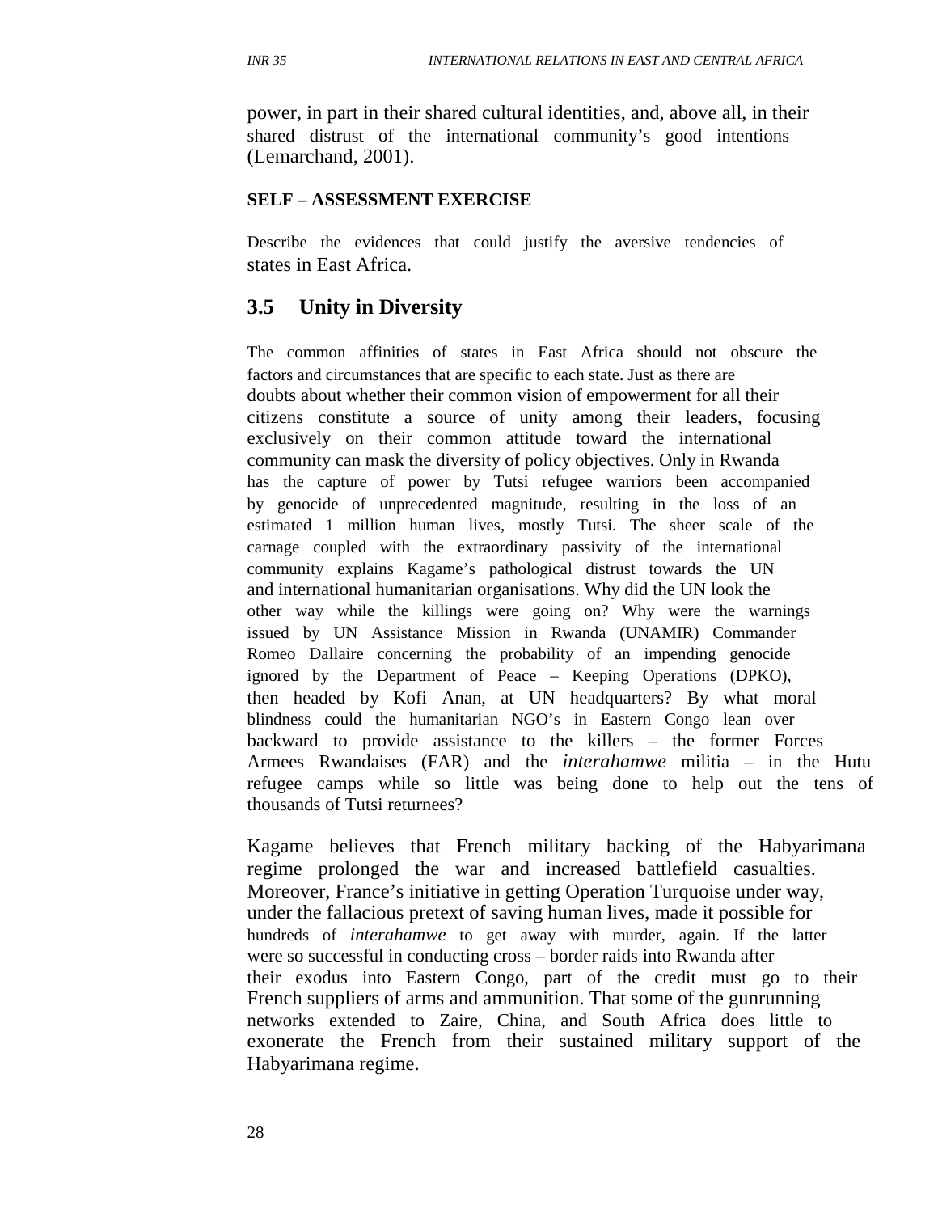power, in part in their shared cultural identities, and, above all, in their shared distrust of the international community's good intentions (Lemarchand, 2001).

**SELF – ASSESSMENT EXERCISE**

Describe the evidences that could justify the aversive tendencies of states in East Africa.

## 3.5 Unity in Diversity

The common affinities of states in East Africa should not obscure the factors and circumstances that are specific to each state. Just as there are doubts about whether their common vision of empowerment for all their citizens constitute a source of unity among their leaders, focusing exclusively on their common attitude toward the international community can mask the diversity of policy objectives. Only in Rwanda has the capture of power by Tutsi refugee warriors been accompanied by genocide of unprecedented magnitude, resulting in the loss of an estimated 1 million human lives, mostly Tutsi. The sheer scale of the carnage coupled with the extraordinary passivity of the international community explains Kagame's pathological distrust towards the UN and international humanitarian organisations. Why did the UN look the other way while the killings were going on? Why were the warnings issued by UN Assistance Mission in Rwanda (UNAMIR) Commander Romeo Dallaire concerning the probability of an impending genocide ignored by the Department of Peace – Keeping Operations (DPKO), then headed by Kofi Anan, at UN headquarters? By what moral blindness could the humanitarian NGO's in Eastern Congo lean over backward to provide assistance to the killers – the former Forces Armees Rwandaises (FAR) and the *interahamwe* militia – in the Hutu refugee camps while so little was being done to help out the tens of thousands of Tutsi returnees?

Kagame believes that French military backing of the Habyarimana regime prolonged the war and increased battlefield casualties. Moreover, France's initiative in getting Operation Turquoise under way, under the fallacious pretext of saving human lives, made it possible for hundreds of *interahamwe* to get away with murder, again. If the latter were so successful in conducting cross – border raids into Rwanda after their exodus into Eastern Congo, part of the credit must go to their French suppliers of arms and ammunition. That some of the gunrunning networks extended to Zaire, China, and South Africa does little to exonerate the French from their sustained military support of the Habyarimana regime.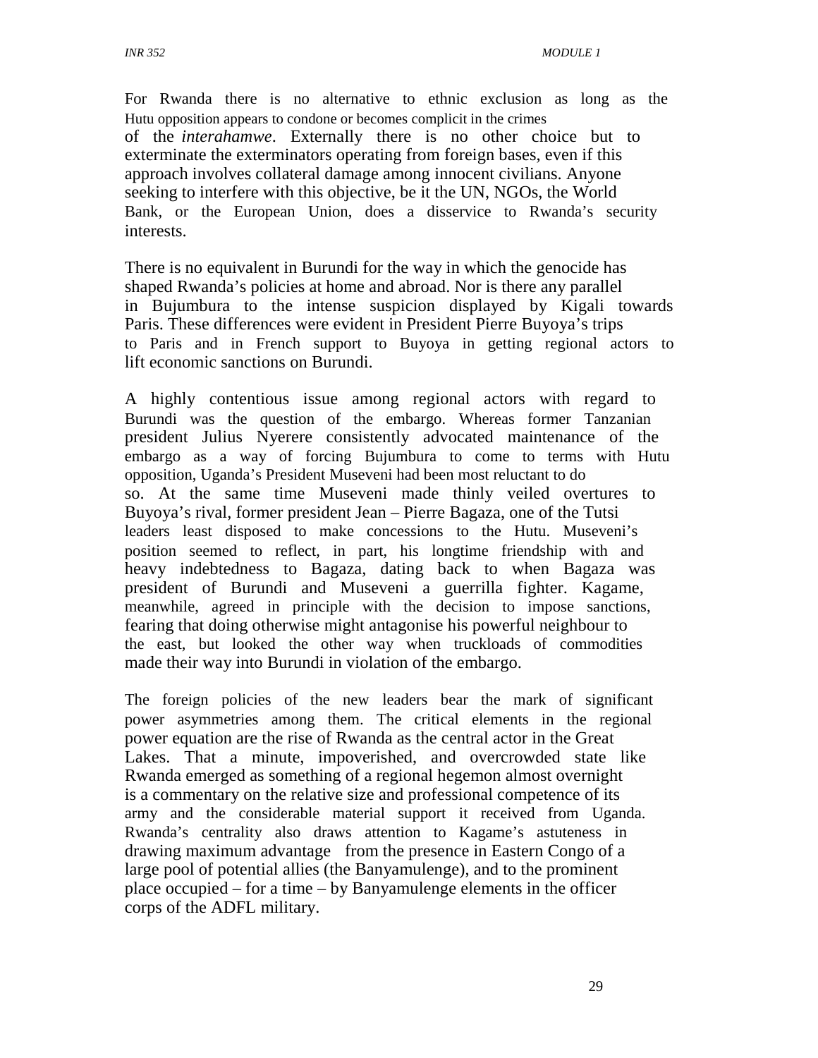For Rwanda there is no alternative to ethnic exclusion as long as the Hutu opposition appears to condone or becomes complicit in the crimes of the *interahamwe*. Externally there is no other choice but to exterminate the exterminators operating from foreign bases, even if this approach involves collateral damage among innocent civilians. Anyone seeking to interfere with this objective, be it the UN, NGOs, the World Bank, or the European Union, does a disservice to Rwanda's security interests.

There is no equivalent in Burundi for the way in which the genocide has shaped Rwanda's policies at home and abroad. Nor is there any parallel in Bujumbura to the intense suspicion displayed by Kigali towards Paris. These differences were evident in President Pierre Buyoya's trips to Paris and in French support to Buyoya in getting regional actors to lift economic sanctions on Burundi.

A highly contentious issue among regional actors with regard to Burundi was the question of the embargo. Whereas former Tanzanian president Julius Nyerere consistently advocated maintenance of the embargo as a way of forcing Bujumbura to come to terms with Hutu opposition, Uganda's President Museveni had been most reluctant to do so. At the same time Museveni made thinly veiled overtures to Buyoya's rival, former president Jean – Pierre Bagaza, one of the Tutsi leaders least disposed to make concessions to the Hutu. Museveni's position seemed to reflect, in part, his longtime friendship with and heavy indebtedness to Bagaza, dating back to when Bagaza was president of Burundi and Museveni a guerrilla fighter. Kagame, meanwhile, agreed in principle with the decision to impose sanctions, fearing that doing otherwise might antagonise his powerful neighbour to the east, but looked the other way when truckloads of commodities made their way into Burundi in violation of the embargo.

The foreign policies of the new leaders bear the mark of significant power asymmetries among them. The critical elements in the regional power equation are the rise of Rwanda as the central actor in the Great Lakes. That a minute, impoverished, and overcrowded state like Rwanda emerged as something of a regional hegemon almost overnight is a commentary on the relative size and professional competence of its army and the considerable material support it received from Uganda. Rwanda's centrality also draws attention to Kagame's astuteness in drawing maximum advantage from the presence in Eastern Congo of a large pool of potential allies (the Banyamulenge), and to the prominent place occupied – for a time – by Banyamulenge elements in the officer corps of the ADFL military.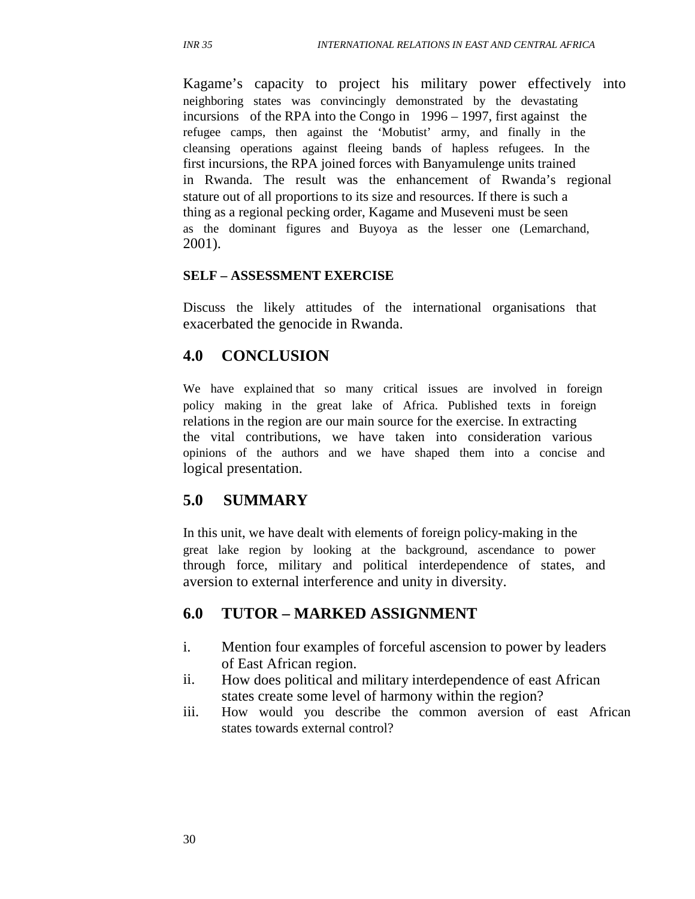Kagame's capacity to project his military power effectively into neighboring states was convincingly demonstrated by the devastating incursions of the RPA into the Congo in 1996 – 1997, first against the refugee camps, then against the 'Mobutist' army, and finally in the cleansing operations against fleeing bands of hapless refugees. In the first incursions, the RPA joined forces with Banyamulenge units trained in Rwanda. The result was the enhancement of Rwanda's regional stature out of all proportions to its size and resources. If there is such a thing as a regional pecking order, Kagame and Museveni must be seen as the dominant figures and Buyoya as the lesser one (Lemarchand, 2001).

**SELF – ASSESSMENT EXERCISE**

Discuss the likely attitudes of the international organisations that exacerbated the genocide in Rwanda.

## 4.0 CONCLUSION

We have explained that so many critical issues are involved in foreign policy making in the great lake of Africa. Published texts in foreign relations in the region are our main source for the exercise. In extracting the vital contributions, we have taken into consideration various opinions of the authors and we have shaped them into a concise and logical presentation.

## 5.0 SUMMARY

In this unit, we have dealt with elements of foreign policy-making in the great lake region by looking at the background, ascendance to power through force, military and political interdependence of states, and aversion to external interference and unity in diversity.

## 6.0 TUTOR – MARKED ASSIGNMENT

i. Mention four examples of forceful ascension to power by leaders of East African region.
ii. How does political and military interdependence of east African states create some level of harmony within the region?
iii. How would you describe the common aversion of east African states towards external control?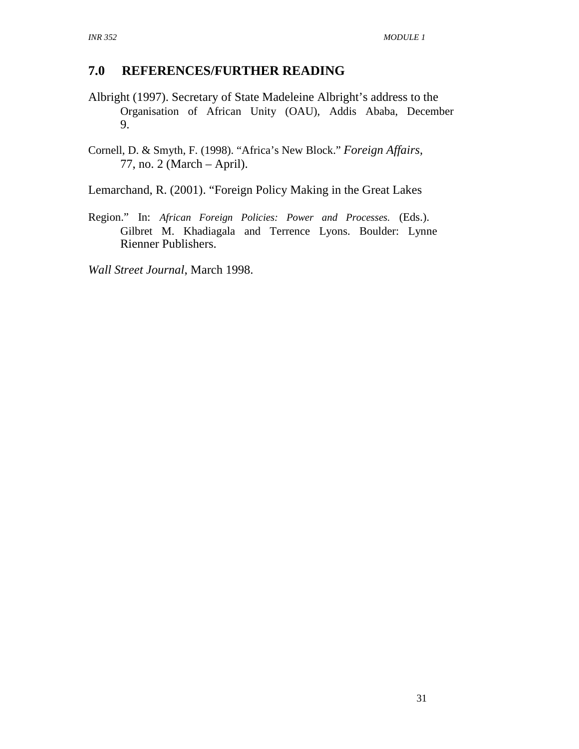## 7.0 REFERENCES/FURTHER READING

Albright (1997). Secretary of State Madeleine Albright's address to the Organisation of African Unity (OAU), Addis Ababa, December 9.

Cornell, D. & Smyth, F. (1998). "Africa's New Block." *Foreign Affairs*, 77, no. 2 (March – April).

Lemarchand, R. (2001). "Foreign Policy Making in the Great Lakes Region." In: *African Foreign Policies: Power and Processes.* (Eds.). Gilbret M. Khadiagala and Terrence Lyons. Boulder: Lynne Rienner Publishers.

*Wall Street Journal*, March 1998.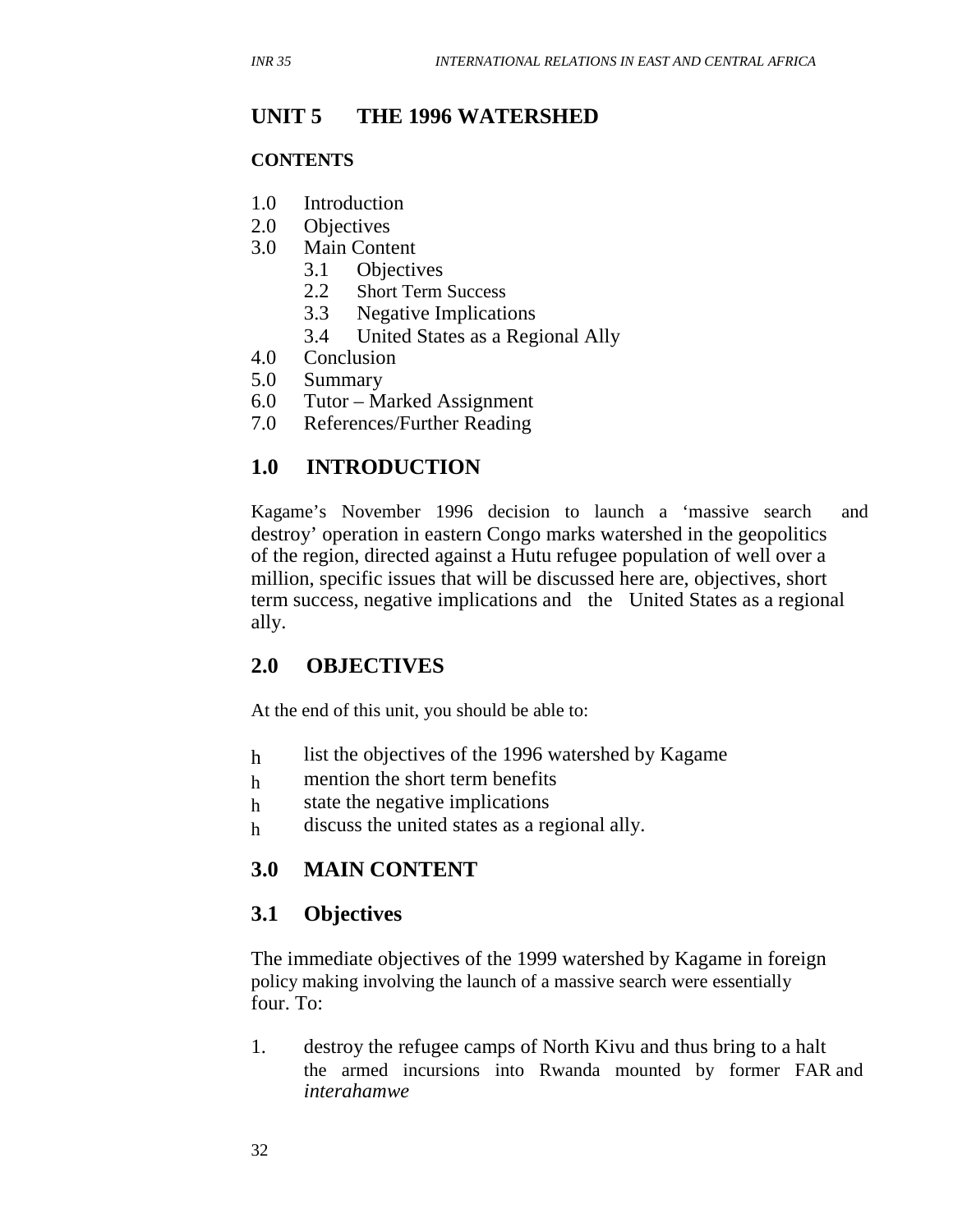## UNIT 5 THE 1996 WATERSHED

**CONTENTS**

1.0 Introduction
2.0 Objectives
3.0 Main Content
    3.1 Objectives
    2.2 Short Term Success
    3.3 Negative Implications
    3.4 United States as a Regional Ally
4.0 Conclusion
5.0 Summary
6.0 Tutor – Marked Assignment
7.0 References/Further Reading

## 1.0 INTRODUCTION

Kagame's November 1996 decision to launch a 'massive search and destroy' operation in eastern Congo marks watershed in the geopolitics of the region, directed against a Hutu refugee population of well over a million, specific issues that will be discussed here are, objectives, short term success, negative implications and the United States as a regional ally.

## 2.0 OBJECTIVES

At the end of this unit, you should be able to:

- list the objectives of the 1996 watershed by Kagame
- mention the short term benefits
- state the negative implications
- discuss the united states as a regional ally.

## 3.0 MAIN CONTENT

### 3.1 Objectives

The immediate objectives of the 1999 watershed by Kagame in foreign policy making involving the launch of a massive search were essentially four. To:

1. destroy the refugee camps of North Kivu and thus bring to a halt the armed incursions into Rwanda mounted by former FAR and *interahamwe*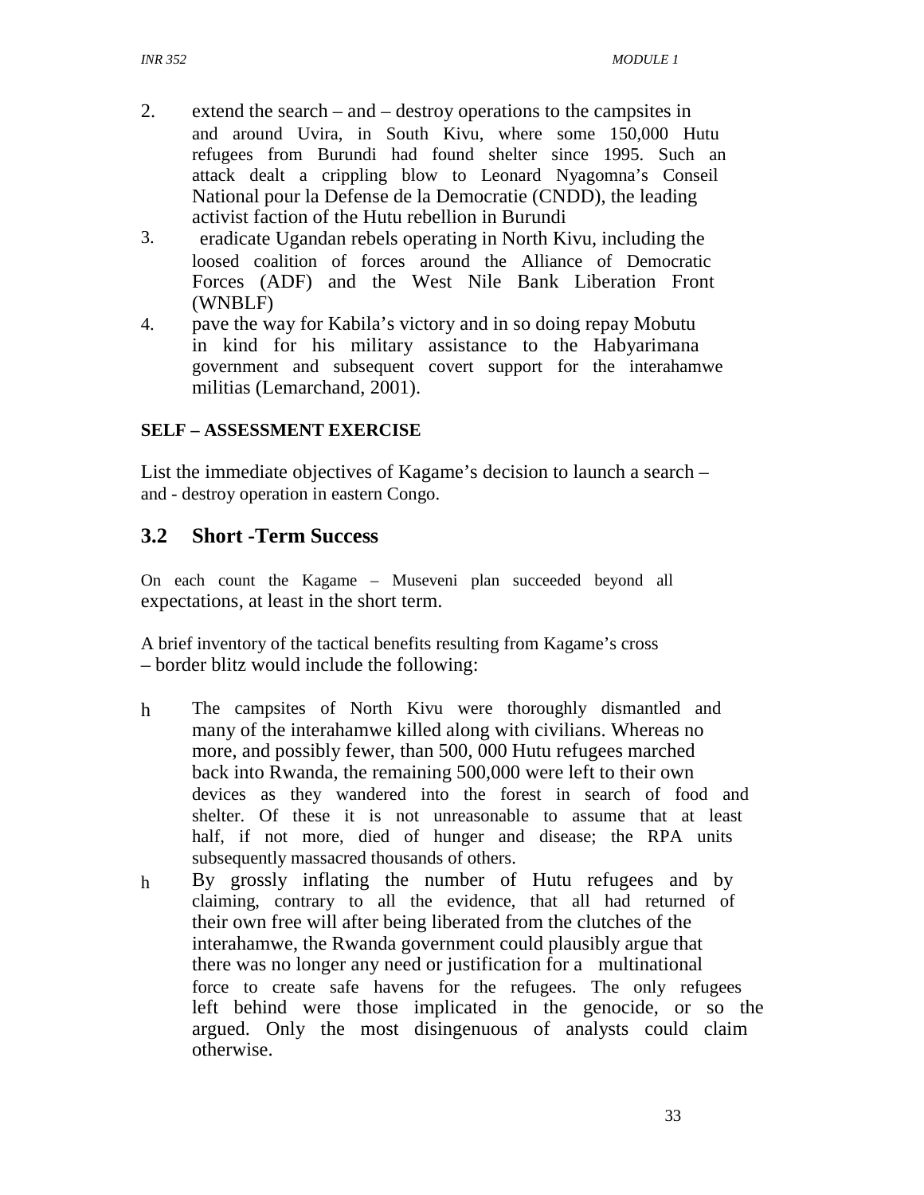2. extend the search – and – destroy operations to the campsites in and around Uvira, in South Kivu, where some 150,000 Hutu refugees from Burundi had found shelter since 1995. Such an attack dealt a crippling blow to Leonard Nyagomna's Conseil National pour la Defense de la Democratie (CNDD), the leading activist faction of the Hutu rebellion in Burundi
3. eradicate Ugandan rebels operating in North Kivu, including the loosed coalition of forces around the Alliance of Democratic Forces (ADF) and the West Nile Bank Liberation Front (WNBLF)
4. pave the way for Kabila's victory and in so doing repay Mobutu in kind for his military assistance to the Habyarimana government and subsequent covert support for the interahamwe militias (Lemarchand, 2001).

**SELF – ASSESSMENT EXERCISE**

List the immediate objectives of Kagame's decision to launch a search – and - destroy operation in eastern Congo.

## 3.2 Short -Term Success

On each count the Kagame – Museveni plan succeeded beyond all expectations, at least in the short term.

A brief inventory of the tactical benefits resulting from Kagame's cross – border blitz would include the following:

- The campsites of North Kivu were thoroughly dismantled and many of the interahamwe killed along with civilians. Whereas no more, and possibly fewer, than 500, 000 Hutu refugees marched back into Rwanda, the remaining 500,000 were left to their own devices as they wandered into the forest in search of food and shelter. Of these it is not unreasonable to assume that at least half, if not more, died of hunger and disease; the RPA units subsequently massacred thousands of others.
- By grossly inflating the number of Hutu refugees and by claiming, contrary to all the evidence, that all had returned of their own free will after being liberated from the clutches of the interahamwe, the Rwanda government could plausibly argue that there was no longer any need or justification for a multinational force to create safe havens for the refugees. The only refugees left behind were those implicated in the genocide, or so the argued. Only the most disingenuous of analysts could claim otherwise.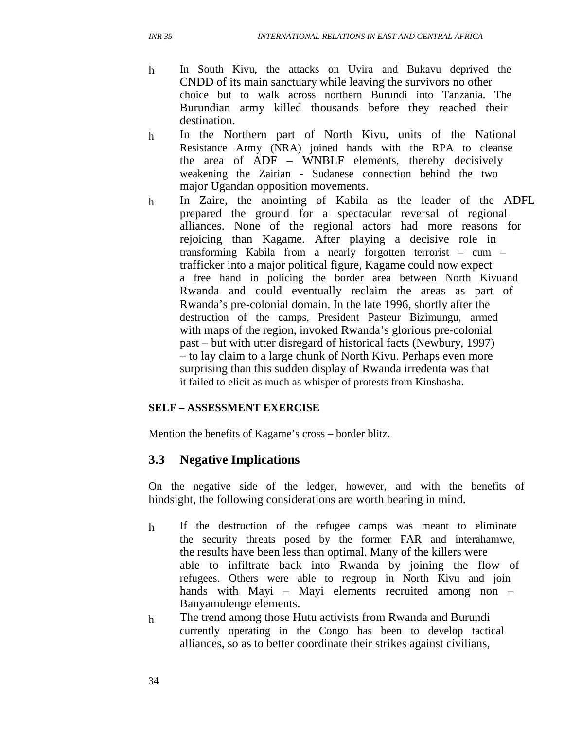- In South Kivu, the attacks on Uvira and Bukavu deprived the CNDD of its main sanctuary while leaving the survivors no other choice but to walk across northern Burundi into Tanzania. The Burundian army killed thousands before they reached their destination.
- In the Northern part of North Kivu, units of the National Resistance Army (NRA) joined hands with the RPA to cleanse the area of ADF – WNBLF elements, thereby decisively weakening the Zairian - Sudanese connection behind the two major Ugandan opposition movements.
- In Zaire, the anointing of Kabila as the leader of the ADFL prepared the ground for a spectacular reversal of regional alliances. None of the regional actors had more reasons for rejoicing than Kagame. After playing a decisive role in transforming Kabila from a nearly forgotten terrorist – cum – trafficker into a major political figure, Kagame could now expect a free hand in policing the border area between North Kivuand Rwanda and could eventually reclaim the areas as part of Rwanda's pre-colonial domain. In the late 1996, shortly after the destruction of the camps, President Pasteur Bizimungu, armed with maps of the region, invoked Rwanda's glorious pre-colonial past – but with utter disregard of historical facts (Newbury, 1997) – to lay claim to a large chunk of North Kivu. Perhaps even more surprising than this sudden display of Rwanda irredenta was that it failed to elicit as much as whisper of protests from Kinshasha.

**SELF – ASSESSMENT EXERCISE**

Mention the benefits of Kagame's cross – border blitz.

## 3.3 Negative Implications

On the negative side of the ledger, however, and with the benefits of hindsight, the following considerations are worth bearing in mind.

- If the destruction of the refugee camps was meant to eliminate the security threats posed by the former FAR and interahamwe, the results have been less than optimal. Many of the killers were able to infiltrate back into Rwanda by joining the flow of refugees. Others were able to regroup in North Kivu and join hands with Mayi – Mayi elements recruited among non – Banyamulenge elements.
- The trend among those Hutu activists from Rwanda and Burundi currently operating in the Congo has been to develop tactical alliances, so as to better coordinate their strikes against civilians,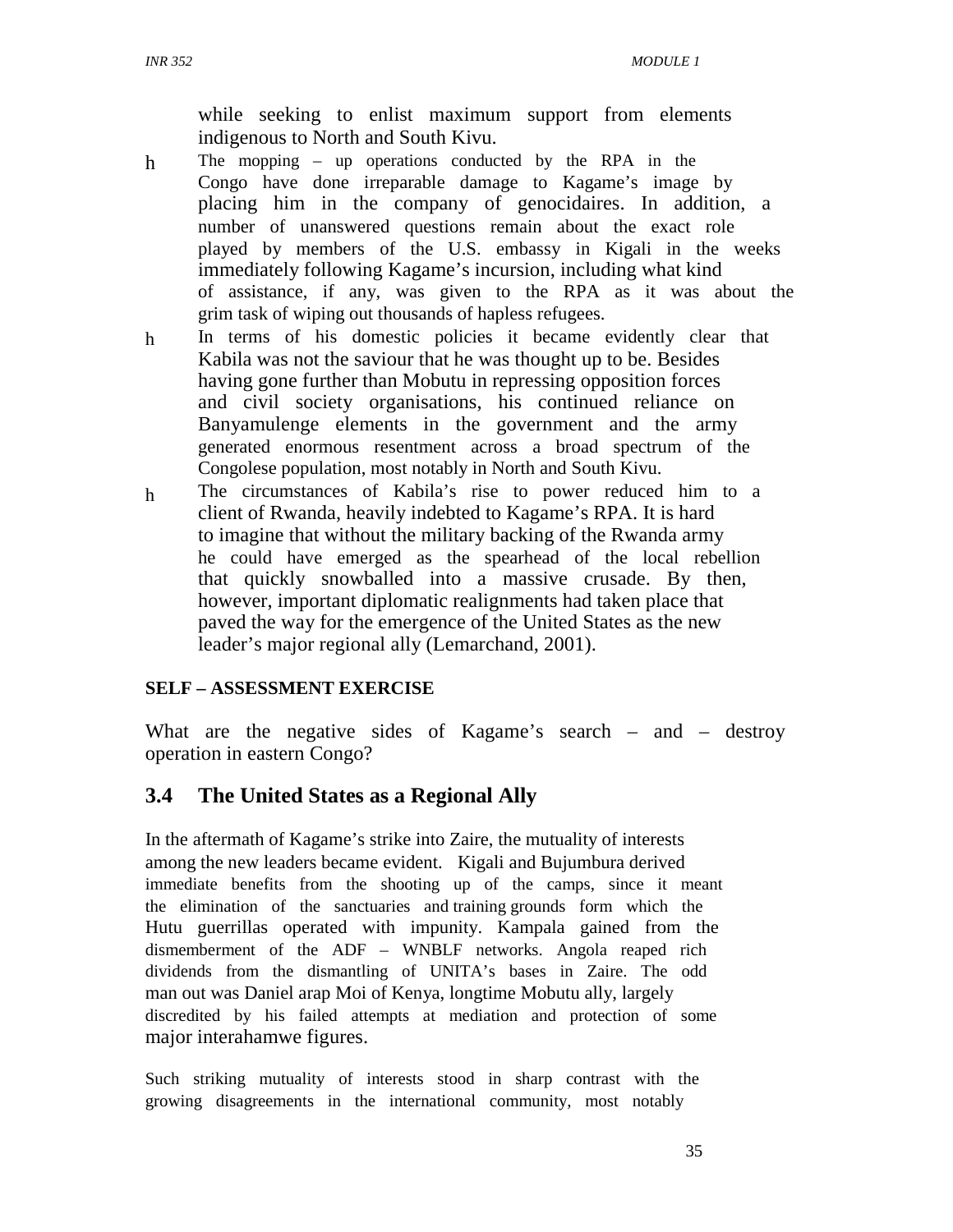while seeking to enlist maximum support from elements indigenous to North and South Kivu.

- The mopping – up operations conducted by the RPA in the Congo have done irreparable damage to Kagame's image by placing him in the company of genocidaires. In addition, a number of unanswered questions remain about the exact role played by members of the U.S. embassy in Kigali in the weeks immediately following Kagame's incursion, including what kind of assistance, if any, was given to the RPA as it was about the grim task of wiping out thousands of hapless refugees.
- In terms of his domestic policies it became evidently clear that Kabila was not the saviour that he was thought up to be. Besides having gone further than Mobutu in repressing opposition forces and civil society organisations, his continued reliance on Banyamulenge elements in the government and the army generated enormous resentment across a broad spectrum of the Congolese population, most notably in North and South Kivu.
- The circumstances of Kabila's rise to power reduced him to a client of Rwanda, heavily indebted to Kagame's RPA. It is hard to imagine that without the military backing of the Rwanda army he could have emerged as the spearhead of the local rebellion that quickly snowballed into a massive crusade. By then, however, important diplomatic realignments had taken place that paved the way for the emergence of the United States as the new leader's major regional ally (Lemarchand, 2001).

**SELF – ASSESSMENT EXERCISE**

What are the negative sides of Kagame's search – and – destroy operation in eastern Congo?

## 3.4 The United States as a Regional Ally

In the aftermath of Kagame's strike into Zaire, the mutuality of interests among the new leaders became evident. Kigali and Bujumbura derived immediate benefits from the shooting up of the camps, since it meant the elimination of the sanctuaries and training grounds form which the Hutu guerrillas operated with impunity. Kampala gained from the dismemberment of the ADF – WNBLF networks. Angola reaped rich dividends from the dismantling of UNITA's bases in Zaire. The odd man out was Daniel arap Moi of Kenya, longtime Mobutu ally, largely discredited by his failed attempts at mediation and protection of some major interahamwe figures.

Such striking mutuality of interests stood in sharp contrast with the growing disagreements in the international community, most notably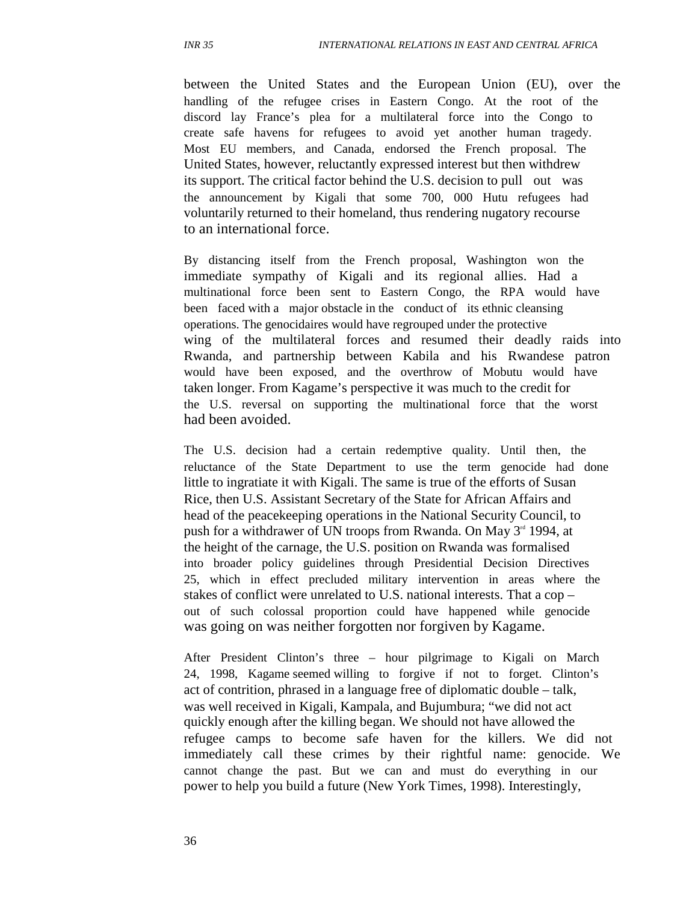between the United States and the European Union (EU), over the handling of the refugee crises in Eastern Congo. At the root of the discord lay France's plea for a multilateral force into the Congo to create safe havens for refugees to avoid yet another human tragedy. Most EU members, and Canada, endorsed the French proposal. The United States, however, reluctantly expressed interest but then withdrew its support. The critical factor behind the U.S. decision to pull out was the announcement by Kigali that some 700, 000 Hutu refugees had voluntarily returned to their homeland, thus rendering nugatory recourse to an international force.

By distancing itself from the French proposal, Washington won the immediate sympathy of Kigali and its regional allies. Had a multinational force been sent to Eastern Congo, the RPA would have been faced with a major obstacle in the conduct of its ethnic cleansing operations. The genocidaires would have regrouped under the protective wing of the multilateral forces and resumed their deadly raids into Rwanda, and partnership between Kabila and his Rwandese patron would have been exposed, and the overthrow of Mobutu would have taken longer. From Kagame's perspective it was much to the credit for the U.S. reversal on supporting the multinational force that the worst had been avoided.

The U.S. decision had a certain redemptive quality. Until then, the reluctance of the State Department to use the term genocide had done little to ingratiate it with Kigali. The same is true of the efforts of Susan Rice, then U.S. Assistant Secretary of the State for African Affairs and head of the peacekeeping operations in the National Security Council, to push for a withdrawer of UN troops from Rwanda. On May 3rd 1994, at the height of the carnage, the U.S. position on Rwanda was formalised into broader policy guidelines through Presidential Decision Directives 25, which in effect precluded military intervention in areas where the stakes of conflict were unrelated to U.S. national interests. That a cop – out of such colossal proportion could have happened while genocide was going on was neither forgotten nor forgiven by Kagame.

After President Clinton's three – hour pilgrimage to Kigali on March 24, 1998, Kagame seemed willing to forgive if not to forget. Clinton's act of contrition, phrased in a language free of diplomatic double – talk, was well received in Kigali, Kampala, and Bujumbura; "we did not act quickly enough after the killing began. We should not have allowed the refugee camps to become safe haven for the killers. We did not immediately call these crimes by their rightful name: genocide. We cannot change the past. But we can and must do everything in our power to help you build a future (New York Times, 1998). Interestingly,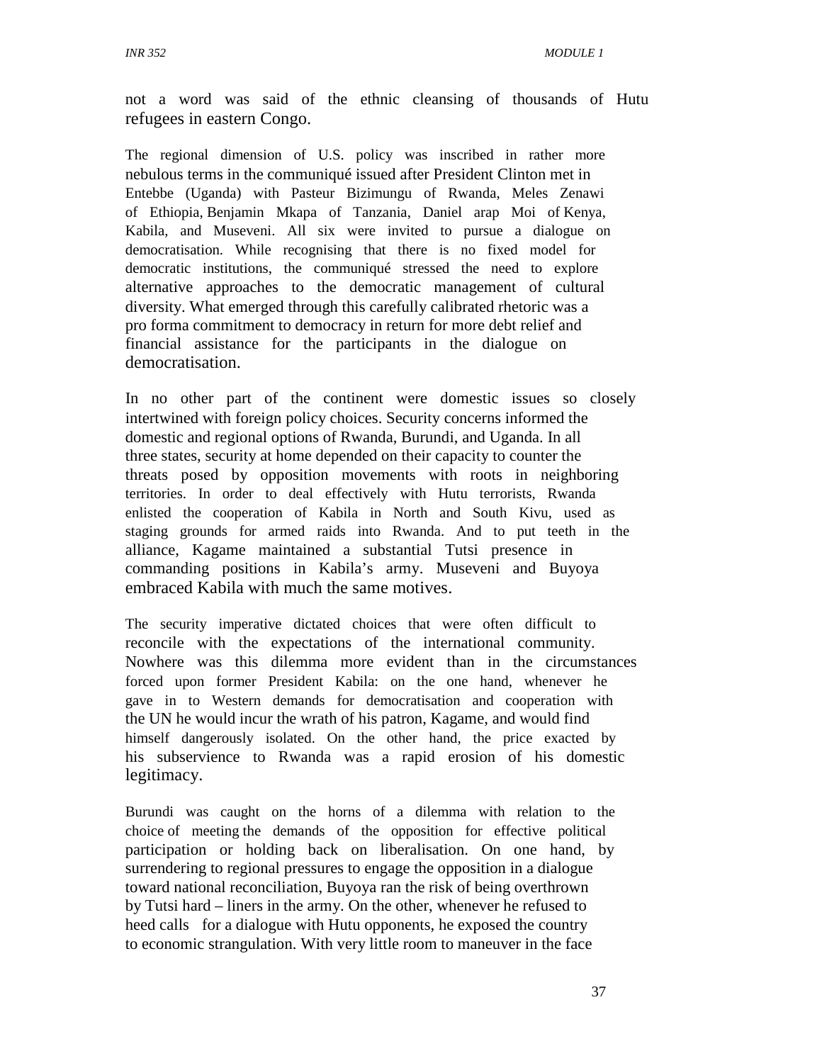not a word was said of the ethnic cleansing of thousands of Hutu refugees in eastern Congo.

The regional dimension of U.S. policy was inscribed in rather more nebulous terms in the communiqué issued after President Clinton met in Entebbe (Uganda) with Pasteur Bizimungu of Rwanda, Meles Zenawi of Ethiopia, Benjamin Mkapa of Tanzania, Daniel arap Moi of Kenya, Kabila, and Museveni. All six were invited to pursue a dialogue on democratisation. While recognising that there is no fixed model for democratic institutions, the communiqué stressed the need to explore alternative approaches to the democratic management of cultural diversity. What emerged through this carefully calibrated rhetoric was a pro forma commitment to democracy in return for more debt relief and financial assistance for the participants in the dialogue on democratisation.

In no other part of the continent were domestic issues so closely intertwined with foreign policy choices. Security concerns informed the domestic and regional options of Rwanda, Burundi, and Uganda. In all three states, security at home depended on their capacity to counter the threats posed by opposition movements with roots in neighboring territories. In order to deal effectively with Hutu terrorists, Rwanda enlisted the cooperation of Kabila in North and South Kivu, used as staging grounds for armed raids into Rwanda. And to put teeth in the alliance, Kagame maintained a substantial Tutsi presence in commanding positions in Kabila's army. Museveni and Buyoya embraced Kabila with much the same motives.

The security imperative dictated choices that were often difficult to reconcile with the expectations of the international community. Nowhere was this dilemma more evident than in the circumstances forced upon former President Kabila: on the one hand, whenever he gave in to Western demands for democratisation and cooperation with the UN he would incur the wrath of his patron, Kagame, and would find himself dangerously isolated. On the other hand, the price exacted by his subservience to Rwanda was a rapid erosion of his domestic legitimacy.

Burundi was caught on the horns of a dilemma with relation to the choice of meeting the demands of the opposition for effective political participation or holding back on liberalisation. On one hand, by surrendering to regional pressures to engage the opposition in a dialogue toward national reconciliation, Buyoya ran the risk of being overthrown by Tutsi hard – liners in the army. On the other, whenever he refused to heed calls for a dialogue with Hutu opponents, he exposed the country to economic strangulation. With very little room to maneuver in the face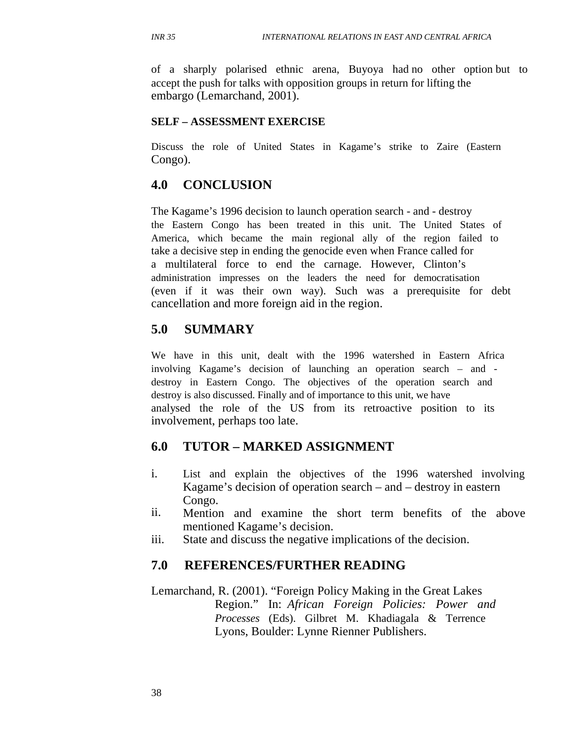of a sharply polarised ethnic arena, Buyoya had no other option but to accept the push for talks with opposition groups in return for lifting the embargo (Lemarchand, 2001).

**SELF – ASSESSMENT EXERCISE**

Discuss the role of United States in Kagame's strike to Zaire (Eastern Congo).

## 4.0 CONCLUSION

The Kagame's 1996 decision to launch operation search - and - destroy the Eastern Congo has been treated in this unit. The United States of America, which became the main regional ally of the region failed to take a decisive step in ending the genocide even when France called for a multilateral force to end the carnage. However, Clinton's administration impresses on the leaders the need for democratisation (even if it was their own way). Such was a prerequisite for debt cancellation and more foreign aid in the region.

## 5.0 SUMMARY

We have in this unit, dealt with the 1996 watershed in Eastern Africa involving Kagame's decision of launching an operation search – and - destroy in Eastern Congo. The objectives of the operation search and destroy is also discussed. Finally and of importance to this unit, we have analysed the role of the US from its retroactive position to its involvement, perhaps too late.

## 6.0 TUTOR – MARKED ASSIGNMENT

i. List and explain the objectives of the 1996 watershed involving Kagame's decision of operation search – and – destroy in eastern Congo.
ii. Mention and examine the short term benefits of the above mentioned Kagame's decision.
iii. State and discuss the negative implications of the decision.

## 7.0 REFERENCES/FURTHER READING

Lemarchand, R. (2001). "Foreign Policy Making in the Great Lakes Region." In: *African Foreign Policies: Power and Processes* (Eds). Gilbret M. Khadiagala & Terrence Lyons, Boulder: Lynne Rienner Publishers.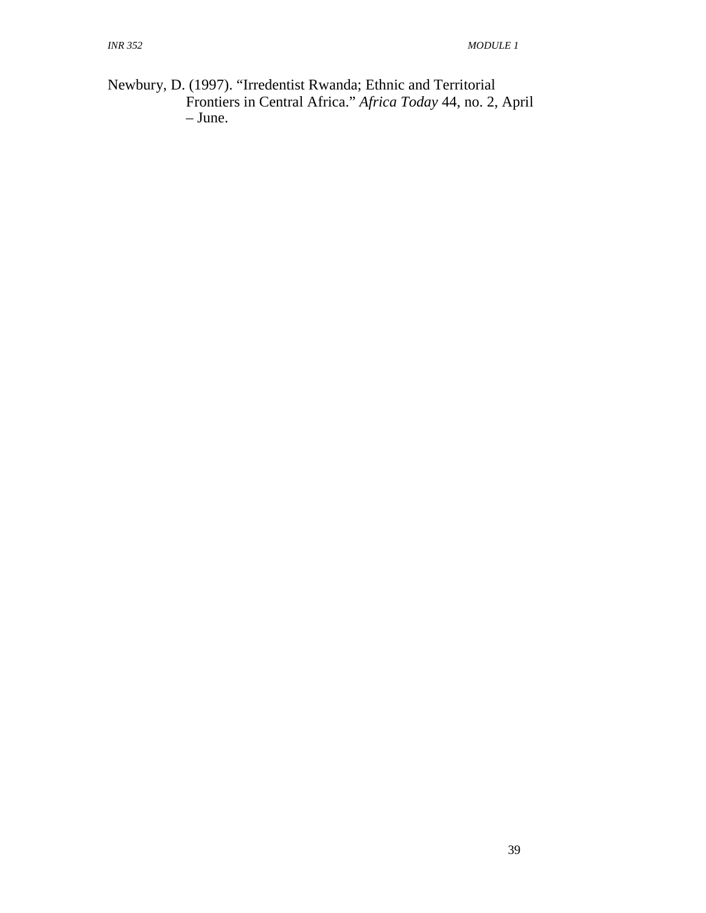Newbury, D. (1997). "Irredentist Rwanda; Ethnic and Territorial Frontiers in Central Africa." *Africa Today* 44, no. 2, April – June.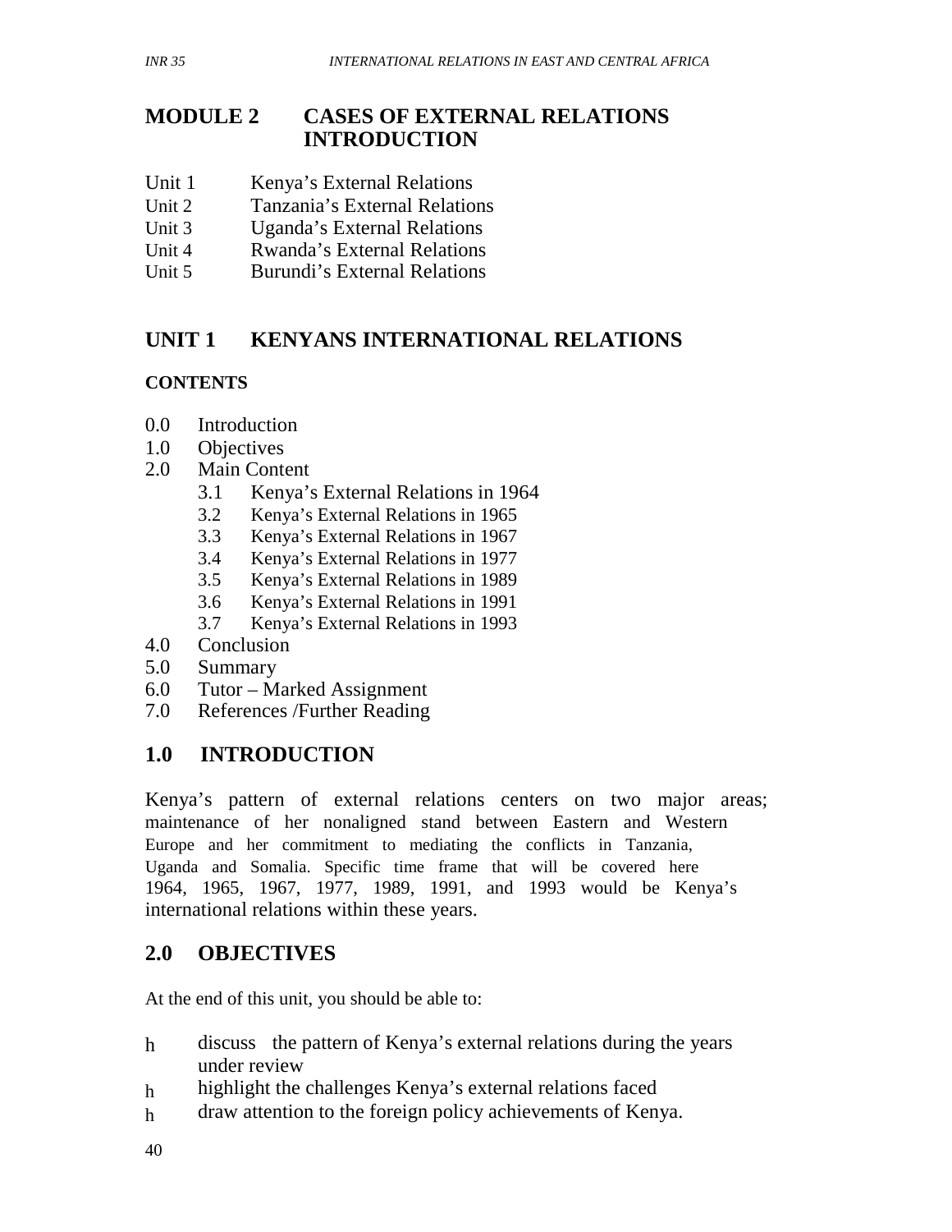# MODULE 2 CASES OF EXTERNAL RELATIONS INTRODUCTION

- Unit 1 Kenya's External Relations
- Unit 2 Tanzania's External Relations
- Unit 3 Uganda's External Relations
- Unit 4 Rwanda's External Relations
- Unit 5 Burundi's External Relations

## UNIT 1 KENYANS INTERNATIONAL RELATIONS

**CONTENTS**

- 0.0 Introduction
- 1.0 Objectives
- 2.0 Main Content
  - 3.1 Kenya's External Relations in 1964
  - 3.2 Kenya's External Relations in 1965
  - 3.3 Kenya's External Relations in 1967
  - 3.4 Kenya's External Relations in 1977
  - 3.5 Kenya's External Relations in 1989
  - 3.6 Kenya's External Relations in 1991
  - 3.7 Kenya's External Relations in 1993
- 4.0 Conclusion
- 5.0 Summary
- 6.0 Tutor – Marked Assignment
- 7.0 References /Further Reading

## 1.0 INTRODUCTION

Kenya's pattern of external relations centers on two major areas; maintenance of her nonaligned stand between Eastern and Western Europe and her commitment to mediating the conflicts in Tanzania, Uganda and Somalia. Specific time frame that will be covered here 1964, 1965, 1967, 1977, 1989, 1991, and 1993 would be Kenya's international relations within these years.

## 2.0 OBJECTIVES

At the end of this unit, you should be able to:

- discuss the pattern of Kenya's external relations during the years under review
- highlight the challenges Kenya's external relations faced
- draw attention to the foreign policy achievements of Kenya.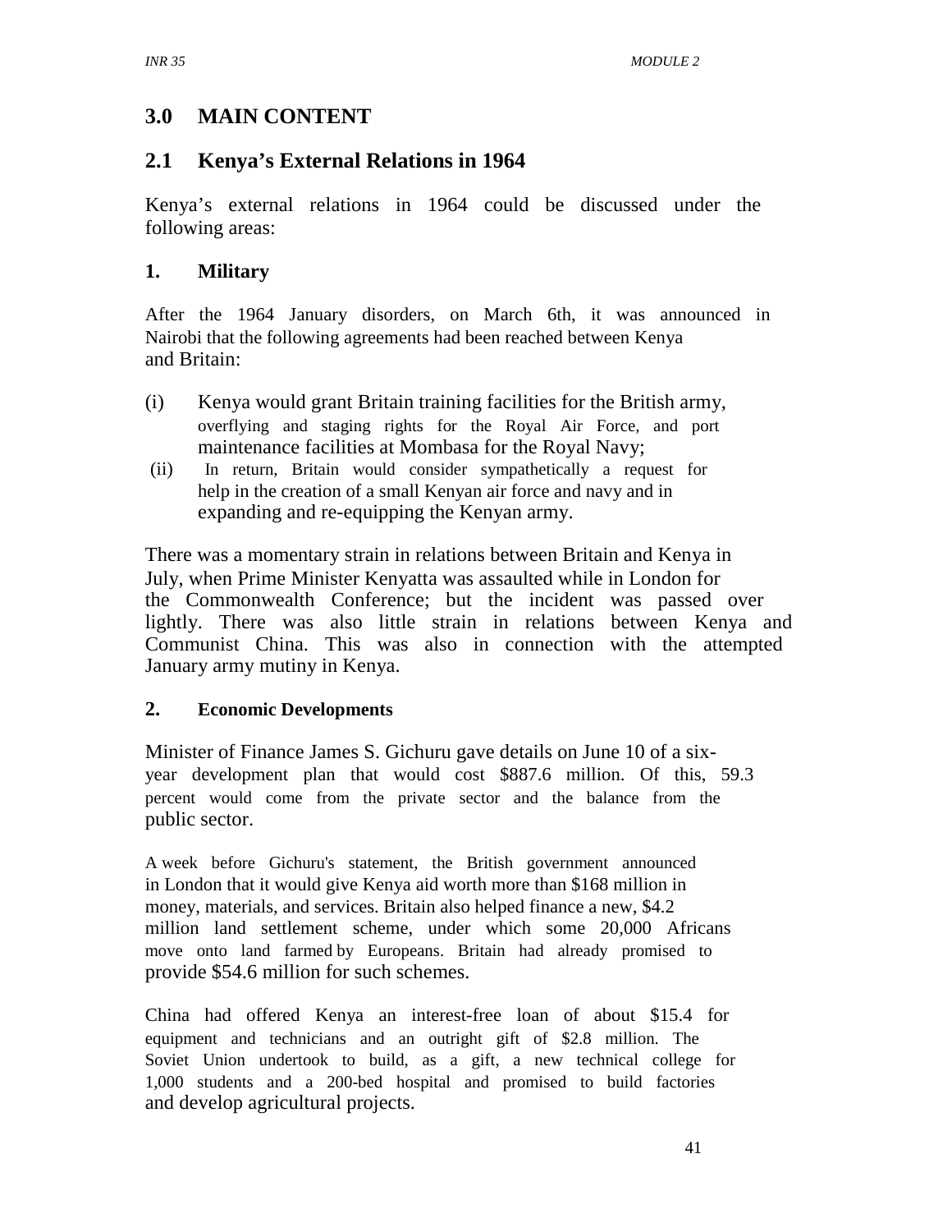# 3.0 MAIN CONTENT

## 2.1 Kenya's External Relations in 1964

Kenya's external relations in 1964 could be discussed under the following areas:

### 1. Military

After the 1964 January disorders, on March 6th, it was announced in Nairobi that the following agreements had been reached between Kenya and Britain:

(i) Kenya would grant Britain training facilities for the British army, overflying and staging rights for the Royal Air Force, and port maintenance facilities at Mombasa for the Royal Navy;

(ii) In return, Britain would consider sympathetically a request for help in the creation of a small Kenyan air force and navy and in expanding and re-equipping the Kenyan army.

There was a momentary strain in relations between Britain and Kenya in July, when Prime Minister Kenyatta was assaulted while in London for the Commonwealth Conference; but the incident was passed over lightly. There was also little strain in relations between Kenya and Communist China. This was also in connection with the attempted January army mutiny in Kenya.

### 2. Economic Developments

Minister of Finance James S. Gichuru gave details on June 10 of a six-year development plan that would cost $887.6 million. Of this, 59.3 percent would come from the private sector and the balance from the public sector.

A week before Gichuru's statement, the British government announced in London that it would give Kenya aid worth more than $168 million in money, materials, and services. Britain also helped finance a new, $4.2 million land settlement scheme, under which some 20,000 Africans move onto land farmed by Europeans. Britain had already promised to provide $54.6 million for such schemes.

China had offered Kenya an interest-free loan of about $15.4 for equipment and technicians and an outright gift of $2.8 million. The Soviet Union undertook to build, as a gift, a new technical college for 1,000 students and a 200-bed hospital and promised to build factories and develop agricultural projects.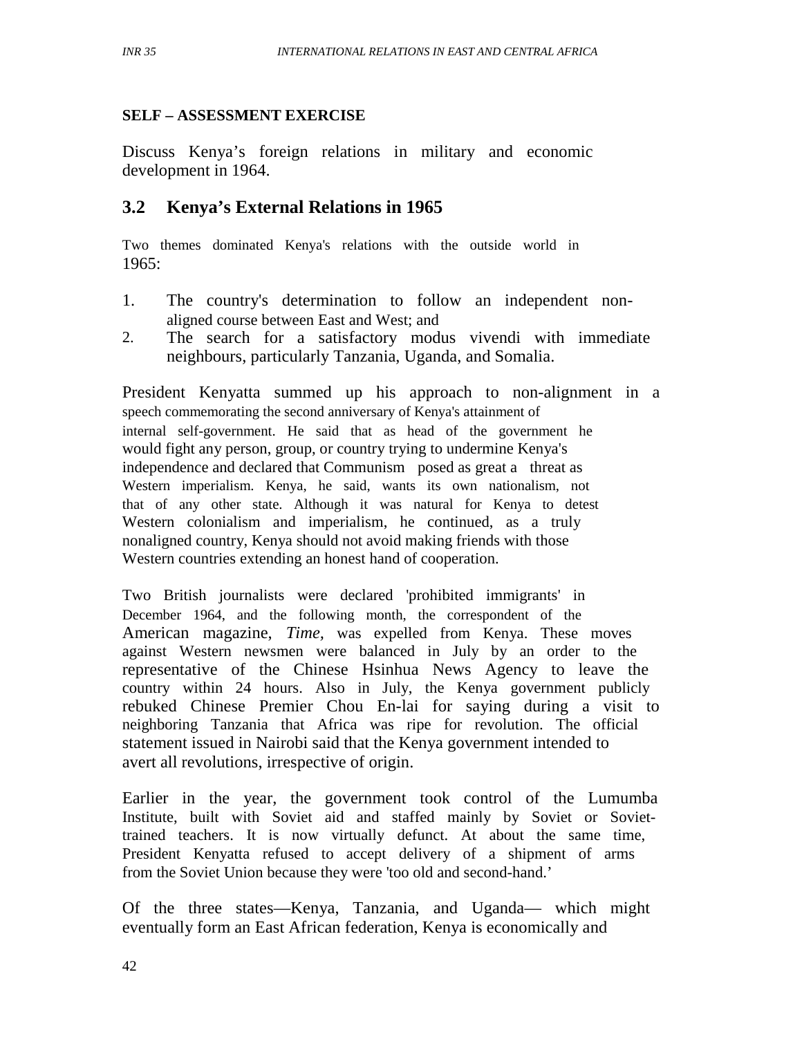**SELF – ASSESSMENT EXERCISE**

Discuss Kenya's foreign relations in military and economic development in 1964.

## 3.2 Kenya's External Relations in 1965

Two themes dominated Kenya's relations with the outside world in 1965:

1. The country's determination to follow an independent non-aligned course between East and West; and
2. The search for a satisfactory modus vivendi with immediate neighbours, particularly Tanzania, Uganda, and Somalia.

President Kenyatta summed up his approach to non-alignment in a speech commemorating the second anniversary of Kenya's attainment of internal self-government. He said that as head of the government he would fight any person, group, or country trying to undermine Kenya's independence and declared that Communism posed as great a threat as Western imperialism. Kenya, he said, wants its own nationalism, not that of any other state. Although it was natural for Kenya to detest Western colonialism and imperialism, he continued, as a truly nonaligned country, Kenya should not avoid making friends with those Western countries extending an honest hand of cooperation.

Two British journalists were declared 'prohibited immigrants' in December 1964, and the following month, the correspondent of the American magazine, *Time*, was expelled from Kenya. These moves against Western newsmen were balanced in July by an order to the representative of the Chinese Hsinhua News Agency to leave the country within 24 hours. Also in July, the Kenya government publicly rebuked Chinese Premier Chou En-lai for saying during a visit to neighboring Tanzania that Africa was ripe for revolution. The official statement issued in Nairobi said that the Kenya government intended to avert all revolutions, irrespective of origin.

Earlier in the year, the government took control of the Lumumba Institute, built with Soviet aid and staffed mainly by Soviet or Soviet-trained teachers. It is now virtually defunct. At about the same time, President Kenyatta refused to accept delivery of a shipment of arms from the Soviet Union because they were 'too old and second-hand.'

Of the three states—Kenya, Tanzania, and Uganda— which might eventually form an East African federation, Kenya is economically and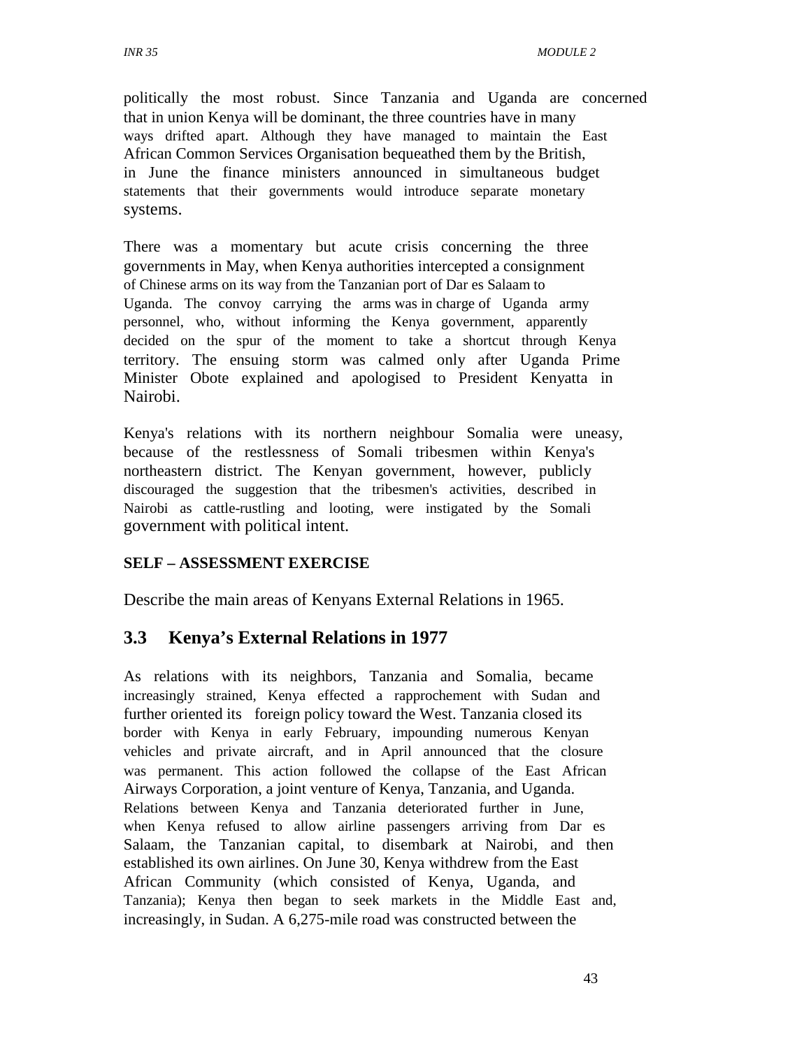politically the most robust. Since Tanzania and Uganda are concerned that in union Kenya will be dominant, the three countries have in many ways drifted apart. Although they have managed to maintain the East African Common Services Organisation bequeathed them by the British, in June the finance ministers announced in simultaneous budget statements that their governments would introduce separate monetary systems.

There was a momentary but acute crisis concerning the three governments in May, when Kenya authorities intercepted a consignment of Chinese arms on its way from the Tanzanian port of Dar es Salaam to Uganda. The convoy carrying the arms was in charge of Uganda army personnel, who, without informing the Kenya government, apparently decided on the spur of the moment to take a shortcut through Kenya territory. The ensuing storm was calmed only after Uganda Prime Minister Obote explained and apologised to President Kenyatta in Nairobi.

Kenya's relations with its northern neighbour Somalia were uneasy, because of the restlessness of Somali tribesmen within Kenya's northeastern district. The Kenyan government, however, publicly discouraged the suggestion that the tribesmen's activities, described in Nairobi as cattle-rustling and looting, were instigated by the Somali government with political intent.

**SELF – ASSESSMENT EXERCISE**

Describe the main areas of Kenyans External Relations in 1965.

## 3.3 Kenya's External Relations in 1977

As relations with its neighbors, Tanzania and Somalia, became increasingly strained, Kenya effected a rapprochement with Sudan and further oriented its foreign policy toward the West. Tanzania closed its border with Kenya in early February, impounding numerous Kenyan vehicles and private aircraft, and in April announced that the closure was permanent. This action followed the collapse of the East African Airways Corporation, a joint venture of Kenya, Tanzania, and Uganda. Relations between Kenya and Tanzania deteriorated further in June, when Kenya refused to allow airline passengers arriving from Dar es Salaam, the Tanzanian capital, to disembark at Nairobi, and then established its own airlines. On June 30, Kenya withdrew from the East African Community (which consisted of Kenya, Uganda, and Tanzania); Kenya then began to seek markets in the Middle East and, increasingly, in Sudan. A 6,275-mile road was constructed between the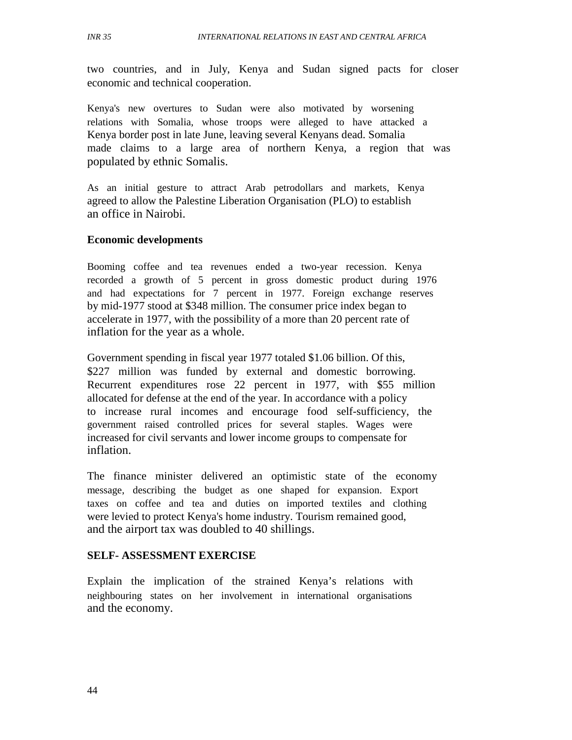two countries, and in July, Kenya and Sudan signed pacts for closer economic and technical cooperation.

Kenya's new overtures to Sudan were also motivated by worsening relations with Somalia, whose troops were alleged to have attacked a Kenya border post in late June, leaving several Kenyans dead. Somalia made claims to a large area of northern Kenya, a region that was populated by ethnic Somalis.

As an initial gesture to attract Arab petrodollars and markets, Kenya agreed to allow the Palestine Liberation Organisation (PLO) to establish an office in Nairobi.

**Economic developments**

Booming coffee and tea revenues ended a two-year recession. Kenya recorded a growth of 5 percent in gross domestic product during 1976 and had expectations for 7 percent in 1977. Foreign exchange reserves by mid-1977 stood at $348 million. The consumer price index began to accelerate in 1977, with the possibility of a more than 20 percent rate of inflation for the year as a whole.

Government spending in fiscal year 1977 totaled $1.06 billion. Of this, $227 million was funded by external and domestic borrowing. Recurrent expenditures rose 22 percent in 1977, with $55 million allocated for defense at the end of the year. In accordance with a policy to increase rural incomes and encourage food self-sufficiency, the government raised controlled prices for several staples. Wages were increased for civil servants and lower income groups to compensate for inflation.

The finance minister delivered an optimistic state of the economy message, describing the budget as one shaped for expansion. Export taxes on coffee and tea and duties on imported textiles and clothing were levied to protect Kenya's home industry. Tourism remained good, and the airport tax was doubled to 40 shillings.

**SELF- ASSESSMENT EXERCISE**

Explain the implication of the strained Kenya's relations with neighbouring states on her involvement in international organisations and the economy.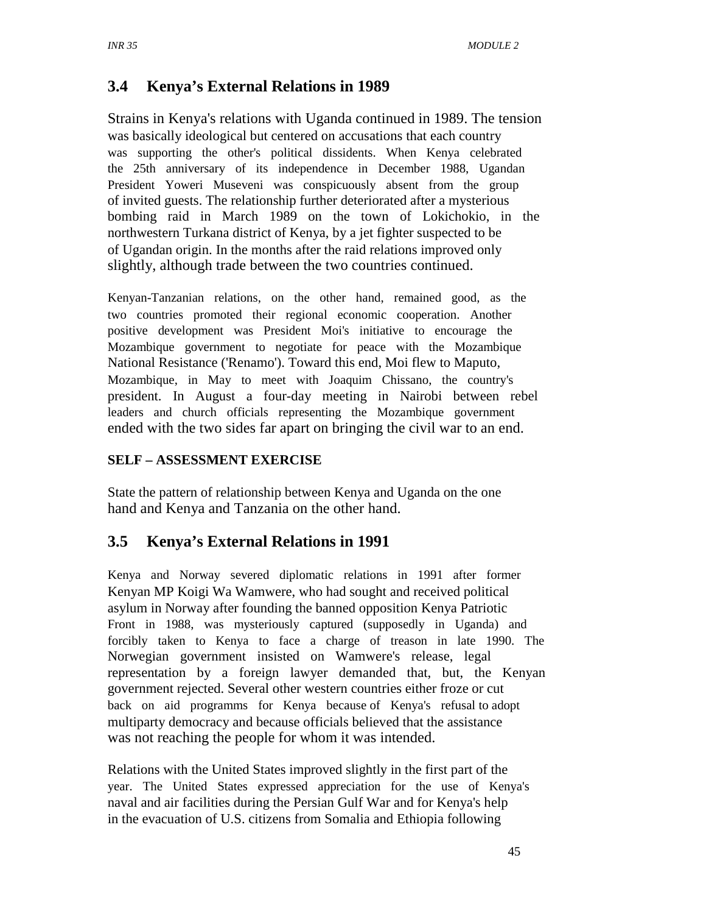## 3.4 Kenya's External Relations in 1989

Strains in Kenya's relations with Uganda continued in 1989. The tension was basically ideological but centered on accusations that each country was supporting the other's political dissidents. When Kenya celebrated the 25th anniversary of its independence in December 1988, Ugandan President Yoweri Museveni was conspicuously absent from the group of invited guests. The relationship further deteriorated after a mysterious bombing raid in March 1989 on the town of Lokichokio, in the northwestern Turkana district of Kenya, by a jet fighter suspected to be of Ugandan origin. In the months after the raid relations improved only slightly, although trade between the two countries continued.

Kenyan-Tanzanian relations, on the other hand, remained good, as the two countries promoted their regional economic cooperation. Another positive development was President Moi's initiative to encourage the Mozambique government to negotiate for peace with the Mozambique National Resistance ('Renamo'). Toward this end, Moi flew to Maputo, Mozambique, in May to meet with Joaquim Chissano, the country's president. In August a four-day meeting in Nairobi between rebel leaders and church officials representing the Mozambique government ended with the two sides far apart on bringing the civil war to an end.

**SELF – ASSESSMENT EXERCISE**

State the pattern of relationship between Kenya and Uganda on the one hand and Kenya and Tanzania on the other hand.

## 3.5 Kenya's External Relations in 1991

Kenya and Norway severed diplomatic relations in 1991 after former Kenyan MP Koigi Wa Wamwere, who had sought and received political asylum in Norway after founding the banned opposition Kenya Patriotic Front in 1988, was mysteriously captured (supposedly in Uganda) and forcibly taken to Kenya to face a charge of treason in late 1990. The Norwegian government insisted on Wamwere's release, legal representation by a foreign lawyer demanded that, but, the Kenyan government rejected. Several other western countries either froze or cut back on aid programms for Kenya because of Kenya's refusal to adopt multiparty democracy and because officials believed that the assistance was not reaching the people for whom it was intended.

Relations with the United States improved slightly in the first part of the year. The United States expressed appreciation for the use of Kenya's naval and air facilities during the Persian Gulf War and for Kenya's help in the evacuation of U.S. citizens from Somalia and Ethiopia following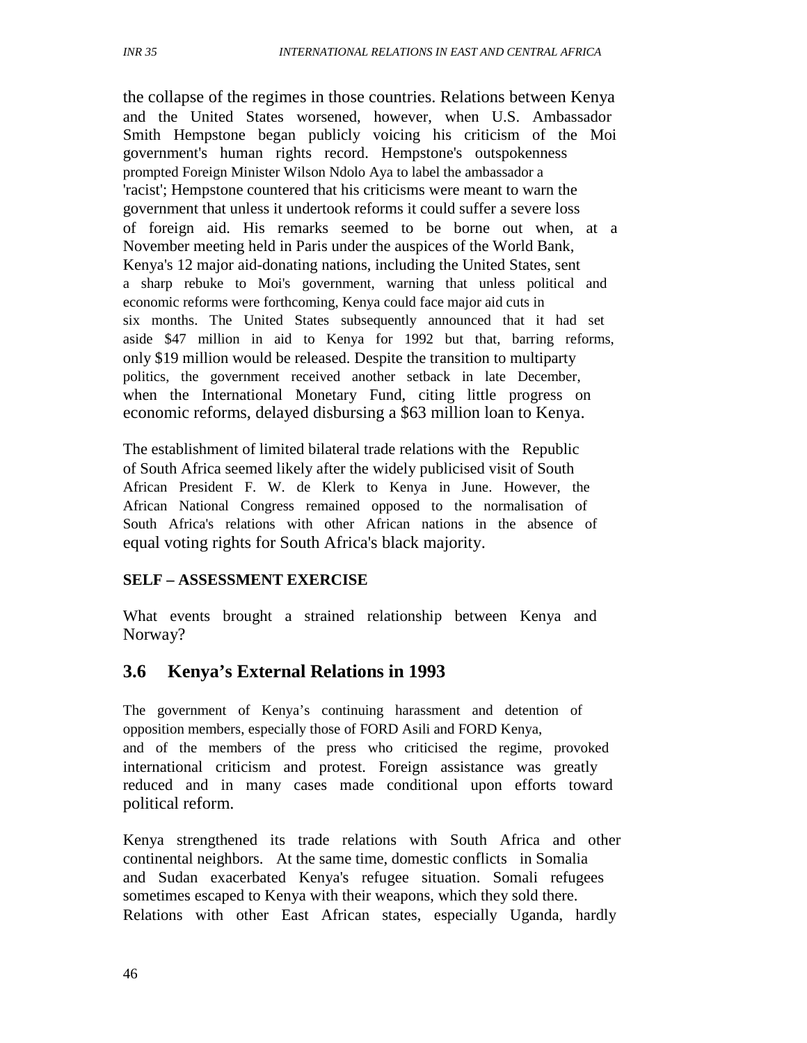the collapse of the regimes in those countries. Relations between Kenya and the United States worsened, however, when U.S. Ambassador Smith Hempstone began publicly voicing his criticism of the Moi government's human rights record. Hempstone's outspokenness prompted Foreign Minister Wilson Ndolo Aya to label the ambassador a 'racist'; Hempstone countered that his criticisms were meant to warn the government that unless it undertook reforms it could suffer a severe loss of foreign aid. His remarks seemed to be borne out when, at a November meeting held in Paris under the auspices of the World Bank, Kenya's 12 major aid-donating nations, including the United States, sent a sharp rebuke to Moi's government, warning that unless political and economic reforms were forthcoming, Kenya could face major aid cuts in six months. The United States subsequently announced that it had set aside $47 million in aid to Kenya for 1992 but that, barring reforms, only $19 million would be released. Despite the transition to multiparty politics, the government received another setback in late December, when the International Monetary Fund, citing little progress on economic reforms, delayed disbursing a $63 million loan to Kenya.

The establishment of limited bilateral trade relations with the Republic of South Africa seemed likely after the widely publicised visit of South African President F. W. de Klerk to Kenya in June. However, the African National Congress remained opposed to the normalisation of South Africa's relations with other African nations in the absence of equal voting rights for South Africa's black majority.

**SELF – ASSESSMENT EXERCISE**

What events brought a strained relationship between Kenya and Norway?

## 3.6 Kenya's External Relations in 1993

The government of Kenya's continuing harassment and detention of opposition members, especially those of FORD Asili and FORD Kenya, and of the members of the press who criticised the regime, provoked international criticism and protest. Foreign assistance was greatly reduced and in many cases made conditional upon efforts toward political reform.

Kenya strengthened its trade relations with South Africa and other continental neighbors. At the same time, domestic conflicts in Somalia and Sudan exacerbated Kenya's refugee situation. Somali refugees sometimes escaped to Kenya with their weapons, which they sold there. Relations with other East African states, especially Uganda, hardly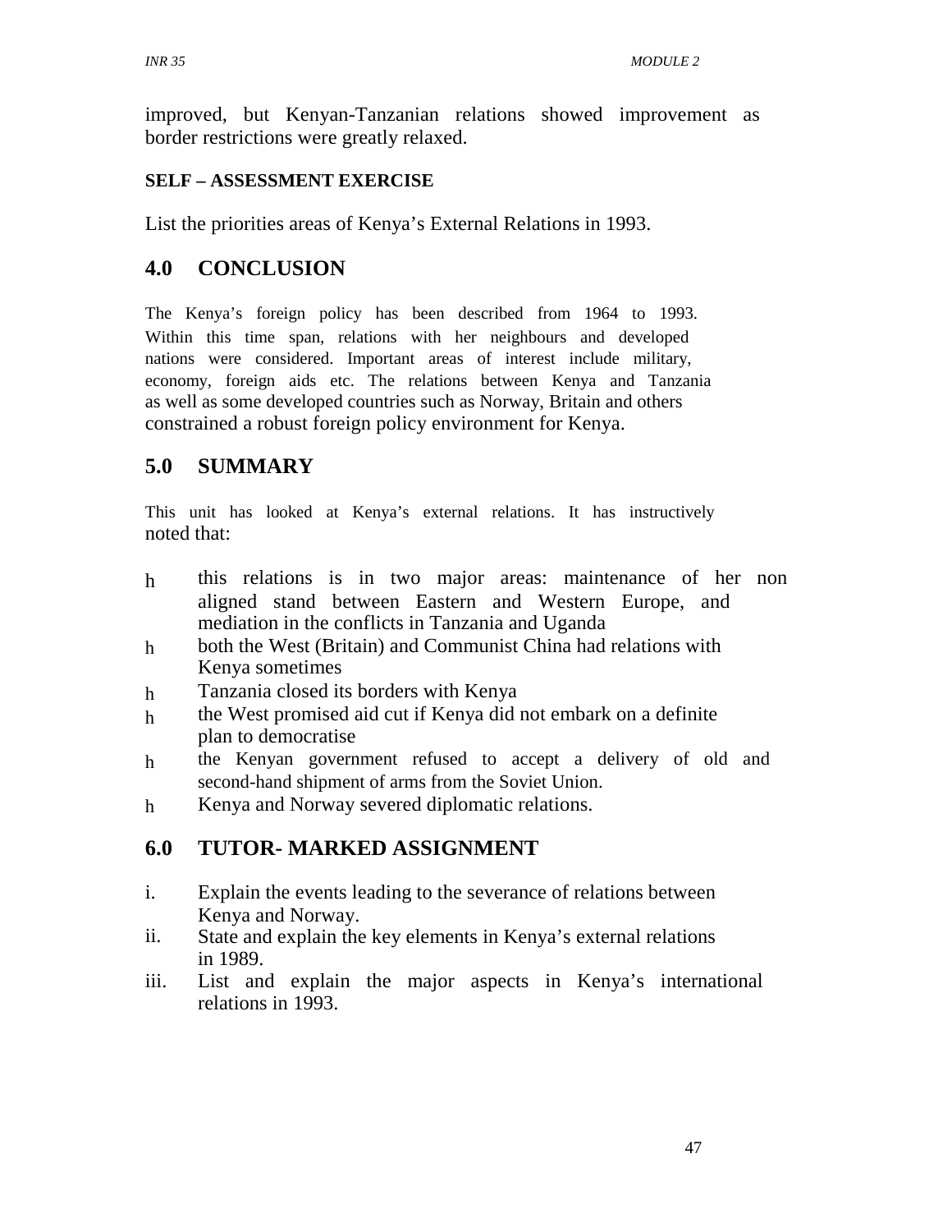improved, but Kenyan-Tanzanian relations showed improvement as border restrictions were greatly relaxed.

**SELF – ASSESSMENT EXERCISE**

List the priorities areas of Kenya's External Relations in 1993.

## 4.0 CONCLUSION

The Kenya's foreign policy has been described from 1964 to 1993. Within this time span, relations with her neighbours and developed nations were considered. Important areas of interest include military, economy, foreign aids etc. The relations between Kenya and Tanzania as well as some developed countries such as Norway, Britain and others constrained a robust foreign policy environment for Kenya.

## 5.0 SUMMARY

This unit has looked at Kenya's external relations. It has instructively noted that:

- this relations is in two major areas: maintenance of her non aligned stand between Eastern and Western Europe, and mediation in the conflicts in Tanzania and Uganda
- both the West (Britain) and Communist China had relations with Kenya sometimes
- Tanzania closed its borders with Kenya
- the West promised aid cut if Kenya did not embark on a definite plan to democratise
- the Kenyan government refused to accept a delivery of old and second-hand shipment of arms from the Soviet Union.
- Kenya and Norway severed diplomatic relations.

## 6.0 TUTOR- MARKED ASSIGNMENT

i. Explain the events leading to the severance of relations between Kenya and Norway.

ii. State and explain the key elements in Kenya's external relations in 1989.

iii. List and explain the major aspects in Kenya's international relations in 1993.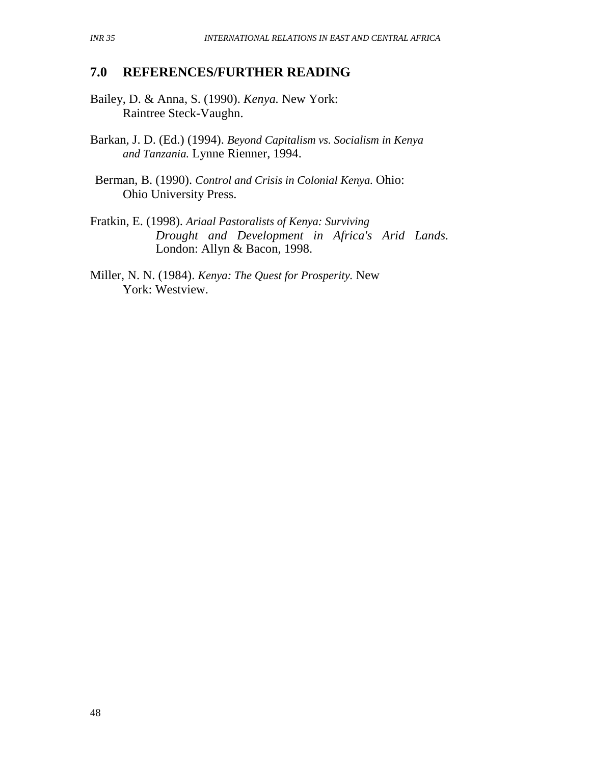## 7.0 REFERENCES/FURTHER READING

Bailey, D. & Anna, S. (1990). *Kenya.* New York: Raintree Steck-Vaughn.

Barkan, J. D. (Ed.) (1994). *Beyond Capitalism vs. Socialism in Kenya and Tanzania.* Lynne Rienner, 1994.

Berman, B. (1990). *Control and Crisis in Colonial Kenya.* Ohio: Ohio University Press.

Fratkin, E. (1998). *Ariaal Pastoralists of Kenya: Surviving Drought and Development in Africa's Arid Lands.* London: Allyn & Bacon, 1998.

Miller, N. N. (1984). *Kenya: The Quest for Prosperity.* New York: Westview.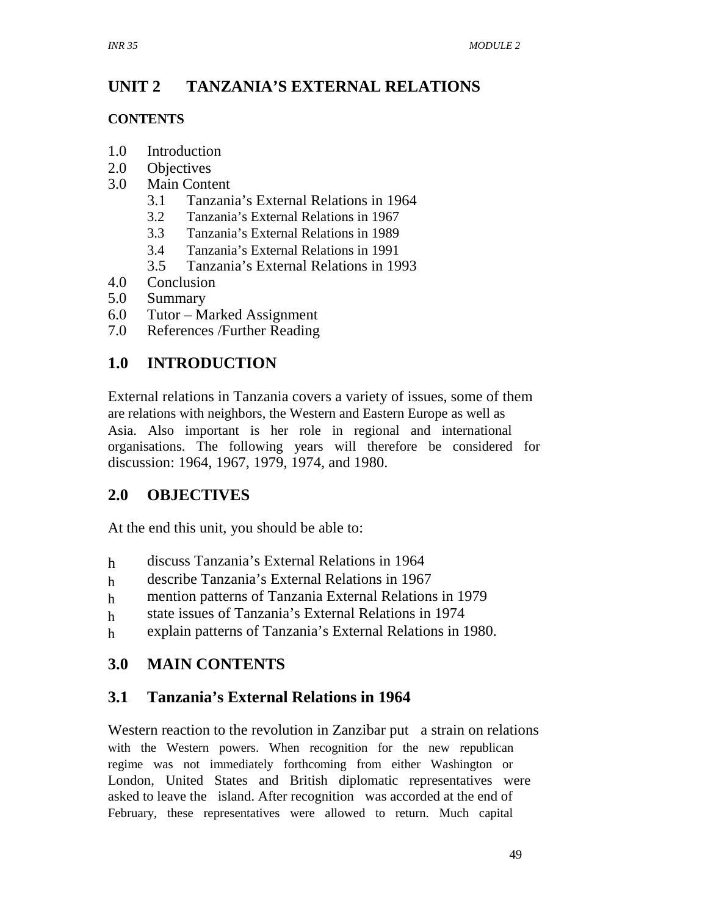# UNIT 2 TANZANIA'S EXTERNAL RELATIONS

**CONTENTS**

1.0 Introduction
2.0 Objectives
3.0 Main Content
    3.1 Tanzania's External Relations in 1964
    3.2 Tanzania's External Relations in 1967
    3.3 Tanzania's External Relations in 1989
    3.4 Tanzania's External Relations in 1991
    3.5 Tanzania's External Relations in 1993
4.0 Conclusion
5.0 Summary
6.0 Tutor – Marked Assignment
7.0 References /Further Reading

## 1.0 INTRODUCTION

External relations in Tanzania covers a variety of issues, some of them are relations with neighbors, the Western and Eastern Europe as well as Asia. Also important is her role in regional and international organisations. The following years will therefore be considered for discussion: 1964, 1967, 1979, 1974, and 1980.

## 2.0 OBJECTIVES

At the end this unit, you should be able to:

- discuss Tanzania's External Relations in 1964
- describe Tanzania's External Relations in 1967
- mention patterns of Tanzania External Relations in 1979
- state issues of Tanzania's External Relations in 1974
- explain patterns of Tanzania's External Relations in 1980.

## 3.0 MAIN CONTENTS

## 3.1 Tanzania's External Relations in 1964

Western reaction to the revolution in Zanzibar put a strain on relations with the Western powers. When recognition for the new republican regime was not immediately forthcoming from either Washington or London, United States and British diplomatic representatives were asked to leave the island. After recognition was accorded at the end of February, these representatives were allowed to return. Much capital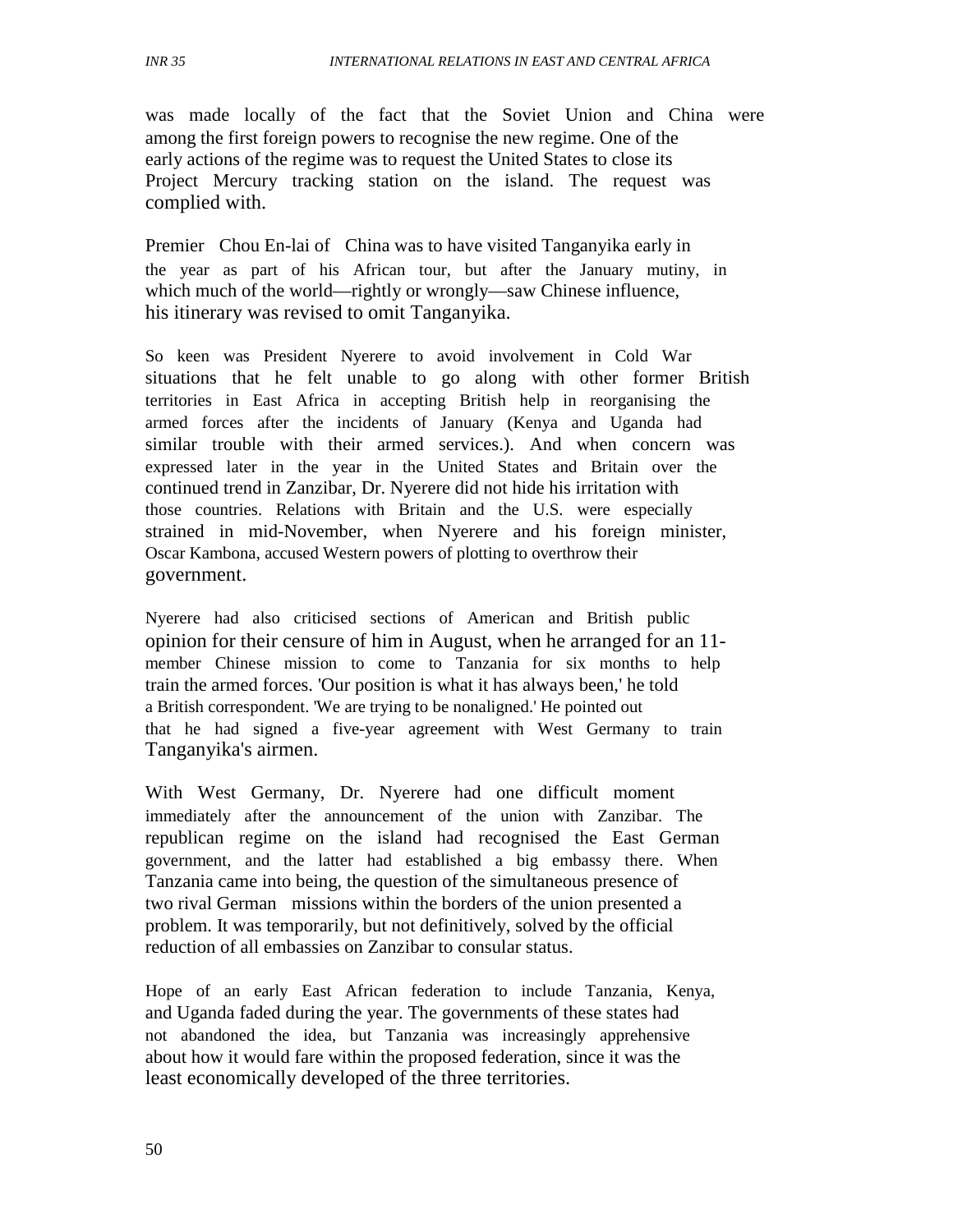was made locally of the fact that the Soviet Union and China were among the first foreign powers to recognise the new regime. One of the early actions of the regime was to request the United States to close its Project Mercury tracking station on the island. The request was complied with.

Premier Chou En-lai of China was to have visited Tanganyika early in the year as part of his African tour, but after the January mutiny, in which much of the world—rightly or wrongly—saw Chinese influence, his itinerary was revised to omit Tanganyika.

So keen was President Nyerere to avoid involvement in Cold War situations that he felt unable to go along with other former British territories in East Africa in accepting British help in reorganising the armed forces after the incidents of January (Kenya and Uganda had similar trouble with their armed services.). And when concern was expressed later in the year in the United States and Britain over the continued trend in Zanzibar, Dr. Nyerere did not hide his irritation with those countries. Relations with Britain and the U.S. were especially strained in mid-November, when Nyerere and his foreign minister, Oscar Kambona, accused Western powers of plotting to overthrow their government.

Nyerere had also criticised sections of American and British public opinion for their censure of him in August, when he arranged for an 11-member Chinese mission to come to Tanzania for six months to help train the armed forces. 'Our position is what it has always been,' he told a British correspondent. 'We are trying to be nonaligned.' He pointed out that he had signed a five-year agreement with West Germany to train Tanganyika's airmen.

With West Germany, Dr. Nyerere had one difficult moment immediately after the announcement of the union with Zanzibar. The republican regime on the island had recognised the East German government, and the latter had established a big embassy there. When Tanzania came into being, the question of the simultaneous presence of two rival German missions within the borders of the union presented a problem. It was temporarily, but not definitively, solved by the official reduction of all embassies on Zanzibar to consular status.

Hope of an early East African federation to include Tanzania, Kenya, and Uganda faded during the year. The governments of these states had not abandoned the idea, but Tanzania was increasingly apprehensive about how it would fare within the proposed federation, since it was the least economically developed of the three territories.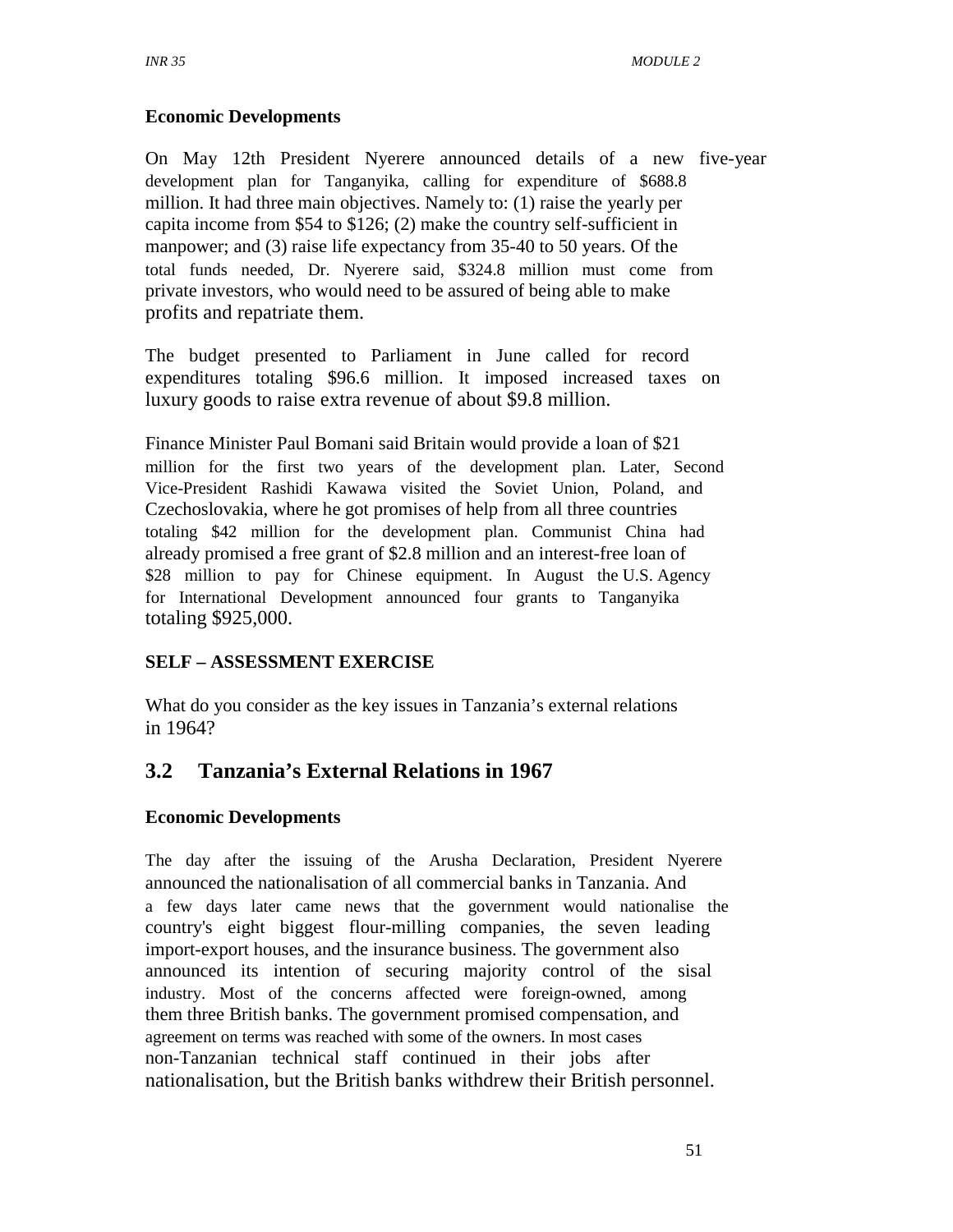### Economic Developments

On May 12th President Nyerere announced details of a new five-year development plan for Tanganyika, calling for expenditure of $688.8 million. It had three main objectives. Namely to: (1) raise the yearly per capita income from $54 to $126; (2) make the country self-sufficient in manpower; and (3) raise life expectancy from 35-40 to 50 years. Of the total funds needed, Dr. Nyerere said, $324.8 million must come from private investors, who would need to be assured of being able to make profits and repatriate them.

The budget presented to Parliament in June called for record expenditures totaling $96.6 million. It imposed increased taxes on luxury goods to raise extra revenue of about $9.8 million.

Finance Minister Paul Bomani said Britain would provide a loan of $21 million for the first two years of the development plan. Later, Second Vice-President Rashidi Kawawa visited the Soviet Union, Poland, and Czechoslovakia, where he got promises of help from all three countries totaling $42 million for the development plan. Communist China had already promised a free grant of $2.8 million and an interest-free loan of $28 million to pay for Chinese equipment. In August the U.S. Agency for International Development announced four grants to Tanganyika totaling $925,000.

### SELF – ASSESSMENT EXERCISE

What do you consider as the key issues in Tanzania's external relations in 1964?

## 3.2 Tanzania's External Relations in 1967

### Economic Developments

The day after the issuing of the Arusha Declaration, President Nyerere announced the nationalisation of all commercial banks in Tanzania. And a few days later came news that the government would nationalise the country's eight biggest flour-milling companies, the seven leading import-export houses, and the insurance business. The government also announced its intention of securing majority control of the sisal industry. Most of the concerns affected were foreign-owned, among them three British banks. The government promised compensation, and agreement on terms was reached with some of the owners. In most cases non-Tanzanian technical staff continued in their jobs after nationalisation, but the British banks withdrew their British personnel.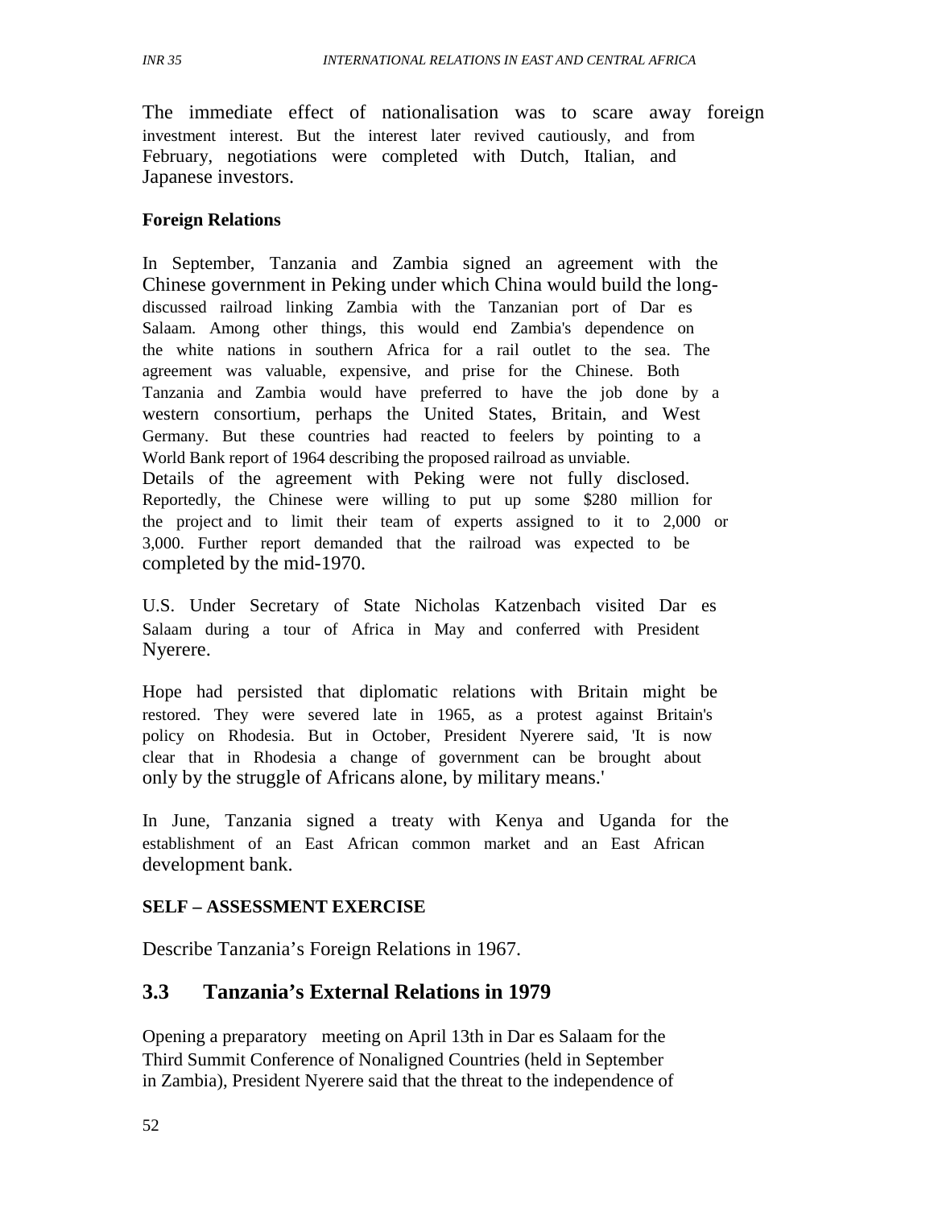The immediate effect of nationalisation was to scare away foreign investment interest. But the interest later revived cautiously, and from February, negotiations were completed with Dutch, Italian, and Japanese investors.

**Foreign Relations**

In September, Tanzania and Zambia signed an agreement with the Chinese government in Peking under which China would build the long-discussed railroad linking Zambia with the Tanzanian port of Dar es Salaam. Among other things, this would end Zambia's dependence on the white nations in southern Africa for a rail outlet to the sea. The agreement was valuable, expensive, and prise for the Chinese. Both Tanzania and Zambia would have preferred to have the job done by a western consortium, perhaps the United States, Britain, and West Germany. But these countries had reacted to feelers by pointing to a World Bank report of 1964 describing the proposed railroad as unviable. Details of the agreement with Peking were not fully disclosed. Reportedly, the Chinese were willing to put up some $280 million for the project and to limit their team of experts assigned to it to 2,000 or 3,000. Further report demanded that the railroad was expected to be completed by the mid-1970.

U.S. Under Secretary of State Nicholas Katzenbach visited Dar es Salaam during a tour of Africa in May and conferred with President Nyerere.

Hope had persisted that diplomatic relations with Britain might be restored. They were severed late in 1965, as a protest against Britain's policy on Rhodesia. But in October, President Nyerere said, 'It is now clear that in Rhodesia a change of government can be brought about only by the struggle of Africans alone, by military means.'

In June, Tanzania signed a treaty with Kenya and Uganda for the establishment of an East African common market and an East African development bank.

**SELF – ASSESSMENT EXERCISE**

Describe Tanzania's Foreign Relations in 1967.

## 3.3 Tanzania's External Relations in 1979

Opening a preparatory meeting on April 13th in Dar es Salaam for the Third Summit Conference of Nonaligned Countries (held in September in Zambia), President Nyerere said that the threat to the independence of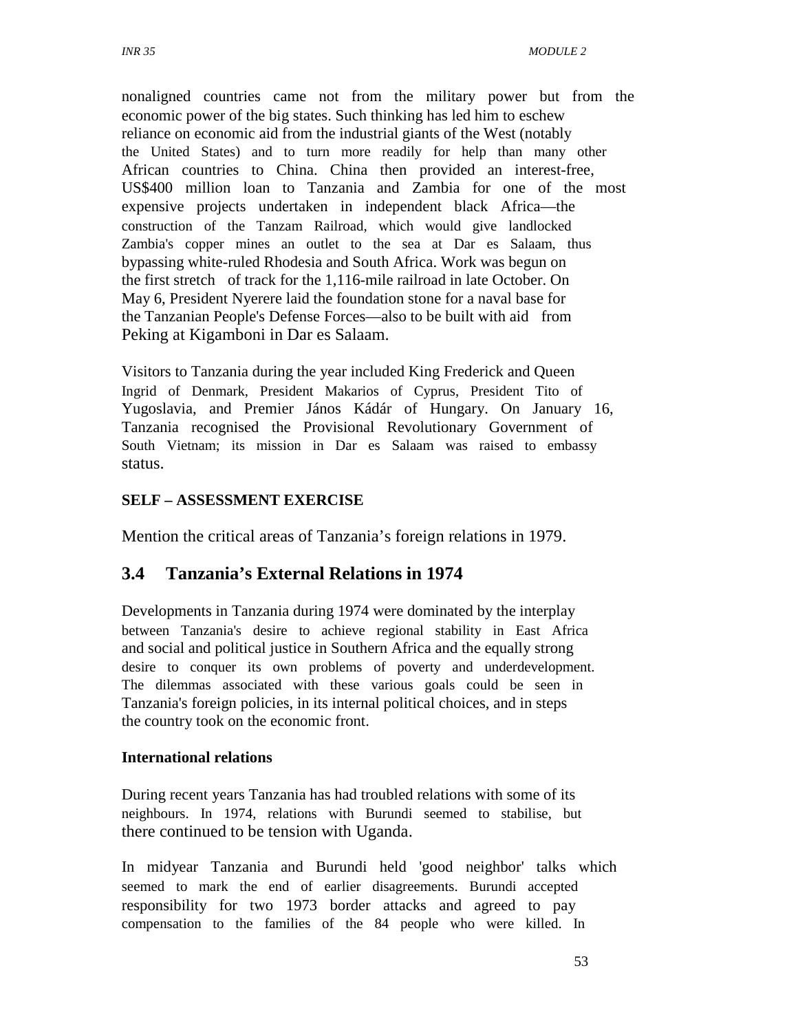nonaligned countries came not from the military power but from the economic power of the big states. Such thinking has led him to eschew reliance on economic aid from the industrial giants of the West (notably the United States) and to turn more readily for help than many other African countries to China. China then provided an interest-free, US$400 million loan to Tanzania and Zambia for one of the most expensive projects undertaken in independent black Africa—the construction of the Tanzam Railroad, which would give landlocked Zambia's copper mines an outlet to the sea at Dar es Salaam, thus bypassing white-ruled Rhodesia and South Africa. Work was begun on the first stretch of track for the 1,116-mile railroad in late October. On May 6, President Nyerere laid the foundation stone for a naval base for the Tanzanian People's Defense Forces—also to be built with aid from Peking at Kigamboni in Dar es Salaam.

Visitors to Tanzania during the year included King Frederick and Queen Ingrid of Denmark, President Makarios of Cyprus, President Tito of Yugoslavia, and Premier János Kádár of Hungary. On January 16, Tanzania recognised the Provisional Revolutionary Government of South Vietnam; its mission in Dar es Salaam was raised to embassy status.

**SELF – ASSESSMENT EXERCISE**

Mention the critical areas of Tanzania's foreign relations in 1979.

## 3.4 Tanzania's External Relations in 1974

Developments in Tanzania during 1974 were dominated by the interplay between Tanzania's desire to achieve regional stability in East Africa and social and political justice in Southern Africa and the equally strong desire to conquer its own problems of poverty and underdevelopment. The dilemmas associated with these various goals could be seen in Tanzania's foreign policies, in its internal political choices, and in steps the country took on the economic front.

**International relations**

During recent years Tanzania has had troubled relations with some of its neighbours. In 1974, relations with Burundi seemed to stabilise, but there continued to be tension with Uganda.

In midyear Tanzania and Burundi held 'good neighbor' talks which seemed to mark the end of earlier disagreements. Burundi accepted responsibility for two 1973 border attacks and agreed to pay compensation to the families of the 84 people who were killed. In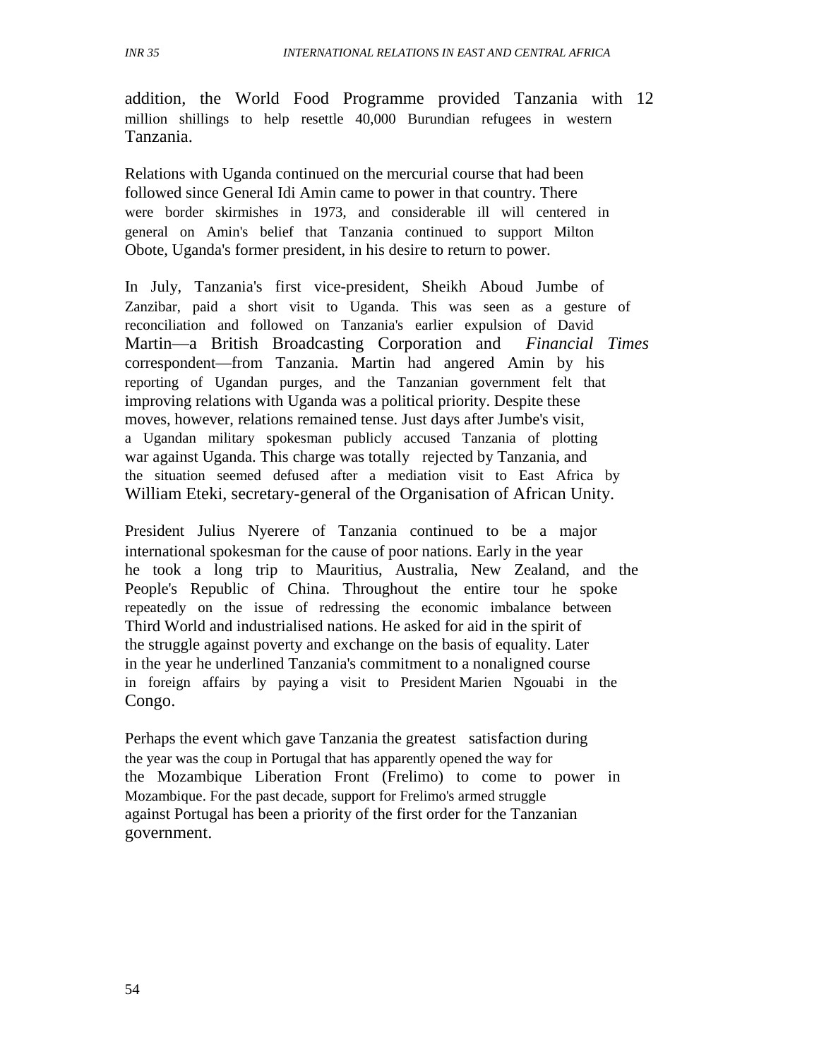addition, the World Food Programme provided Tanzania with 12 million shillings to help resettle 40,000 Burundian refugees in western Tanzania.

Relations with Uganda continued on the mercurial course that had been followed since General Idi Amin came to power in that country. There were border skirmishes in 1973, and considerable ill will centered in general on Amin's belief that Tanzania continued to support Milton Obote, Uganda's former president, in his desire to return to power.

In July, Tanzania's first vice-president, Sheikh Aboud Jumbe of Zanzibar, paid a short visit to Uganda. This was seen as a gesture of reconciliation and followed on Tanzania's earlier expulsion of David Martin—a British Broadcasting Corporation and *Financial Times* correspondent—from Tanzania. Martin had angered Amin by his reporting of Ugandan purges, and the Tanzanian government felt that improving relations with Uganda was a political priority. Despite these moves, however, relations remained tense. Just days after Jumbe's visit, a Ugandan military spokesman publicly accused Tanzania of plotting war against Uganda. This charge was totally rejected by Tanzania, and the situation seemed defused after a mediation visit to East Africa by William Eteki, secretary-general of the Organisation of African Unity.

President Julius Nyerere of Tanzania continued to be a major international spokesman for the cause of poor nations. Early in the year he took a long trip to Mauritius, Australia, New Zealand, and the People's Republic of China. Throughout the entire tour he spoke repeatedly on the issue of redressing the economic imbalance between Third World and industrialised nations. He asked for aid in the spirit of the struggle against poverty and exchange on the basis of equality. Later in the year he underlined Tanzania's commitment to a nonaligned course in foreign affairs by paying a visit to President Marien Ngouabi in the Congo.

Perhaps the event which gave Tanzania the greatest satisfaction during the year was the coup in Portugal that has apparently opened the way for the Mozambique Liberation Front (Frelimo) to come to power in Mozambique. For the past decade, support for Frelimo's armed struggle against Portugal has been a priority of the first order for the Tanzanian government.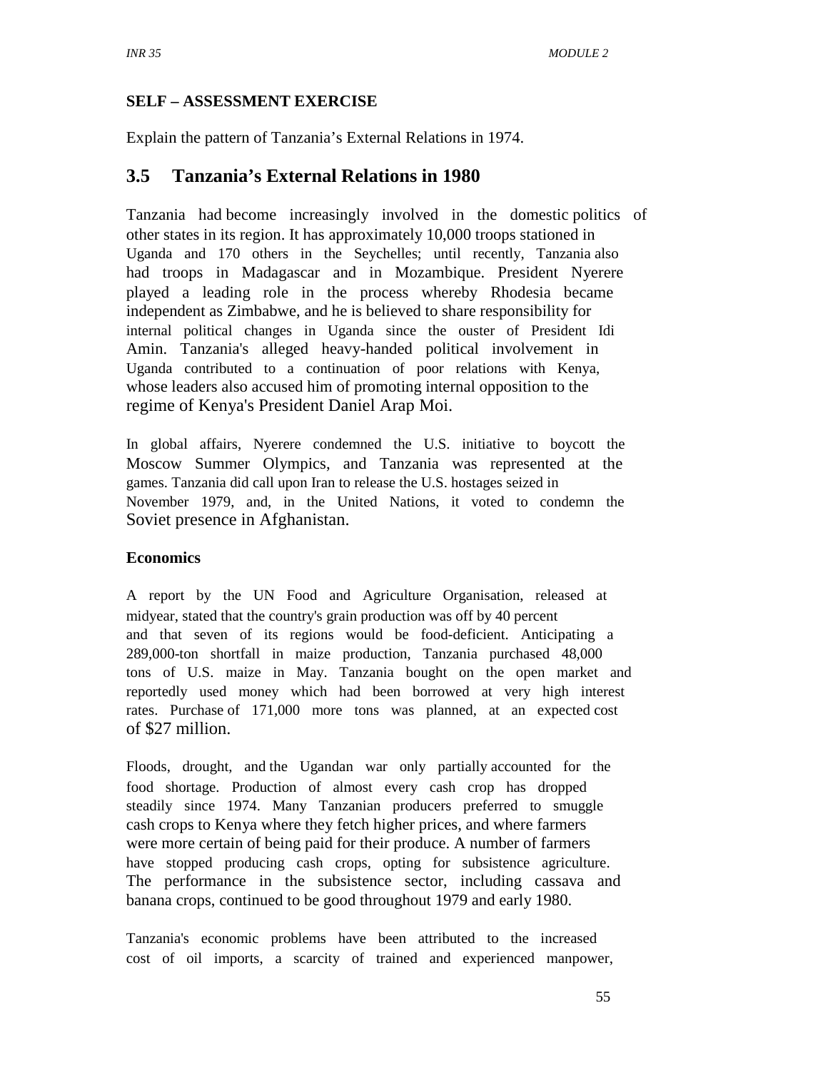**SELF – ASSESSMENT EXERCISE**

Explain the pattern of Tanzania's External Relations in 1974.

## 3.5 Tanzania's External Relations in 1980

Tanzania had become increasingly involved in the domestic politics of other states in its region. It has approximately 10,000 troops stationed in Uganda and 170 others in the Seychelles; until recently, Tanzania also had troops in Madagascar and in Mozambique. President Nyerere played a leading role in the process whereby Rhodesia became independent as Zimbabwe, and he is believed to share responsibility for internal political changes in Uganda since the ouster of President Idi Amin. Tanzania's alleged heavy-handed political involvement in Uganda contributed to a continuation of poor relations with Kenya, whose leaders also accused him of promoting internal opposition to the regime of Kenya's President Daniel Arap Moi.

In global affairs, Nyerere condemned the U.S. initiative to boycott the Moscow Summer Olympics, and Tanzania was represented at the games. Tanzania did call upon Iran to release the U.S. hostages seized in November 1979, and, in the United Nations, it voted to condemn the Soviet presence in Afghanistan.

**Economics**

A report by the UN Food and Agriculture Organisation, released at midyear, stated that the country's grain production was off by 40 percent and that seven of its regions would be food-deficient. Anticipating a 289,000-ton shortfall in maize production, Tanzania purchased 48,000 tons of U.S. maize in May. Tanzania bought on the open market and reportedly used money which had been borrowed at very high interest rates. Purchase of 171,000 more tons was planned, at an expected cost of $27 million.

Floods, drought, and the Ugandan war only partially accounted for the food shortage. Production of almost every cash crop has dropped steadily since 1974. Many Tanzanian producers preferred to smuggle cash crops to Kenya where they fetch higher prices, and where farmers were more certain of being paid for their produce. A number of farmers have stopped producing cash crops, opting for subsistence agriculture. The performance in the subsistence sector, including cassava and banana crops, continued to be good throughout 1979 and early 1980.

Tanzania's economic problems have been attributed to the increased cost of oil imports, a scarcity of trained and experienced manpower,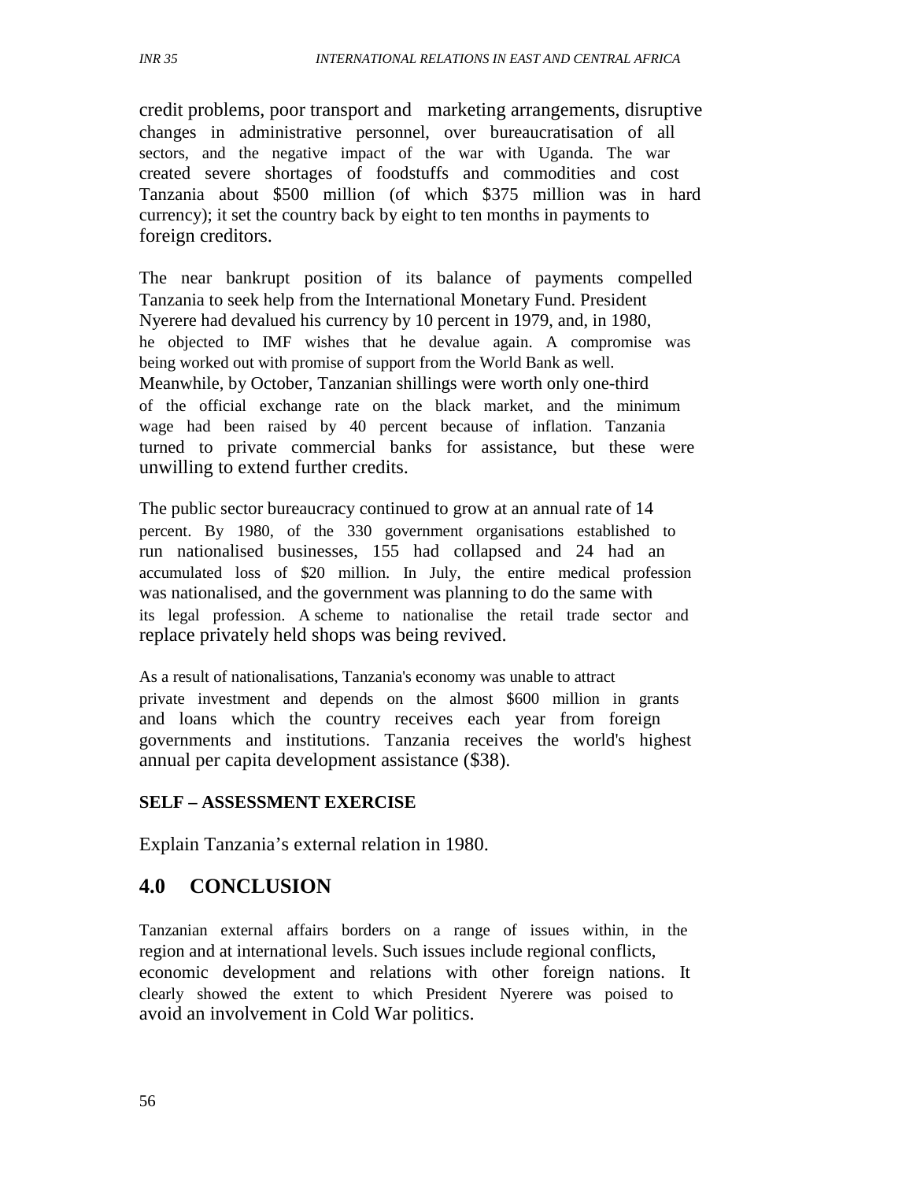credit problems, poor transport and marketing arrangements, disruptive changes in administrative personnel, over bureaucratisation of all sectors, and the negative impact of the war with Uganda. The war created severe shortages of foodstuffs and commodities and cost Tanzania about $500 million (of which $375 million was in hard currency); it set the country back by eight to ten months in payments to foreign creditors.

The near bankrupt position of its balance of payments compelled Tanzania to seek help from the International Monetary Fund. President Nyerere had devalued his currency by 10 percent in 1979, and, in 1980, he objected to IMF wishes that he devalue again. A compromise was being worked out with promise of support from the World Bank as well. Meanwhile, by October, Tanzanian shillings were worth only one-third of the official exchange rate on the black market, and the minimum wage had been raised by 40 percent because of inflation. Tanzania turned to private commercial banks for assistance, but these were unwilling to extend further credits.

The public sector bureaucracy continued to grow at an annual rate of 14 percent. By 1980, of the 330 government organisations established to run nationalised businesses, 155 had collapsed and 24 had an accumulated loss of $20 million. In July, the entire medical profession was nationalised, and the government was planning to do the same with its legal profession. A scheme to nationalise the retail trade sector and replace privately held shops was being revived.

As a result of nationalisations, Tanzania's economy was unable to attract private investment and depends on the almost $600 million in grants and loans which the country receives each year from foreign governments and institutions. Tanzania receives the world's highest annual per capita development assistance ($38).

**SELF – ASSESSMENT EXERCISE**

Explain Tanzania's external relation in 1980.

## 4.0 CONCLUSION

Tanzanian external affairs borders on a range of issues within, in the region and at international levels. Such issues include regional conflicts, economic development and relations with other foreign nations. It clearly showed the extent to which President Nyerere was poised to avoid an involvement in Cold War politics.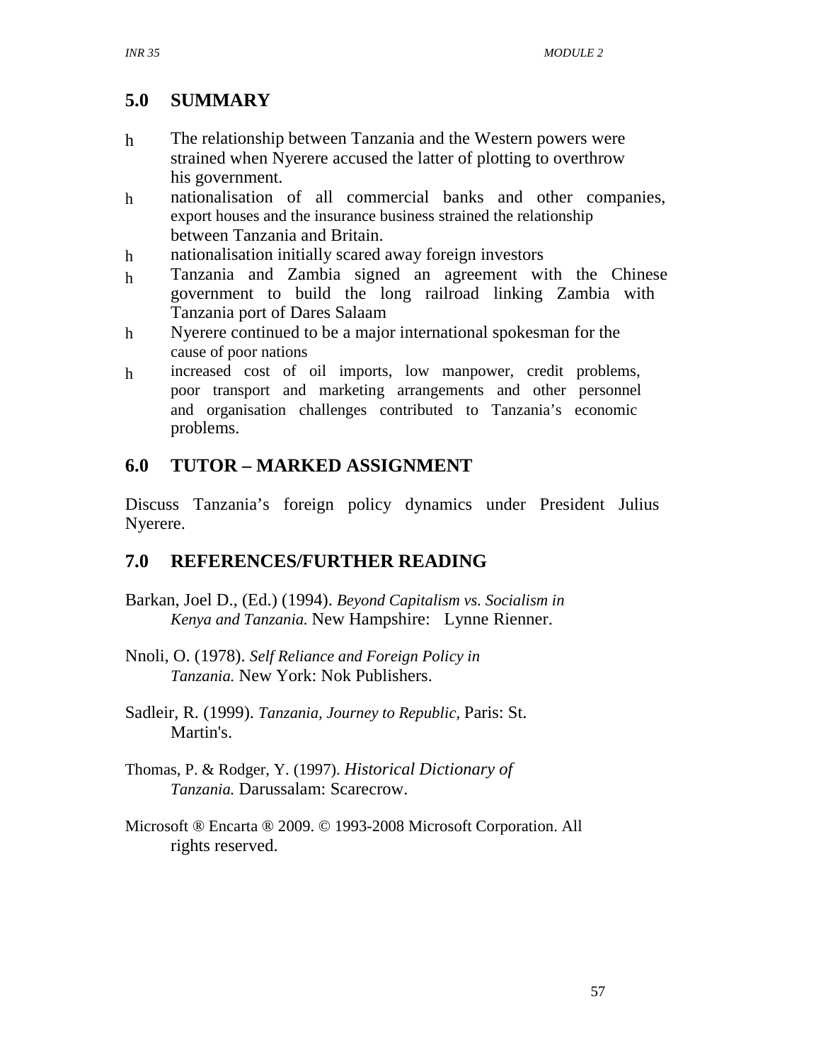## 5.0 SUMMARY

- The relationship between Tanzania and the Western powers were strained when Nyerere accused the latter of plotting to overthrow his government.
- nationalisation of all commercial banks and other companies, export houses and the insurance business strained the relationship between Tanzania and Britain.
- nationalisation initially scared away foreign investors
- Tanzania and Zambia signed an agreement with the Chinese government to build the long railroad linking Zambia with Tanzania port of Dares Salaam
- Nyerere continued to be a major international spokesman for the cause of poor nations
- increased cost of oil imports, low manpower, credit problems, poor transport and marketing arrangements and other personnel and organisation challenges contributed to Tanzania's economic problems.

## 6.0 TUTOR – MARKED ASSIGNMENT

Discuss Tanzania's foreign policy dynamics under President Julius Nyerere.

## 7.0 REFERENCES/FURTHER READING

Barkan, Joel D., (Ed.) (1994). *Beyond Capitalism vs. Socialism in Kenya and Tanzania.* New Hampshire: Lynne Rienner.

Nnoli, O. (1978). *Self Reliance and Foreign Policy in Tanzania.* New York: Nok Publishers.

Sadleir, R. (1999). *Tanzania, Journey to Republic,* Paris: St. Martin's.

Thomas, P. & Rodger, Y. (1997). *Historical Dictionary of Tanzania.* Darussalam: Scarecrow.

Microsoft ® Encarta ® 2009. © 1993-2008 Microsoft Corporation. All rights reserved.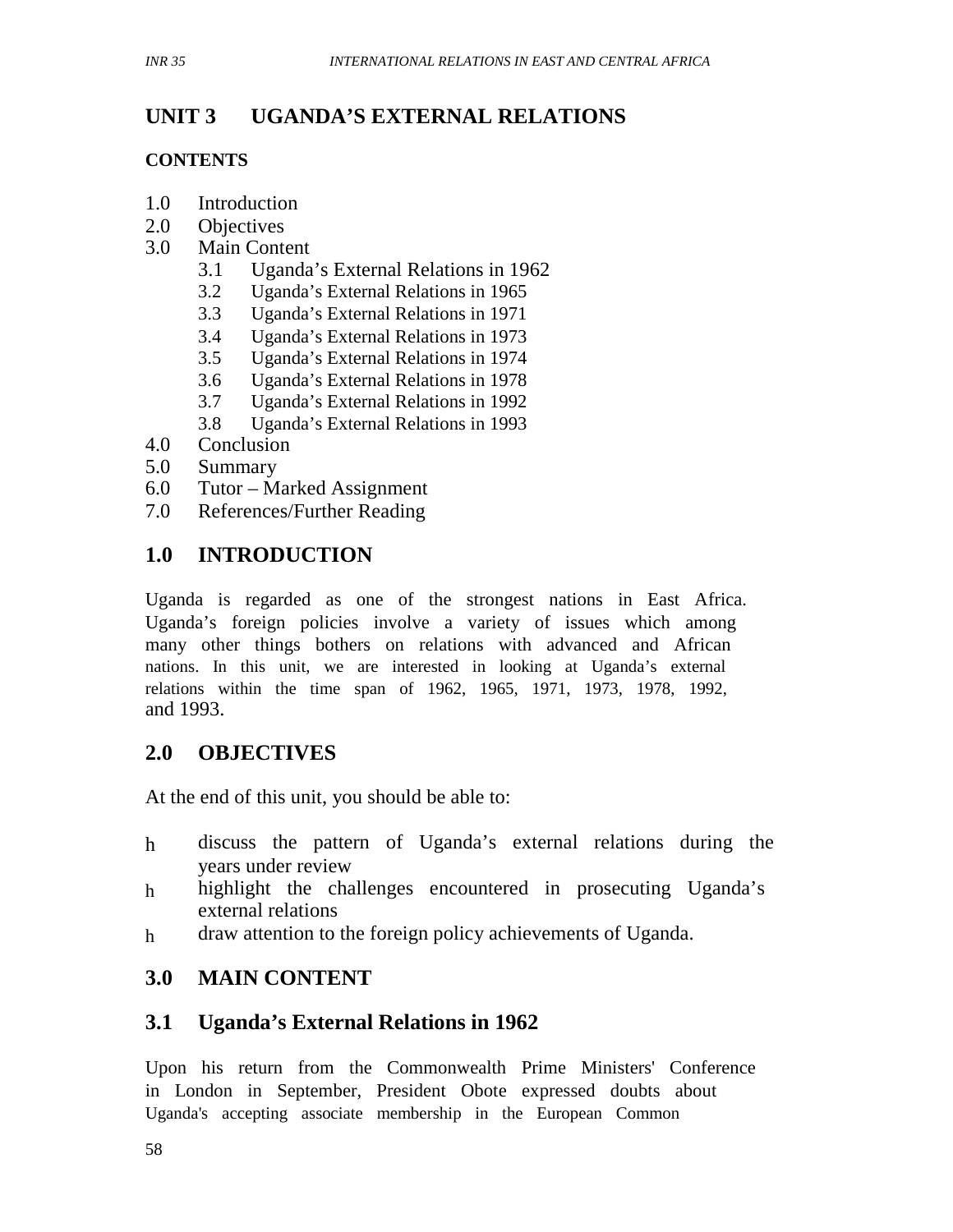# UNIT 3 UGANDA'S EXTERNAL RELATIONS

**CONTENTS**

1.0 Introduction
2.0 Objectives
3.0 Main Content
    3.1 Uganda's External Relations in 1962
    3.2 Uganda's External Relations in 1965
    3.3 Uganda's External Relations in 1971
    3.4 Uganda's External Relations in 1973
    3.5 Uganda's External Relations in 1974
    3.6 Uganda's External Relations in 1978
    3.7 Uganda's External Relations in 1992
    3.8 Uganda's External Relations in 1993
4.0 Conclusion
5.0 Summary
6.0 Tutor – Marked Assignment
7.0 References/Further Reading

## 1.0 INTRODUCTION

Uganda is regarded as one of the strongest nations in East Africa. Uganda's foreign policies involve a variety of issues which among many other things bothers on relations with advanced and African nations. In this unit, we are interested in looking at Uganda's external relations within the time span of 1962, 1965, 1971, 1973, 1978, 1992, and 1993.

## 2.0 OBJECTIVES

At the end of this unit, you should be able to:

- discuss the pattern of Uganda's external relations during the years under review
- highlight the challenges encountered in prosecuting Uganda's external relations
- draw attention to the foreign policy achievements of Uganda.

## 3.0 MAIN CONTENT

## 3.1 Uganda's External Relations in 1962

Upon his return from the Commonwealth Prime Ministers' Conference in London in September, President Obote expressed doubts about Uganda's accepting associate membership in the European Common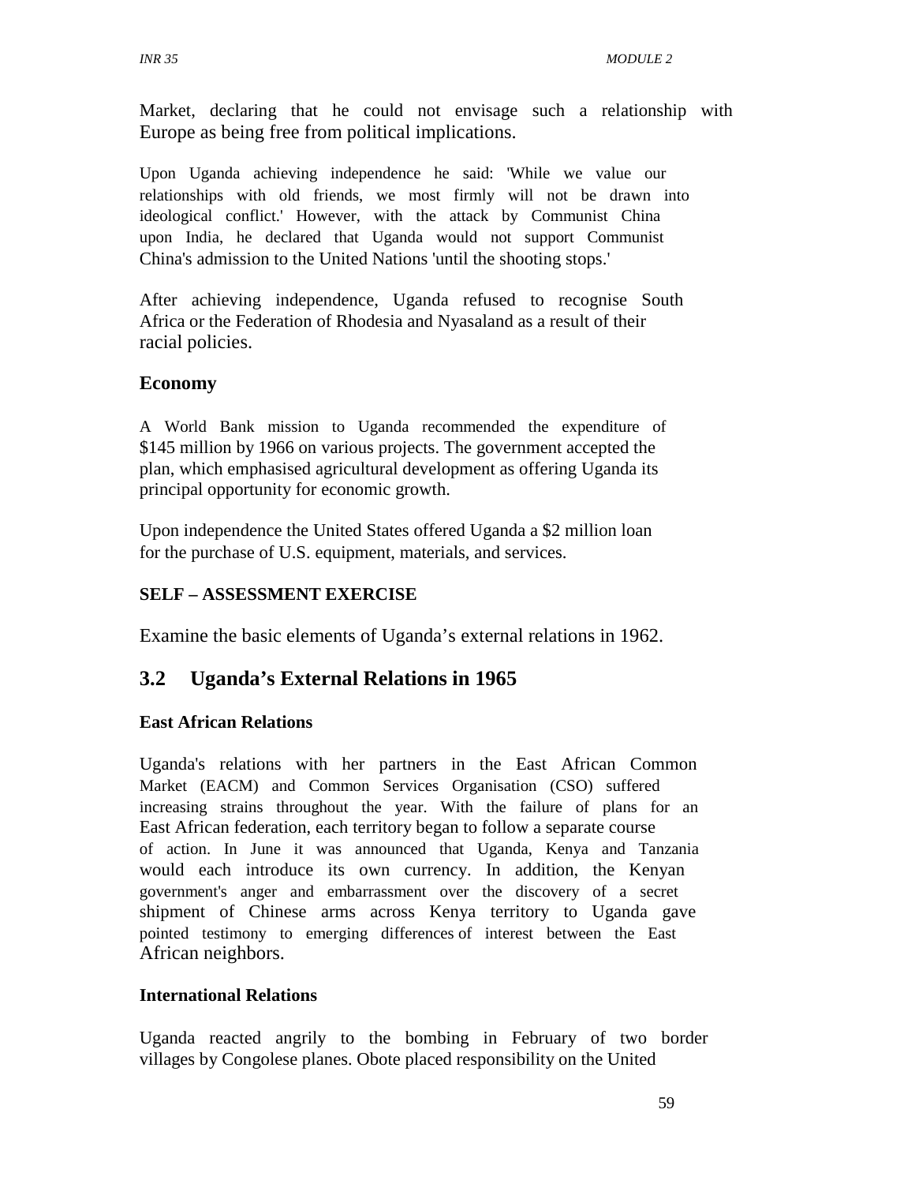Market, declaring that he could not envisage such a relationship with Europe as being free from political implications.

Upon Uganda achieving independence he said: 'While we value our relationships with old friends, we most firmly will not be drawn into ideological conflict.' However, with the attack by Communist China upon India, he declared that Uganda would not support Communist China's admission to the United Nations 'until the shooting stops.'

After achieving independence, Uganda refused to recognise South Africa or the Federation of Rhodesia and Nyasaland as a result of their racial policies.

### Economy

A World Bank mission to Uganda recommended the expenditure of $145 million by 1966 on various projects. The government accepted the plan, which emphasised agricultural development as offering Uganda its principal opportunity for economic growth.

Upon independence the United States offered Uganda a $2 million loan for the purchase of U.S. equipment, materials, and services.

### SELF – ASSESSMENT EXERCISE

Examine the basic elements of Uganda's external relations in 1962.

## 3.2 Uganda's External Relations in 1965

### East African Relations

Uganda's relations with her partners in the East African Common Market (EACM) and Common Services Organisation (CSO) suffered increasing strains throughout the year. With the failure of plans for an East African federation, each territory began to follow a separate course of action. In June it was announced that Uganda, Kenya and Tanzania would each introduce its own currency. In addition, the Kenyan government's anger and embarrassment over the discovery of a secret shipment of Chinese arms across Kenya territory to Uganda gave pointed testimony to emerging differences of interest between the East African neighbors.

### International Relations

Uganda reacted angrily to the bombing in February of two border villages by Congolese planes. Obote placed responsibility on the United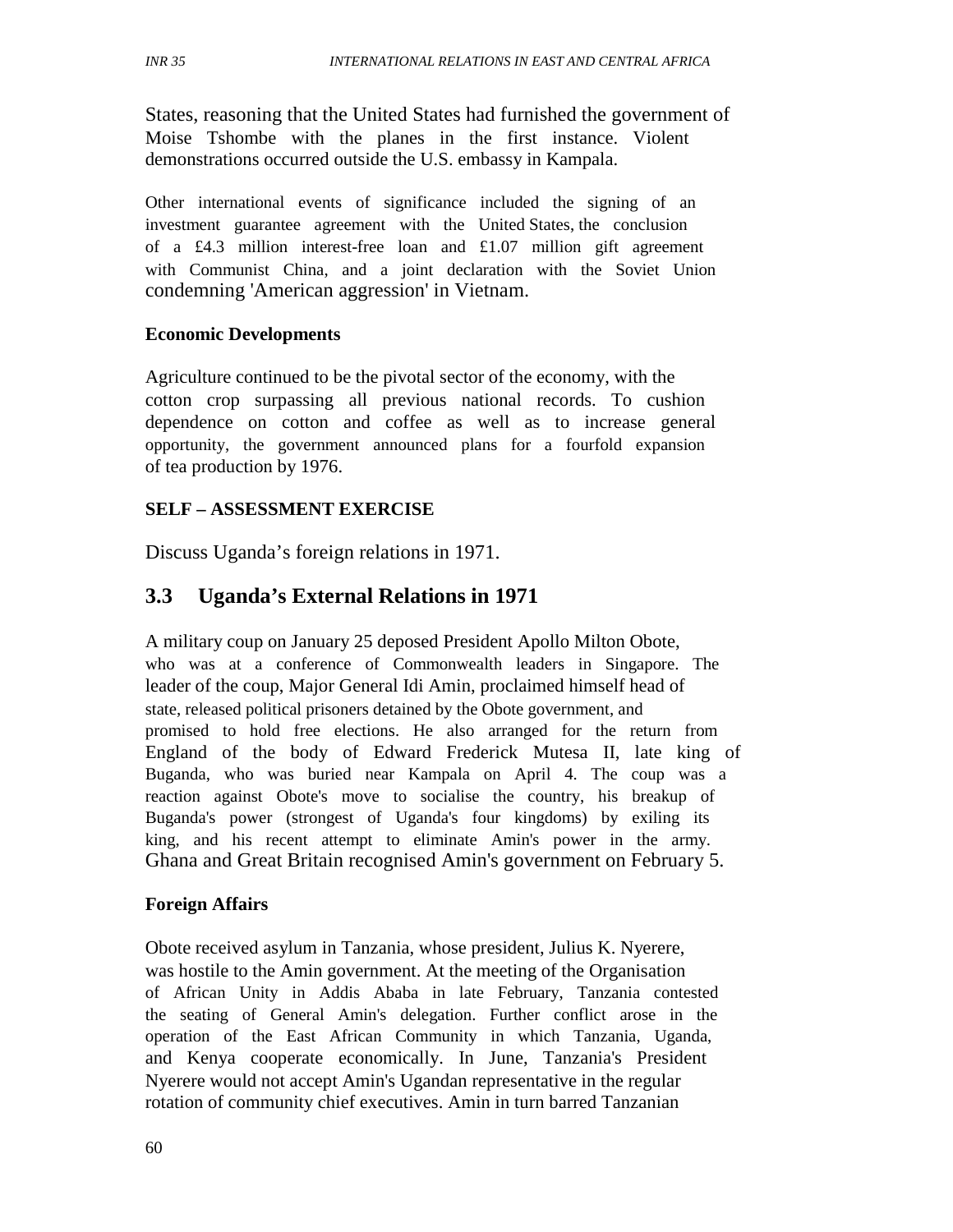States, reasoning that the United States had furnished the government of Moise Tshombe with the planes in the first instance. Violent demonstrations occurred outside the U.S. embassy in Kampala.

Other international events of significance included the signing of an investment guarantee agreement with the United States, the conclusion of a £4.3 million interest-free loan and £1.07 million gift agreement with Communist China, and a joint declaration with the Soviet Union condemning 'American aggression' in Vietnam.

**Economic Developments**

Agriculture continued to be the pivotal sector of the economy, with the cotton crop surpassing all previous national records. To cushion dependence on cotton and coffee as well as to increase general opportunity, the government announced plans for a fourfold expansion of tea production by 1976.

**SELF – ASSESSMENT EXERCISE**

Discuss Uganda's foreign relations in 1971.

## 3.3 Uganda's External Relations in 1971

A military coup on January 25 deposed President Apollo Milton Obote, who was at a conference of Commonwealth leaders in Singapore. The leader of the coup, Major General Idi Amin, proclaimed himself head of state, released political prisoners detained by the Obote government, and promised to hold free elections. He also arranged for the return from England of the body of Edward Frederick Mutesa II, late king of Buganda, who was buried near Kampala on April 4. The coup was a reaction against Obote's move to socialise the country, his breakup of Buganda's power (strongest of Uganda's four kingdoms) by exiling its king, and his recent attempt to eliminate Amin's power in the army. Ghana and Great Britain recognised Amin's government on February 5.

**Foreign Affairs**

Obote received asylum in Tanzania, whose president, Julius K. Nyerere, was hostile to the Amin government. At the meeting of the Organisation of African Unity in Addis Ababa in late February, Tanzania contested the seating of General Amin's delegation. Further conflict arose in the operation of the East African Community in which Tanzania, Uganda, and Kenya cooperate economically. In June, Tanzania's President Nyerere would not accept Amin's Ugandan representative in the regular rotation of community chief executives. Amin in turn barred Tanzanian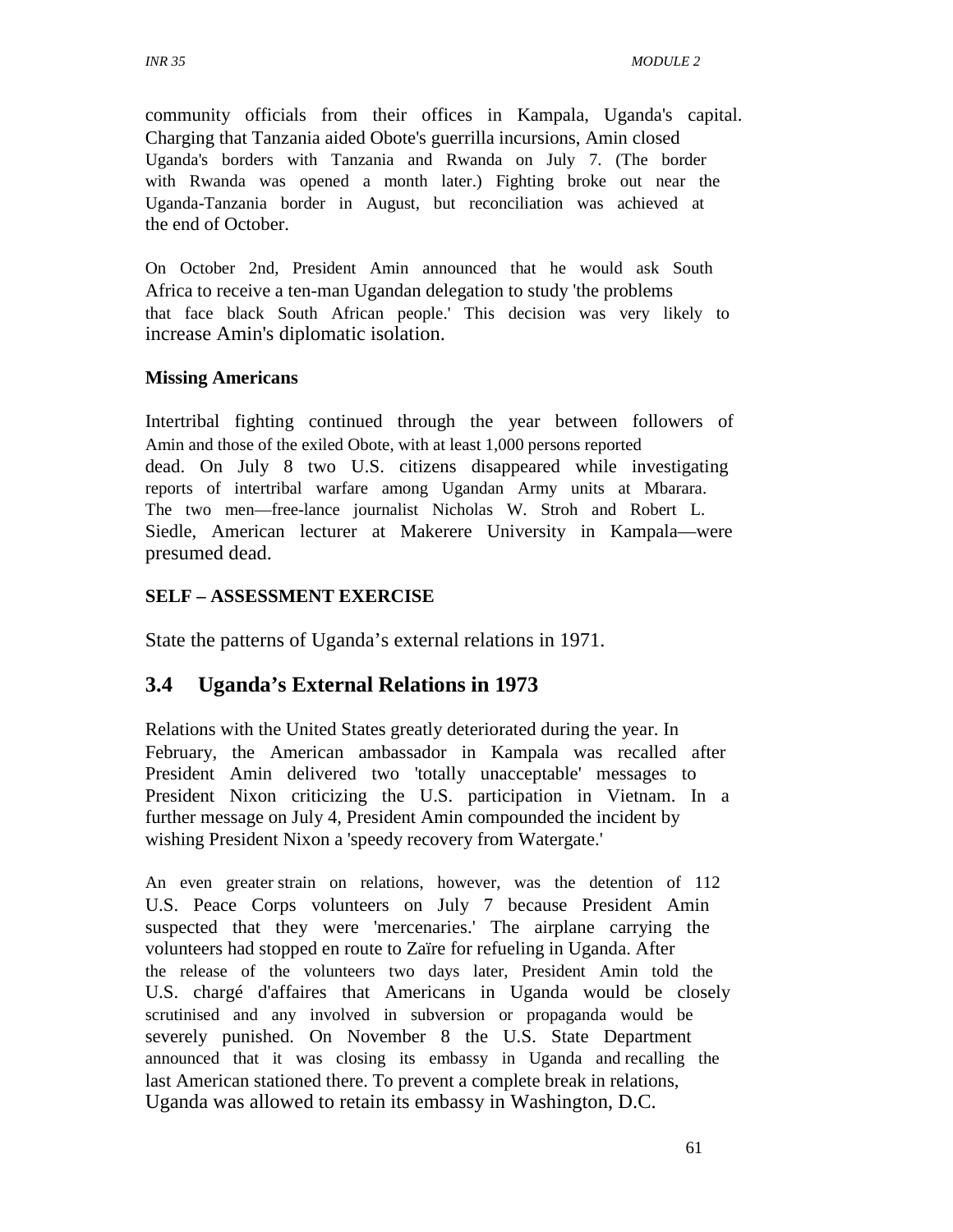community officials from their offices in Kampala, Uganda's capital. Charging that Tanzania aided Obote's guerrilla incursions, Amin closed Uganda's borders with Tanzania and Rwanda on July 7. (The border with Rwanda was opened a month later.) Fighting broke out near the Uganda-Tanzania border in August, but reconciliation was achieved at the end of October.

On October 2nd, President Amin announced that he would ask South Africa to receive a ten-man Ugandan delegation to study 'the problems that face black South African people.' This decision was very likely to increase Amin's diplomatic isolation.

**Missing Americans**

Intertribal fighting continued through the year between followers of Amin and those of the exiled Obote, with at least 1,000 persons reported dead. On July 8 two U.S. citizens disappeared while investigating reports of intertribal warfare among Ugandan Army units at Mbarara. The two men—free-lance journalist Nicholas W. Stroh and Robert L. Siedle, American lecturer at Makerere University in Kampala—were presumed dead.

**SELF – ASSESSMENT EXERCISE**

State the patterns of Uganda's external relations in 1971.

## 3.4 Uganda's External Relations in 1973

Relations with the United States greatly deteriorated during the year. In February, the American ambassador in Kampala was recalled after President Amin delivered two 'totally unacceptable' messages to President Nixon criticizing the U.S. participation in Vietnam. In a further message on July 4, President Amin compounded the incident by wishing President Nixon a 'speedy recovery from Watergate.'

An even greater strain on relations, however, was the detention of 112 U.S. Peace Corps volunteers on July 7 because President Amin suspected that they were 'mercenaries.' The airplane carrying the volunteers had stopped en route to Zaïre for refueling in Uganda. After the release of the volunteers two days later, President Amin told the U.S. chargé d'affaires that Americans in Uganda would be closely scrutinised and any involved in subversion or propaganda would be severely punished. On November 8 the U.S. State Department announced that it was closing its embassy in Uganda and recalling the last American stationed there. To prevent a complete break in relations, Uganda was allowed to retain its embassy in Washington, D.C.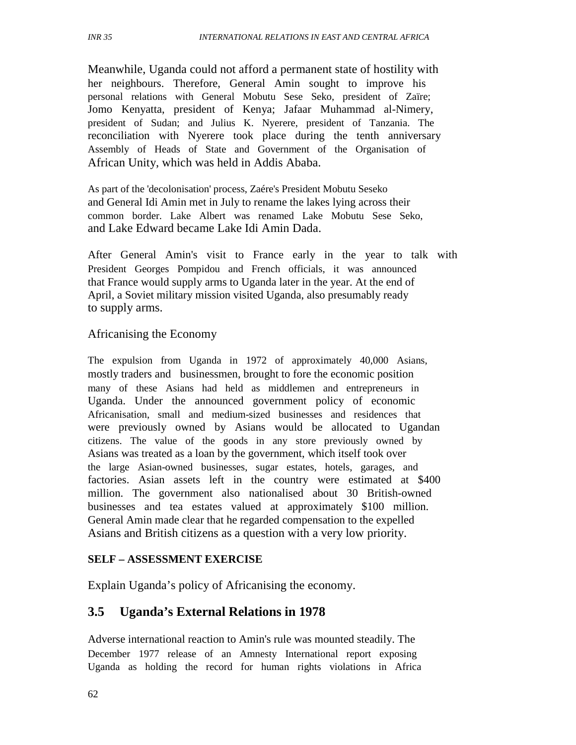Meanwhile, Uganda could not afford a permanent state of hostility with her neighbours. Therefore, General Amin sought to improve his personal relations with General Mobutu Sese Seko, president of Zaïre; Jomo Kenyatta, president of Kenya; Jafaar Muhammad al-Nimery, president of Sudan; and Julius K. Nyerere, president of Tanzania. The reconciliation with Nyerere took place during the tenth anniversary Assembly of Heads of State and Government of the Organisation of African Unity, which was held in Addis Ababa.

As part of the 'decolonisation' process, Zaére's President Mobutu Seseko and General Idi Amin met in July to rename the lakes lying across their common border. Lake Albert was renamed Lake Mobutu Sese Seko, and Lake Edward became Lake Idi Amin Dada.

After General Amin's visit to France early in the year to talk with President Georges Pompidou and French officials, it was announced that France would supply arms to Uganda later in the year. At the end of April, a Soviet military mission visited Uganda, also presumably ready to supply arms.

Africanising the Economy

The expulsion from Uganda in 1972 of approximately 40,000 Asians, mostly traders and businessmen, brought to fore the economic position many of these Asians had held as middlemen and entrepreneurs in Uganda. Under the announced government policy of economic Africanisation, small and medium-sized businesses and residences that were previously owned by Asians would be allocated to Ugandan citizens. The value of the goods in any store previously owned by Asians was treated as a loan by the government, which itself took over the large Asian-owned businesses, sugar estates, hotels, garages, and factories. Asian assets left in the country were estimated at $400 million. The government also nationalised about 30 British-owned businesses and tea estates valued at approximately $100 million. General Amin made clear that he regarded compensation to the expelled Asians and British citizens as a question with a very low priority.

**SELF – ASSESSMENT EXERCISE**

Explain Uganda's policy of Africanising the economy.

## 3.5 Uganda's External Relations in 1978

Adverse international reaction to Amin's rule was mounted steadily. The December 1977 release of an Amnesty International report exposing Uganda as holding the record for human rights violations in Africa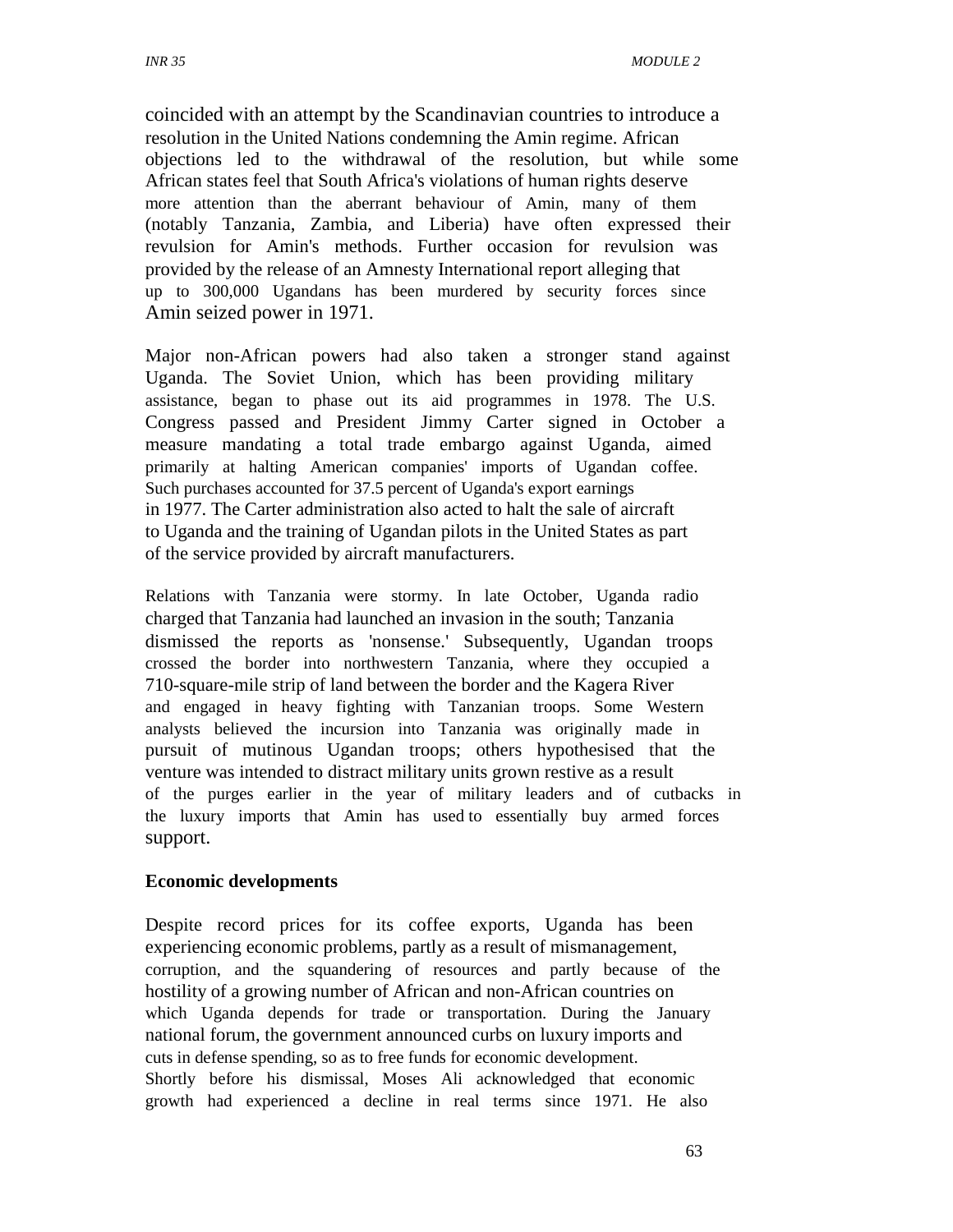coincided with an attempt by the Scandinavian countries to introduce a resolution in the United Nations condemning the Amin regime. African objections led to the withdrawal of the resolution, but while some African states feel that South Africa's violations of human rights deserve more attention than the aberrant behaviour of Amin, many of them (notably Tanzania, Zambia, and Liberia) have often expressed their revulsion for Amin's methods. Further occasion for revulsion was provided by the release of an Amnesty International report alleging that up to 300,000 Ugandans has been murdered by security forces since Amin seized power in 1971.

Major non-African powers had also taken a stronger stand against Uganda. The Soviet Union, which has been providing military assistance, began to phase out its aid programmes in 1978. The U.S. Congress passed and President Jimmy Carter signed in October a measure mandating a total trade embargo against Uganda, aimed primarily at halting American companies' imports of Ugandan coffee. Such purchases accounted for 37.5 percent of Uganda's export earnings in 1977. The Carter administration also acted to halt the sale of aircraft to Uganda and the training of Ugandan pilots in the United States as part of the service provided by aircraft manufacturers.

Relations with Tanzania were stormy. In late October, Uganda radio charged that Tanzania had launched an invasion in the south; Tanzania dismissed the reports as 'nonsense.' Subsequently, Ugandan troops crossed the border into northwestern Tanzania, where they occupied a 710-square-mile strip of land between the border and the Kagera River and engaged in heavy fighting with Tanzanian troops. Some Western analysts believed the incursion into Tanzania was originally made in pursuit of mutinous Ugandan troops; others hypothesised that the venture was intended to distract military units grown restive as a result of the purges earlier in the year of military leaders and of cutbacks in the luxury imports that Amin has used to essentially buy armed forces support.

**Economic developments**

Despite record prices for its coffee exports, Uganda has been experiencing economic problems, partly as a result of mismanagement, corruption, and the squandering of resources and partly because of the hostility of a growing number of African and non-African countries on which Uganda depends for trade or transportation. During the January national forum, the government announced curbs on luxury imports and cuts in defense spending, so as to free funds for economic development. Shortly before his dismissal, Moses Ali acknowledged that economic growth had experienced a decline in real terms since 1971. He also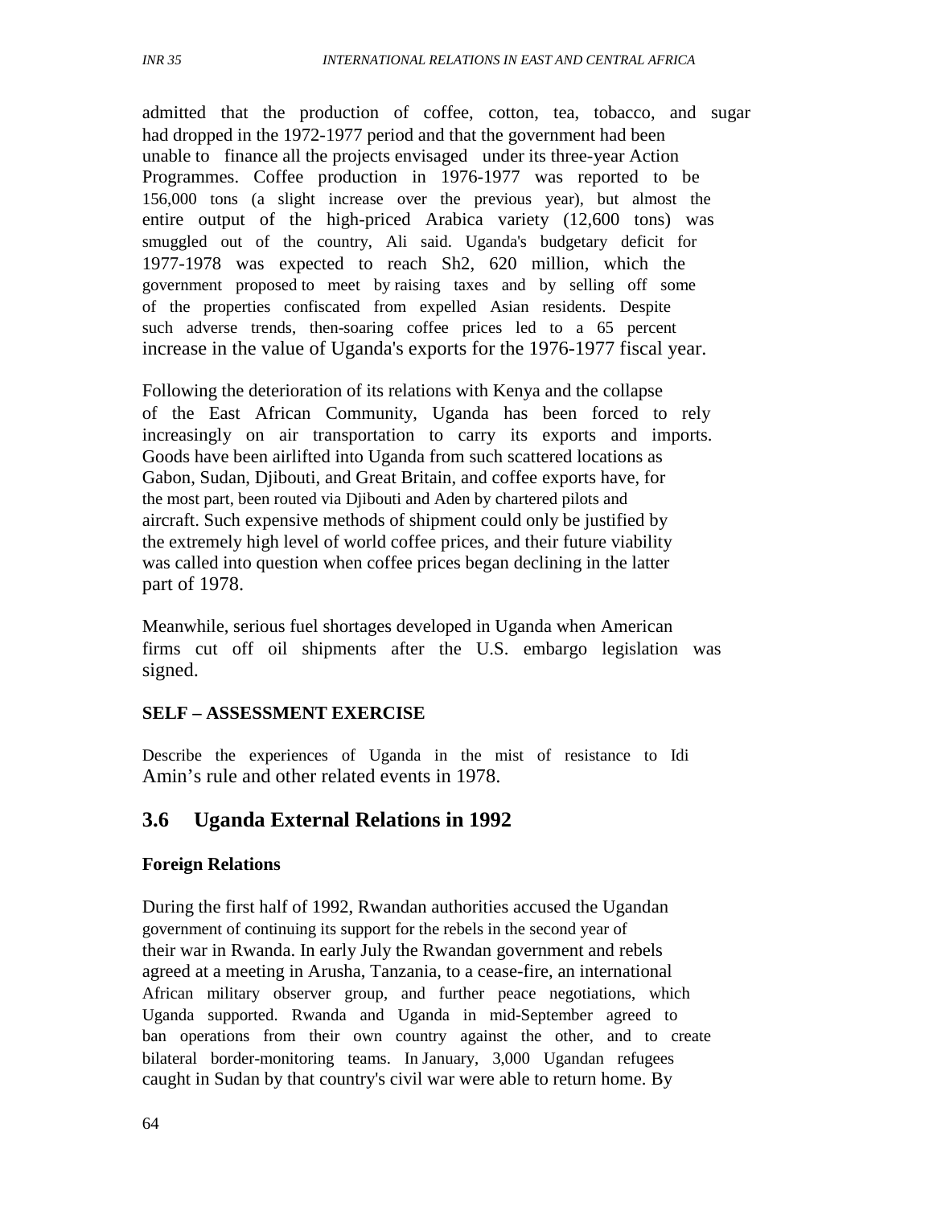admitted that the production of coffee, cotton, tea, tobacco, and sugar had dropped in the 1972-1977 period and that the government had been unable to finance all the projects envisaged under its three-year Action Programmes. Coffee production in 1976-1977 was reported to be 156,000 tons (a slight increase over the previous year), but almost the entire output of the high-priced Arabica variety (12,600 tons) was smuggled out of the country, Ali said. Uganda's budgetary deficit for 1977-1978 was expected to reach Sh2, 620 million, which the government proposed to meet by raising taxes and by selling off some of the properties confiscated from expelled Asian residents. Despite such adverse trends, then-soaring coffee prices led to a 65 percent increase in the value of Uganda's exports for the 1976-1977 fiscal year.

Following the deterioration of its relations with Kenya and the collapse of the East African Community, Uganda has been forced to rely increasingly on air transportation to carry its exports and imports. Goods have been airlifted into Uganda from such scattered locations as Gabon, Sudan, Djibouti, and Great Britain, and coffee exports have, for the most part, been routed via Djibouti and Aden by chartered pilots and aircraft. Such expensive methods of shipment could only be justified by the extremely high level of world coffee prices, and their future viability was called into question when coffee prices began declining in the latter part of 1978.

Meanwhile, serious fuel shortages developed in Uganda when American firms cut off oil shipments after the U.S. embargo legislation was signed.

**SELF – ASSESSMENT EXERCISE**

Describe the experiences of Uganda in the mist of resistance to Idi Amin's rule and other related events in 1978.

## 3.6 Uganda External Relations in 1992

**Foreign Relations**

During the first half of 1992, Rwandan authorities accused the Ugandan government of continuing its support for the rebels in the second year of their war in Rwanda. In early July the Rwandan government and rebels agreed at a meeting in Arusha, Tanzania, to a cease-fire, an international African military observer group, and further peace negotiations, which Uganda supported. Rwanda and Uganda in mid-September agreed to ban operations from their own country against the other, and to create bilateral border-monitoring teams. In January, 3,000 Ugandan refugees caught in Sudan by that country's civil war were able to return home. By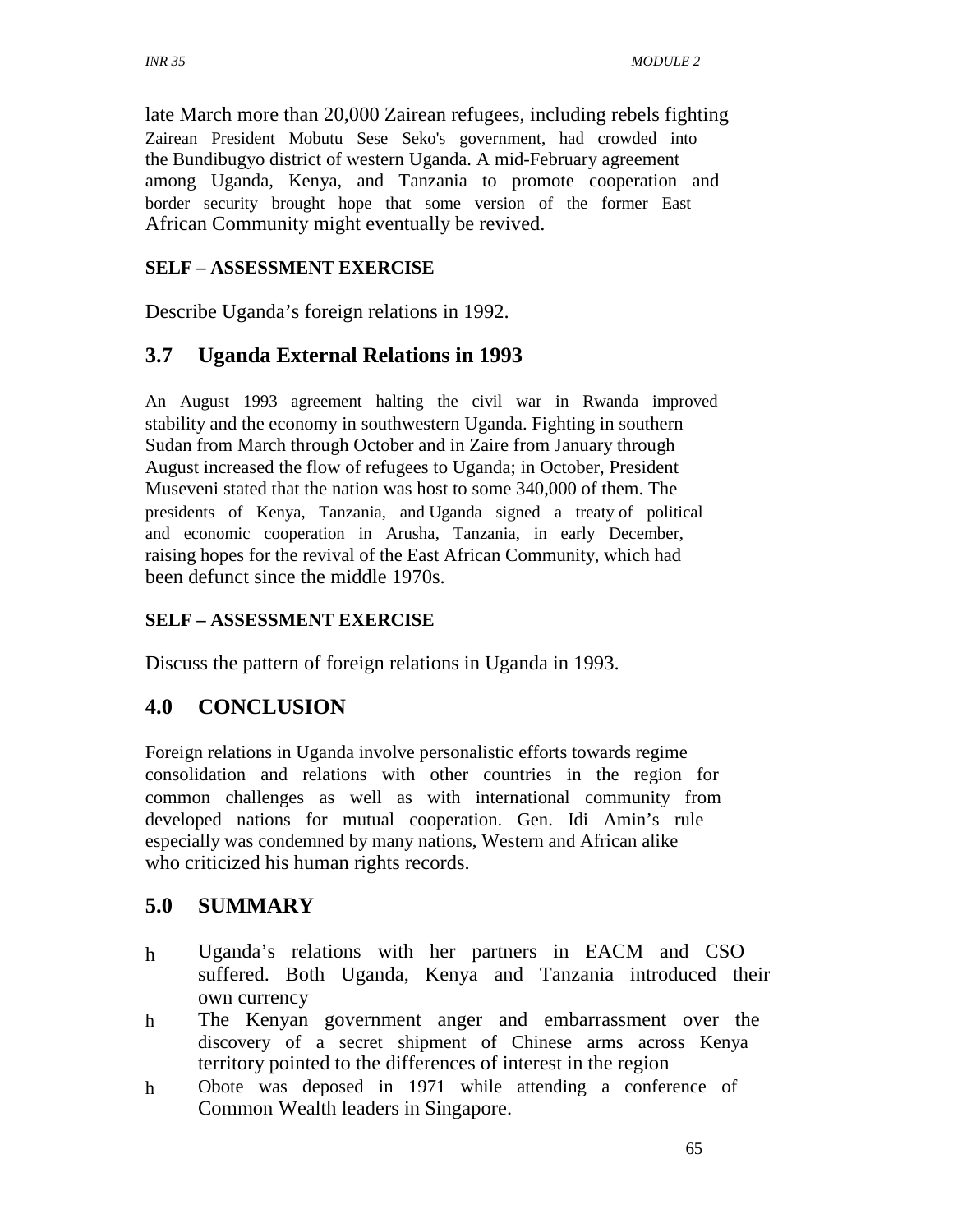late March more than 20,000 Zairean refugees, including rebels fighting Zairean President Mobutu Sese Seko's government, had crowded into the Bundibugyo district of western Uganda. A mid-February agreement among Uganda, Kenya, and Tanzania to promote cooperation and border security brought hope that some version of the former East African Community might eventually be revived.

**SELF – ASSESSMENT EXERCISE**

Describe Uganda's foreign relations in 1992.

## 3.7 Uganda External Relations in 1993

An August 1993 agreement halting the civil war in Rwanda improved stability and the economy in southwestern Uganda. Fighting in southern Sudan from March through October and in Zaire from January through August increased the flow of refugees to Uganda; in October, President Museveni stated that the nation was host to some 340,000 of them. The presidents of Kenya, Tanzania, and Uganda signed a treaty of political and economic cooperation in Arusha, Tanzania, in early December, raising hopes for the revival of the East African Community, which had been defunct since the middle 1970s.

**SELF – ASSESSMENT EXERCISE**

Discuss the pattern of foreign relations in Uganda in 1993.

## 4.0 CONCLUSION

Foreign relations in Uganda involve personalistic efforts towards regime consolidation and relations with other countries in the region for common challenges as well as with international community from developed nations for mutual cooperation. Gen. Idi Amin's rule especially was condemned by many nations, Western and African alike who criticized his human rights records.

## 5.0 SUMMARY

- Uganda's relations with her partners in EACM and CSO suffered. Both Uganda, Kenya and Tanzania introduced their own currency
- The Kenyan government anger and embarrassment over the discovery of a secret shipment of Chinese arms across Kenya territory pointed to the differences of interest in the region
- Obote was deposed in 1971 while attending a conference of Common Wealth leaders in Singapore.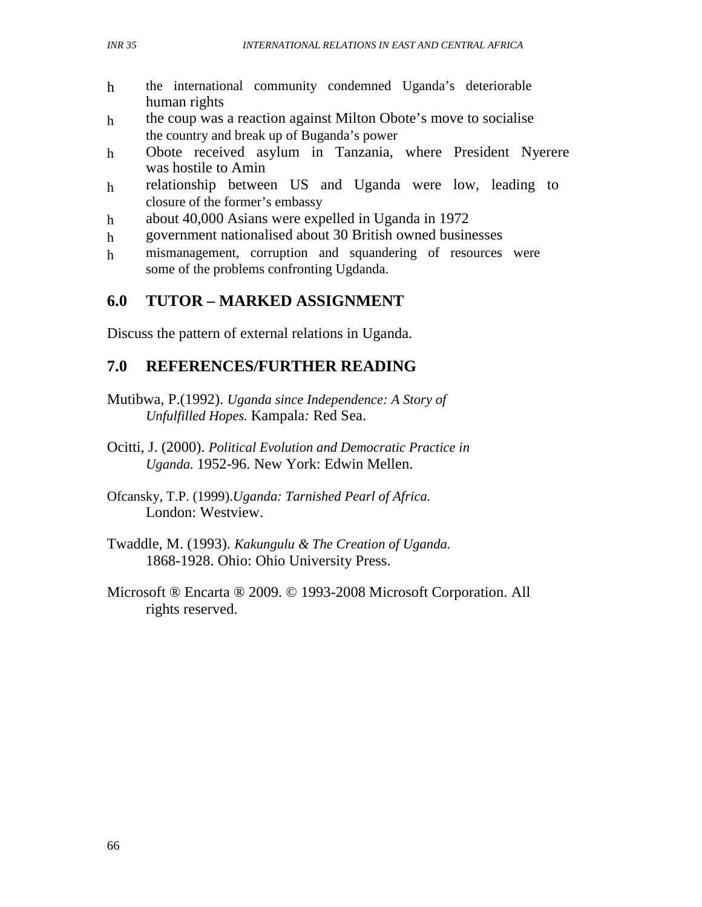- the international community condemned Uganda's deteriorable human rights
- the coup was a reaction against Milton Obote's move to socialise the country and break up of Buganda's power
- Obote received asylum in Tanzania, where President Nyerere was hostile to Amin
- relationship between US and Uganda were low, leading to closure of the former's embassy
- about 40,000 Asians were expelled in Uganda in 1972
- government nationalised about 30 British owned businesses
- mismanagement, corruption and squandering of resources were some of the problems confronting Ugdanda.

## 6.0 TUTOR – MARKED ASSIGNMENT

Discuss the pattern of external relations in Uganda.

## 7.0 REFERENCES/FURTHER READING

Mutibwa, P.(1992). *Uganda since Independence: A Story of Unfulfilled Hopes.* Kampala*:* Red Sea.

Ocitti, J. (2000). *Political Evolution and Democratic Practice in Uganda.* 1952-96. New York: Edwin Mellen.

Ofcansky, T.P. (1999).*Uganda: Tarnished Pearl of Africa.* London: Westview.

Twaddle, M. (1993). *Kakungulu & The Creation of Uganda.* 1868-1928. Ohio: Ohio University Press.

Microsoft ® Encarta ® 2009. © 1993-2008 Microsoft Corporation. All rights reserved.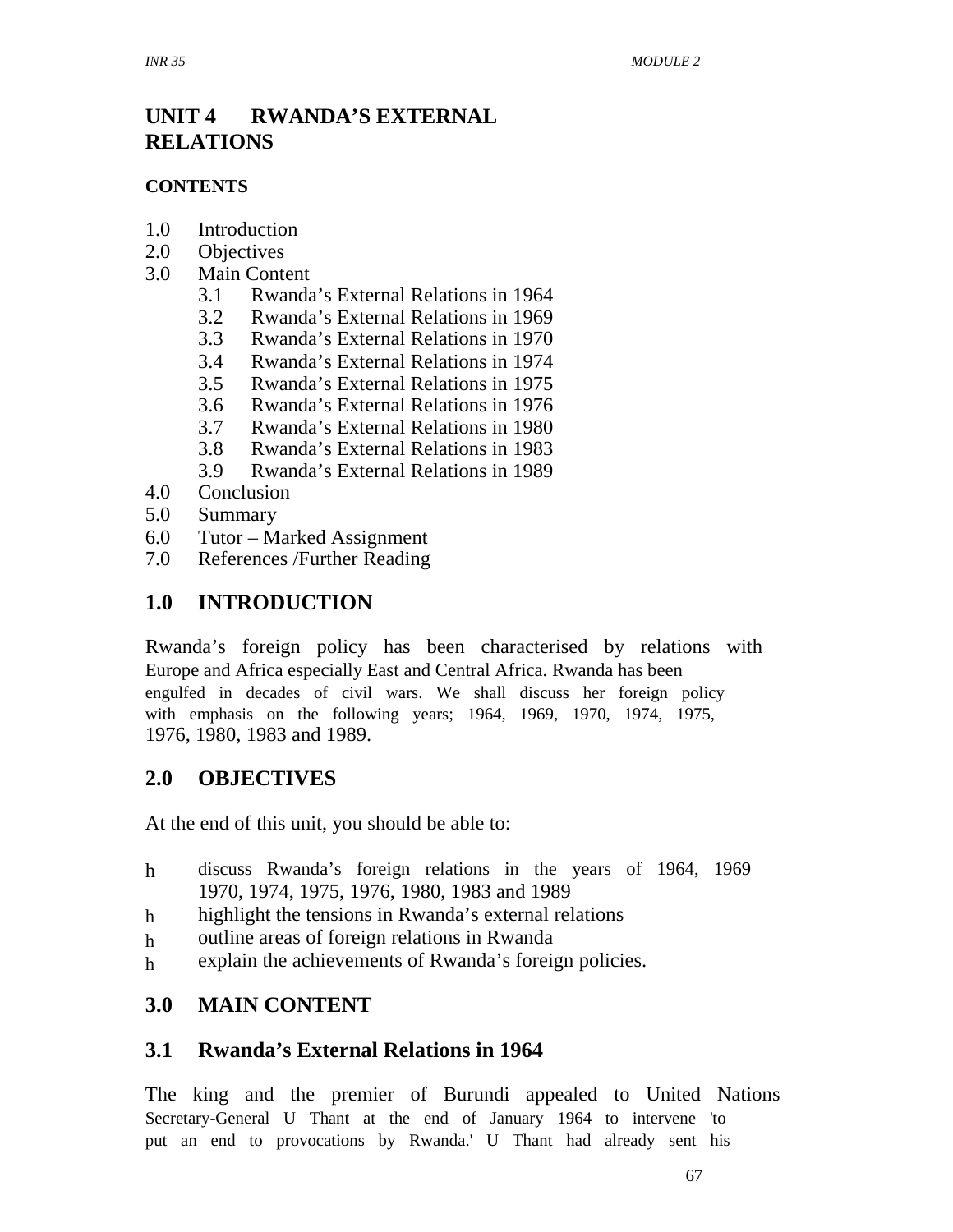# UNIT 4 RWANDA'S EXTERNAL RELATIONS

**CONTENTS**

1.0 Introduction
2.0 Objectives
3.0 Main Content
 3.1 Rwanda's External Relations in 1964
 3.2 Rwanda's External Relations in 1969
 3.3 Rwanda's External Relations in 1970
 3.4 Rwanda's External Relations in 1974
 3.5 Rwanda's External Relations in 1975
 3.6 Rwanda's External Relations in 1976
 3.7 Rwanda's External Relations in 1980
 3.8 Rwanda's External Relations in 1983
 3.9 Rwanda's External Relations in 1989
4.0 Conclusion
5.0 Summary
6.0 Tutor – Marked Assignment
7.0 References /Further Reading

## 1.0 INTRODUCTION

Rwanda's foreign policy has been characterised by relations with Europe and Africa especially East and Central Africa. Rwanda has been engulfed in decades of civil wars. We shall discuss her foreign policy with emphasis on the following years; 1964, 1969, 1970, 1974, 1975, 1976, 1980, 1983 and 1989.

## 2.0 OBJECTIVES

At the end of this unit, you should be able to:

- discuss Rwanda's foreign relations in the years of 1964, 1969 1970, 1974, 1975, 1976, 1980, 1983 and 1989
- highlight the tensions in Rwanda's external relations
- outline areas of foreign relations in Rwanda
- explain the achievements of Rwanda's foreign policies.

## 3.0 MAIN CONTENT

### 3.1 Rwanda's External Relations in 1964

The king and the premier of Burundi appealed to United Nations Secretary-General U Thant at the end of January 1964 to intervene 'to put an end to provocations by Rwanda.' U Thant had already sent his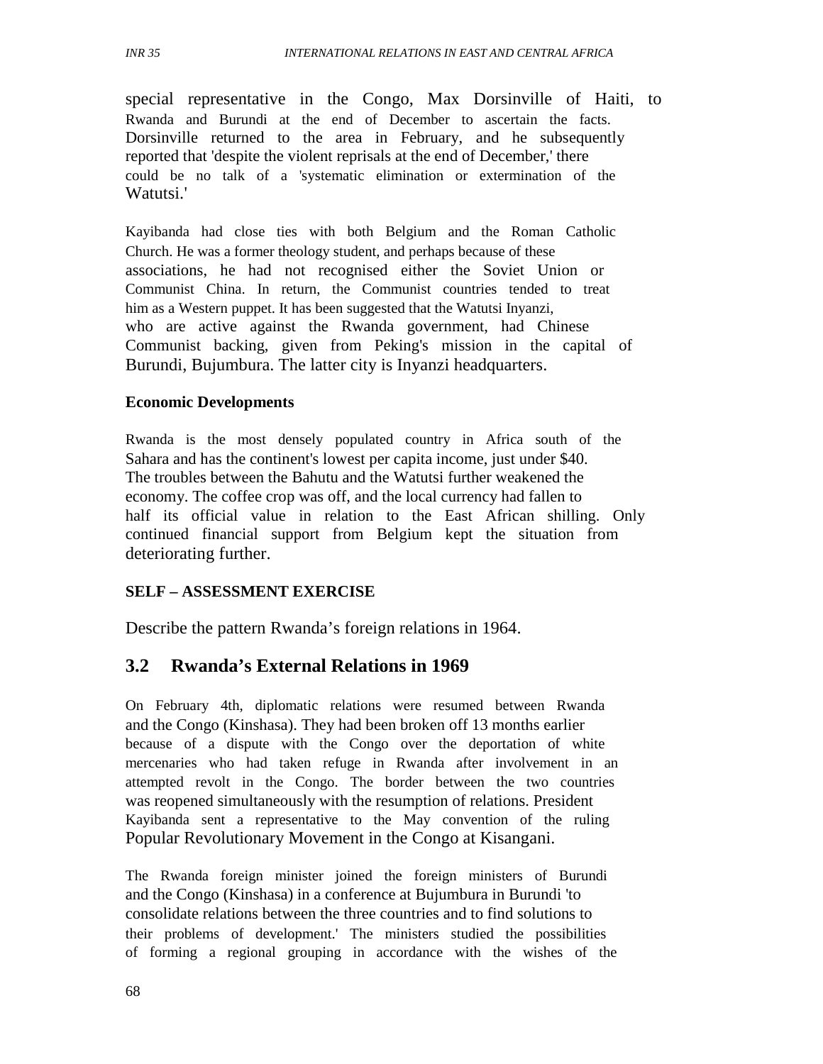special representative in the Congo, Max Dorsinville of Haiti, to Rwanda and Burundi at the end of December to ascertain the facts. Dorsinville returned to the area in February, and he subsequently reported that 'despite the violent reprisals at the end of December,' there could be no talk of a 'systematic elimination or extermination of the Watutsi.'

Kayibanda had close ties with both Belgium and the Roman Catholic Church. He was a former theology student, and perhaps because of these associations, he had not recognised either the Soviet Union or Communist China. In return, the Communist countries tended to treat him as a Western puppet. It has been suggested that the Watutsi Inyanzi, who are active against the Rwanda government, had Chinese Communist backing, given from Peking's mission in the capital of Burundi, Bujumbura. The latter city is Inyanzi headquarters.

**Economic Developments**

Rwanda is the most densely populated country in Africa south of the Sahara and has the continent's lowest per capita income, just under $40. The troubles between the Bahutu and the Watutsi further weakened the economy. The coffee crop was off, and the local currency had fallen to half its official value in relation to the East African shilling. Only continued financial support from Belgium kept the situation from deteriorating further.

**SELF – ASSESSMENT EXERCISE**

Describe the pattern Rwanda's foreign relations in 1964.

## 3.2 Rwanda's External Relations in 1969

On February 4th, diplomatic relations were resumed between Rwanda and the Congo (Kinshasa). They had been broken off 13 months earlier because of a dispute with the Congo over the deportation of white mercenaries who had taken refuge in Rwanda after involvement in an attempted revolt in the Congo. The border between the two countries was reopened simultaneously with the resumption of relations. President Kayibanda sent a representative to the May convention of the ruling Popular Revolutionary Movement in the Congo at Kisangani.

The Rwanda foreign minister joined the foreign ministers of Burundi and the Congo (Kinshasa) in a conference at Bujumbura in Burundi 'to consolidate relations between the three countries and to find solutions to their problems of development.' The ministers studied the possibilities of forming a regional grouping in accordance with the wishes of the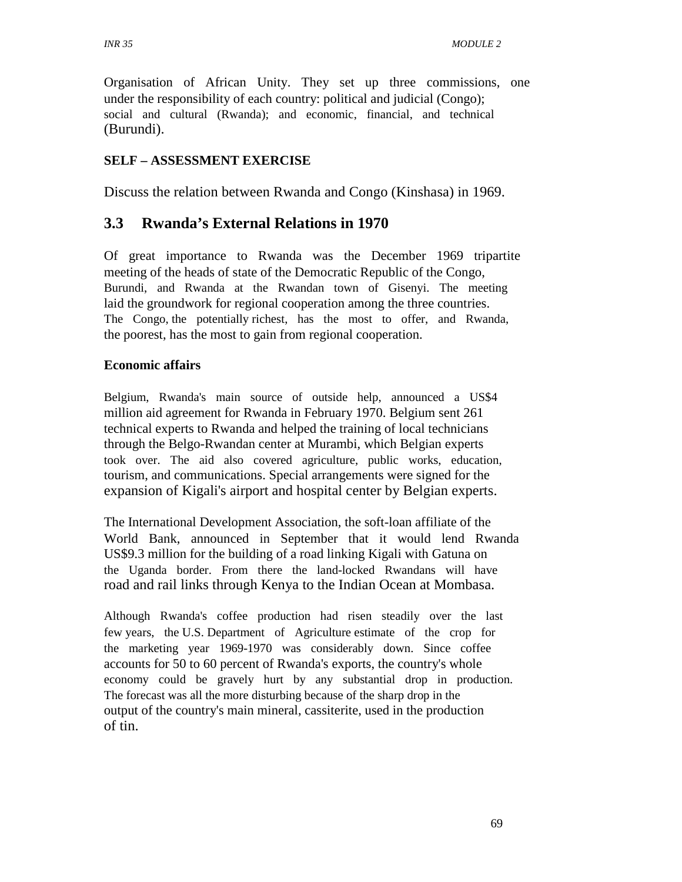Organisation of African Unity. They set up three commissions, one under the responsibility of each country: political and judicial (Congo); social and cultural (Rwanda); and economic, financial, and technical (Burundi).

**SELF – ASSESSMENT EXERCISE**

Discuss the relation between Rwanda and Congo (Kinshasa) in 1969.

## 3.3 Rwanda's External Relations in 1970

Of great importance to Rwanda was the December 1969 tripartite meeting of the heads of state of the Democratic Republic of the Congo, Burundi, and Rwanda at the Rwandan town of Gisenyi. The meeting laid the groundwork for regional cooperation among the three countries. The Congo, the potentially richest, has the most to offer, and Rwanda, the poorest, has the most to gain from regional cooperation.

**Economic affairs**

Belgium, Rwanda's main source of outside help, announced a US$4 million aid agreement for Rwanda in February 1970. Belgium sent 261 technical experts to Rwanda and helped the training of local technicians through the Belgo-Rwandan center at Murambi, which Belgian experts took over. The aid also covered agriculture, public works, education, tourism, and communications. Special arrangements were signed for the expansion of Kigali's airport and hospital center by Belgian experts.

The International Development Association, the soft-loan affiliate of the World Bank, announced in September that it would lend Rwanda US$9.3 million for the building of a road linking Kigali with Gatuna on the Uganda border. From there the land-locked Rwandans will have road and rail links through Kenya to the Indian Ocean at Mombasa.

Although Rwanda's coffee production had risen steadily over the last few years, the U.S. Department of Agriculture estimate of the crop for the marketing year 1969-1970 was considerably down. Since coffee accounts for 50 to 60 percent of Rwanda's exports, the country's whole economy could be gravely hurt by any substantial drop in production. The forecast was all the more disturbing because of the sharp drop in the output of the country's main mineral, cassiterite, used in the production of tin.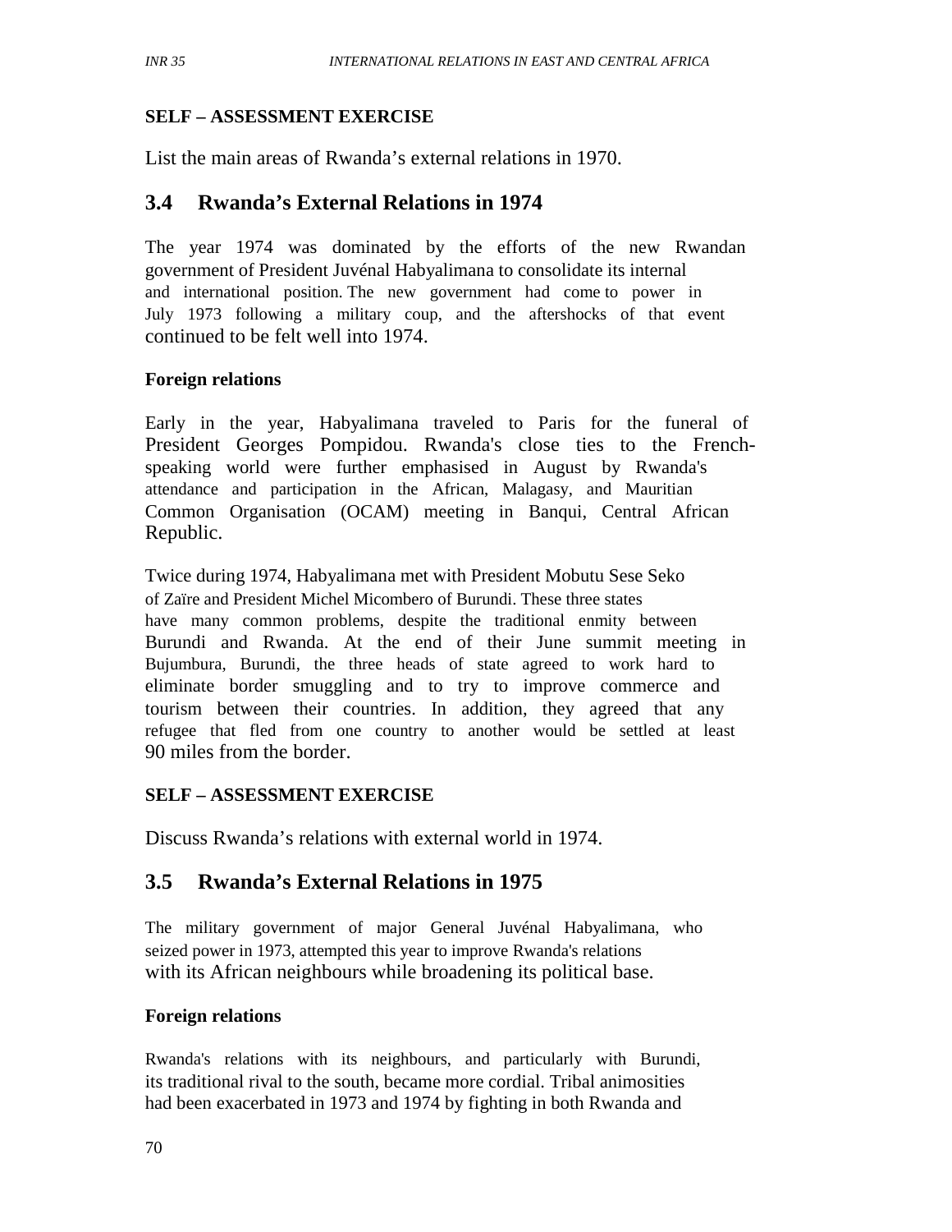**SELF – ASSESSMENT EXERCISE**

List the main areas of Rwanda's external relations in 1970.

## 3.4 Rwanda's External Relations in 1974

The year 1974 was dominated by the efforts of the new Rwandan government of President Juvénal Habyalimana to consolidate its internal and international position. The new government had come to power in July 1973 following a military coup, and the aftershocks of that event continued to be felt well into 1974.

### Foreign relations

Early in the year, Habyalimana traveled to Paris for the funeral of President Georges Pompidou. Rwanda's close ties to the French-speaking world were further emphasised in August by Rwanda's attendance and participation in the African, Malagasy, and Mauritian Common Organisation (OCAM) meeting in Banqui, Central African Republic.

Twice during 1974, Habyalimana met with President Mobutu Sese Seko of Zaïre and President Michel Micombero of Burundi. These three states have many common problems, despite the traditional enmity between Burundi and Rwanda. At the end of their June summit meeting in Bujumbura, Burundi, the three heads of state agreed to work hard to eliminate border smuggling and to try to improve commerce and tourism between their countries. In addition, they agreed that any refugee that fled from one country to another would be settled at least 90 miles from the border.

**SELF – ASSESSMENT EXERCISE**

Discuss Rwanda's relations with external world in 1974.

## 3.5 Rwanda's External Relations in 1975

The military government of major General Juvénal Habyalimana, who seized power in 1973, attempted this year to improve Rwanda's relations with its African neighbours while broadening its political base.

### Foreign relations

Rwanda's relations with its neighbours, and particularly with Burundi, its traditional rival to the south, became more cordial. Tribal animosities had been exacerbated in 1973 and 1974 by fighting in both Rwanda and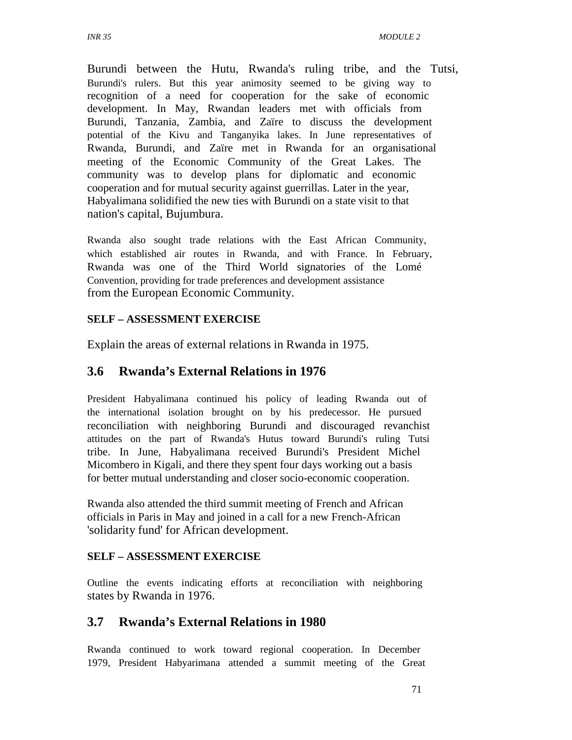Burundi between the Hutu, Rwanda's ruling tribe, and the Tutsi, Burundi's rulers. But this year animosity seemed to be giving way to recognition of a need for cooperation for the sake of economic development. In May, Rwandan leaders met with officials from Burundi, Tanzania, Zambia, and Zaïre to discuss the development potential of the Kivu and Tanganyika lakes. In June representatives of Rwanda, Burundi, and Zaïre met in Rwanda for an organisational meeting of the Economic Community of the Great Lakes. The community was to develop plans for diplomatic and economic cooperation and for mutual security against guerrillas. Later in the year, Habyalimana solidified the new ties with Burundi on a state visit to that nation's capital, Bujumbura.

Rwanda also sought trade relations with the East African Community, which established air routes in Rwanda, and with France. In February, Rwanda was one of the Third World signatories of the Lomé Convention, providing for trade preferences and development assistance from the European Economic Community.

**SELF – ASSESSMENT EXERCISE**

Explain the areas of external relations in Rwanda in 1975.

## 3.6 Rwanda's External Relations in 1976

President Habyalimana continued his policy of leading Rwanda out of the international isolation brought on by his predecessor. He pursued reconciliation with neighboring Burundi and discouraged revanchist attitudes on the part of Rwanda's Hutus toward Burundi's ruling Tutsi tribe. In June, Habyalimana received Burundi's President Michel Micombero in Kigali, and there they spent four days working out a basis for better mutual understanding and closer socio-economic cooperation.

Rwanda also attended the third summit meeting of French and African officials in Paris in May and joined in a call for a new French-African 'solidarity fund' for African development.

**SELF – ASSESSMENT EXERCISE**

Outline the events indicating efforts at reconciliation with neighboring states by Rwanda in 1976.

## 3.7 Rwanda's External Relations in 1980

Rwanda continued to work toward regional cooperation. In December 1979, President Habyarimana attended a summit meeting of the Great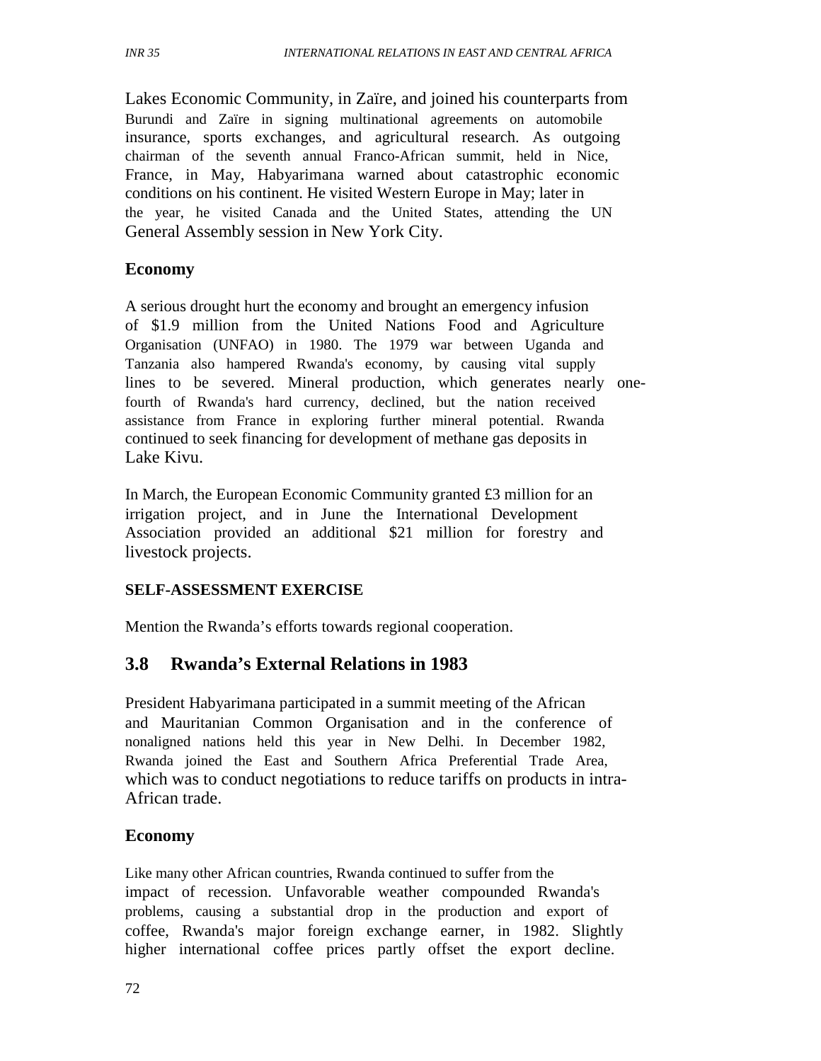Lakes Economic Community, in Zaïre, and joined his counterparts from Burundi and Zaïre in signing multinational agreements on automobile insurance, sports exchanges, and agricultural research. As outgoing chairman of the seventh annual Franco-African summit, held in Nice, France, in May, Habyarimana warned about catastrophic economic conditions on his continent. He visited Western Europe in May; later in the year, he visited Canada and the United States, attending the UN General Assembly session in New York City.

### Economy

A serious drought hurt the economy and brought an emergency infusion of $1.9 million from the United Nations Food and Agriculture Organisation (UNFAO) in 1980. The 1979 war between Uganda and Tanzania also hampered Rwanda's economy, by causing vital supply lines to be severed. Mineral production, which generates nearly one-fourth of Rwanda's hard currency, declined, but the nation received assistance from France in exploring further mineral potential. Rwanda continued to seek financing for development of methane gas deposits in Lake Kivu.

In March, the European Economic Community granted £3 million for an irrigation project, and in June the International Development Association provided an additional $21 million for forestry and livestock projects.

#### SELF-ASSESSMENT EXERCISE

Mention the Rwanda's efforts towards regional cooperation.

## 3.8 Rwanda's External Relations in 1983

President Habyarimana participated in a summit meeting of the African and Mauritanian Common Organisation and in the conference of nonaligned nations held this year in New Delhi. In December 1982, Rwanda joined the East and Southern Africa Preferential Trade Area, which was to conduct negotiations to reduce tariffs on products in intra-African trade.

### Economy

Like many other African countries, Rwanda continued to suffer from the impact of recession. Unfavorable weather compounded Rwanda's problems, causing a substantial drop in the production and export of coffee, Rwanda's major foreign exchange earner, in 1982. Slightly higher international coffee prices partly offset the export decline.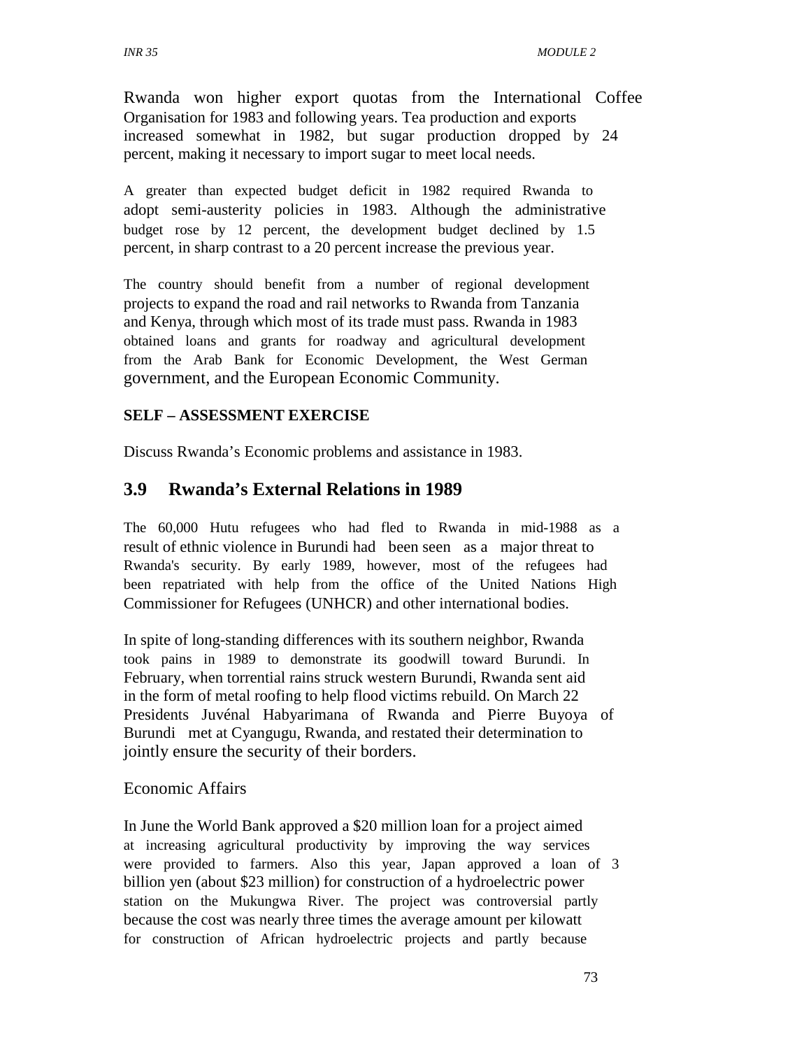Rwanda won higher export quotas from the International Coffee Organisation for 1983 and following years. Tea production and exports increased somewhat in 1982, but sugar production dropped by 24 percent, making it necessary to import sugar to meet local needs.

A greater than expected budget deficit in 1982 required Rwanda to adopt semi-austerity policies in 1983. Although the administrative budget rose by 12 percent, the development budget declined by 1.5 percent, in sharp contrast to a 20 percent increase the previous year.

The country should benefit from a number of regional development projects to expand the road and rail networks to Rwanda from Tanzania and Kenya, through which most of its trade must pass. Rwanda in 1983 obtained loans and grants for roadway and agricultural development from the Arab Bank for Economic Development, the West German government, and the European Economic Community.

**SELF – ASSESSMENT EXERCISE**

Discuss Rwanda's Economic problems and assistance in 1983.

## 3.9 Rwanda's External Relations in 1989

The 60,000 Hutu refugees who had fled to Rwanda in mid-1988 as a result of ethnic violence in Burundi had been seen as a major threat to Rwanda's security. By early 1989, however, most of the refugees had been repatriated with help from the office of the United Nations High Commissioner for Refugees (UNHCR) and other international bodies.

In spite of long-standing differences with its southern neighbor, Rwanda took pains in 1989 to demonstrate its goodwill toward Burundi. In February, when torrential rains struck western Burundi, Rwanda sent aid in the form of metal roofing to help flood victims rebuild. On March 22 Presidents Juvénal Habyarimana of Rwanda and Pierre Buyoya of Burundi met at Cyangugu, Rwanda, and restated their determination to jointly ensure the security of their borders.

Economic Affairs

In June the World Bank approved a $20 million loan for a project aimed at increasing agricultural productivity by improving the way services were provided to farmers. Also this year, Japan approved a loan of 3 billion yen (about $23 million) for construction of a hydroelectric power station on the Mukungwa River. The project was controversial partly because the cost was nearly three times the average amount per kilowatt for construction of African hydroelectric projects and partly because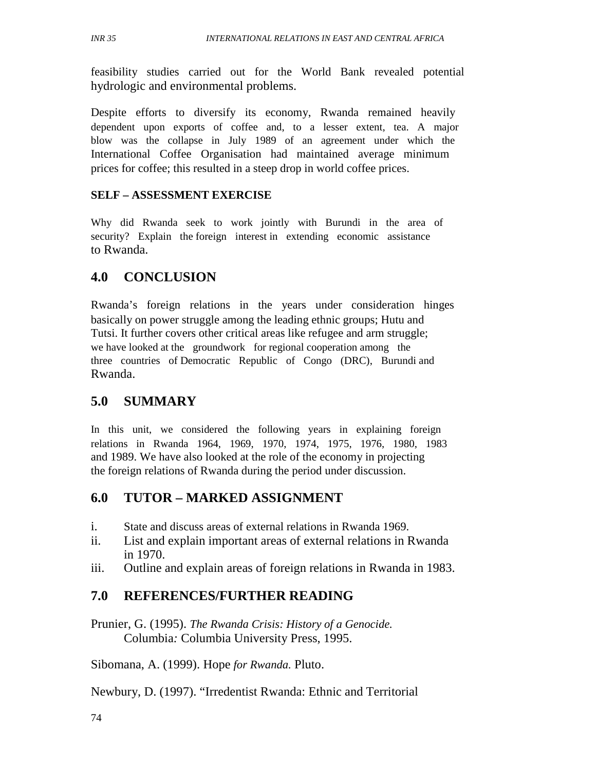feasibility studies carried out for the World Bank revealed potential hydrologic and environmental problems.

Despite efforts to diversify its economy, Rwanda remained heavily dependent upon exports of coffee and, to a lesser extent, tea. A major blow was the collapse in July 1989 of an agreement under which the International Coffee Organisation had maintained average minimum prices for coffee; this resulted in a steep drop in world coffee prices.

**SELF – ASSESSMENT EXERCISE**

Why did Rwanda seek to work jointly with Burundi in the area of security? Explain the foreign interest in extending economic assistance to Rwanda.

## 4.0 CONCLUSION

Rwanda's foreign relations in the years under consideration hinges basically on power struggle among the leading ethnic groups; Hutu and Tutsi. It further covers other critical areas like refugee and arm struggle; we have looked at the groundwork for regional cooperation among the three countries of Democratic Republic of Congo (DRC), Burundi and Rwanda.

## 5.0 SUMMARY

In this unit, we considered the following years in explaining foreign relations in Rwanda 1964, 1969, 1970, 1974, 1975, 1976, 1980, 1983 and 1989. We have also looked at the role of the economy in projecting the foreign relations of Rwanda during the period under discussion.

## 6.0 TUTOR – MARKED ASSIGNMENT

i. State and discuss areas of external relations in Rwanda 1969.
ii. List and explain important areas of external relations in Rwanda in 1970.
iii. Outline and explain areas of foreign relations in Rwanda in 1983.

## 7.0 REFERENCES/FURTHER READING

Prunier, G. (1995). *The Rwanda Crisis: History of a Genocide.* Columbia*:* Columbia University Press, 1995.

Sibomana, A. (1999). Hope *for Rwanda.* Pluto.

Newbury, D. (1997). "Irredentist Rwanda: Ethnic and Territorial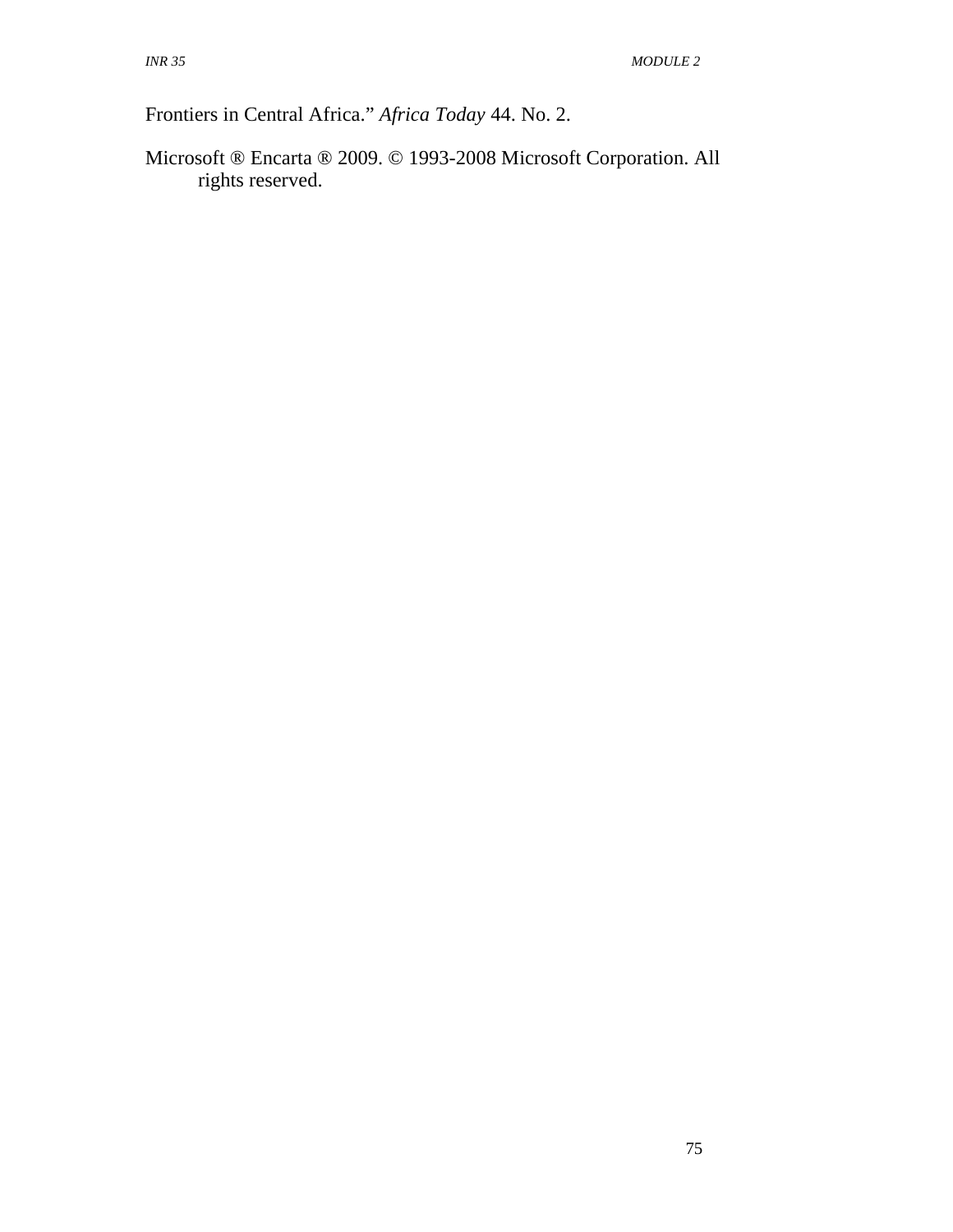Frontiers in Central Africa." *Africa Today* 44. No. 2.

Microsoft ® Encarta ® 2009. © 1993-2008 Microsoft Corporation. All rights reserved.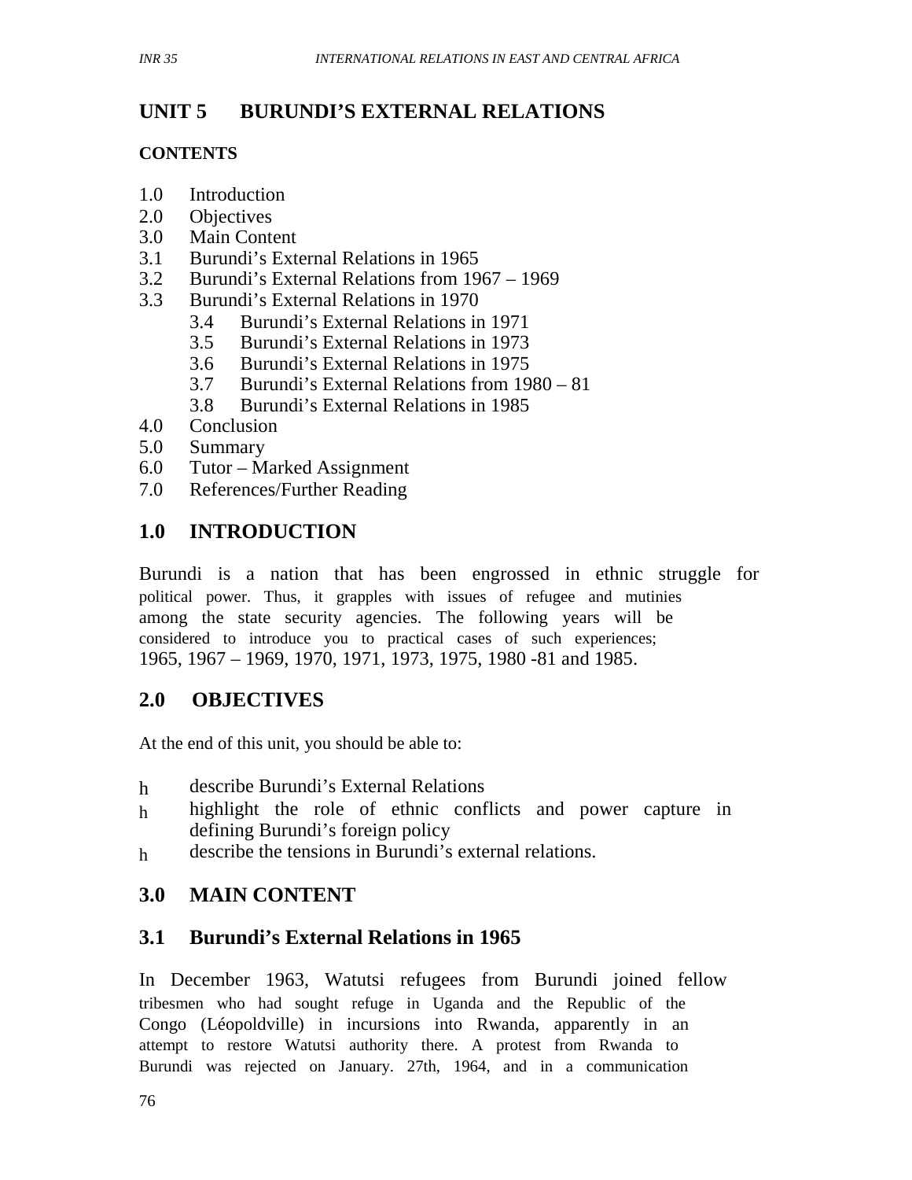## UNIT 5 BURUNDI'S EXTERNAL RELATIONS

### CONTENTS

1.0 Introduction
2.0 Objectives
3.0 Main Content
3.1 Burundi's External Relations in 1965
3.2 Burundi's External Relations from 1967 – 1969
3.3 Burundi's External Relations in 1970
    3.4 Burundi's External Relations in 1971
    3.5 Burundi's External Relations in 1973
    3.6 Burundi's External Relations in 1975
    3.7 Burundi's External Relations from 1980 – 81
    3.8 Burundi's External Relations in 1985
4.0 Conclusion
5.0 Summary
6.0 Tutor – Marked Assignment
7.0 References/Further Reading

## 1.0 INTRODUCTION

Burundi is a nation that has been engrossed in ethnic struggle for political power. Thus, it grapples with issues of refugee and mutinies among the state security agencies. The following years will be considered to introduce you to practical cases of such experiences; 1965, 1967 – 1969, 1970, 1971, 1973, 1975, 1980 -81 and 1985.

## 2.0 OBJECTIVES

At the end of this unit, you should be able to:

- describe Burundi's External Relations
- highlight the role of ethnic conflicts and power capture in defining Burundi's foreign policy
- describe the tensions in Burundi's external relations.

## 3.0 MAIN CONTENT

### 3.1 Burundi's External Relations in 1965

In December 1963, Watutsi refugees from Burundi joined fellow tribesmen who had sought refuge in Uganda and the Republic of the Congo (Léopoldville) in incursions into Rwanda, apparently in an attempt to restore Watutsi authority there. A protest from Rwanda to Burundi was rejected on January. 27th, 1964, and in a communication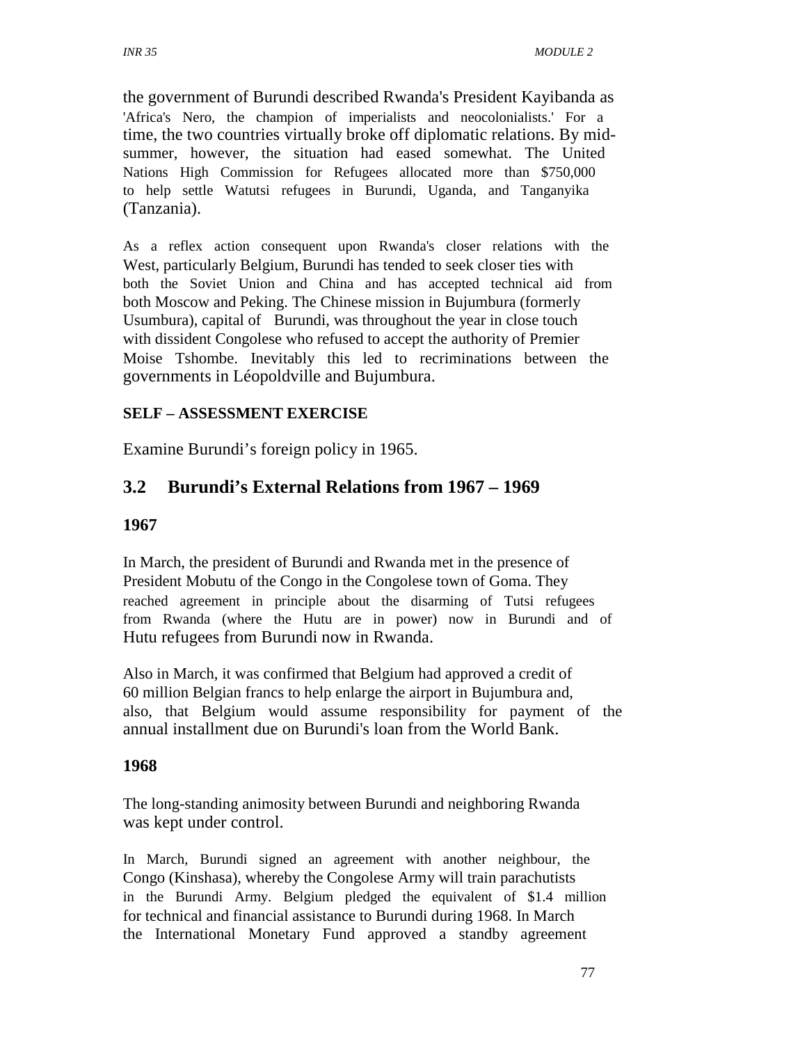the government of Burundi described Rwanda's President Kayibanda as 'Africa's Nero, the champion of imperialists and neocolonialists.' For a time, the two countries virtually broke off diplomatic relations. By mid-summer, however, the situation had eased somewhat. The United Nations High Commission for Refugees allocated more than $750,000 to help settle Watutsi refugees in Burundi, Uganda, and Tanganyika (Tanzania).

As a reflex action consequent upon Rwanda's closer relations with the West, particularly Belgium, Burundi has tended to seek closer ties with both the Soviet Union and China and has accepted technical aid from both Moscow and Peking. The Chinese mission in Bujumbura (formerly Usumbura), capital of Burundi, was throughout the year in close touch with dissident Congolese who refused to accept the authority of Premier Moise Tshombe. Inevitably this led to recriminations between the governments in Léopoldville and Bujumbura.

**SELF – ASSESSMENT EXERCISE**

Examine Burundi's foreign policy in 1965.

## 3.2 Burundi's External Relations from 1967 – 1969

**1967**

In March, the president of Burundi and Rwanda met in the presence of President Mobutu of the Congo in the Congolese town of Goma. They reached agreement in principle about the disarming of Tutsi refugees from Rwanda (where the Hutu are in power) now in Burundi and of Hutu refugees from Burundi now in Rwanda.

Also in March, it was confirmed that Belgium had approved a credit of 60 million Belgian francs to help enlarge the airport in Bujumbura and, also, that Belgium would assume responsibility for payment of the annual installment due on Burundi's loan from the World Bank.

**1968**

The long-standing animosity between Burundi and neighboring Rwanda was kept under control.

In March, Burundi signed an agreement with another neighbour, the Congo (Kinshasa), whereby the Congolese Army will train parachutists in the Burundi Army. Belgium pledged the equivalent of $1.4 million for technical and financial assistance to Burundi during 1968. In March the International Monetary Fund approved a standby agreement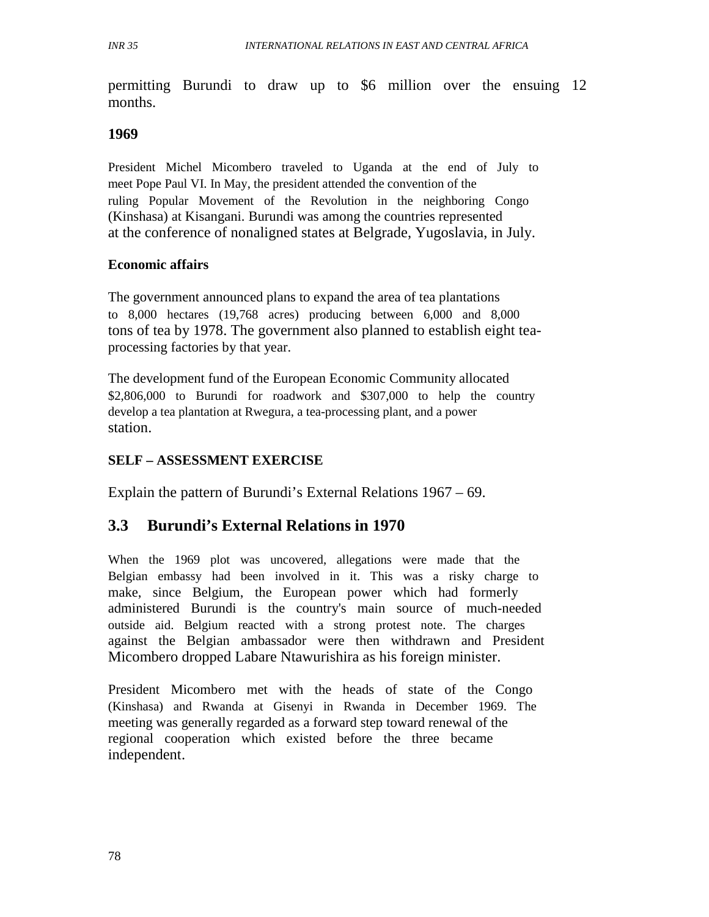permitting Burundi to draw up to $6 million over the ensuing 12 months.

**1969**

President Michel Micombero traveled to Uganda at the end of July to meet Pope Paul VI. In May, the president attended the convention of the ruling Popular Movement of the Revolution in the neighboring Congo (Kinshasa) at Kisangani. Burundi was among the countries represented at the conference of nonaligned states at Belgrade, Yugoslavia, in July.

**Economic affairs**

The government announced plans to expand the area of tea plantations to 8,000 hectares (19,768 acres) producing between 6,000 and 8,000 tons of tea by 1978. The government also planned to establish eight tea-processing factories by that year.

The development fund of the European Economic Community allocated $2,806,000 to Burundi for roadwork and $307,000 to help the country develop a tea plantation at Rwegura, a tea-processing plant, and a power station.

**SELF – ASSESSMENT EXERCISE**

Explain the pattern of Burundi's External Relations 1967 – 69.

## 3.3 Burundi's External Relations in 1970

When the 1969 plot was uncovered, allegations were made that the Belgian embassy had been involved in it. This was a risky charge to make, since Belgium, the European power which had formerly administered Burundi is the country's main source of much-needed outside aid. Belgium reacted with a strong protest note. The charges against the Belgian ambassador were then withdrawn and President Micombero dropped Labare Ntawurishira as his foreign minister.

President Micombero met with the heads of state of the Congo (Kinshasa) and Rwanda at Gisenyi in Rwanda in December 1969. The meeting was generally regarded as a forward step toward renewal of the regional cooperation which existed before the three became independent.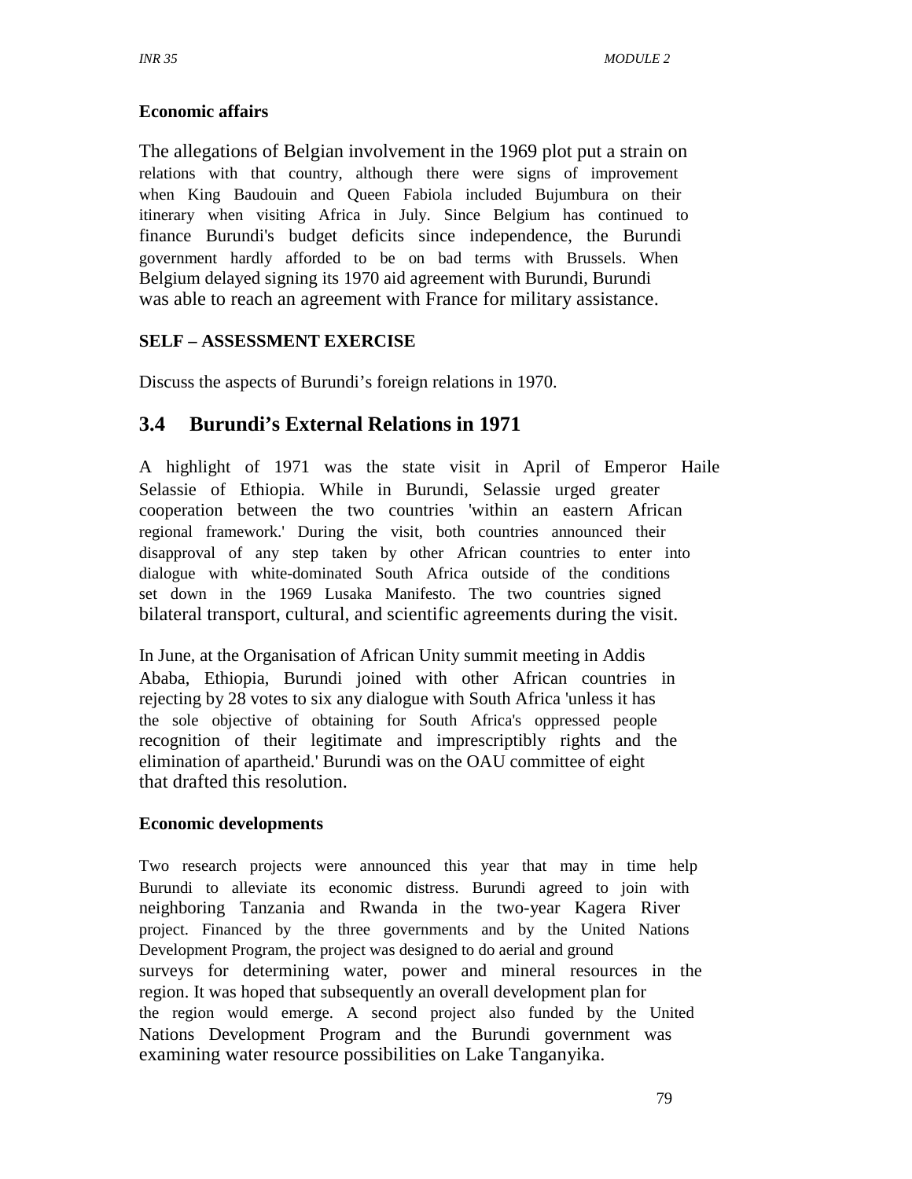**Economic affairs**

The allegations of Belgian involvement in the 1969 plot put a strain on relations with that country, although there were signs of improvement when King Baudouin and Queen Fabiola included Bujumbura on their itinerary when visiting Africa in July. Since Belgium has continued to finance Burundi's budget deficits since independence, the Burundi government hardly afforded to be on bad terms with Brussels. When Belgium delayed signing its 1970 aid agreement with Burundi, Burundi was able to reach an agreement with France for military assistance.

**SELF – ASSESSMENT EXERCISE**

Discuss the aspects of Burundi's foreign relations in 1970.

## 3.4 Burundi's External Relations in 1971

A highlight of 1971 was the state visit in April of Emperor Haile Selassie of Ethiopia. While in Burundi, Selassie urged greater cooperation between the two countries 'within an eastern African regional framework.' During the visit, both countries announced their disapproval of any step taken by other African countries to enter into dialogue with white-dominated South Africa outside of the conditions set down in the 1969 Lusaka Manifesto. The two countries signed bilateral transport, cultural, and scientific agreements during the visit.

In June, at the Organisation of African Unity summit meeting in Addis Ababa, Ethiopia, Burundi joined with other African countries in rejecting by 28 votes to six any dialogue with South Africa 'unless it has the sole objective of obtaining for South Africa's oppressed people recognition of their legitimate and imprescriptibly rights and the elimination of apartheid.' Burundi was on the OAU committee of eight that drafted this resolution.

**Economic developments**

Two research projects were announced this year that may in time help Burundi to alleviate its economic distress. Burundi agreed to join with neighboring Tanzania and Rwanda in the two-year Kagera River project. Financed by the three governments and by the United Nations Development Program, the project was designed to do aerial and ground surveys for determining water, power and mineral resources in the region. It was hoped that subsequently an overall development plan for the region would emerge. A second project also funded by the United Nations Development Program and the Burundi government was examining water resource possibilities on Lake Tanganyika.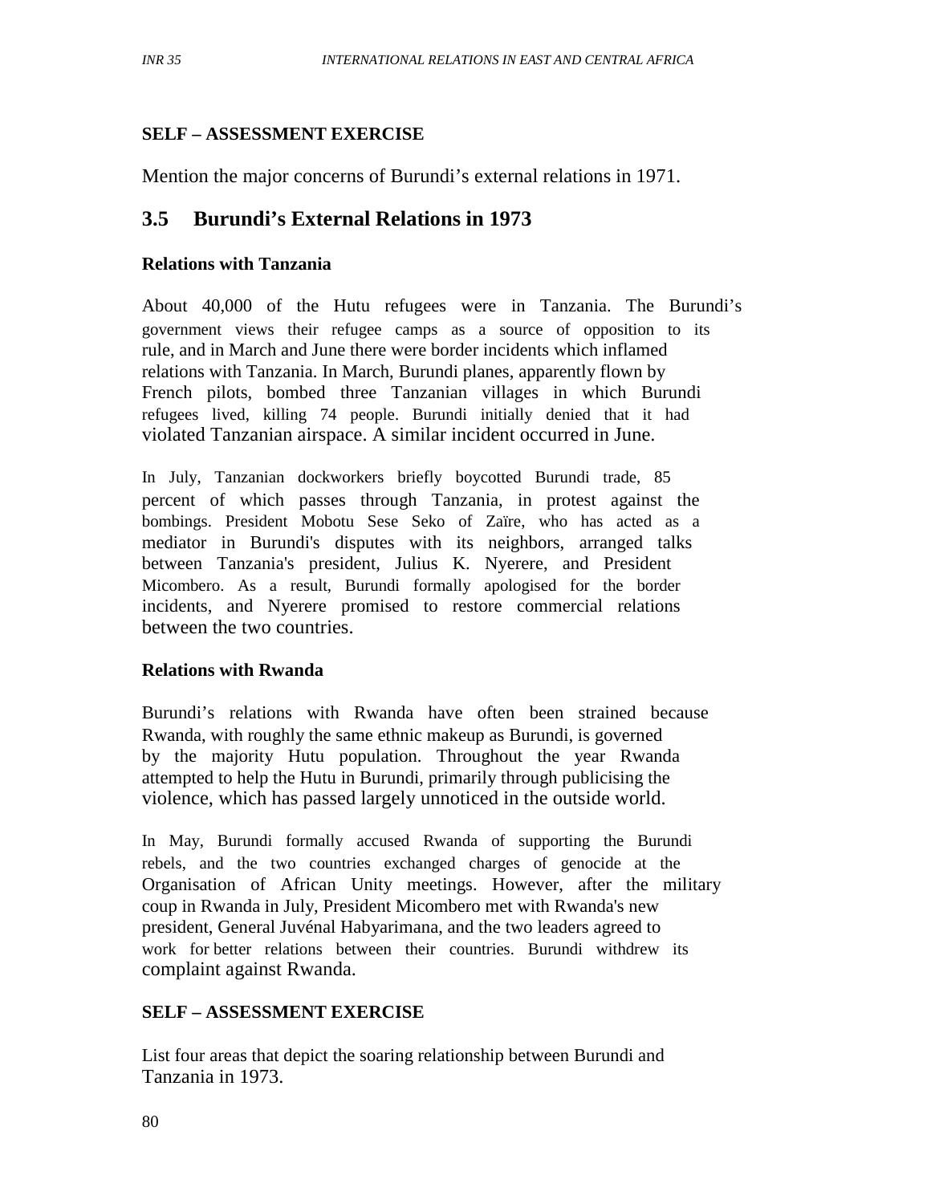**SELF – ASSESSMENT EXERCISE**

Mention the major concerns of Burundi's external relations in 1971.

## 3.5 Burundi's External Relations in 1973

**Relations with Tanzania**

About 40,000 of the Hutu refugees were in Tanzania. The Burundi's government views their refugee camps as a source of opposition to its rule, and in March and June there were border incidents which inflamed relations with Tanzania. In March, Burundi planes, apparently flown by French pilots, bombed three Tanzanian villages in which Burundi refugees lived, killing 74 people. Burundi initially denied that it had violated Tanzanian airspace. A similar incident occurred in June.

In July, Tanzanian dockworkers briefly boycotted Burundi trade, 85 percent of which passes through Tanzania, in protest against the bombings. President Mobotu Sese Seko of Zaïre, who has acted as a mediator in Burundi's disputes with its neighbors, arranged talks between Tanzania's president, Julius K. Nyerere, and President Micombero. As a result, Burundi formally apologised for the border incidents, and Nyerere promised to restore commercial relations between the two countries.

**Relations with Rwanda**

Burundi's relations with Rwanda have often been strained because Rwanda, with roughly the same ethnic makeup as Burundi, is governed by the majority Hutu population. Throughout the year Rwanda attempted to help the Hutu in Burundi, primarily through publicising the violence, which has passed largely unnoticed in the outside world.

In May, Burundi formally accused Rwanda of supporting the Burundi rebels, and the two countries exchanged charges of genocide at the Organisation of African Unity meetings. However, after the military coup in Rwanda in July, President Micombero met with Rwanda's new president, General Juvénal Habyarimana, and the two leaders agreed to work for better relations between their countries. Burundi withdrew its complaint against Rwanda.

**SELF – ASSESSMENT EXERCISE**

List four areas that depict the soaring relationship between Burundi and Tanzania in 1973.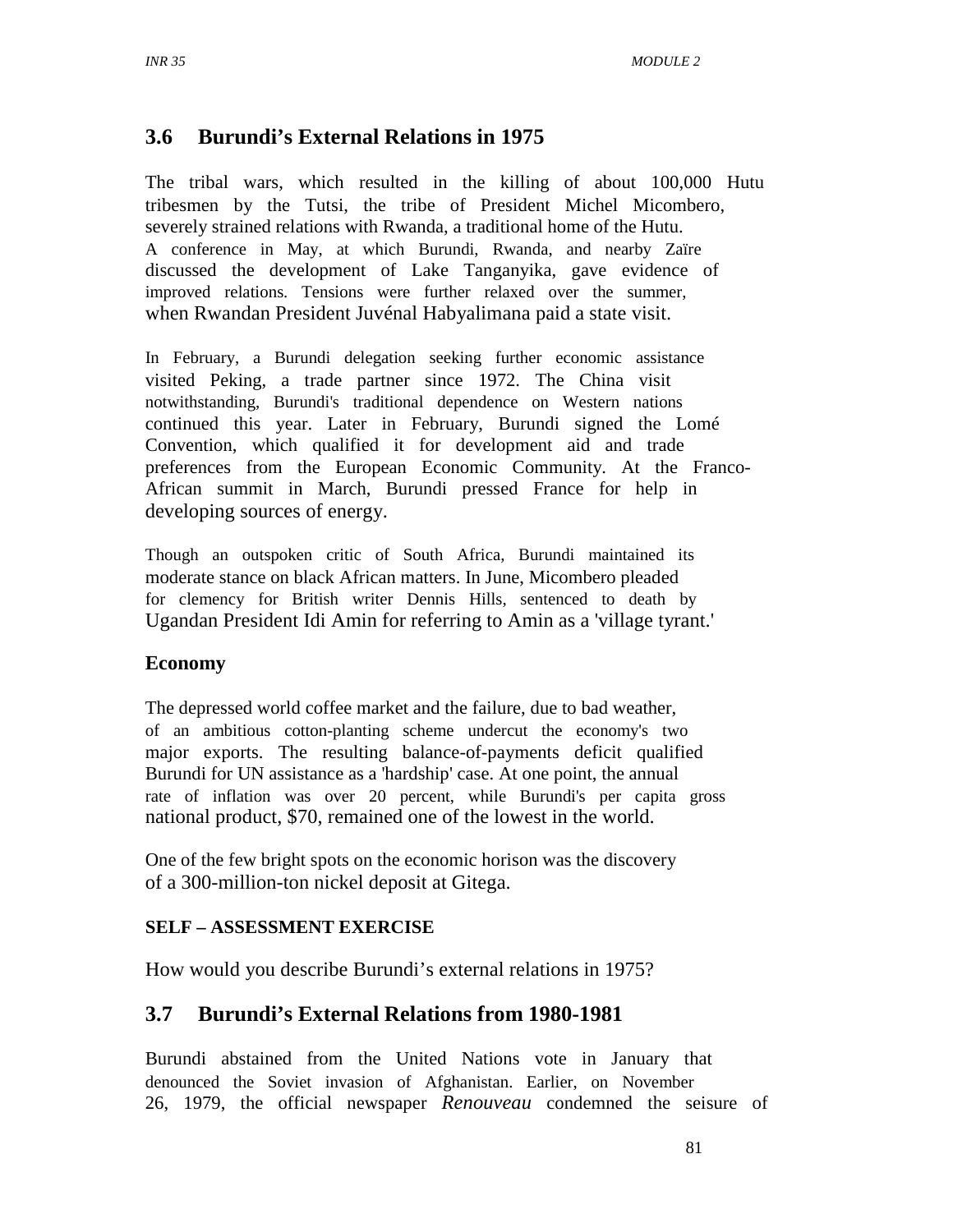## 3.6 Burundi's External Relations in 1975

The tribal wars, which resulted in the killing of about 100,000 Hutu tribesmen by the Tutsi, the tribe of President Michel Micombero, severely strained relations with Rwanda, a traditional home of the Hutu. A conference in May, at which Burundi, Rwanda, and nearby Zaïre discussed the development of Lake Tanganyika, gave evidence of improved relations. Tensions were further relaxed over the summer, when Rwandan President Juvénal Habyalimana paid a state visit.

In February, a Burundi delegation seeking further economic assistance visited Peking, a trade partner since 1972. The China visit notwithstanding, Burundi's traditional dependence on Western nations continued this year. Later in February, Burundi signed the Lomé Convention, which qualified it for development aid and trade preferences from the European Economic Community. At the Franco-African summit in March, Burundi pressed France for help in developing sources of energy.

Though an outspoken critic of South Africa, Burundi maintained its moderate stance on black African matters. In June, Micombero pleaded for clemency for British writer Dennis Hills, sentenced to death by Ugandan President Idi Amin for referring to Amin as a 'village tyrant.'

### Economy

The depressed world coffee market and the failure, due to bad weather, of an ambitious cotton-planting scheme undercut the economy's two major exports. The resulting balance-of-payments deficit qualified Burundi for UN assistance as a 'hardship' case. At one point, the annual rate of inflation was over 20 percent, while Burundi's per capita gross national product, $70, remained one of the lowest in the world.

One of the few bright spots on the economic horison was the discovery of a 300-million-ton nickel deposit at Gitega.

#### SELF – ASSESSMENT EXERCISE

How would you describe Burundi's external relations in 1975?

## 3.7 Burundi's External Relations from 1980-1981

Burundi abstained from the United Nations vote in January that denounced the Soviet invasion of Afghanistan. Earlier, on November 26, 1979, the official newspaper *Renouveau* condemned the seisure of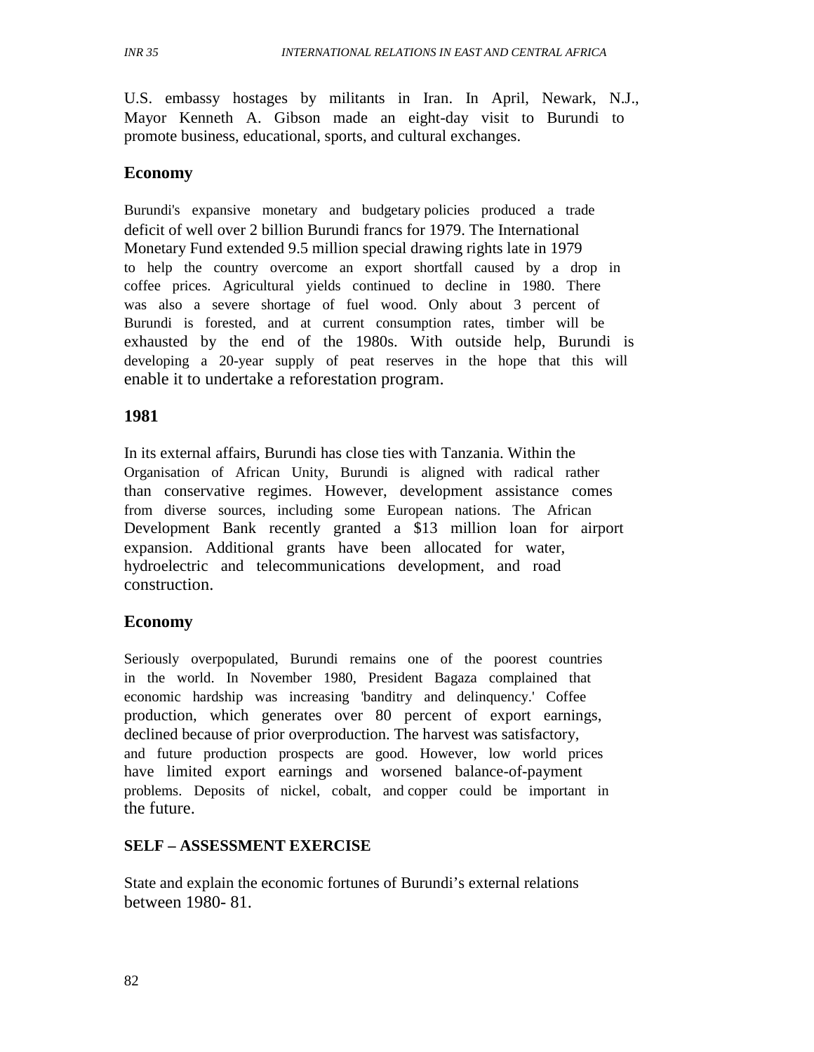U.S. embassy hostages by militants in Iran. In April, Newark, N.J., Mayor Kenneth A. Gibson made an eight-day visit to Burundi to promote business, educational, sports, and cultural exchanges.

## Economy

Burundi's expansive monetary and budgetary policies produced a trade deficit of well over 2 billion Burundi francs for 1979. The International Monetary Fund extended 9.5 million special drawing rights late in 1979 to help the country overcome an export shortfall caused by a drop in coffee prices. Agricultural yields continued to decline in 1980. There was also a severe shortage of fuel wood. Only about 3 percent of Burundi is forested, and at current consumption rates, timber will be exhausted by the end of the 1980s. With outside help, Burundi is developing a 20-year supply of peat reserves in the hope that this will enable it to undertake a reforestation program.

## 1981

In its external affairs, Burundi has close ties with Tanzania. Within the Organisation of African Unity, Burundi is aligned with radical rather than conservative regimes. However, development assistance comes from diverse sources, including some European nations. The African Development Bank recently granted a $13 million loan for airport expansion. Additional grants have been allocated for water, hydroelectric and telecommunications development, and road construction.

## Economy

Seriously overpopulated, Burundi remains one of the poorest countries in the world. In November 1980, President Bagaza complained that economic hardship was increasing 'banditry and delinquency.' Coffee production, which generates over 80 percent of export earnings, declined because of prior overproduction. The harvest was satisfactory, and future production prospects are good. However, low world prices have limited export earnings and worsened balance-of-payment problems. Deposits of nickel, cobalt, and copper could be important in the future.

### SELF – ASSESSMENT EXERCISE

State and explain the economic fortunes of Burundi's external relations between 1980- 81.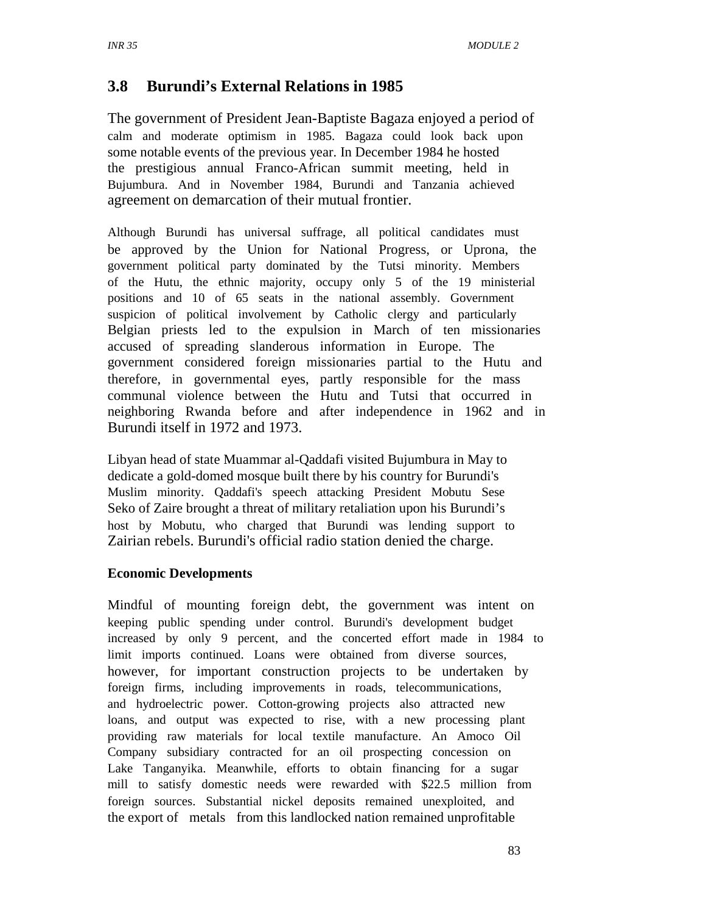## 3.8 Burundi's External Relations in 1985

The government of President Jean-Baptiste Bagaza enjoyed a period of calm and moderate optimism in 1985. Bagaza could look back upon some notable events of the previous year. In December 1984 he hosted the prestigious annual Franco-African summit meeting, held in Bujumbura. And in November 1984, Burundi and Tanzania achieved agreement on demarcation of their mutual frontier.

Although Burundi has universal suffrage, all political candidates must be approved by the Union for National Progress, or Uprona, the government political party dominated by the Tutsi minority. Members of the Hutu, the ethnic majority, occupy only 5 of the 19 ministerial positions and 10 of 65 seats in the national assembly. Government suspicion of political involvement by Catholic clergy and particularly Belgian priests led to the expulsion in March of ten missionaries accused of spreading slanderous information in Europe. The government considered foreign missionaries partial to the Hutu and therefore, in governmental eyes, partly responsible for the mass communal violence between the Hutu and Tutsi that occurred in neighboring Rwanda before and after independence in 1962 and in Burundi itself in 1972 and 1973.

Libyan head of state Muammar al-Qaddafi visited Bujumbura in May to dedicate a gold-domed mosque built there by his country for Burundi's Muslim minority. Qaddafi's speech attacking President Mobutu Sese Seko of Zaire brought a threat of military retaliation upon his Burundi's host by Mobutu, who charged that Burundi was lending support to Zairian rebels. Burundi's official radio station denied the charge.

**Economic Developments**

Mindful of mounting foreign debt, the government was intent on keeping public spending under control. Burundi's development budget increased by only 9 percent, and the concerted effort made in 1984 to limit imports continued. Loans were obtained from diverse sources, however, for important construction projects to be undertaken by foreign firms, including improvements in roads, telecommunications, and hydroelectric power. Cotton-growing projects also attracted new loans, and output was expected to rise, with a new processing plant providing raw materials for local textile manufacture. An Amoco Oil Company subsidiary contracted for an oil prospecting concession on Lake Tanganyika. Meanwhile, efforts to obtain financing for a sugar mill to satisfy domestic needs were rewarded with $22.5 million from foreign sources. Substantial nickel deposits remained unexploited, and the export of metals from this landlocked nation remained unprofitable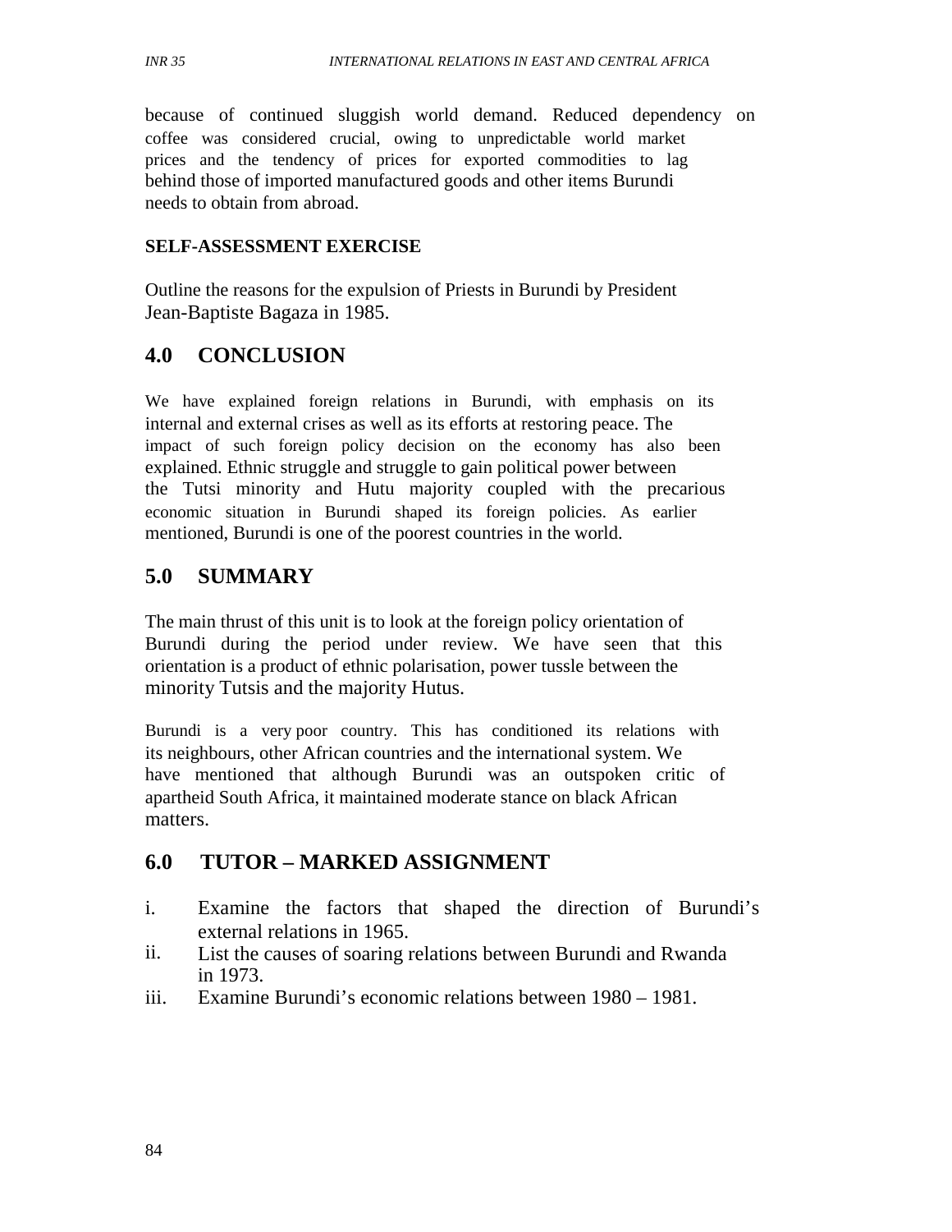because of continued sluggish world demand. Reduced dependency on coffee was considered crucial, owing to unpredictable world market prices and the tendency of prices for exported commodities to lag behind those of imported manufactured goods and other items Burundi needs to obtain from abroad.

**SELF-ASSESSMENT EXERCISE**

Outline the reasons for the expulsion of Priests in Burundi by President Jean-Baptiste Bagaza in 1985.

## 4.0 CONCLUSION

We have explained foreign relations in Burundi, with emphasis on its internal and external crises as well as its efforts at restoring peace. The impact of such foreign policy decision on the economy has also been explained. Ethnic struggle and struggle to gain political power between the Tutsi minority and Hutu majority coupled with the precarious economic situation in Burundi shaped its foreign policies. As earlier mentioned, Burundi is one of the poorest countries in the world.

## 5.0 SUMMARY

The main thrust of this unit is to look at the foreign policy orientation of Burundi during the period under review. We have seen that this orientation is a product of ethnic polarisation, power tussle between the minority Tutsis and the majority Hutus.

Burundi is a very poor country. This has conditioned its relations with its neighbours, other African countries and the international system. We have mentioned that although Burundi was an outspoken critic of apartheid South Africa, it maintained moderate stance on black African matters.

## 6.0 TUTOR – MARKED ASSIGNMENT

i. Examine the factors that shaped the direction of Burundi's external relations in 1965.
ii. List the causes of soaring relations between Burundi and Rwanda in 1973.
iii. Examine Burundi's economic relations between 1980 – 1981.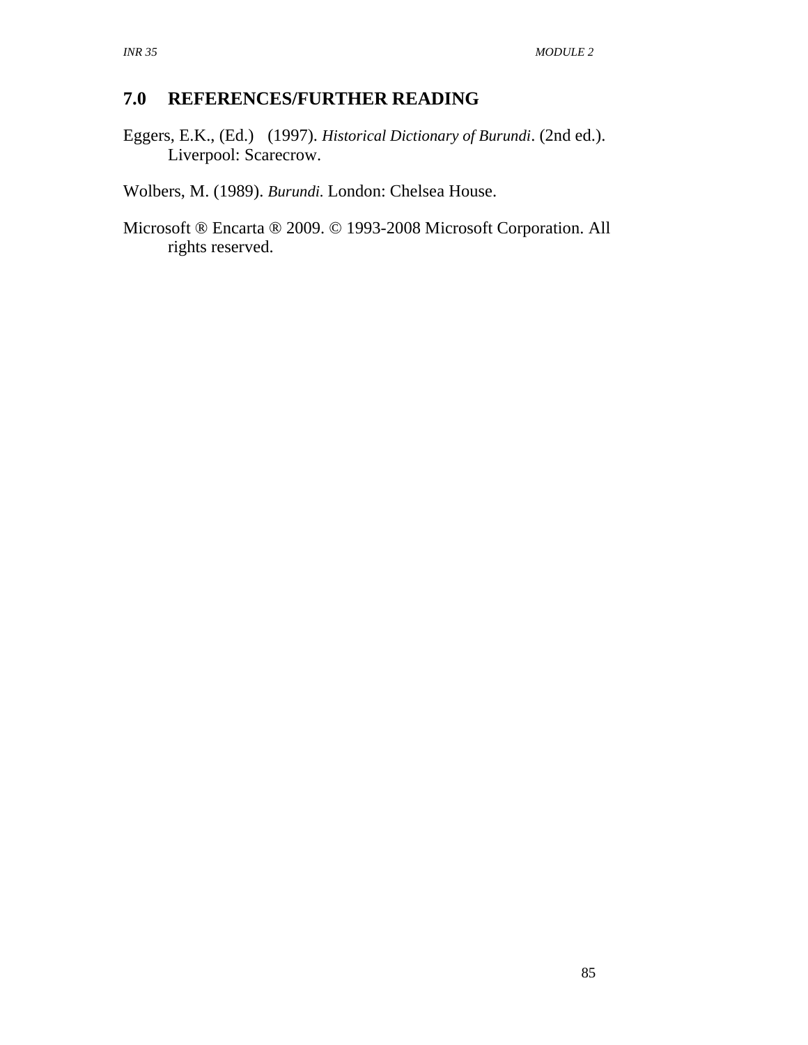## 7.0 REFERENCES/FURTHER READING

Eggers, E.K., (Ed.) (1997). *Historical Dictionary of Burundi*. (2nd ed.). Liverpool: Scarecrow.

Wolbers, M. (1989). *Burundi*. London: Chelsea House.

Microsoft ® Encarta ® 2009. © 1993-2008 Microsoft Corporation. All rights reserved.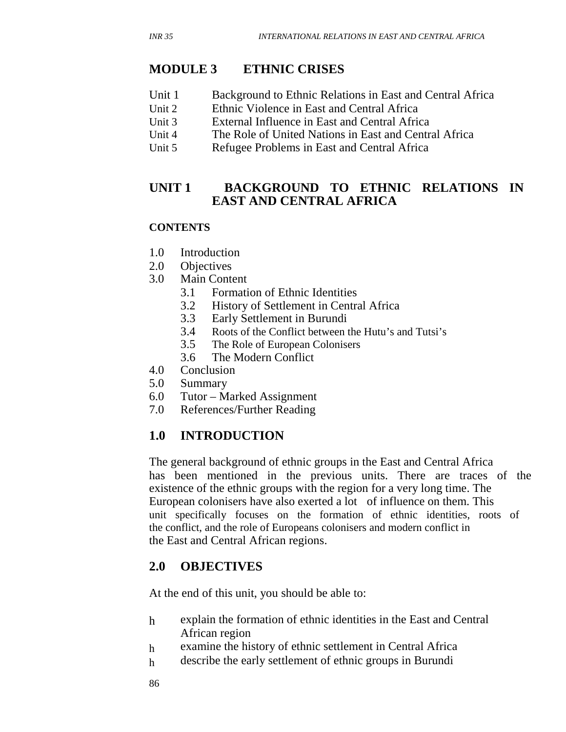# MODULE 3 ETHNIC CRISES

| | |
|---|---|
| Unit 1 | Background to Ethnic Relations in East and Central Africa |
| Unit 2 | Ethnic Violence in East and Central Africa |
| Unit 3 | External Influence in East and Central Africa |
| Unit 4 | The Role of United Nations in East and Central Africa |
| Unit 5 | Refugee Problems in East and Central Africa |

## UNIT 1 BACKGROUND TO ETHNIC RELATIONS IN EAST AND CENTRAL AFRICA

**CONTENTS**

1.0 Introduction
2.0 Objectives
3.0 Main Content
  3.1 Formation of Ethnic Identities
  3.2 History of Settlement in Central Africa
  3.3 Early Settlement in Burundi
  3.4 Roots of the Conflict between the Hutu's and Tutsi's
  3.5 The Role of European Colonisers
  3.6 The Modern Conflict
4.0 Conclusion
5.0 Summary
6.0 Tutor – Marked Assignment
7.0 References/Further Reading

## 1.0 INTRODUCTION

The general background of ethnic groups in the East and Central Africa has been mentioned in the previous units. There are traces of the existence of the ethnic groups with the region for a very long time. The European colonisers have also exerted a lot of influence on them. This unit specifically focuses on the formation of ethnic identities, roots of the conflict, and the role of Europeans colonisers and modern conflict in the East and Central African regions.

## 2.0 OBJECTIVES

At the end of this unit, you should be able to:

- explain the formation of ethnic identities in the East and Central African region
- examine the history of ethnic settlement in Central Africa
- describe the early settlement of ethnic groups in Burundi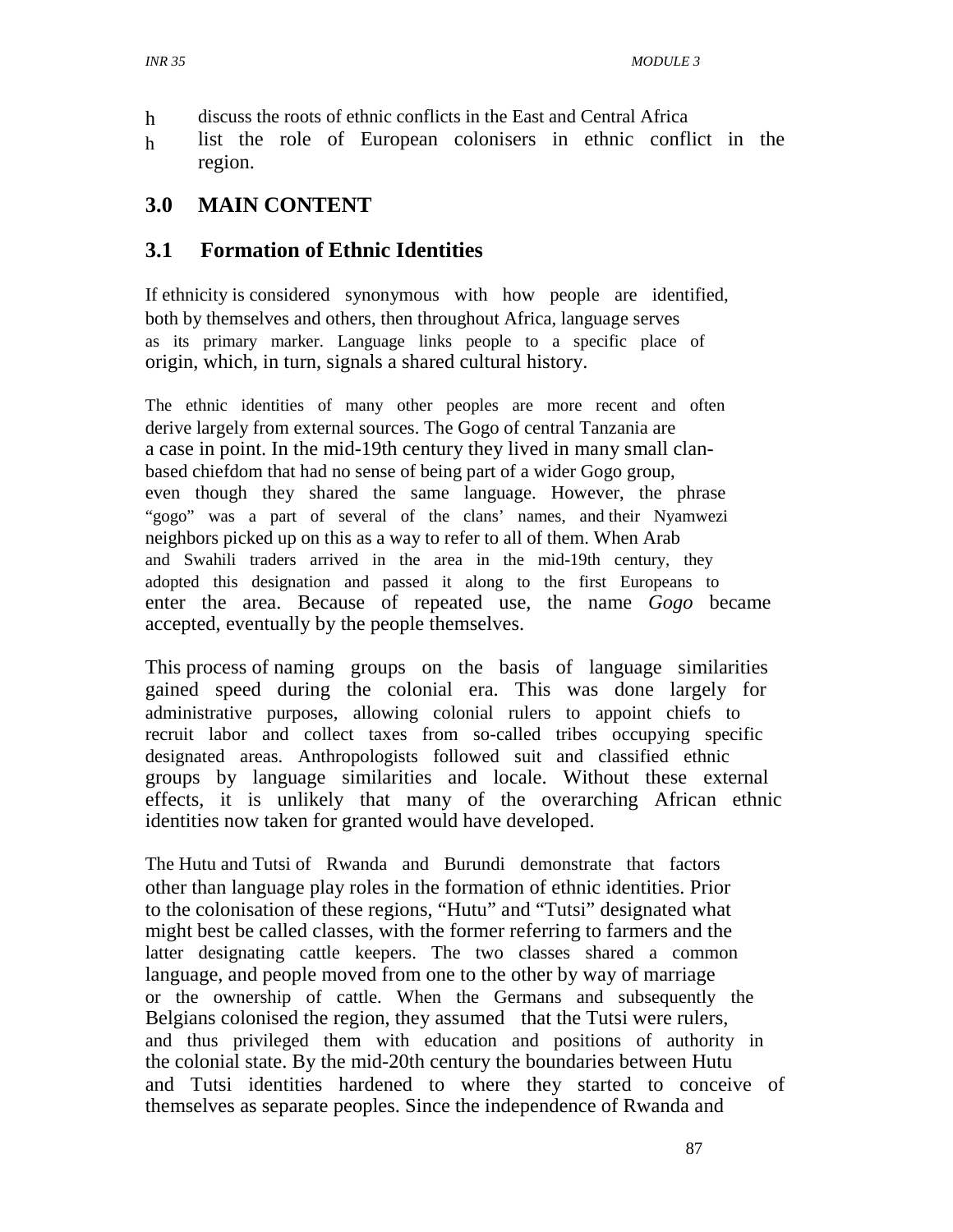- discuss the roots of ethnic conflicts in the East and Central Africa
- list the role of European colonisers in ethnic conflict in the region.

## 3.0 MAIN CONTENT

### 3.1 Formation of Ethnic Identities

If ethnicity is considered synonymous with how people are identified, both by themselves and others, then throughout Africa, language serves as its primary marker. Language links people to a specific place of origin, which, in turn, signals a shared cultural history.

The ethnic identities of many other peoples are more recent and often derive largely from external sources. The Gogo of central Tanzania are a case in point. In the mid-19th century they lived in many small clan-based chiefdom that had no sense of being part of a wider Gogo group, even though they shared the same language. However, the phrase "gogo" was a part of several of the clans' names, and their Nyamwezi neighbors picked up on this as a way to refer to all of them. When Arab and Swahili traders arrived in the area in the mid-19th century, they adopted this designation and passed it along to the first Europeans to enter the area. Because of repeated use, the name *Gogo* became accepted, eventually by the people themselves.

This process of naming groups on the basis of language similarities gained speed during the colonial era. This was done largely for administrative purposes, allowing colonial rulers to appoint chiefs to recruit labor and collect taxes from so-called tribes occupying specific designated areas. Anthropologists followed suit and classified ethnic groups by language similarities and locale. Without these external effects, it is unlikely that many of the overarching African ethnic identities now taken for granted would have developed.

The Hutu and Tutsi of Rwanda and Burundi demonstrate that factors other than language play roles in the formation of ethnic identities. Prior to the colonisation of these regions, "Hutu" and "Tutsi" designated what might best be called classes, with the former referring to farmers and the latter designating cattle keepers. The two classes shared a common language, and people moved from one to the other by way of marriage or the ownership of cattle. When the Germans and subsequently the Belgians colonised the region, they assumed that the Tutsi were rulers, and thus privileged them with education and positions of authority in the colonial state. By the mid-20th century the boundaries between Hutu and Tutsi identities hardened to where they started to conceive of themselves as separate peoples. Since the independence of Rwanda and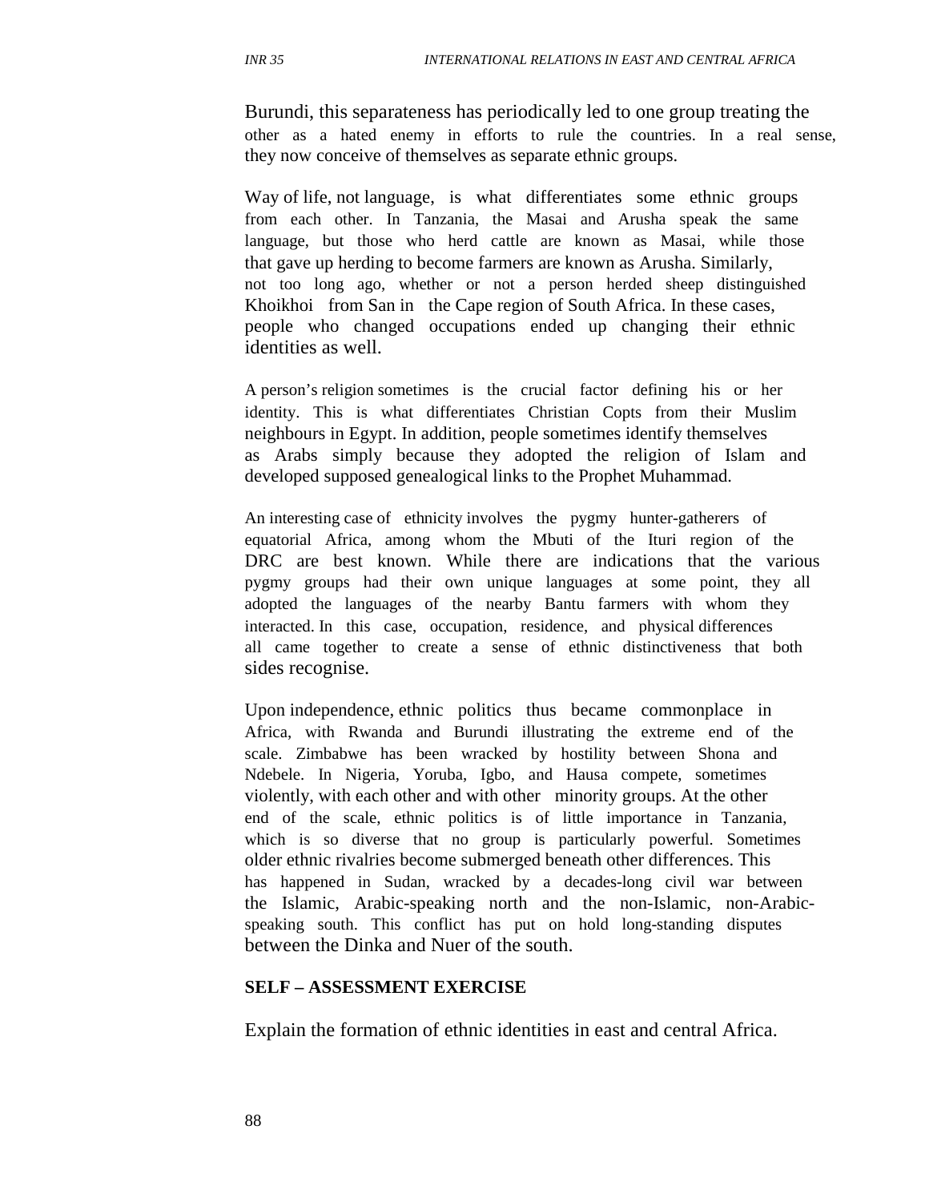Burundi, this separateness has periodically led to one group treating the other as a hated enemy in efforts to rule the countries. In a real sense, they now conceive of themselves as separate ethnic groups.

Way of life, not language, is what differentiates some ethnic groups from each other. In Tanzania, the Masai and Arusha speak the same language, but those who herd cattle are known as Masai, while those that gave up herding to become farmers are known as Arusha. Similarly, not too long ago, whether or not a person herded sheep distinguished Khoikhoi from San in the Cape region of South Africa. In these cases, people who changed occupations ended up changing their ethnic identities as well.

A person's religion sometimes is the crucial factor defining his or her identity. This is what differentiates Christian Copts from their Muslim neighbours in Egypt. In addition, people sometimes identify themselves as Arabs simply because they adopted the religion of Islam and developed supposed genealogical links to the Prophet Muhammad.

An interesting case of ethnicity involves the pygmy hunter-gatherers of equatorial Africa, among whom the Mbuti of the Ituri region of the DRC are best known. While there are indications that the various pygmy groups had their own unique languages at some point, they all adopted the languages of the nearby Bantu farmers with whom they interacted. In this case, occupation, residence, and physical differences all came together to create a sense of ethnic distinctiveness that both sides recognise.

Upon independence, ethnic politics thus became commonplace in Africa, with Rwanda and Burundi illustrating the extreme end of the scale. Zimbabwe has been wracked by hostility between Shona and Ndebele. In Nigeria, Yoruba, Igbo, and Hausa compete, sometimes violently, with each other and with other minority groups. At the other end of the scale, ethnic politics is of little importance in Tanzania, which is so diverse that no group is particularly powerful. Sometimes older ethnic rivalries become submerged beneath other differences. This has happened in Sudan, wracked by a decades-long civil war between the Islamic, Arabic-speaking north and the non-Islamic, non-Arabic-speaking south. This conflict has put on hold long-standing disputes between the Dinka and Nuer of the south.

**SELF – ASSESSMENT EXERCISE**

Explain the formation of ethnic identities in east and central Africa.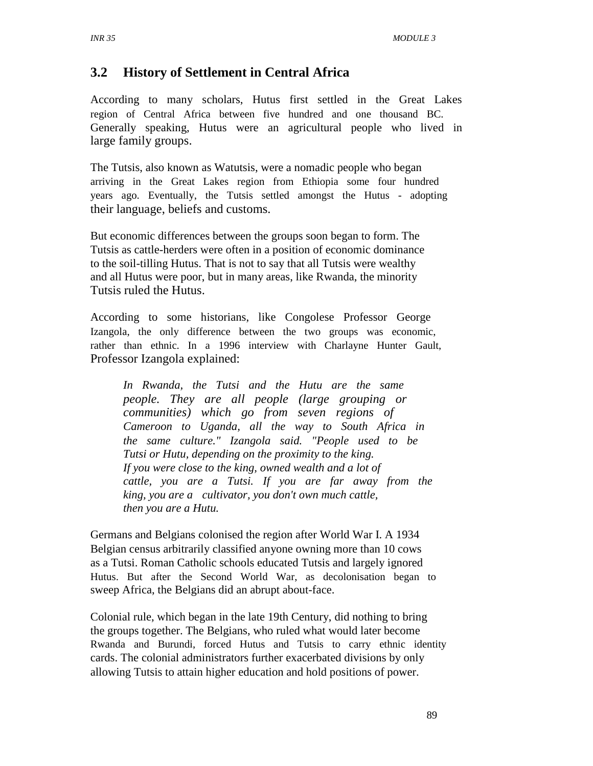## 3.2 History of Settlement in Central Africa

According to many scholars, Hutus first settled in the Great Lakes region of Central Africa between five hundred and one thousand BC. Generally speaking, Hutus were an agricultural people who lived in large family groups.

The Tutsis, also known as Watutsis, were a nomadic people who began arriving in the Great Lakes region from Ethiopia some four hundred years ago. Eventually, the Tutsis settled amongst the Hutus - adopting their language, beliefs and customs.

But economic differences between the groups soon began to form. The Tutsis as cattle-herders were often in a position of economic dominance to the soil-tilling Hutus. That is not to say that all Tutsis were wealthy and all Hutus were poor, but in many areas, like Rwanda, the minority Tutsis ruled the Hutus.

According to some historians, like Congolese Professor George Izangola, the only difference between the two groups was economic, rather than ethnic. In a 1996 interview with Charlayne Hunter Gault, Professor Izangola explained:

> *In Rwanda, the Tutsi and the Hutu are the same people. They are all people (large grouping or communities) which go from seven regions of Cameroon to Uganda, all the way to South Africa in the same culture." Izangola said. "People used to be Tutsi or Hutu, depending on the proximity to the king. If you were close to the king, owned wealth and a lot of cattle, you are a Tutsi. If you are far away from the king, you are a cultivator, you don't own much cattle, then you are a Hutu.*

Germans and Belgians colonised the region after World War I. A 1934 Belgian census arbitrarily classified anyone owning more than 10 cows as a Tutsi. Roman Catholic schools educated Tutsis and largely ignored Hutus. But after the Second World War, as decolonisation began to sweep Africa, the Belgians did an abrupt about-face.

Colonial rule, which began in the late 19th Century, did nothing to bring the groups together. The Belgians, who ruled what would later become Rwanda and Burundi, forced Hutus and Tutsis to carry ethnic identity cards. The colonial administrators further exacerbated divisions by only allowing Tutsis to attain higher education and hold positions of power.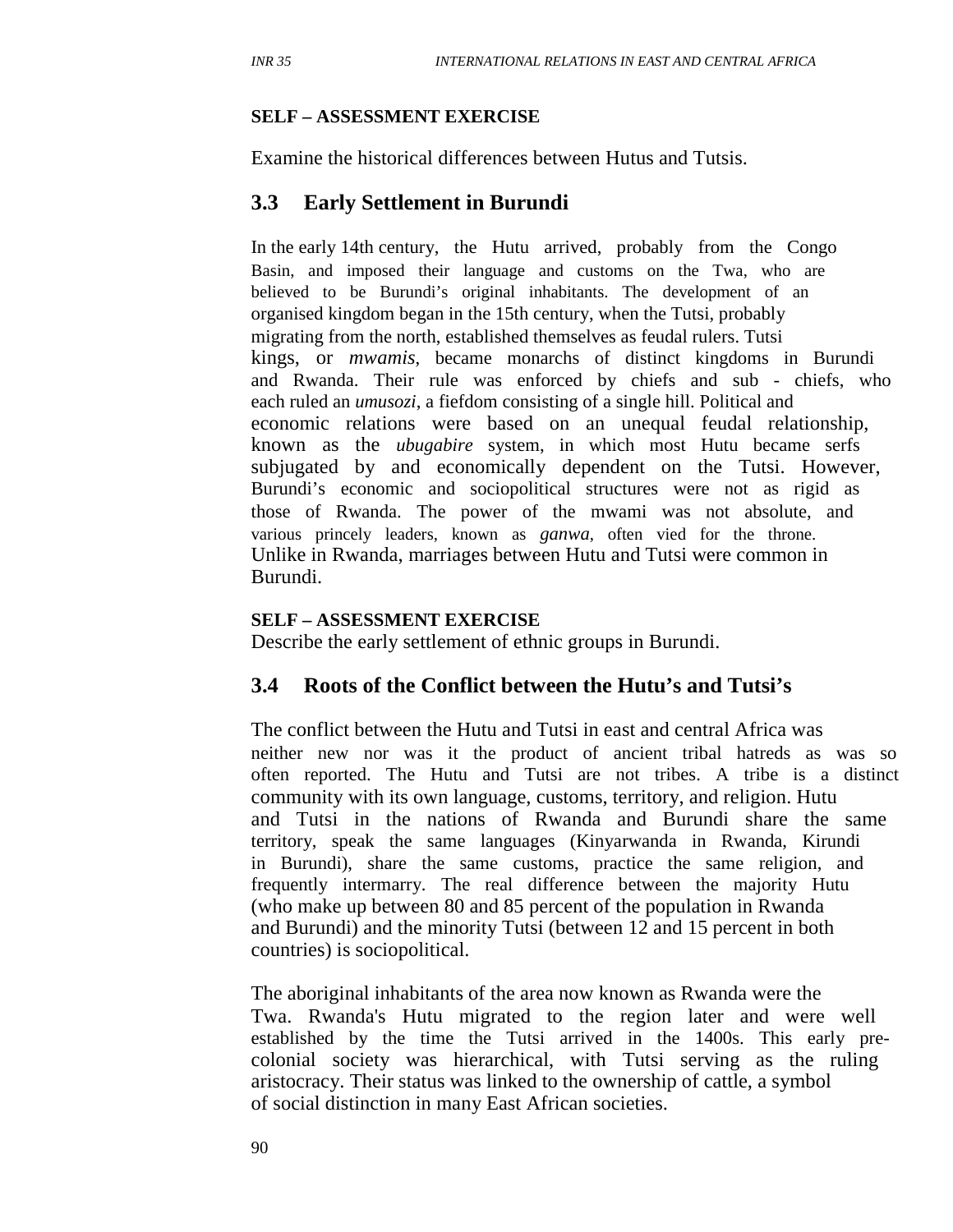**SELF – ASSESSMENT EXERCISE**

Examine the historical differences between Hutus and Tutsis.

## 3.3 Early Settlement in Burundi

In the early 14th century, the Hutu arrived, probably from the Congo Basin, and imposed their language and customs on the Twa, who are believed to be Burundi's original inhabitants. The development of an organised kingdom began in the 15th century, when the Tutsi, probably migrating from the north, established themselves as feudal rulers. Tutsi kings, or *mwamis*, became monarchs of distinct kingdoms in Burundi and Rwanda. Their rule was enforced by chiefs and sub - chiefs, who each ruled an *umusozi*, a fiefdom consisting of a single hill. Political and economic relations were based on an unequal feudal relationship, known as the *ubugabire* system, in which most Hutu became serfs subjugated by and economically dependent on the Tutsi. However, Burundi's economic and sociopolitical structures were not as rigid as those of Rwanda. The power of the mwami was not absolute, and various princely leaders, known as *ganwa*, often vied for the throne. Unlike in Rwanda, marriages between Hutu and Tutsi were common in Burundi.

**SELF – ASSESSMENT EXERCISE**

Describe the early settlement of ethnic groups in Burundi.

## 3.4 Roots of the Conflict between the Hutu's and Tutsi's

The conflict between the Hutu and Tutsi in east and central Africa was neither new nor was it the product of ancient tribal hatreds as was so often reported. The Hutu and Tutsi are not tribes. A tribe is a distinct community with its own language, customs, territory, and religion. Hutu and Tutsi in the nations of Rwanda and Burundi share the same territory, speak the same languages (Kinyarwanda in Rwanda, Kirundi in Burundi), share the same customs, practice the same religion, and frequently intermarry. The real difference between the majority Hutu (who make up between 80 and 85 percent of the population in Rwanda and Burundi) and the minority Tutsi (between 12 and 15 percent in both countries) is sociopolitical.

The aboriginal inhabitants of the area now known as Rwanda were the Twa. Rwanda's Hutu migrated to the region later and were well established by the time the Tutsi arrived in the 1400s. This early pre-colonial society was hierarchical, with Tutsi serving as the ruling aristocracy. Their status was linked to the ownership of cattle, a symbol of social distinction in many East African societies.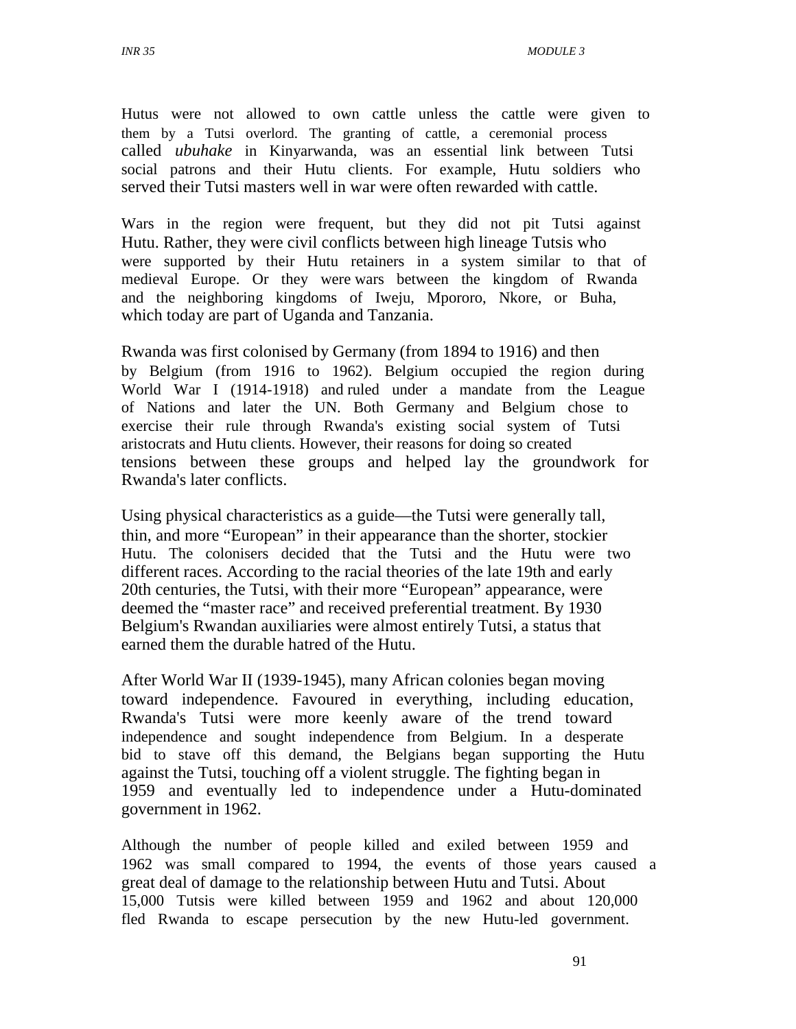Hutus were not allowed to own cattle unless the cattle were given to them by a Tutsi overlord. The granting of cattle, a ceremonial process called *ubuhake* in Kinyarwanda, was an essential link between Tutsi social patrons and their Hutu clients. For example, Hutu soldiers who served their Tutsi masters well in war were often rewarded with cattle.

Wars in the region were frequent, but they did not pit Tutsi against Hutu. Rather, they were civil conflicts between high lineage Tutsis who were supported by their Hutu retainers in a system similar to that of medieval Europe. Or they were wars between the kingdom of Rwanda and the neighboring kingdoms of Iweju, Mpororo, Nkore, or Buha, which today are part of Uganda and Tanzania.

Rwanda was first colonised by Germany (from 1894 to 1916) and then by Belgium (from 1916 to 1962). Belgium occupied the region during World War I (1914-1918) and ruled under a mandate from the League of Nations and later the UN. Both Germany and Belgium chose to exercise their rule through Rwanda's existing social system of Tutsi aristocrats and Hutu clients. However, their reasons for doing so created tensions between these groups and helped lay the groundwork for Rwanda's later conflicts.

Using physical characteristics as a guide—the Tutsi were generally tall, thin, and more "European" in their appearance than the shorter, stockier Hutu. The colonisers decided that the Tutsi and the Hutu were two different races. According to the racial theories of the late 19th and early 20th centuries, the Tutsi, with their more "European" appearance, were deemed the "master race" and received preferential treatment. By 1930 Belgium's Rwandan auxiliaries were almost entirely Tutsi, a status that earned them the durable hatred of the Hutu.

After World War II (1939-1945), many African colonies began moving toward independence. Favoured in everything, including education, Rwanda's Tutsi were more keenly aware of the trend toward independence and sought independence from Belgium. In a desperate bid to stave off this demand, the Belgians began supporting the Hutu against the Tutsi, touching off a violent struggle. The fighting began in 1959 and eventually led to independence under a Hutu-dominated government in 1962.

Although the number of people killed and exiled between 1959 and 1962 was small compared to 1994, the events of those years caused a great deal of damage to the relationship between Hutu and Tutsi. About 15,000 Tutsis were killed between 1959 and 1962 and about 120,000 fled Rwanda to escape persecution by the new Hutu-led government.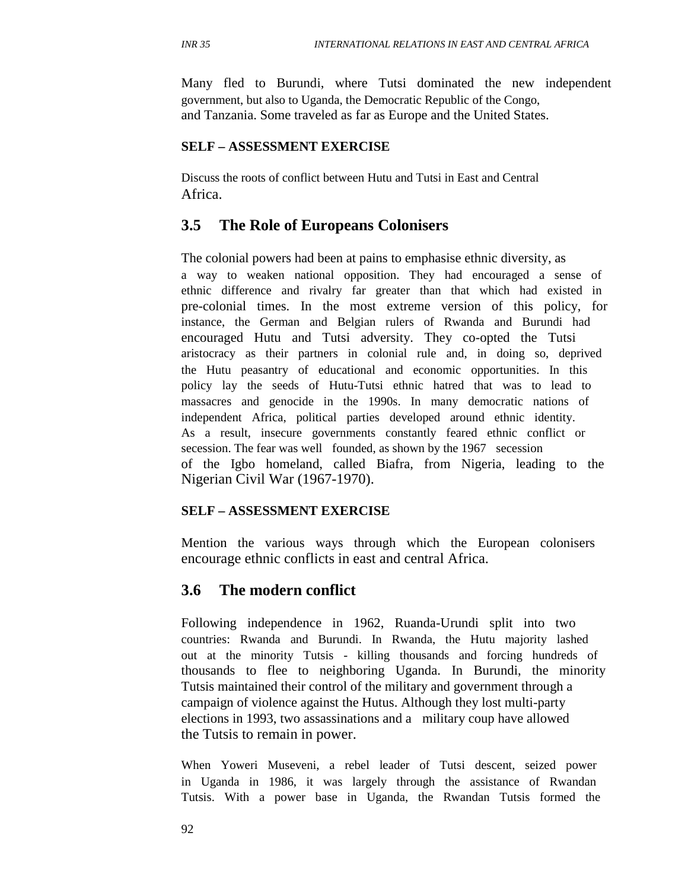Many fled to Burundi, where Tutsi dominated the new independent government, but also to Uganda, the Democratic Republic of the Congo, and Tanzania. Some traveled as far as Europe and the United States.

**SELF – ASSESSMENT EXERCISE**

Discuss the roots of conflict between Hutu and Tutsi in East and Central Africa.

## 3.5 The Role of Europeans Colonisers

The colonial powers had been at pains to emphasise ethnic diversity, as a way to weaken national opposition. They had encouraged a sense of ethnic difference and rivalry far greater than that which had existed in pre-colonial times. In the most extreme version of this policy, for instance, the German and Belgian rulers of Rwanda and Burundi had encouraged Hutu and Tutsi adversity. They co-opted the Tutsi aristocracy as their partners in colonial rule and, in doing so, deprived the Hutu peasantry of educational and economic opportunities. In this policy lay the seeds of Hutu-Tutsi ethnic hatred that was to lead to massacres and genocide in the 1990s. In many democratic nations of independent Africa, political parties developed around ethnic identity. As a result, insecure governments constantly feared ethnic conflict or secession. The fear was well founded, as shown by the 1967 secession of the Igbo homeland, called Biafra, from Nigeria, leading to the Nigerian Civil War (1967-1970).

**SELF – ASSESSMENT EXERCISE**

Mention the various ways through which the European colonisers encourage ethnic conflicts in east and central Africa.

## 3.6 The modern conflict

Following independence in 1962, Ruanda-Urundi split into two countries: Rwanda and Burundi. In Rwanda, the Hutu majority lashed out at the minority Tutsis - killing thousands and forcing hundreds of thousands to flee to neighboring Uganda. In Burundi, the minority Tutsis maintained their control of the military and government through a campaign of violence against the Hutus. Although they lost multi-party elections in 1993, two assassinations and a military coup have allowed the Tutsis to remain in power.

When Yoweri Museveni, a rebel leader of Tutsi descent, seized power in Uganda in 1986, it was largely through the assistance of Rwandan Tutsis. With a power base in Uganda, the Rwandan Tutsis formed the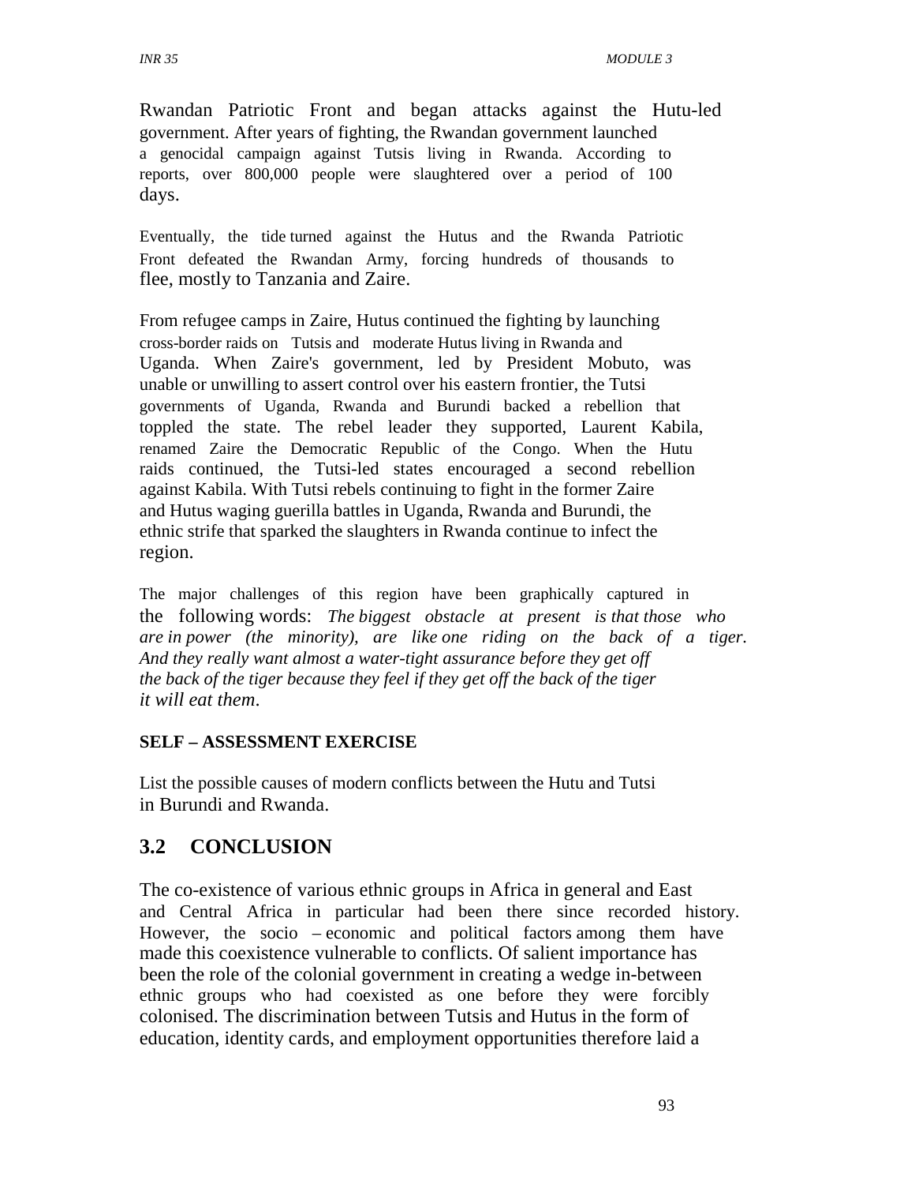Rwandan Patriotic Front and began attacks against the Hutu-led government. After years of fighting, the Rwandan government launched a genocidal campaign against Tutsis living in Rwanda. According to reports, over 800,000 people were slaughtered over a period of 100 days.

Eventually, the tide turned against the Hutus and the Rwanda Patriotic Front defeated the Rwandan Army, forcing hundreds of thousands to flee, mostly to Tanzania and Zaire.

From refugee camps in Zaire, Hutus continued the fighting by launching cross-border raids on Tutsis and moderate Hutus living in Rwanda and Uganda. When Zaire's government, led by President Mobuto, was unable or unwilling to assert control over his eastern frontier, the Tutsi governments of Uganda, Rwanda and Burundi backed a rebellion that toppled the state. The rebel leader they supported, Laurent Kabila, renamed Zaire the Democratic Republic of the Congo. When the Hutu raids continued, the Tutsi-led states encouraged a second rebellion against Kabila. With Tutsi rebels continuing to fight in the former Zaire and Hutus waging guerilla battles in Uganda, Rwanda and Burundi, the ethnic strife that sparked the slaughters in Rwanda continue to infect the region.

The major challenges of this region have been graphically captured in the following words: *The biggest obstacle at present is that those who are in power (the minority), are like one riding on the back of a tiger. And they really want almost a water-tight assurance before they get off the back of the tiger because they feel if they get off the back of the tiger it will eat them*.

**SELF – ASSESSMENT EXERCISE**

List the possible causes of modern conflicts between the Hutu and Tutsi in Burundi and Rwanda.

## 3.2 CONCLUSION

The co-existence of various ethnic groups in Africa in general and East and Central Africa in particular had been there since recorded history. However, the socio – economic and political factors among them have made this coexistence vulnerable to conflicts. Of salient importance has been the role of the colonial government in creating a wedge in-between ethnic groups who had coexisted as one before they were forcibly colonised. The discrimination between Tutsis and Hutus in the form of education, identity cards, and employment opportunities therefore laid a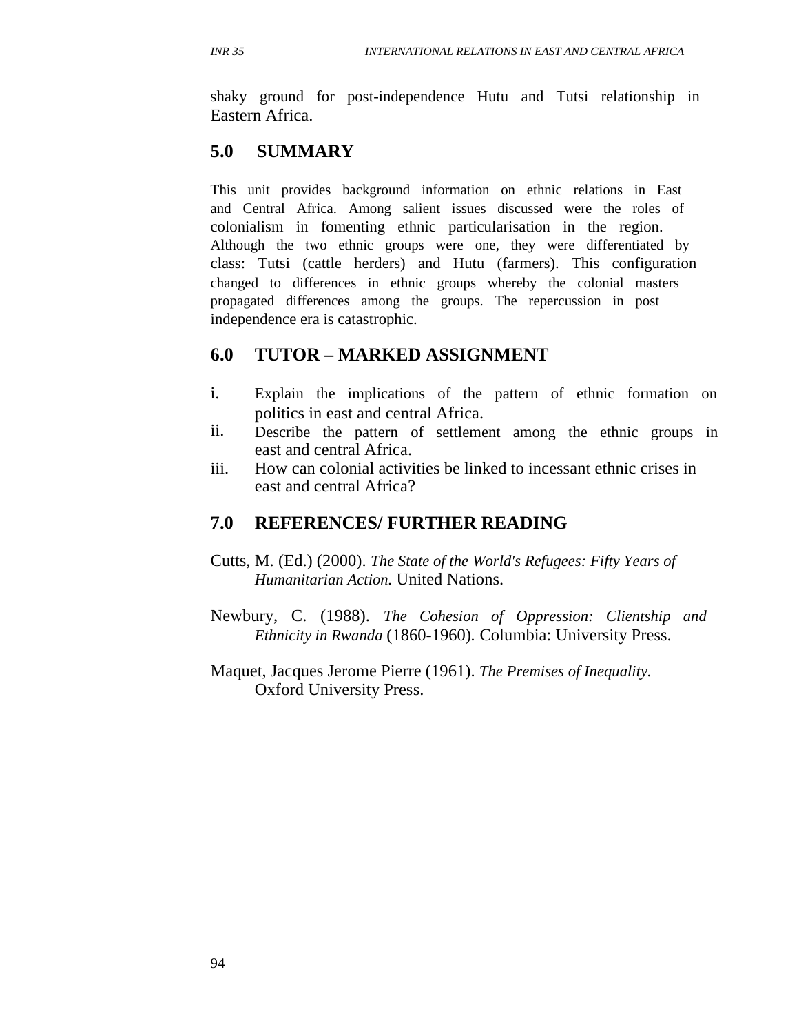shaky ground for post-independence Hutu and Tutsi relationship in Eastern Africa.

## 5.0 SUMMARY

This unit provides background information on ethnic relations in East and Central Africa. Among salient issues discussed were the roles of colonialism in fomenting ethnic particularisation in the region. Although the two ethnic groups were one, they were differentiated by class: Tutsi (cattle herders) and Hutu (farmers). This configuration changed to differences in ethnic groups whereby the colonial masters propagated differences among the groups. The repercussion in post independence era is catastrophic.

## 6.0 TUTOR – MARKED ASSIGNMENT

i. Explain the implications of the pattern of ethnic formation on politics in east and central Africa.
ii. Describe the pattern of settlement among the ethnic groups in east and central Africa.
iii. How can colonial activities be linked to incessant ethnic crises in east and central Africa?

## 7.0 REFERENCES/ FURTHER READING

Cutts, M. (Ed.) (2000). *The State of the World's Refugees: Fifty Years of Humanitarian Action.* United Nations.

Newbury, C. (1988). *The Cohesion of Oppression: Clientship and Ethnicity in Rwanda* (1860-1960). Columbia: University Press.

Maquet, Jacques Jerome Pierre (1961). *The Premises of Inequality.* Oxford University Press.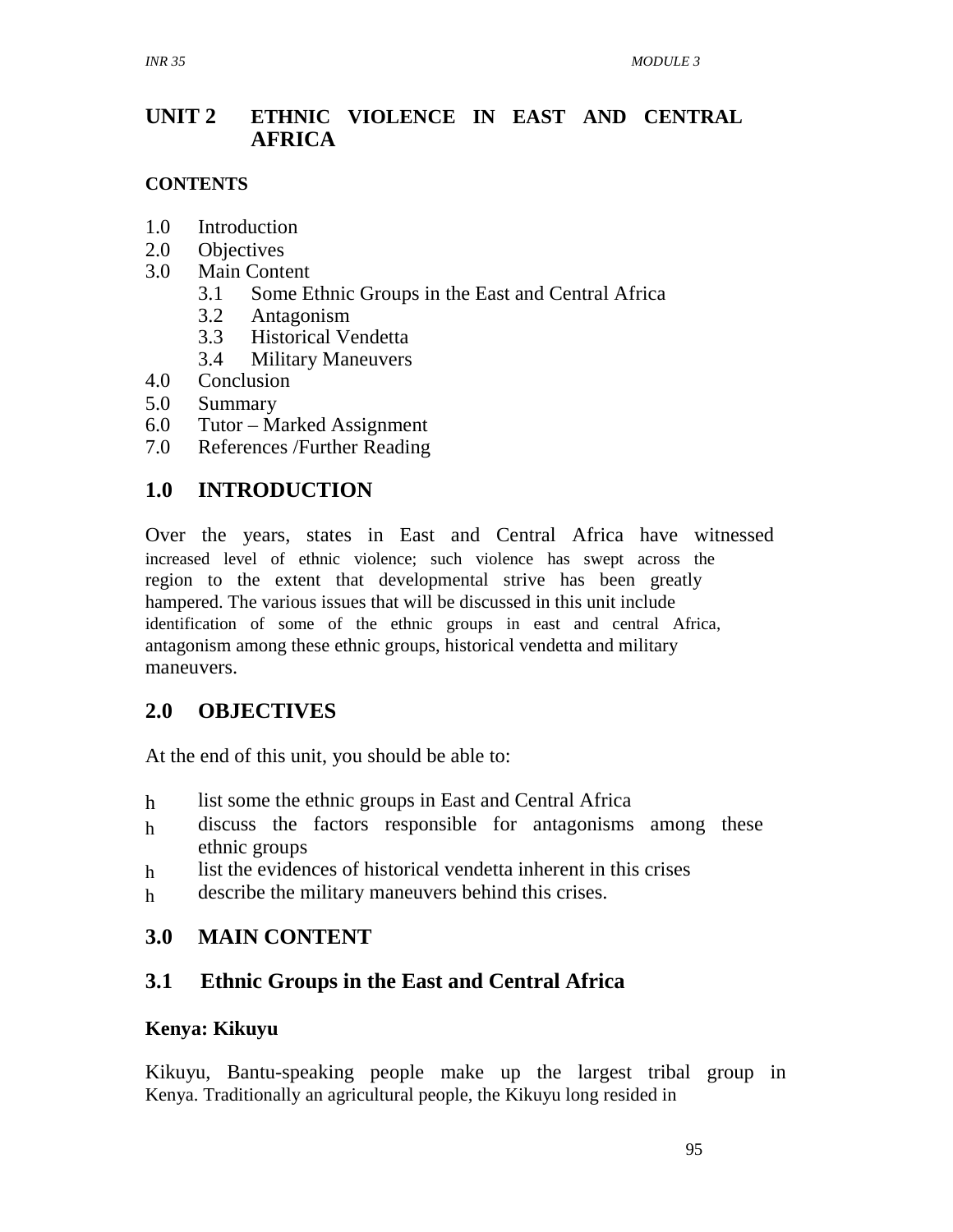# UNIT 2 ETHNIC VIOLENCE IN EAST AND CENTRAL AFRICA

**CONTENTS**

1.0 Introduction
2.0 Objectives
3.0 Main Content
    3.1 Some Ethnic Groups in the East and Central Africa
    3.2 Antagonism
    3.3 Historical Vendetta
    3.4 Military Maneuvers
4.0 Conclusion
5.0 Summary
6.0 Tutor – Marked Assignment
7.0 References /Further Reading

## 1.0 INTRODUCTION

Over the years, states in East and Central Africa have witnessed increased level of ethnic violence; such violence has swept across the region to the extent that developmental strive has been greatly hampered. The various issues that will be discussed in this unit include identification of some of the ethnic groups in east and central Africa, antagonism among these ethnic groups, historical vendetta and military maneuvers.

## 2.0 OBJECTIVES

At the end of this unit, you should be able to:

- list some the ethnic groups in East and Central Africa
- discuss the factors responsible for antagonisms among these ethnic groups
- list the evidences of historical vendetta inherent in this crises
- describe the military maneuvers behind this crises.

## 3.0 MAIN CONTENT

## 3.1 Ethnic Groups in the East and Central Africa

**Kenya: Kikuyu**

Kikuyu, Bantu-speaking people make up the largest tribal group in Kenya. Traditionally an agricultural people, the Kikuyu long resided in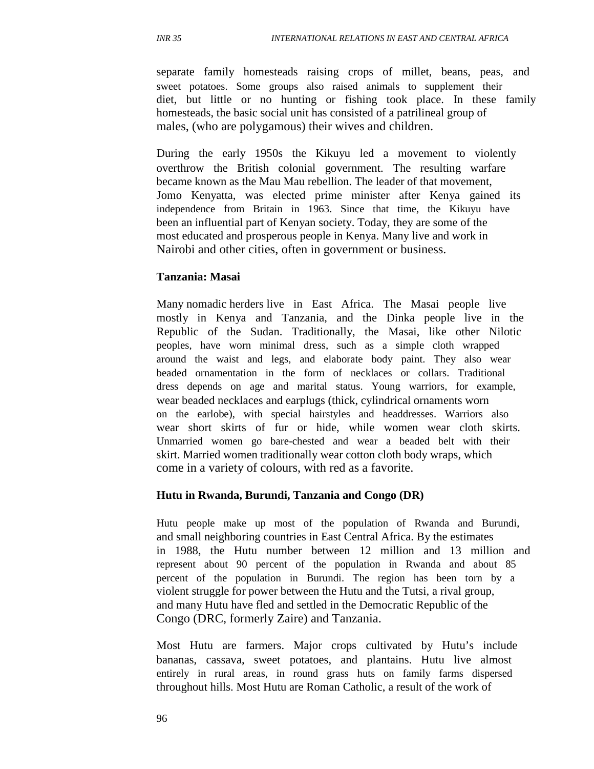separate family homesteads raising crops of millet, beans, peas, and sweet potatoes. Some groups also raised animals to supplement their diet, but little or no hunting or fishing took place. In these family homesteads, the basic social unit has consisted of a patrilineal group of males, (who are polygamous) their wives and children.

During the early 1950s the Kikuyu led a movement to violently overthrow the British colonial government. The resulting warfare became known as the Mau Mau rebellion. The leader of that movement, Jomo Kenyatta, was elected prime minister after Kenya gained its independence from Britain in 1963. Since that time, the Kikuyu have been an influential part of Kenyan society. Today, they are some of the most educated and prosperous people in Kenya. Many live and work in Nairobi and other cities, often in government or business.

**Tanzania: Masai**

Many nomadic herders live in East Africa. The Masai people live mostly in Kenya and Tanzania, and the Dinka people live in the Republic of the Sudan. Traditionally, the Masai, like other Nilotic peoples, have worn minimal dress, such as a simple cloth wrapped around the waist and legs, and elaborate body paint. They also wear beaded ornamentation in the form of necklaces or collars. Traditional dress depends on age and marital status. Young warriors, for example, wear beaded necklaces and earplugs (thick, cylindrical ornaments worn on the earlobe), with special hairstyles and headdresses. Warriors also wear short skirts of fur or hide, while women wear cloth skirts. Unmarried women go bare-chested and wear a beaded belt with their skirt. Married women traditionally wear cotton cloth body wraps, which come in a variety of colours, with red as a favorite.

**Hutu in Rwanda, Burundi, Tanzania and Congo (DR)**

Hutu people make up most of the population of Rwanda and Burundi, and small neighboring countries in East Central Africa. By the estimates in 1988, the Hutu number between 12 million and 13 million and represent about 90 percent of the population in Rwanda and about 85 percent of the population in Burundi. The region has been torn by a violent struggle for power between the Hutu and the Tutsi, a rival group, and many Hutu have fled and settled in the Democratic Republic of the Congo (DRC, formerly Zaire) and Tanzania.

Most Hutu are farmers. Major crops cultivated by Hutu's include bananas, cassava, sweet potatoes, and plantains. Hutu live almost entirely in rural areas, in round grass huts on family farms dispersed throughout hills. Most Hutu are Roman Catholic, a result of the work of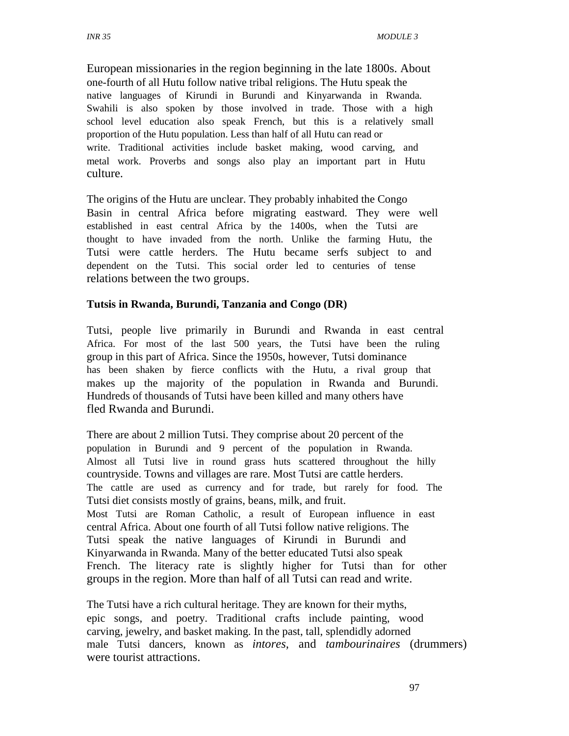European missionaries in the region beginning in the late 1800s. About one-fourth of all Hutu follow native tribal religions. The Hutu speak the native languages of Kirundi in Burundi and Kinyarwanda in Rwanda. Swahili is also spoken by those involved in trade. Those with a high school level education also speak French, but this is a relatively small proportion of the Hutu population. Less than half of all Hutu can read or write. Traditional activities include basket making, wood carving, and metal work. Proverbs and songs also play an important part in Hutu culture.

The origins of the Hutu are unclear. They probably inhabited the Congo Basin in central Africa before migrating eastward. They were well established in east central Africa by the 1400s, when the Tutsi are thought to have invaded from the north. Unlike the farming Hutu, the Tutsi were cattle herders. The Hutu became serfs subject to and dependent on the Tutsi. This social order led to centuries of tense relations between the two groups.

**Tutsis in Rwanda, Burundi, Tanzania and Congo (DR)**

Tutsi, people live primarily in Burundi and Rwanda in east central Africa. For most of the last 500 years, the Tutsi have been the ruling group in this part of Africa. Since the 1950s, however, Tutsi dominance has been shaken by fierce conflicts with the Hutu, a rival group that makes up the majority of the population in Rwanda and Burundi. Hundreds of thousands of Tutsi have been killed and many others have fled Rwanda and Burundi.

There are about 2 million Tutsi. They comprise about 20 percent of the population in Burundi and 9 percent of the population in Rwanda. Almost all Tutsi live in round grass huts scattered throughout the hilly countryside. Towns and villages are rare. Most Tutsi are cattle herders. The cattle are used as currency and for trade, but rarely for food. The Tutsi diet consists mostly of grains, beans, milk, and fruit. Most Tutsi are Roman Catholic, a result of European influence in east central Africa. About one fourth of all Tutsi follow native religions. The Tutsi speak the native languages of Kirundi in Burundi and Kinyarwanda in Rwanda. Many of the better educated Tutsi also speak French. The literacy rate is slightly higher for Tutsi than for other groups in the region. More than half of all Tutsi can read and write.

The Tutsi have a rich cultural heritage. They are known for their myths, epic songs, and poetry. Traditional crafts include painting, wood carving, jewelry, and basket making. In the past, tall, splendidly adorned male Tutsi dancers, known as *intores,* and *tambourinaires* (drummers) were tourist attractions.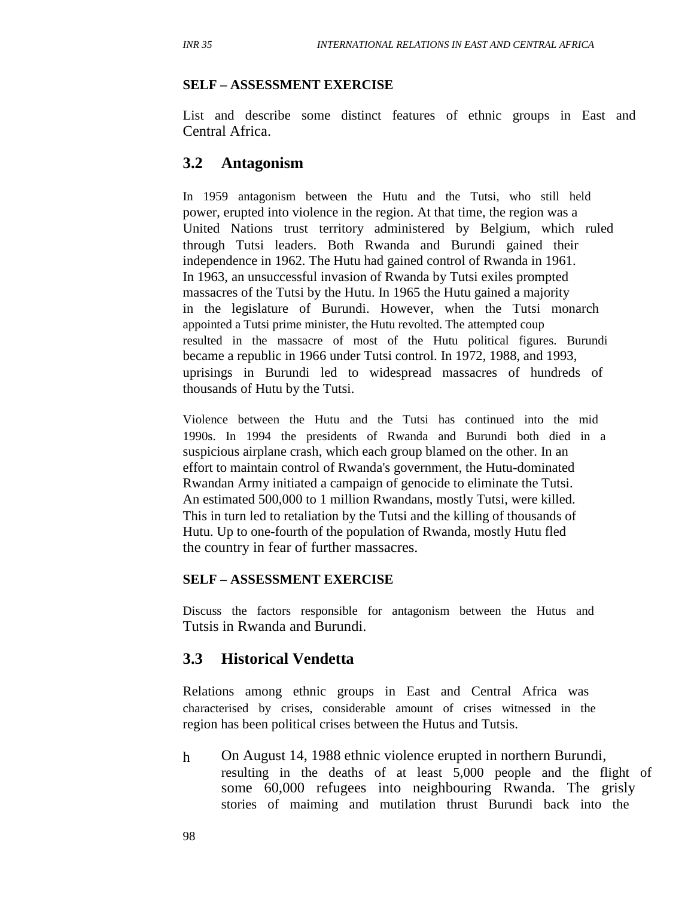**SELF – ASSESSMENT EXERCISE**

List and describe some distinct features of ethnic groups in East and Central Africa.

## 3.2 Antagonism

In 1959 antagonism between the Hutu and the Tutsi, who still held power, erupted into violence in the region. At that time, the region was a United Nations trust territory administered by Belgium, which ruled through Tutsi leaders. Both Rwanda and Burundi gained their independence in 1962. The Hutu had gained control of Rwanda in 1961. In 1963, an unsuccessful invasion of Rwanda by Tutsi exiles prompted massacres of the Tutsi by the Hutu. In 1965 the Hutu gained a majority in the legislature of Burundi. However, when the Tutsi monarch appointed a Tutsi prime minister, the Hutu revolted. The attempted coup resulted in the massacre of most of the Hutu political figures. Burundi became a republic in 1966 under Tutsi control. In 1972, 1988, and 1993, uprisings in Burundi led to widespread massacres of hundreds of thousands of Hutu by the Tutsi.

Violence between the Hutu and the Tutsi has continued into the mid 1990s. In 1994 the presidents of Rwanda and Burundi both died in a suspicious airplane crash, which each group blamed on the other. In an effort to maintain control of Rwanda's government, the Hutu-dominated Rwandan Army initiated a campaign of genocide to eliminate the Tutsi. An estimated 500,000 to 1 million Rwandans, mostly Tutsi, were killed. This in turn led to retaliation by the Tutsi and the killing of thousands of Hutu. Up to one-fourth of the population of Rwanda, mostly Hutu fled the country in fear of further massacres.

**SELF – ASSESSMENT EXERCISE**

Discuss the factors responsible for antagonism between the Hutus and Tutsis in Rwanda and Burundi.

## 3.3 Historical Vendetta

Relations among ethnic groups in East and Central Africa was characterised by crises, considerable amount of crises witnessed in the region has been political crises between the Hutus and Tutsis.

- On August 14, 1988 ethnic violence erupted in northern Burundi, resulting in the deaths of at least 5,000 people and the flight of some 60,000 refugees into neighbouring Rwanda. The grisly stories of maiming and mutilation thrust Burundi back into the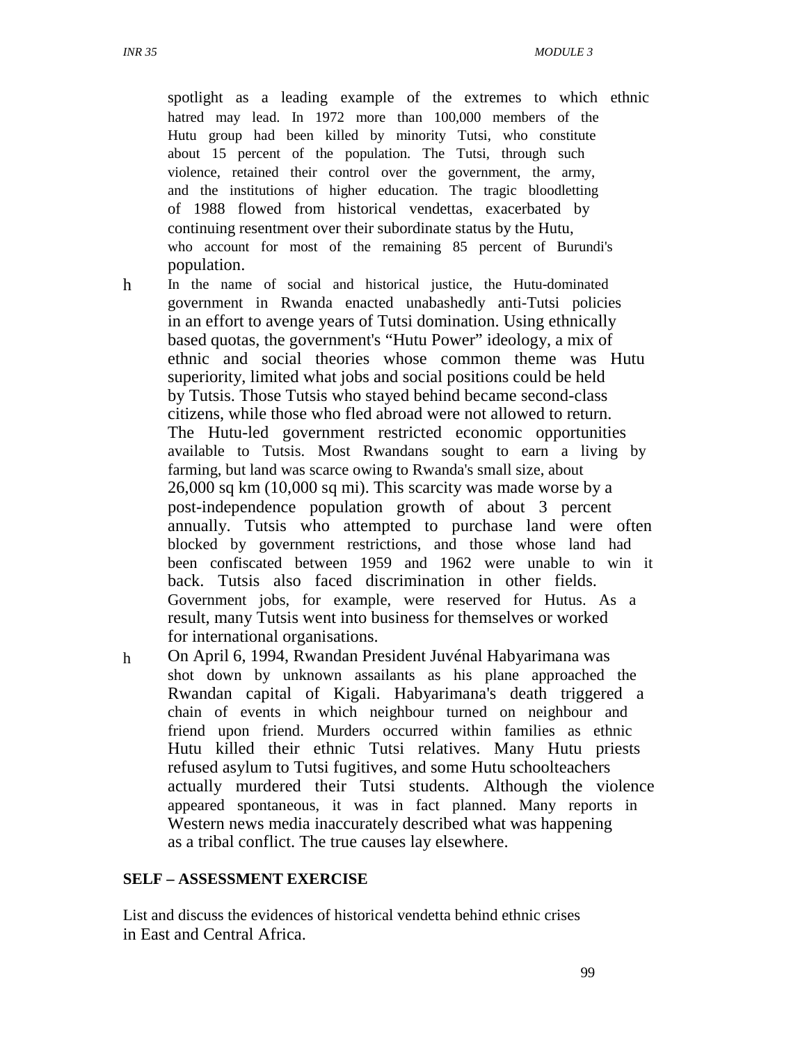spotlight as a leading example of the extremes to which ethnic hatred may lead. In 1972 more than 100,000 members of the Hutu group had been killed by minority Tutsi, who constitute about 15 percent of the population. The Tutsi, through such violence, retained their control over the government, the army, and the institutions of higher education. The tragic bloodletting of 1988 flowed from historical vendettas, exacerbated by continuing resentment over their subordinate status by the Hutu, who account for most of the remaining 85 percent of Burundi's population.

- In the name of social and historical justice, the Hutu-dominated government in Rwanda enacted unabashedly anti-Tutsi policies in an effort to avenge years of Tutsi domination. Using ethnically based quotas, the government's "Hutu Power" ideology, a mix of ethnic and social theories whose common theme was Hutu superiority, limited what jobs and social positions could be held by Tutsis. Those Tutsis who stayed behind became second-class citizens, while those who fled abroad were not allowed to return. The Hutu-led government restricted economic opportunities available to Tutsis. Most Rwandans sought to earn a living by farming, but land was scarce owing to Rwanda's small size, about 26,000 sq km (10,000 sq mi). This scarcity was made worse by a post-independence population growth of about 3 percent annually. Tutsis who attempted to purchase land were often blocked by government restrictions, and those whose land had been confiscated between 1959 and 1962 were unable to win it back. Tutsis also faced discrimination in other fields. Government jobs, for example, were reserved for Hutus. As a result, many Tutsis went into business for themselves or worked for international organisations.
- On April 6, 1994, Rwandan President Juvénal Habyarimana was shot down by unknown assailants as his plane approached the Rwandan capital of Kigali. Habyarimana's death triggered a chain of events in which neighbour turned on neighbour and friend upon friend. Murders occurred within families as ethnic Hutu killed their ethnic Tutsi relatives. Many Hutu priests refused asylum to Tutsi fugitives, and some Hutu schoolteachers actually murdered their Tutsi students. Although the violence appeared spontaneous, it was in fact planned. Many reports in Western news media inaccurately described what was happening as a tribal conflict. The true causes lay elsewhere.

**SELF – ASSESSMENT EXERCISE**

List and discuss the evidences of historical vendetta behind ethnic crises in East and Central Africa.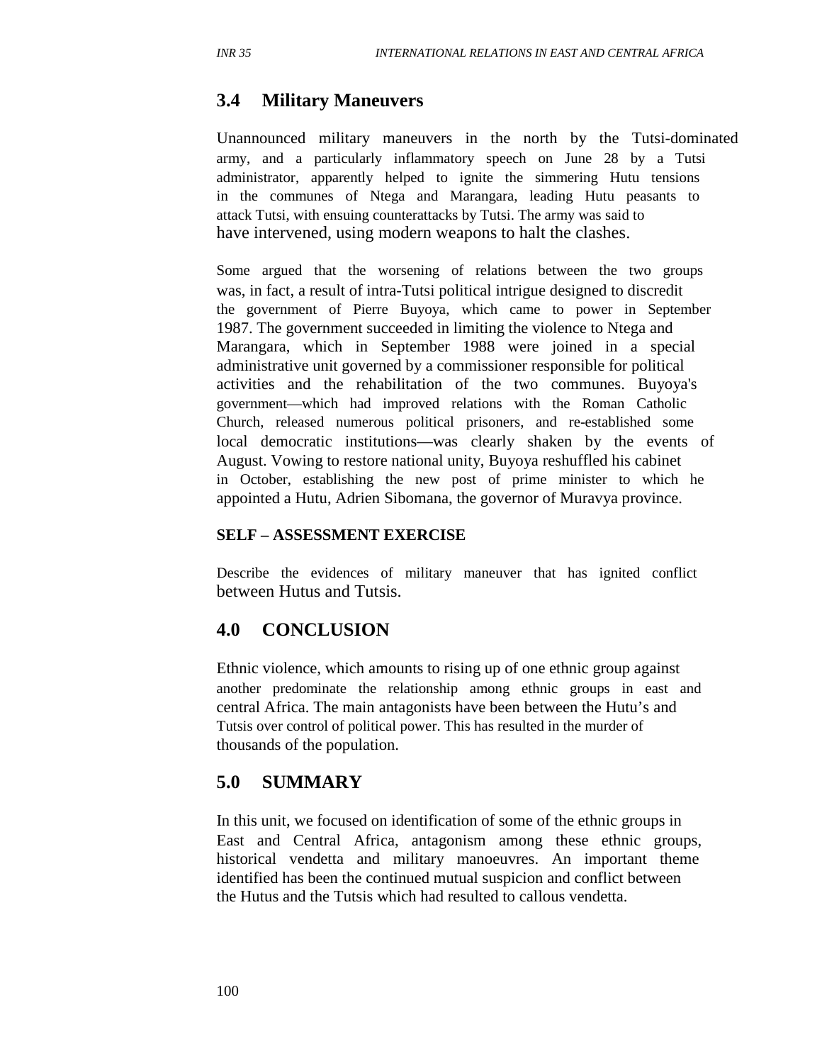## 3.4 Military Maneuvers

Unannounced military maneuvers in the north by the Tutsi-dominated army, and a particularly inflammatory speech on June 28 by a Tutsi administrator, apparently helped to ignite the simmering Hutu tensions in the communes of Ntega and Marangara, leading Hutu peasants to attack Tutsi, with ensuing counterattacks by Tutsi. The army was said to have intervened, using modern weapons to halt the clashes.

Some argued that the worsening of relations between the two groups was, in fact, a result of intra-Tutsi political intrigue designed to discredit the government of Pierre Buyoya, which came to power in September 1987. The government succeeded in limiting the violence to Ntega and Marangara, which in September 1988 were joined in a special administrative unit governed by a commissioner responsible for political activities and the rehabilitation of the two communes. Buyoya's government—which had improved relations with the Roman Catholic Church, released numerous political prisoners, and re-established some local democratic institutions—was clearly shaken by the events of August. Vowing to restore national unity, Buyoya reshuffled his cabinet in October, establishing the new post of prime minister to which he appointed a Hutu, Adrien Sibomana, the governor of Muravya province.

**SELF – ASSESSMENT EXERCISE**

Describe the evidences of military maneuver that has ignited conflict between Hutus and Tutsis.

## 4.0 CONCLUSION

Ethnic violence, which amounts to rising up of one ethnic group against another predominate the relationship among ethnic groups in east and central Africa. The main antagonists have been between the Hutu's and Tutsis over control of political power. This has resulted in the murder of thousands of the population.

## 5.0 SUMMARY

In this unit, we focused on identification of some of the ethnic groups in East and Central Africa, antagonism among these ethnic groups, historical vendetta and military manoeuvres. An important theme identified has been the continued mutual suspicion and conflict between the Hutus and the Tutsis which had resulted to callous vendetta.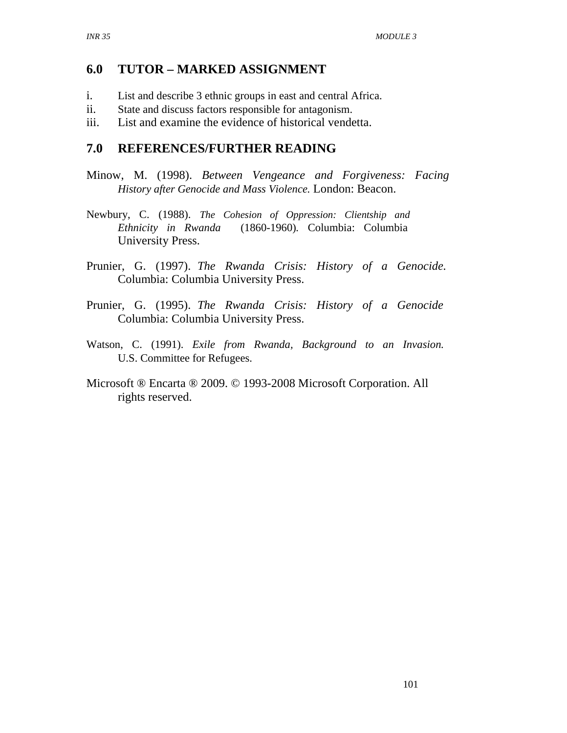## 6.0 TUTOR – MARKED ASSIGNMENT

i. List and describe 3 ethnic groups in east and central Africa.
ii. State and discuss factors responsible for antagonism.
iii. List and examine the evidence of historical vendetta.

## 7.0 REFERENCES/FURTHER READING

Minow, M. (1998). *Between Vengeance and Forgiveness: Facing History after Genocide and Mass Violence.* London: Beacon.

Newbury, C. (1988). *The Cohesion of Oppression: Clientship and Ethnicity in Rwanda* (1860-1960). Columbia: Columbia University Press.

Prunier, G. (1997). *The Rwanda Crisis: History of a Genocide.* Columbia: Columbia University Press.

Prunier, G. (1995). *The Rwanda Crisis: History of a Genocide* Columbia: Columbia University Press.

Watson, C. (1991). *Exile from Rwanda, Background to an Invasion.* U.S. Committee for Refugees.

Microsoft ® Encarta ® 2009. © 1993-2008 Microsoft Corporation. All rights reserved.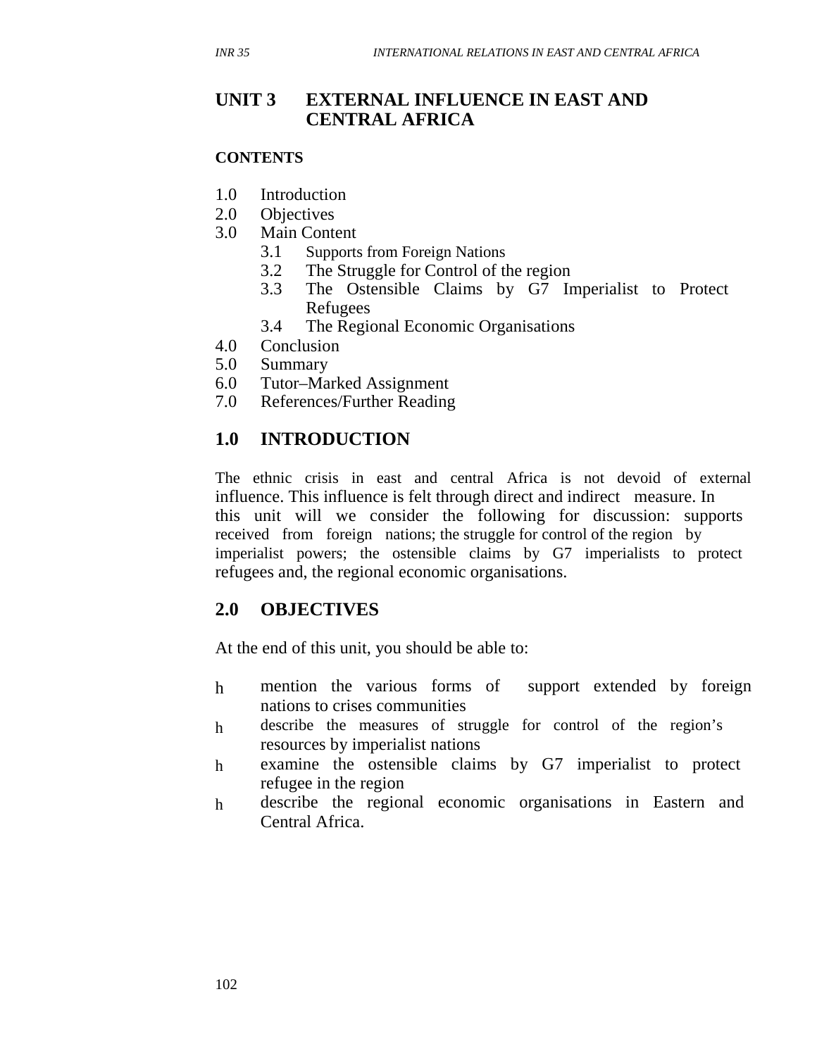# UNIT 3 EXTERNAL INFLUENCE IN EAST AND CENTRAL AFRICA

**CONTENTS**

1.0 Introduction
2.0 Objectives
3.0 Main Content
   3.1 Supports from Foreign Nations
   3.2 The Struggle for Control of the region
   3.3 The Ostensible Claims by G7 Imperialist to Protect Refugees
   3.4 The Regional Economic Organisations
4.0 Conclusion
5.0 Summary
6.0 Tutor–Marked Assignment
7.0 References/Further Reading

## 1.0 INTRODUCTION

The ethnic crisis in east and central Africa is not devoid of external influence. This influence is felt through direct and indirect measure. In this unit will we consider the following for discussion: supports received from foreign nations; the struggle for control of the region by imperialist powers; the ostensible claims by G7 imperialists to protect refugees and, the regional economic organisations.

## 2.0 OBJECTIVES

At the end of this unit, you should be able to:

- mention the various forms of support extended by foreign nations to crises communities
- describe the measures of struggle for control of the region's resources by imperialist nations
- examine the ostensible claims by G7 imperialist to protect refugee in the region
- describe the regional economic organisations in Eastern and Central Africa.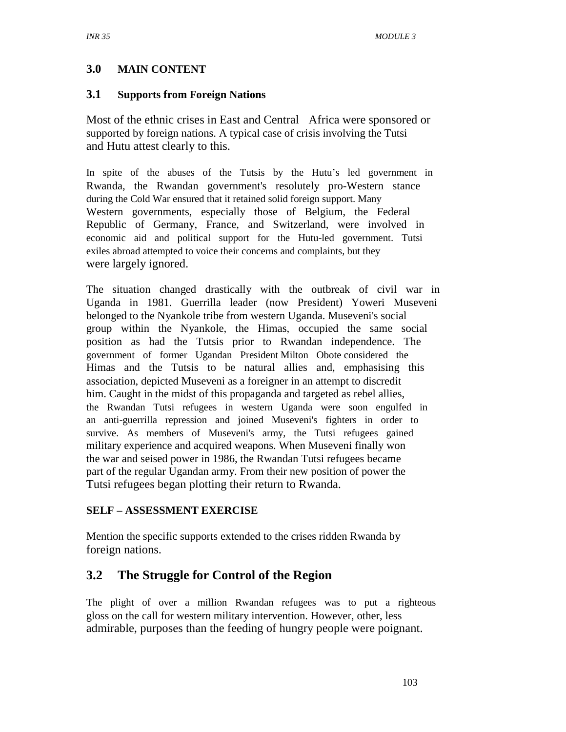## 3.0 MAIN CONTENT

### 3.1 Supports from Foreign Nations

Most of the ethnic crises in East and Central Africa were sponsored or supported by foreign nations. A typical case of crisis involving the Tutsi and Hutu attest clearly to this.

In spite of the abuses of the Tutsis by the Hutu's led government in Rwanda, the Rwandan government's resolutely pro-Western stance during the Cold War ensured that it retained solid foreign support. Many Western governments, especially those of Belgium, the Federal Republic of Germany, France, and Switzerland, were involved in economic aid and political support for the Hutu-led government. Tutsi exiles abroad attempted to voice their concerns and complaints, but they were largely ignored.

The situation changed drastically with the outbreak of civil war in Uganda in 1981. Guerrilla leader (now President) Yoweri Museveni belonged to the Nyankole tribe from western Uganda. Museveni's social group within the Nyankole, the Himas, occupied the same social position as had the Tutsis prior to Rwandan independence. The government of former Ugandan President Milton Obote considered the Himas and the Tutsis to be natural allies and, emphasising this association, depicted Museveni as a foreigner in an attempt to discredit him. Caught in the midst of this propaganda and targeted as rebel allies, the Rwandan Tutsi refugees in western Uganda were soon engulfed in an anti-guerrilla repression and joined Museveni's fighters in order to survive. As members of Museveni's army, the Tutsi refugees gained military experience and acquired weapons. When Museveni finally won the war and seised power in 1986, the Rwandan Tutsi refugees became part of the regular Ugandan army. From their new position of power the Tutsi refugees began plotting their return to Rwanda.

**SELF – ASSESSMENT EXERCISE**

Mention the specific supports extended to the crises ridden Rwanda by foreign nations.

## 3.2 The Struggle for Control of the Region

The plight of over a million Rwandan refugees was to put a righteous gloss on the call for western military intervention. However, other, less admirable, purposes than the feeding of hungry people were poignant.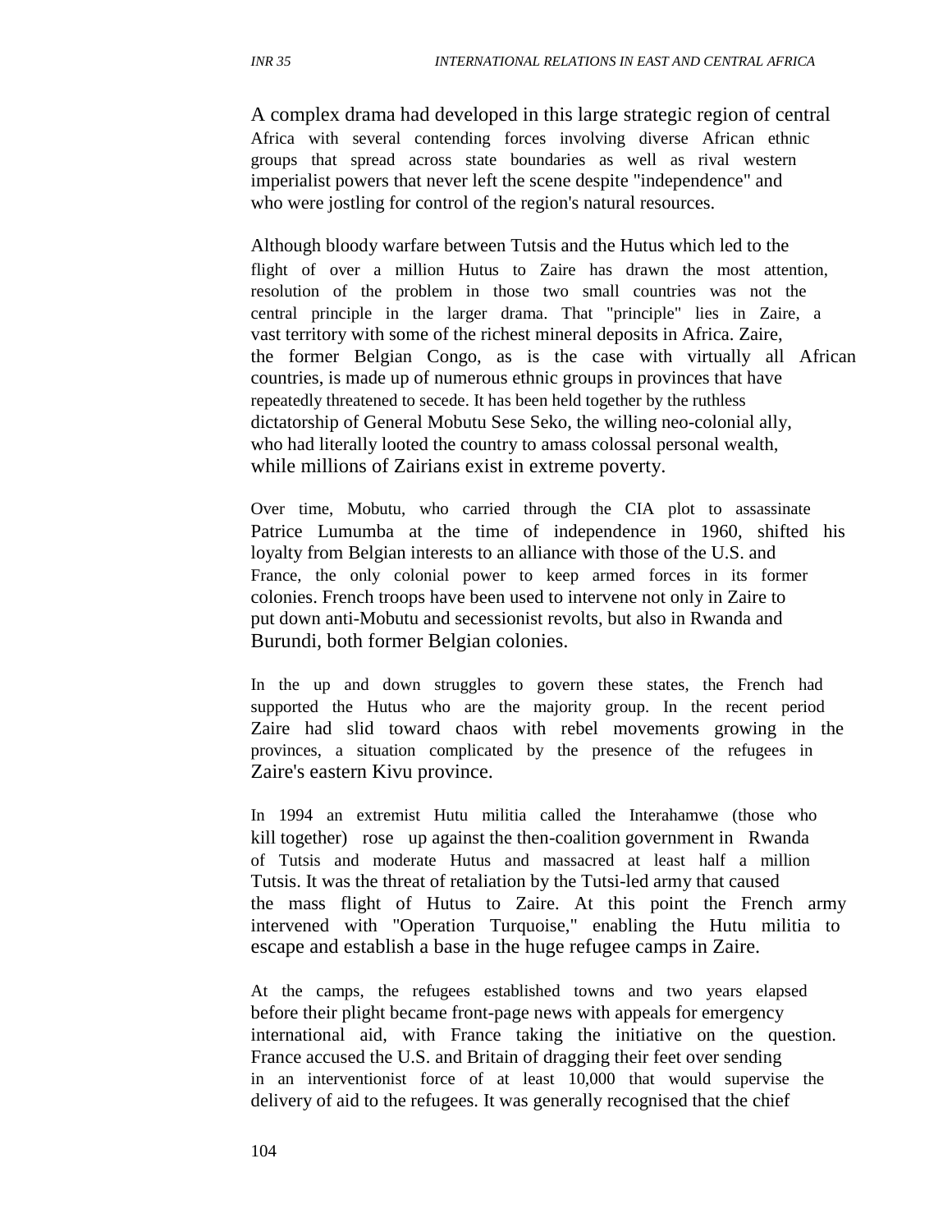A complex drama had developed in this large strategic region of central Africa with several contending forces involving diverse African ethnic groups that spread across state boundaries as well as rival western imperialist powers that never left the scene despite "independence" and who were jostling for control of the region's natural resources.

Although bloody warfare between Tutsis and the Hutus which led to the flight of over a million Hutus to Zaire has drawn the most attention, resolution of the problem in those two small countries was not the central principle in the larger drama. That "principle" lies in Zaire, a vast territory with some of the richest mineral deposits in Africa. Zaire, the former Belgian Congo, as is the case with virtually all African countries, is made up of numerous ethnic groups in provinces that have repeatedly threatened to secede. It has been held together by the ruthless dictatorship of General Mobutu Sese Seko, the willing neo-colonial ally, who had literally looted the country to amass colossal personal wealth, while millions of Zairians exist in extreme poverty.

Over time, Mobutu, who carried through the CIA plot to assassinate Patrice Lumumba at the time of independence in 1960, shifted his loyalty from Belgian interests to an alliance with those of the U.S. and France, the only colonial power to keep armed forces in its former colonies. French troops have been used to intervene not only in Zaire to put down anti-Mobutu and secessionist revolts, but also in Rwanda and Burundi, both former Belgian colonies.

In the up and down struggles to govern these states, the French had supported the Hutus who are the majority group. In the recent period Zaire had slid toward chaos with rebel movements growing in the provinces, a situation complicated by the presence of the refugees in Zaire's eastern Kivu province.

In 1994 an extremist Hutu militia called the Interahamwe (those who kill together) rose up against the then-coalition government in Rwanda of Tutsis and moderate Hutus and massacred at least half a million Tutsis. It was the threat of retaliation by the Tutsi-led army that caused the mass flight of Hutus to Zaire. At this point the French army intervened with "Operation Turquoise," enabling the Hutu militia to escape and establish a base in the huge refugee camps in Zaire.

At the camps, the refugees established towns and two years elapsed before their plight became front-page news with appeals for emergency international aid, with France taking the initiative on the question. France accused the U.S. and Britain of dragging their feet over sending in an interventionist force of at least 10,000 that would supervise the delivery of aid to the refugees. It was generally recognised that the chief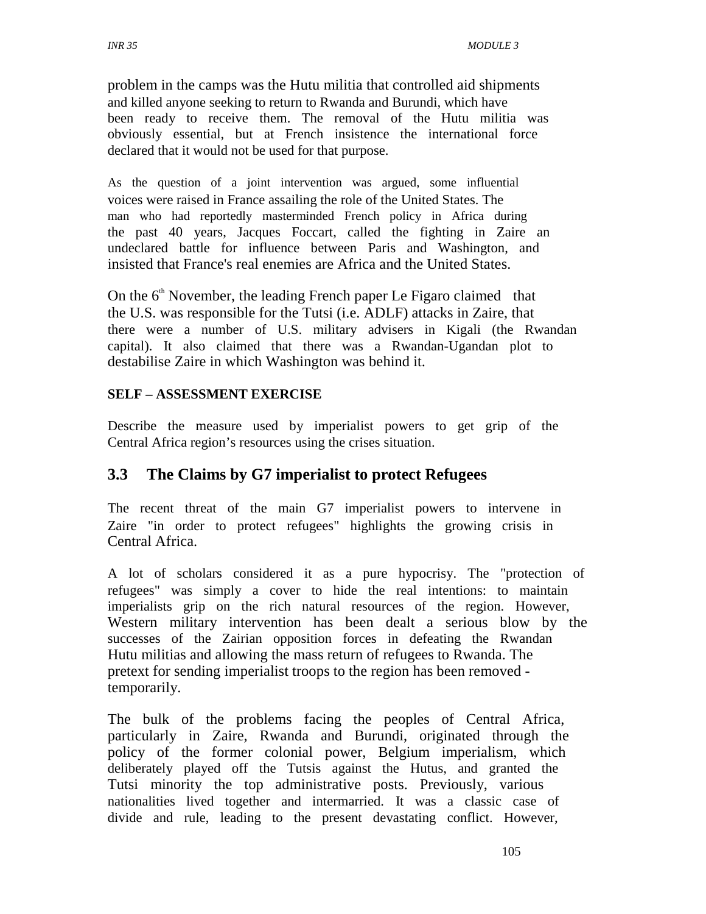problem in the camps was the Hutu militia that controlled aid shipments and killed anyone seeking to return to Rwanda and Burundi, which have been ready to receive them. The removal of the Hutu militia was obviously essential, but at French insistence the international force declared that it would not be used for that purpose.

As the question of a joint intervention was argued, some influential voices were raised in France assailing the role of the United States. The man who had reportedly masterminded French policy in Africa during the past 40 years, Jacques Foccart, called the fighting in Zaire an undeclared battle for influence between Paris and Washington, and insisted that France's real enemies are Africa and the United States.

On the 6th November, the leading French paper Le Figaro claimed that the U.S. was responsible for the Tutsi (i.e. ADLF) attacks in Zaire, that there were a number of U.S. military advisers in Kigali (the Rwandan capital). It also claimed that there was a Rwandan-Ugandan plot to destabilise Zaire in which Washington was behind it.

**SELF – ASSESSMENT EXERCISE**

Describe the measure used by imperialist powers to get grip of the Central Africa region's resources using the crises situation.

## 3.3 The Claims by G7 imperialist to protect Refugees

The recent threat of the main G7 imperialist powers to intervene in Zaire "in order to protect refugees" highlights the growing crisis in Central Africa.

A lot of scholars considered it as a pure hypocrisy. The "protection of refugees" was simply a cover to hide the real intentions: to maintain imperialists grip on the rich natural resources of the region. However, Western military intervention has been dealt a serious blow by the successes of the Zairian opposition forces in defeating the Rwandan Hutu militias and allowing the mass return of refugees to Rwanda. The pretext for sending imperialist troops to the region has been removed - temporarily.

The bulk of the problems facing the peoples of Central Africa, particularly in Zaire, Rwanda and Burundi, originated through the policy of the former colonial power, Belgium imperialism, which deliberately played off the Tutsis against the Hutus, and granted the Tutsi minority the top administrative posts. Previously, various nationalities lived together and intermarried. It was a classic case of divide and rule, leading to the present devastating conflict. However,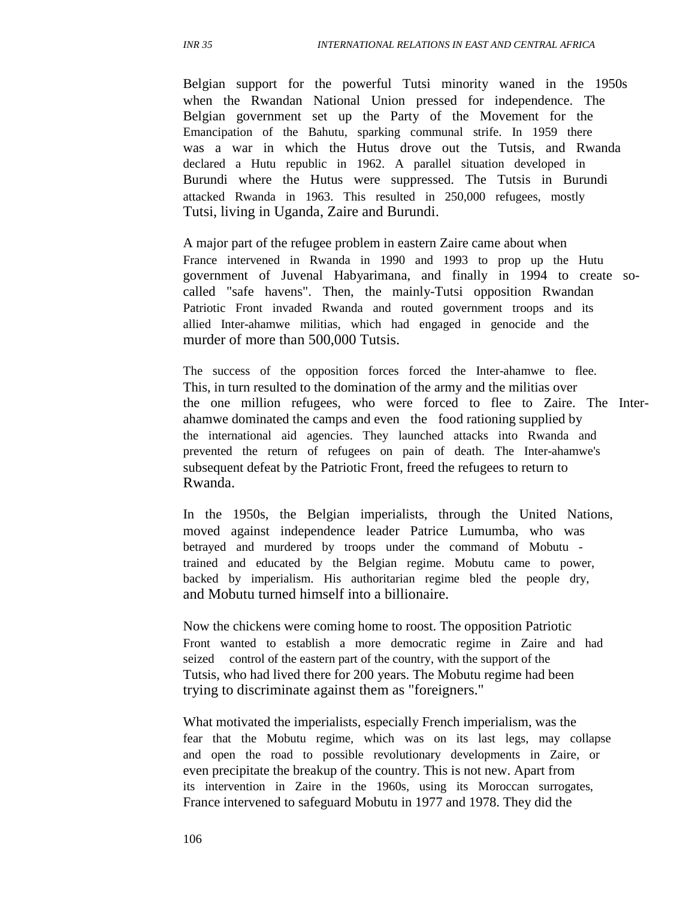Belgian support for the powerful Tutsi minority waned in the 1950s when the Rwandan National Union pressed for independence. The Belgian government set up the Party of the Movement for the Emancipation of the Bahutu, sparking communal strife. In 1959 there was a war in which the Hutus drove out the Tutsis, and Rwanda declared a Hutu republic in 1962. A parallel situation developed in Burundi where the Hutus were suppressed. The Tutsis in Burundi attacked Rwanda in 1963. This resulted in 250,000 refugees, mostly Tutsi, living in Uganda, Zaire and Burundi.

A major part of the refugee problem in eastern Zaire came about when France intervened in Rwanda in 1990 and 1993 to prop up the Hutu government of Juvenal Habyarimana, and finally in 1994 to create so-called "safe havens". Then, the mainly-Tutsi opposition Rwandan Patriotic Front invaded Rwanda and routed government troops and its allied Inter-ahamwe militias, which had engaged in genocide and the murder of more than 500,000 Tutsis.

The success of the opposition forces forced the Inter-ahamwe to flee. This, in turn resulted to the domination of the army and the militias over the one million refugees, who were forced to flee to Zaire. The Inter-ahamwe dominated the camps and even the food rationing supplied by the international aid agencies. They launched attacks into Rwanda and prevented the return of refugees on pain of death. The Inter-ahamwe's subsequent defeat by the Patriotic Front, freed the refugees to return to Rwanda.

In the 1950s, the Belgian imperialists, through the United Nations, moved against independence leader Patrice Lumumba, who was betrayed and murdered by troops under the command of Mobutu - trained and educated by the Belgian regime. Mobutu came to power, backed by imperialism. His authoritarian regime bled the people dry, and Mobutu turned himself into a billionaire.

Now the chickens were coming home to roost. The opposition Patriotic Front wanted to establish a more democratic regime in Zaire and had seized control of the eastern part of the country, with the support of the Tutsis, who had lived there for 200 years. The Mobutu regime had been trying to discriminate against them as "foreigners."

What motivated the imperialists, especially French imperialism, was the fear that the Mobutu regime, which was on its last legs, may collapse and open the road to possible revolutionary developments in Zaire, or even precipitate the breakup of the country. This is not new. Apart from its intervention in Zaire in the 1960s, using its Moroccan surrogates, France intervened to safeguard Mobutu in 1977 and 1978. They did the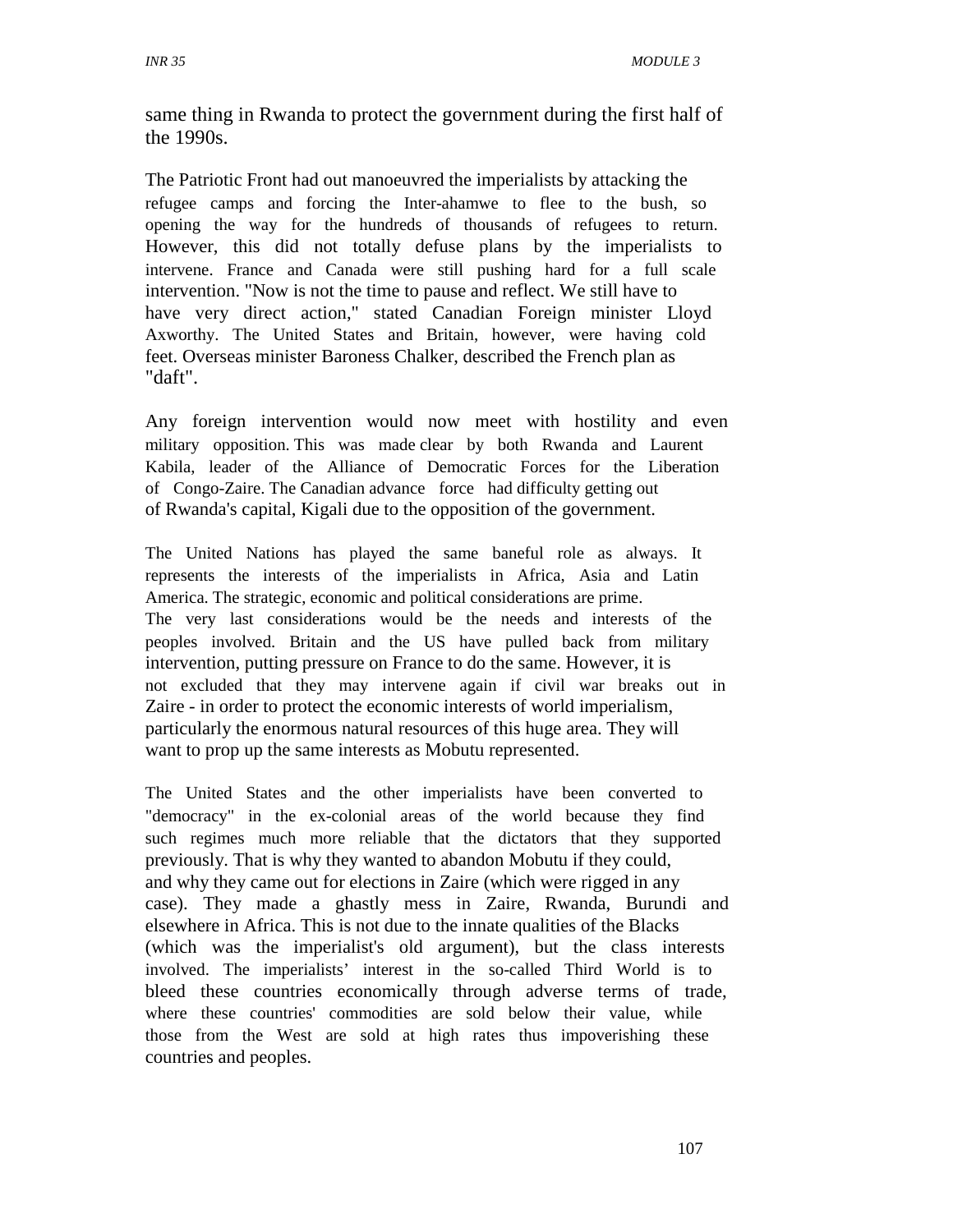same thing in Rwanda to protect the government during the first half of the 1990s.

The Patriotic Front had out manoeuvred the imperialists by attacking the refugee camps and forcing the Inter-ahamwe to flee to the bush, so opening the way for the hundreds of thousands of refugees to return. However, this did not totally defuse plans by the imperialists to intervene. France and Canada were still pushing hard for a full scale intervention. "Now is not the time to pause and reflect. We still have to have very direct action," stated Canadian Foreign minister Lloyd Axworthy. The United States and Britain, however, were having cold feet. Overseas minister Baroness Chalker, described the French plan as "daft".

Any foreign intervention would now meet with hostility and even military opposition. This was made clear by both Rwanda and Laurent Kabila, leader of the Alliance of Democratic Forces for the Liberation of Congo-Zaire. The Canadian advance force had difficulty getting out of Rwanda's capital, Kigali due to the opposition of the government.

The United Nations has played the same baneful role as always. It represents the interests of the imperialists in Africa, Asia and Latin America. The strategic, economic and political considerations are prime. The very last considerations would be the needs and interests of the peoples involved. Britain and the US have pulled back from military intervention, putting pressure on France to do the same. However, it is not excluded that they may intervene again if civil war breaks out in Zaire - in order to protect the economic interests of world imperialism, particularly the enormous natural resources of this huge area. They will want to prop up the same interests as Mobutu represented.

The United States and the other imperialists have been converted to "democracy" in the ex-colonial areas of the world because they find such regimes much more reliable that the dictators that they supported previously. That is why they wanted to abandon Mobutu if they could, and why they came out for elections in Zaire (which were rigged in any case). They made a ghastly mess in Zaire, Rwanda, Burundi and elsewhere in Africa. This is not due to the innate qualities of the Blacks (which was the imperialist's old argument), but the class interests involved. The imperialists' interest in the so-called Third World is to bleed these countries economically through adverse terms of trade, where these countries' commodities are sold below their value, while those from the West are sold at high rates thus impoverishing these countries and peoples.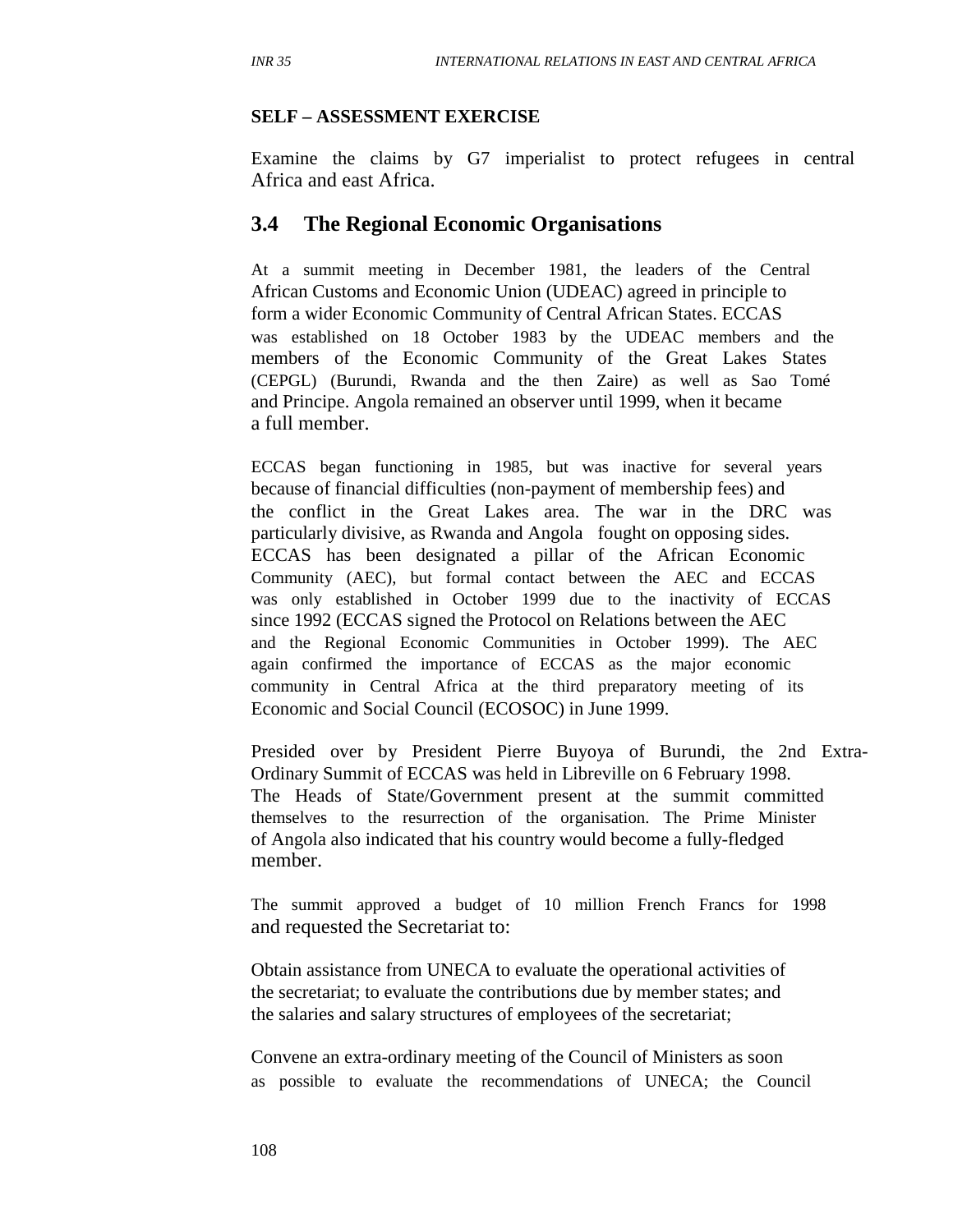**SELF – ASSESSMENT EXERCISE**

Examine the claims by G7 imperialist to protect refugees in central Africa and east Africa.

## 3.4 The Regional Economic Organisations

At a summit meeting in December 1981, the leaders of the Central African Customs and Economic Union (UDEAC) agreed in principle to form a wider Economic Community of Central African States. ECCAS was established on 18 October 1983 by the UDEAC members and the members of the Economic Community of the Great Lakes States (CEPGL) (Burundi, Rwanda and the then Zaire) as well as Sao Tomé and Principe. Angola remained an observer until 1999, when it became a full member.

ECCAS began functioning in 1985, but was inactive for several years because of financial difficulties (non-payment of membership fees) and the conflict in the Great Lakes area. The war in the DRC was particularly divisive, as Rwanda and Angola fought on opposing sides. ECCAS has been designated a pillar of the African Economic Community (AEC), but formal contact between the AEC and ECCAS was only established in October 1999 due to the inactivity of ECCAS since 1992 (ECCAS signed the Protocol on Relations between the AEC and the Regional Economic Communities in October 1999). The AEC again confirmed the importance of ECCAS as the major economic community in Central Africa at the third preparatory meeting of its Economic and Social Council (ECOSOC) in June 1999.

Presided over by President Pierre Buyoya of Burundi, the 2nd Extra-Ordinary Summit of ECCAS was held in Libreville on 6 February 1998. The Heads of State/Government present at the summit committed themselves to the resurrection of the organisation. The Prime Minister of Angola also indicated that his country would become a fully-fledged member.

The summit approved a budget of 10 million French Francs for 1998 and requested the Secretariat to:

Obtain assistance from UNECA to evaluate the operational activities of the secretariat; to evaluate the contributions due by member states; and the salaries and salary structures of employees of the secretariat;

Convene an extra-ordinary meeting of the Council of Ministers as soon as possible to evaluate the recommendations of UNECA; the Council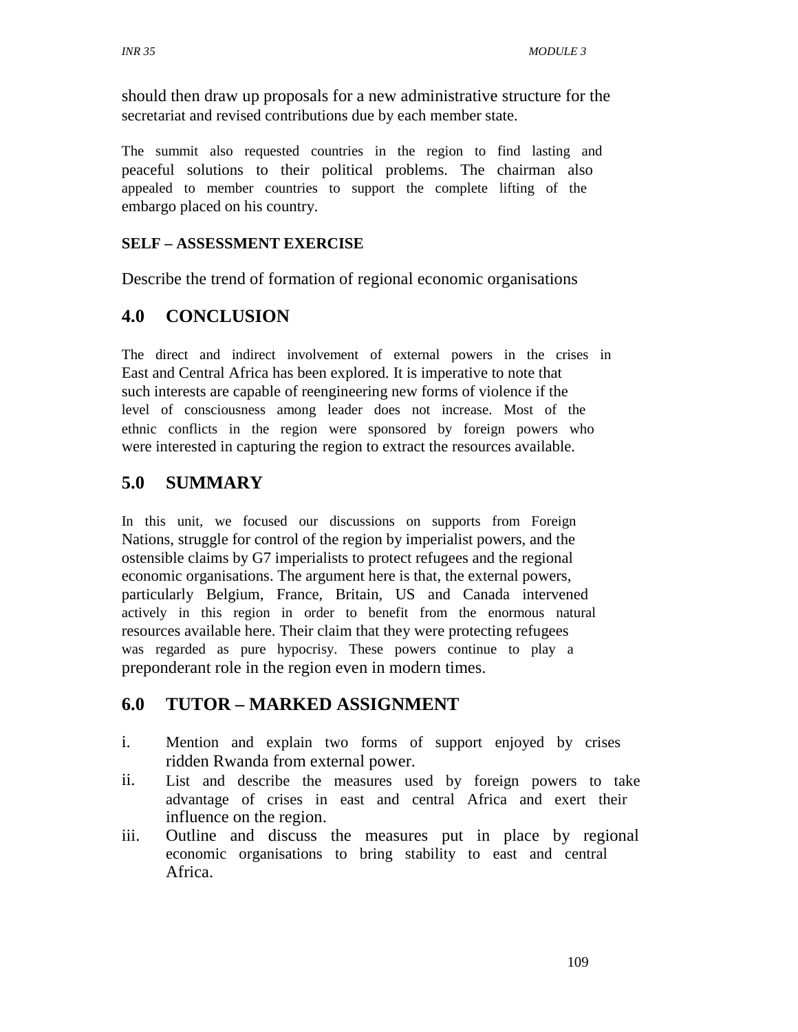should then draw up proposals for a new administrative structure for the secretariat and revised contributions due by each member state.

The summit also requested countries in the region to find lasting and peaceful solutions to their political problems. The chairman also appealed to member countries to support the complete lifting of the embargo placed on his country.

**SELF – ASSESSMENT EXERCISE**

Describe the trend of formation of regional economic organisations

## 4.0 CONCLUSION

The direct and indirect involvement of external powers in the crises in East and Central Africa has been explored. It is imperative to note that such interests are capable of reengineering new forms of violence if the level of consciousness among leader does not increase. Most of the ethnic conflicts in the region were sponsored by foreign powers who were interested in capturing the region to extract the resources available.

## 5.0 SUMMARY

In this unit, we focused our discussions on supports from Foreign Nations, struggle for control of the region by imperialist powers, and the ostensible claims by G7 imperialists to protect refugees and the regional economic organisations. The argument here is that, the external powers, particularly Belgium, France, Britain, US and Canada intervened actively in this region in order to benefit from the enormous natural resources available here. Their claim that they were protecting refugees was regarded as pure hypocrisy. These powers continue to play a preponderant role in the region even in modern times.

## 6.0 TUTOR – MARKED ASSIGNMENT

i. Mention and explain two forms of support enjoyed by crises ridden Rwanda from external power.
ii. List and describe the measures used by foreign powers to take advantage of crises in east and central Africa and exert their influence on the region.
iii. Outline and discuss the measures put in place by regional economic organisations to bring stability to east and central Africa.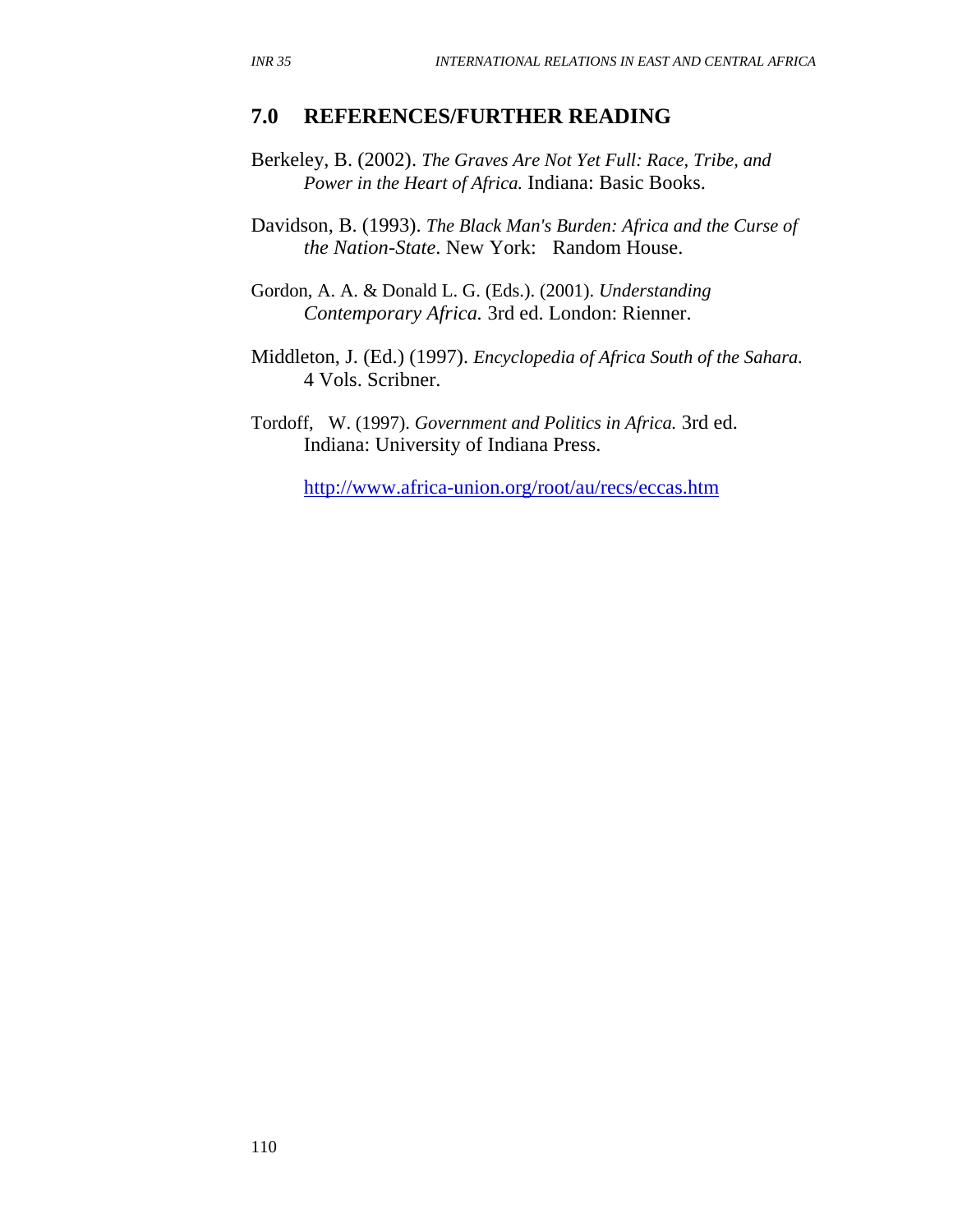## 7.0 REFERENCES/FURTHER READING

Berkeley, B. (2002). *The Graves Are Not Yet Full: Race, Tribe, and Power in the Heart of Africa.* Indiana: Basic Books.

Davidson, B. (1993). *The Black Man's Burden: Africa and the Curse of the Nation-State*. New York: Random House.

Gordon, A. A. & Donald L. G. (Eds.). (2001). *Understanding Contemporary Africa.* 3rd ed. London: Rienner.

Middleton, J. (Ed.) (1997). *Encyclopedia of Africa South of the Sahara.* 4 Vols. Scribner.

Tordoff, W. (1997). *Government and Politics in Africa.* 3rd ed. Indiana: University of Indiana Press.

http://www.africa-union.org/root/au/recs/eccas.htm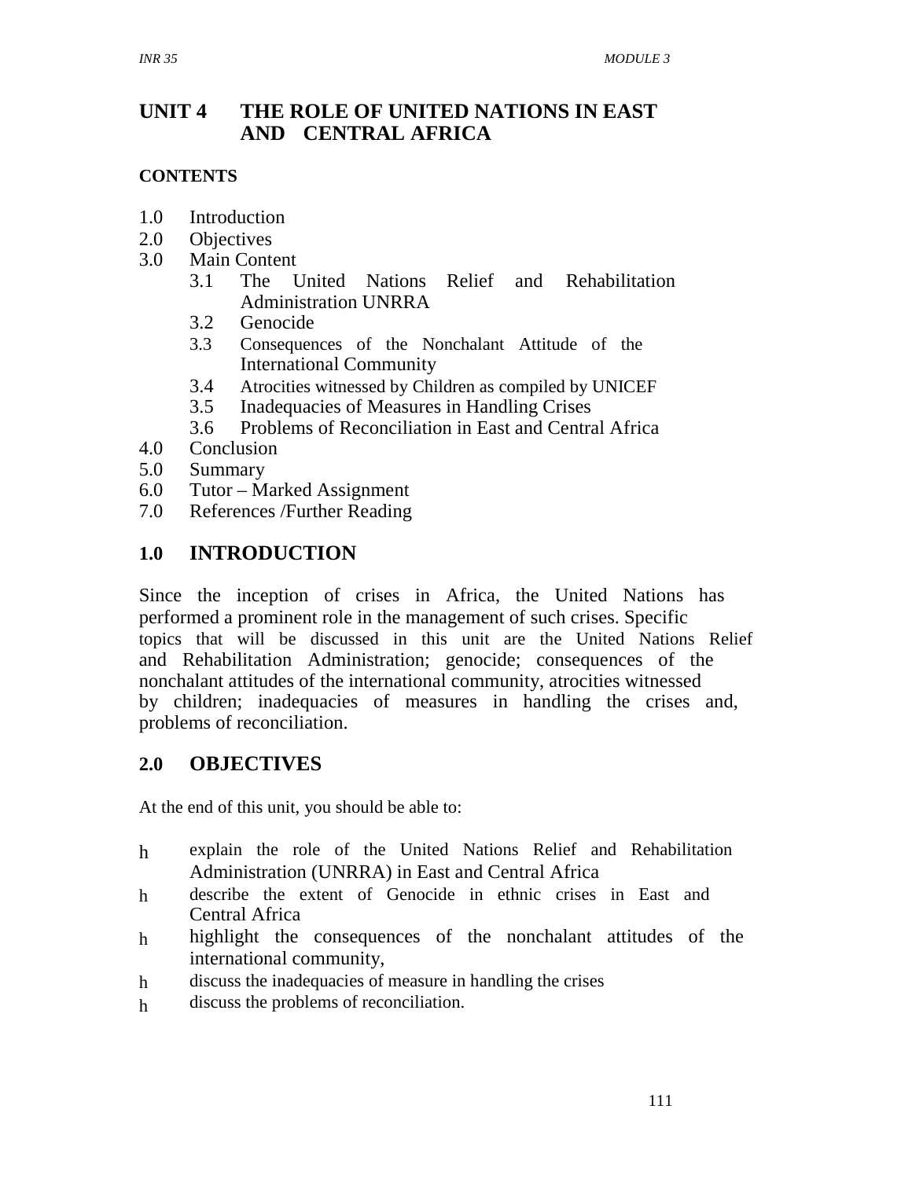# UNIT 4 THE ROLE OF UNITED NATIONS IN EAST AND CENTRAL AFRICA

**CONTENTS**

1.0 Introduction
2.0 Objectives
3.0 Main Content
  3.1 The United Nations Relief and Rehabilitation Administration UNRRA
  3.2 Genocide
  3.3 Consequences of the Nonchalant Attitude of the International Community
  3.4 Atrocities witnessed by Children as compiled by UNICEF
  3.5 Inadequacies of Measures in Handling Crises
  3.6 Problems of Reconciliation in East and Central Africa
4.0 Conclusion
5.0 Summary
6.0 Tutor – Marked Assignment
7.0 References /Further Reading

## 1.0 INTRODUCTION

Since the inception of crises in Africa, the United Nations has performed a prominent role in the management of such crises. Specific topics that will be discussed in this unit are the United Nations Relief and Rehabilitation Administration; genocide; consequences of the nonchalant attitudes of the international community, atrocities witnessed by children; inadequacies of measures in handling the crises and, problems of reconciliation.

## 2.0 OBJECTIVES

At the end of this unit, you should be able to:

- explain the role of the United Nations Relief and Rehabilitation Administration (UNRRA) in East and Central Africa
- describe the extent of Genocide in ethnic crises in East and Central Africa
- highlight the consequences of the nonchalant attitudes of the international community,
- discuss the inadequacies of measure in handling the crises
- discuss the problems of reconciliation.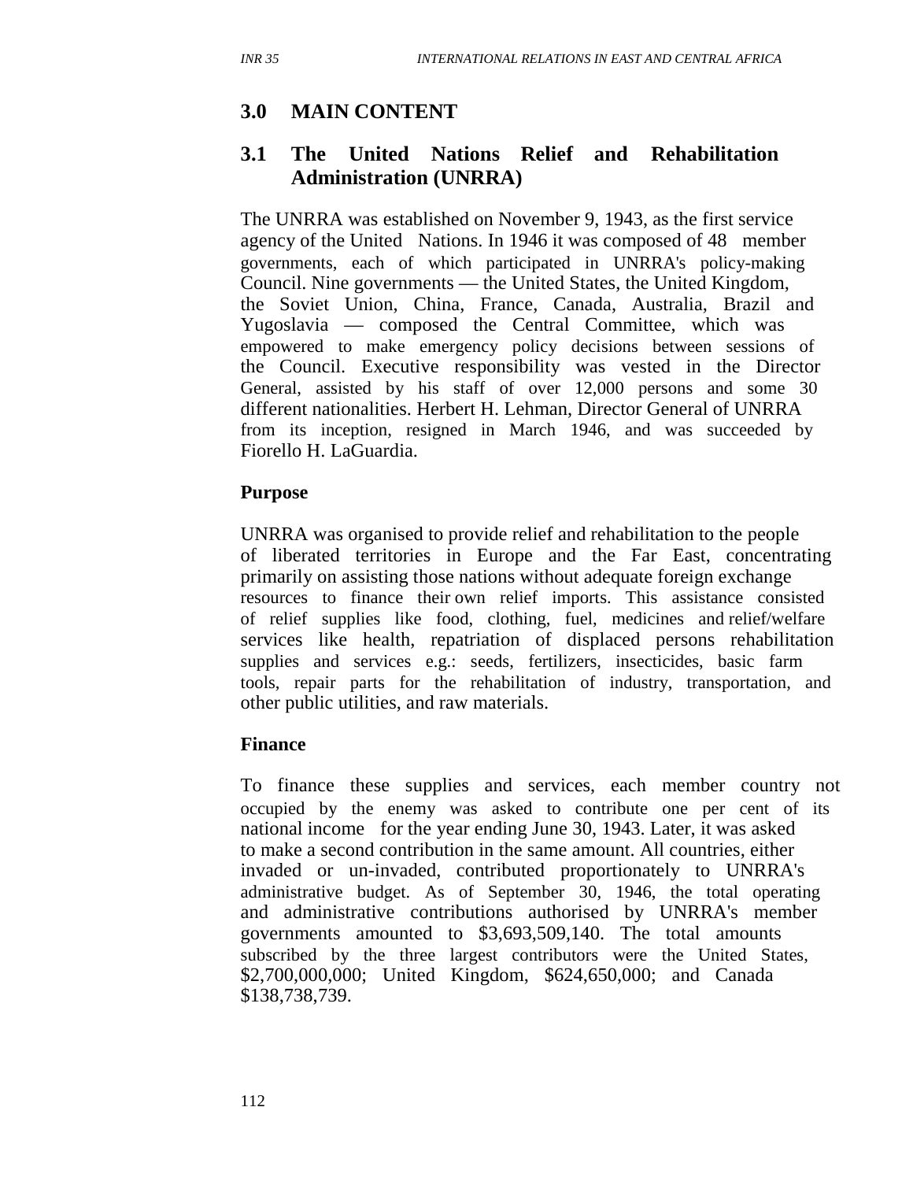## 3.0 MAIN CONTENT

### 3.1 The United Nations Relief and Rehabilitation Administration (UNRRA)

The UNRRA was established on November 9, 1943, as the first service agency of the United Nations. In 1946 it was composed of 48 member governments, each of which participated in UNRRA's policy-making Council. Nine governments — the United States, the United Kingdom, the Soviet Union, China, France, Canada, Australia, Brazil and Yugoslavia — composed the Central Committee, which was empowered to make emergency policy decisions between sessions of the Council. Executive responsibility was vested in the Director General, assisted by his staff of over 12,000 persons and some 30 different nationalities. Herbert H. Lehman, Director General of UNRRA from its inception, resigned in March 1946, and was succeeded by Fiorello H. LaGuardia.

**Purpose**

UNRRA was organised to provide relief and rehabilitation to the people of liberated territories in Europe and the Far East, concentrating primarily on assisting those nations without adequate foreign exchange resources to finance their own relief imports. This assistance consisted of relief supplies like food, clothing, fuel, medicines and relief/welfare services like health, repatriation of displaced persons rehabilitation supplies and services e.g.: seeds, fertilizers, insecticides, basic farm tools, repair parts for the rehabilitation of industry, transportation, and other public utilities, and raw materials.

**Finance**

To finance these supplies and services, each member country not occupied by the enemy was asked to contribute one per cent of its national income for the year ending June 30, 1943. Later, it was asked to make a second contribution in the same amount. All countries, either invaded or un-invaded, contributed proportionately to UNRRA's administrative budget. As of September 30, 1946, the total operating and administrative contributions authorised by UNRRA's member governments amounted to $3,693,509,140. The total amounts subscribed by the three largest contributors were the United States, $2,700,000,000; United Kingdom, $624,650,000; and Canada $138,738,739.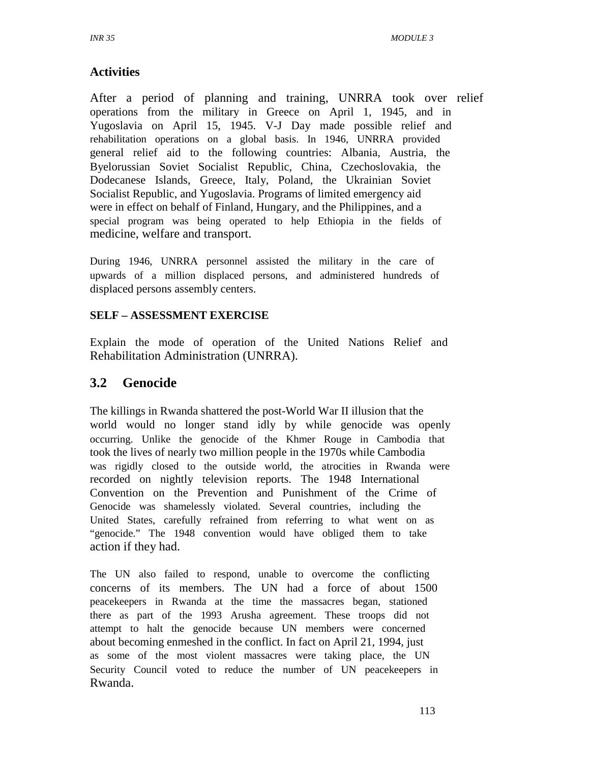### Activities

After a period of planning and training, UNRRA took over relief operations from the military in Greece on April 1, 1945, and in Yugoslavia on April 15, 1945. V-J Day made possible relief and rehabilitation operations on a global basis. In 1946, UNRRA provided general relief aid to the following countries: Albania, Austria, the Byelorussian Soviet Socialist Republic, China, Czechoslovakia, the Dodecanese Islands, Greece, Italy, Poland, the Ukrainian Soviet Socialist Republic, and Yugoslavia. Programs of limited emergency aid were in effect on behalf of Finland, Hungary, and the Philippines, and a special program was being operated to help Ethiopia in the fields of medicine, welfare and transport.

During 1946, UNRRA personnel assisted the military in the care of upwards of a million displaced persons, and administered hundreds of displaced persons assembly centers.

#### SELF – ASSESSMENT EXERCISE

Explain the mode of operation of the United Nations Relief and Rehabilitation Administration (UNRRA).

## 3.2 Genocide

The killings in Rwanda shattered the post-World War II illusion that the world would no longer stand idly by while genocide was openly occurring. Unlike the genocide of the Khmer Rouge in Cambodia that took the lives of nearly two million people in the 1970s while Cambodia was rigidly closed to the outside world, the atrocities in Rwanda were recorded on nightly television reports. The 1948 International Convention on the Prevention and Punishment of the Crime of Genocide was shamelessly violated. Several countries, including the United States, carefully refrained from referring to what went on as "genocide." The 1948 convention would have obliged them to take action if they had.

The UN also failed to respond, unable to overcome the conflicting concerns of its members. The UN had a force of about 1500 peacekeepers in Rwanda at the time the massacres began, stationed there as part of the 1993 Arusha agreement. These troops did not attempt to halt the genocide because UN members were concerned about becoming enmeshed in the conflict. In fact on April 21, 1994, just as some of the most violent massacres were taking place, the UN Security Council voted to reduce the number of UN peacekeepers in Rwanda.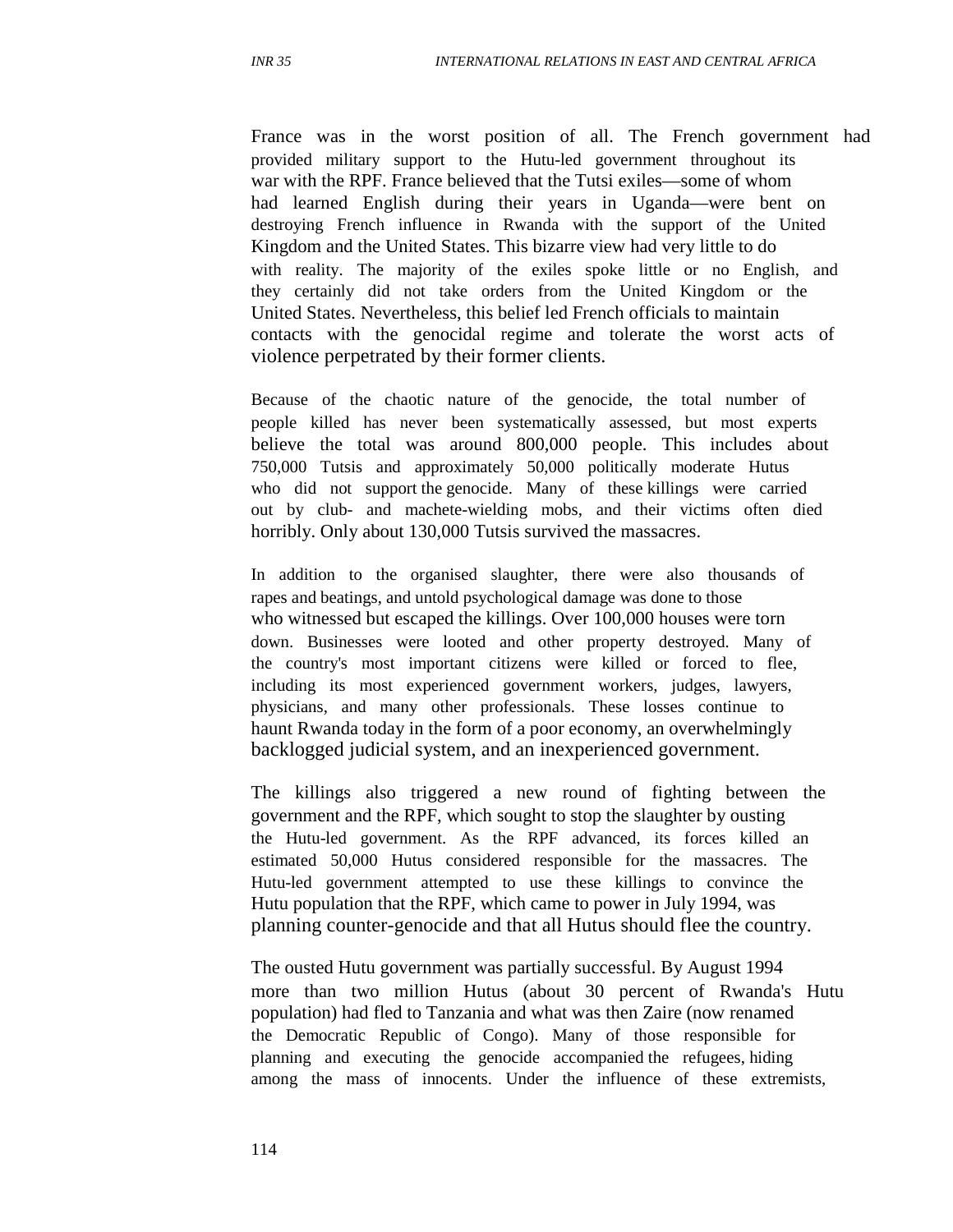France was in the worst position of all. The French government had provided military support to the Hutu-led government throughout its war with the RPF. France believed that the Tutsi exiles—some of whom had learned English during their years in Uganda—were bent on destroying French influence in Rwanda with the support of the United Kingdom and the United States. This bizarre view had very little to do with reality. The majority of the exiles spoke little or no English, and they certainly did not take orders from the United Kingdom or the United States. Nevertheless, this belief led French officials to maintain contacts with the genocidal regime and tolerate the worst acts of violence perpetrated by their former clients.

Because of the chaotic nature of the genocide, the total number of people killed has never been systematically assessed, but most experts believe the total was around 800,000 people. This includes about 750,000 Tutsis and approximately 50,000 politically moderate Hutus who did not support the genocide. Many of these killings were carried out by club- and machete-wielding mobs, and their victims often died horribly. Only about 130,000 Tutsis survived the massacres.

In addition to the organised slaughter, there were also thousands of rapes and beatings, and untold psychological damage was done to those who witnessed but escaped the killings. Over 100,000 houses were torn down. Businesses were looted and other property destroyed. Many of the country's most important citizens were killed or forced to flee, including its most experienced government workers, judges, lawyers, physicians, and many other professionals. These losses continue to haunt Rwanda today in the form of a poor economy, an overwhelmingly backlogged judicial system, and an inexperienced government.

The killings also triggered a new round of fighting between the government and the RPF, which sought to stop the slaughter by ousting the Hutu-led government. As the RPF advanced, its forces killed an estimated 50,000 Hutus considered responsible for the massacres. The Hutu-led government attempted to use these killings to convince the Hutu population that the RPF, which came to power in July 1994, was planning counter-genocide and that all Hutus should flee the country.

The ousted Hutu government was partially successful. By August 1994 more than two million Hutus (about 30 percent of Rwanda's Hutu population) had fled to Tanzania and what was then Zaire (now renamed the Democratic Republic of Congo). Many of those responsible for planning and executing the genocide accompanied the refugees, hiding among the mass of innocents. Under the influence of these extremists,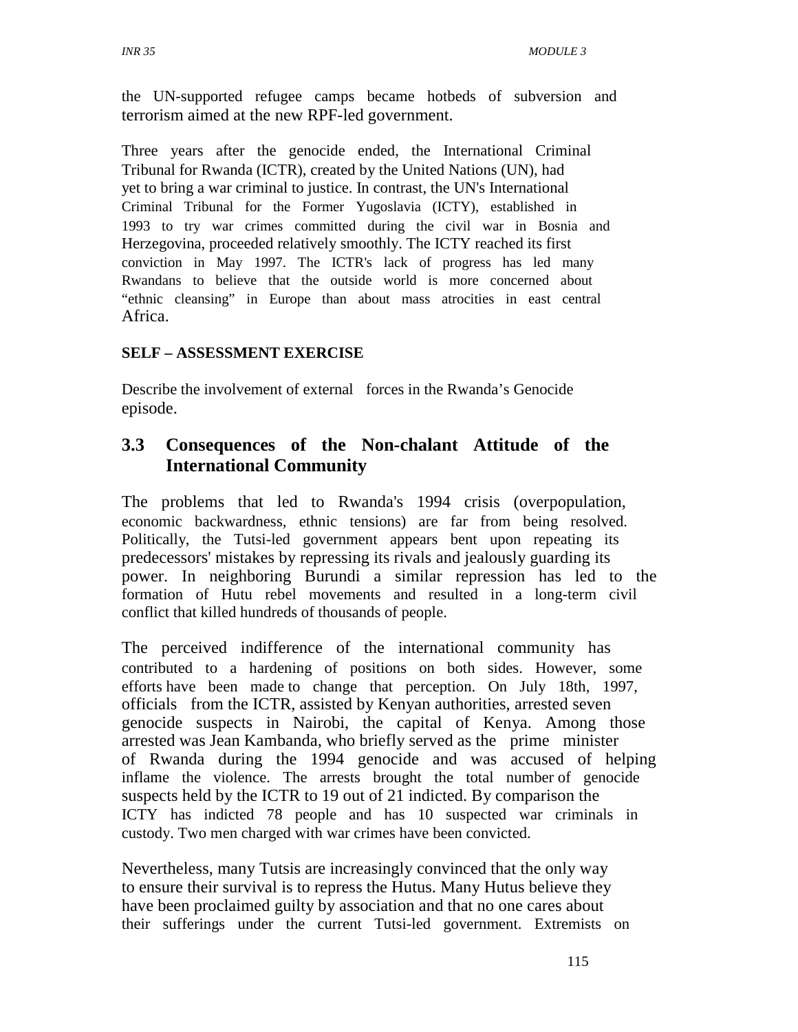the UN-supported refugee camps became hotbeds of subversion and terrorism aimed at the new RPF-led government.

Three years after the genocide ended, the International Criminal Tribunal for Rwanda (ICTR), created by the United Nations (UN), had yet to bring a war criminal to justice. In contrast, the UN's International Criminal Tribunal for the Former Yugoslavia (ICTY), established in 1993 to try war crimes committed during the civil war in Bosnia and Herzegovina, proceeded relatively smoothly. The ICTY reached its first conviction in May 1997. The ICTR's lack of progress has led many Rwandans to believe that the outside world is more concerned about "ethnic cleansing" in Europe than about mass atrocities in east central Africa.

**SELF – ASSESSMENT EXERCISE**

Describe the involvement of external forces in the Rwanda's Genocide episode.

## 3.3 Consequences of the Non-chalant Attitude of the International Community

The problems that led to Rwanda's 1994 crisis (overpopulation, economic backwardness, ethnic tensions) are far from being resolved. Politically, the Tutsi-led government appears bent upon repeating its predecessors' mistakes by repressing its rivals and jealously guarding its power. In neighboring Burundi a similar repression has led to the formation of Hutu rebel movements and resulted in a long-term civil conflict that killed hundreds of thousands of people.

The perceived indifference of the international community has contributed to a hardening of positions on both sides. However, some efforts have been made to change that perception. On July 18th, 1997, officials from the ICTR, assisted by Kenyan authorities, arrested seven genocide suspects in Nairobi, the capital of Kenya. Among those arrested was Jean Kambanda, who briefly served as the prime minister of Rwanda during the 1994 genocide and was accused of helping inflame the violence. The arrests brought the total number of genocide suspects held by the ICTR to 19 out of 21 indicted. By comparison the ICTY has indicted 78 people and has 10 suspected war criminals in custody. Two men charged with war crimes have been convicted.

Nevertheless, many Tutsis are increasingly convinced that the only way to ensure their survival is to repress the Hutus. Many Hutus believe they have been proclaimed guilty by association and that no one cares about their sufferings under the current Tutsi-led government. Extremists on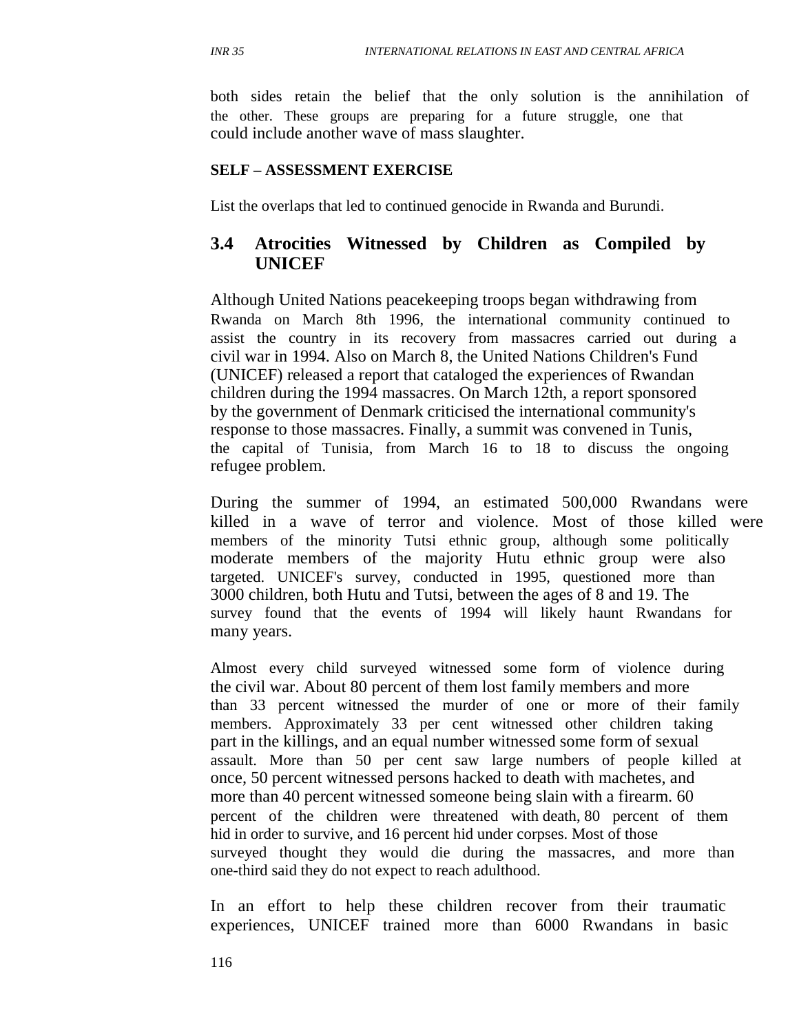both sides retain the belief that the only solution is the annihilation of the other. These groups are preparing for a future struggle, one that could include another wave of mass slaughter.

**SELF – ASSESSMENT EXERCISE**

List the overlaps that led to continued genocide in Rwanda and Burundi.

## 3.4 Atrocities Witnessed by Children as Compiled by UNICEF

Although United Nations peacekeeping troops began withdrawing from Rwanda on March 8th 1996, the international community continued to assist the country in its recovery from massacres carried out during a civil war in 1994. Also on March 8, the United Nations Children's Fund (UNICEF) released a report that cataloged the experiences of Rwandan children during the 1994 massacres. On March 12th, a report sponsored by the government of Denmark criticised the international community's response to those massacres. Finally, a summit was convened in Tunis, the capital of Tunisia, from March 16 to 18 to discuss the ongoing refugee problem.

During the summer of 1994, an estimated 500,000 Rwandans were killed in a wave of terror and violence. Most of those killed were members of the minority Tutsi ethnic group, although some politically moderate members of the majority Hutu ethnic group were also targeted. UNICEF's survey, conducted in 1995, questioned more than 3000 children, both Hutu and Tutsi, between the ages of 8 and 19. The survey found that the events of 1994 will likely haunt Rwandans for many years.

Almost every child surveyed witnessed some form of violence during the civil war. About 80 percent of them lost family members and more than 33 percent witnessed the murder of one or more of their family members. Approximately 33 per cent witnessed other children taking part in the killings, and an equal number witnessed some form of sexual assault. More than 50 per cent saw large numbers of people killed at once, 50 percent witnessed persons hacked to death with machetes, and more than 40 percent witnessed someone being slain with a firearm. 60 percent of the children were threatened with death, 80 percent of them hid in order to survive, and 16 percent hid under corpses. Most of those surveyed thought they would die during the massacres, and more than one-third said they do not expect to reach adulthood.

In an effort to help these children recover from their traumatic experiences, UNICEF trained more than 6000 Rwandans in basic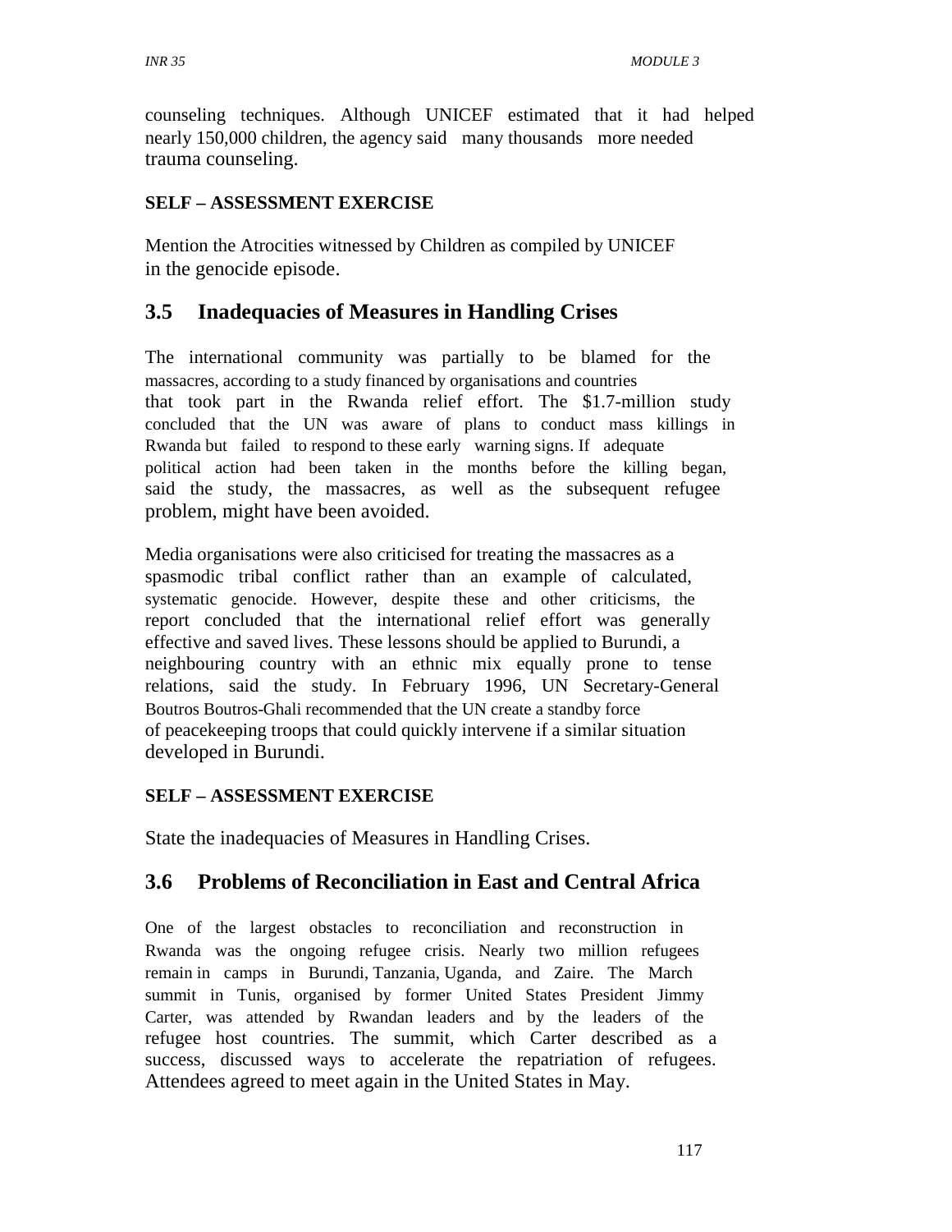counseling techniques. Although UNICEF estimated that it had helped nearly 150,000 children, the agency said many thousands more needed trauma counseling.

**SELF – ASSESSMENT EXERCISE**

Mention the Atrocities witnessed by Children as compiled by UNICEF in the genocide episode.

## 3.5 Inadequacies of Measures in Handling Crises

The international community was partially to be blamed for the massacres, according to a study financed by organisations and countries that took part in the Rwanda relief effort. The $1.7-million study concluded that the UN was aware of plans to conduct mass killings in Rwanda but failed to respond to these early warning signs. If adequate political action had been taken in the months before the killing began, said the study, the massacres, as well as the subsequent refugee problem, might have been avoided.

Media organisations were also criticised for treating the massacres as a spasmodic tribal conflict rather than an example of calculated, systematic genocide. However, despite these and other criticisms, the report concluded that the international relief effort was generally effective and saved lives. These lessons should be applied to Burundi, a neighbouring country with an ethnic mix equally prone to tense relations, said the study. In February 1996, UN Secretary-General Boutros Boutros-Ghali recommended that the UN create a standby force of peacekeeping troops that could quickly intervene if a similar situation developed in Burundi.

**SELF – ASSESSMENT EXERCISE**

State the inadequacies of Measures in Handling Crises.

## 3.6 Problems of Reconciliation in East and Central Africa

One of the largest obstacles to reconciliation and reconstruction in Rwanda was the ongoing refugee crisis. Nearly two million refugees remain in camps in Burundi, Tanzania, Uganda, and Zaire. The March summit in Tunis, organised by former United States President Jimmy Carter, was attended by Rwandan leaders and by the leaders of the refugee host countries. The summit, which Carter described as a success, discussed ways to accelerate the repatriation of refugees. Attendees agreed to meet again in the United States in May.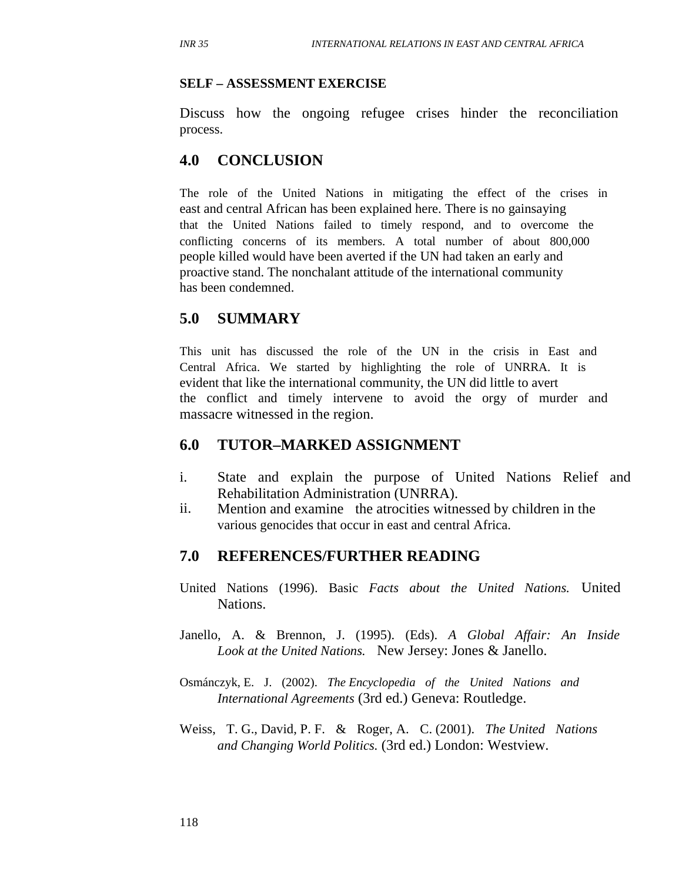**SELF – ASSESSMENT EXERCISE**

Discuss how the ongoing refugee crises hinder the reconciliation process.

## 4.0 CONCLUSION

The role of the United Nations in mitigating the effect of the crises in east and central African has been explained here. There is no gainsaying that the United Nations failed to timely respond, and to overcome the conflicting concerns of its members. A total number of about 800,000 people killed would have been averted if the UN had taken an early and proactive stand. The nonchalant attitude of the international community has been condemned.

## 5.0 SUMMARY

This unit has discussed the role of the UN in the crisis in East and Central Africa. We started by highlighting the role of UNRRA. It is evident that like the international community, the UN did little to avert the conflict and timely intervene to avoid the orgy of murder and massacre witnessed in the region.

## 6.0 TUTOR–MARKED ASSIGNMENT

i. State and explain the purpose of United Nations Relief and Rehabilitation Administration (UNRRA).
ii. Mention and examine the atrocities witnessed by children in the various genocides that occur in east and central Africa.

## 7.0 REFERENCES/FURTHER READING

United Nations (1996). Basic *Facts about the United Nations.* United Nations.

Janello, A. & Brennon, J. (1995). (Eds). *A Global Affair: An Inside Look at the United Nations.* New Jersey: Jones & Janello.

Osmánczyk, E. J. (2002). *The Encyclopedia of the United Nations and International Agreements* (3rd ed.) Geneva: Routledge.

Weiss, T. G., David, P. F. & Roger, A. C. (2001). *The United Nations and Changing World Politics.* (3rd ed.) London: Westview.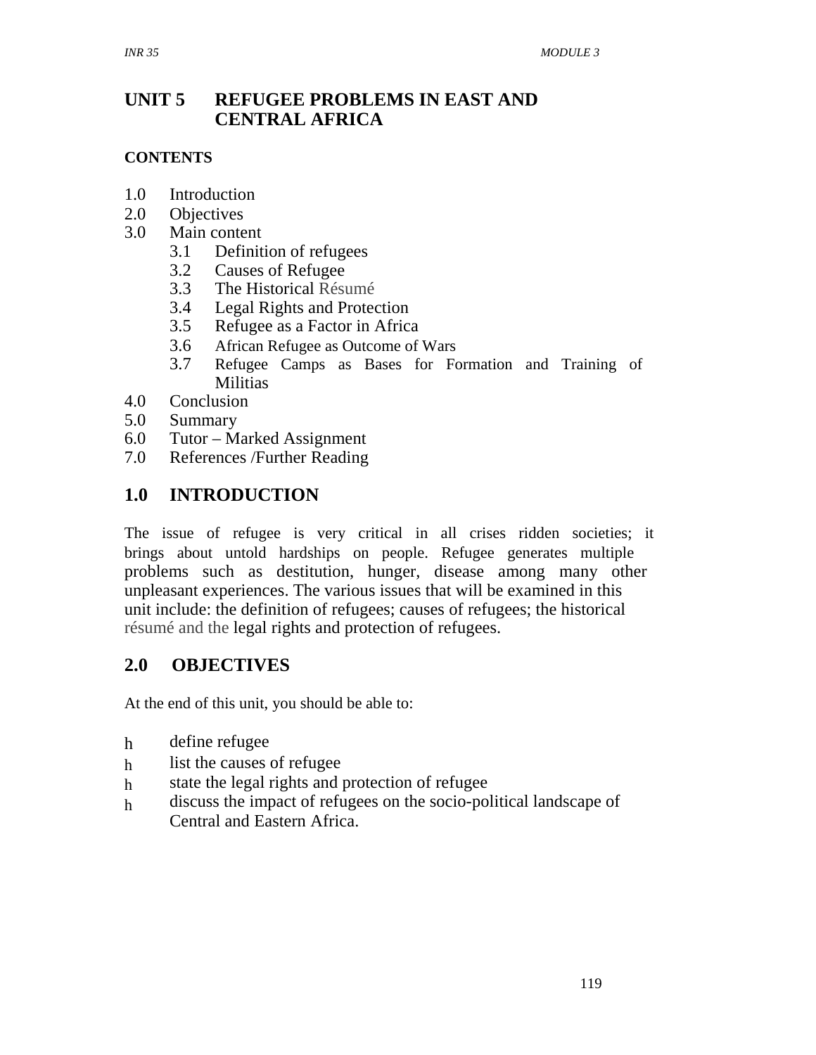# UNIT 5 REFUGEE PROBLEMS IN EAST AND CENTRAL AFRICA

**CONTENTS**

1.0 Introduction
2.0 Objectives
3.0 Main content
   3.1 Definition of refugees
   3.2 Causes of Refugee
   3.3 The Historical Résumé
   3.4 Legal Rights and Protection
   3.5 Refugee as a Factor in Africa
   3.6 African Refugee as Outcome of Wars
   3.7 Refugee Camps as Bases for Formation and Training of Militias
4.0 Conclusion
5.0 Summary
6.0 Tutor – Marked Assignment
7.0 References /Further Reading

## 1.0 INTRODUCTION

The issue of refugee is very critical in all crises ridden societies; it brings about untold hardships on people. Refugee generates multiple problems such as destitution, hunger, disease among many other unpleasant experiences. The various issues that will be examined in this unit include: the definition of refugees; causes of refugees; the historical résumé and the legal rights and protection of refugees.

## 2.0 OBJECTIVES

At the end of this unit, you should be able to:

- define refugee
- list the causes of refugee
- state the legal rights and protection of refugee
- discuss the impact of refugees on the socio-political landscape of Central and Eastern Africa.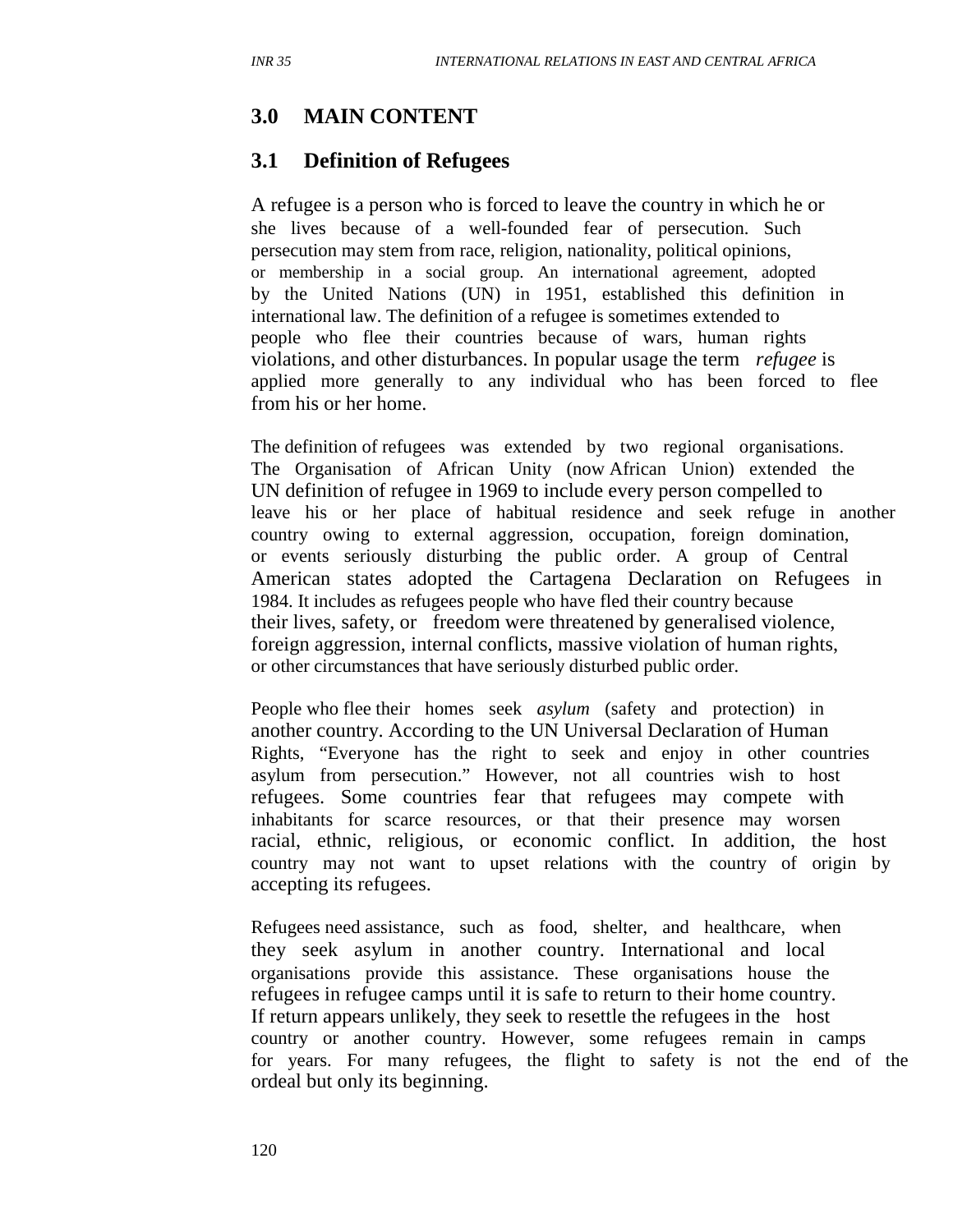## 3.0 MAIN CONTENT

### 3.1 Definition of Refugees

A refugee is a person who is forced to leave the country in which he or she lives because of a well-founded fear of persecution. Such persecution may stem from race, religion, nationality, political opinions, or membership in a social group. An international agreement, adopted by the United Nations (UN) in 1951, established this definition in international law. The definition of a refugee is sometimes extended to people who flee their countries because of wars, human rights violations, and other disturbances. In popular usage the term *refugee* is applied more generally to any individual who has been forced to flee from his or her home.

The definition of refugees was extended by two regional organisations. The Organisation of African Unity (now African Union) extended the UN definition of refugee in 1969 to include every person compelled to leave his or her place of habitual residence and seek refuge in another country owing to external aggression, occupation, foreign domination, or events seriously disturbing the public order. A group of Central American states adopted the Cartagena Declaration on Refugees in 1984. It includes as refugees people who have fled their country because their lives, safety, or freedom were threatened by generalised violence, foreign aggression, internal conflicts, massive violation of human rights, or other circumstances that have seriously disturbed public order.

People who flee their homes seek *asylum* (safety and protection) in another country. According to the UN Universal Declaration of Human Rights, "Everyone has the right to seek and enjoy in other countries asylum from persecution." However, not all countries wish to host refugees. Some countries fear that refugees may compete with inhabitants for scarce resources, or that their presence may worsen racial, ethnic, religious, or economic conflict. In addition, the host country may not want to upset relations with the country of origin by accepting its refugees.

Refugees need assistance, such as food, shelter, and healthcare, when they seek asylum in another country. International and local organisations provide this assistance. These organisations house the refugees in refugee camps until it is safe to return to their home country. If return appears unlikely, they seek to resettle the refugees in the host country or another country. However, some refugees remain in camps for years. For many refugees, the flight to safety is not the end of the ordeal but only its beginning.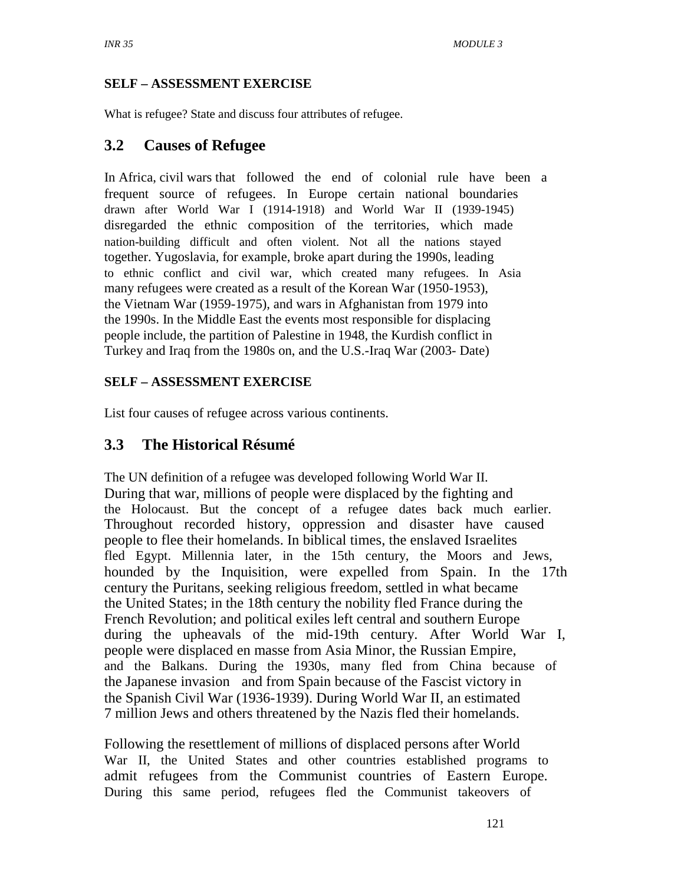**SELF – ASSESSMENT EXERCISE**

What is refugee? State and discuss four attributes of refugee.

## 3.2 Causes of Refugee

In Africa, civil wars that followed the end of colonial rule have been a frequent source of refugees. In Europe certain national boundaries drawn after World War I (1914-1918) and World War II (1939-1945) disregarded the ethnic composition of the territories, which made nation-building difficult and often violent. Not all the nations stayed together. Yugoslavia, for example, broke apart during the 1990s, leading to ethnic conflict and civil war, which created many refugees. In Asia many refugees were created as a result of the Korean War (1950-1953), the Vietnam War (1959-1975), and wars in Afghanistan from 1979 into the 1990s. In the Middle East the events most responsible for displacing people include, the partition of Palestine in 1948, the Kurdish conflict in Turkey and Iraq from the 1980s on, and the U.S.-Iraq War (2003- Date)

**SELF – ASSESSMENT EXERCISE**

List four causes of refugee across various continents.

## 3.3 The Historical Résumé

The UN definition of a refugee was developed following World War II. During that war, millions of people were displaced by the fighting and the Holocaust. But the concept of a refugee dates back much earlier. Throughout recorded history, oppression and disaster have caused people to flee their homelands. In biblical times, the enslaved Israelites fled Egypt. Millennia later, in the 15th century, the Moors and Jews, hounded by the Inquisition, were expelled from Spain. In the 17th century the Puritans, seeking religious freedom, settled in what became the United States; in the 18th century the nobility fled France during the French Revolution; and political exiles left central and southern Europe during the upheavals of the mid-19th century. After World War I, people were displaced en masse from Asia Minor, the Russian Empire, and the Balkans. During the 1930s, many fled from China because of the Japanese invasion and from Spain because of the Fascist victory in the Spanish Civil War (1936-1939). During World War II, an estimated 7 million Jews and others threatened by the Nazis fled their homelands.

Following the resettlement of millions of displaced persons after World War II, the United States and other countries established programs to admit refugees from the Communist countries of Eastern Europe. During this same period, refugees fled the Communist takeovers of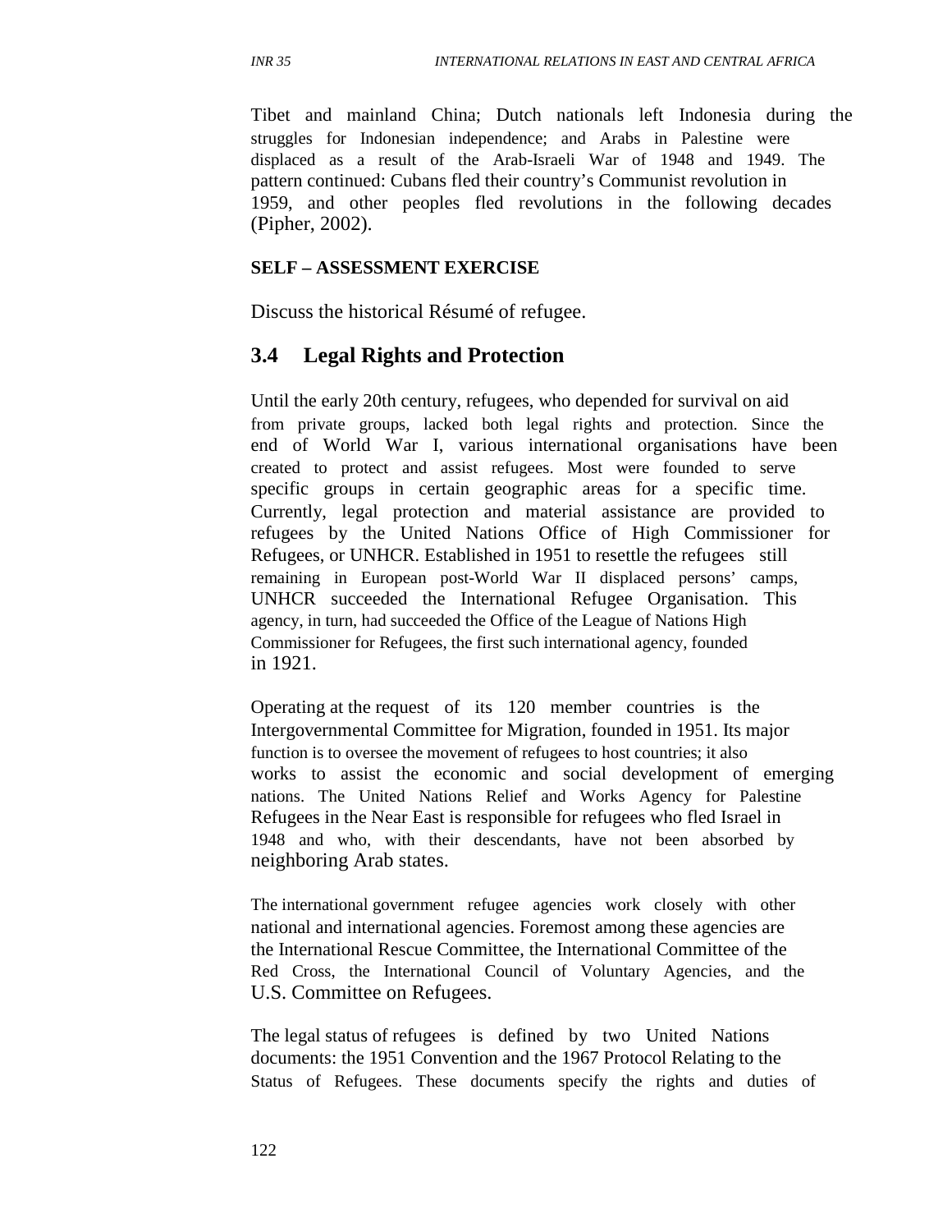Tibet and mainland China; Dutch nationals left Indonesia during the struggles for Indonesian independence; and Arabs in Palestine were displaced as a result of the Arab-Israeli War of 1948 and 1949. The pattern continued: Cubans fled their country's Communist revolution in 1959, and other peoples fled revolutions in the following decades (Pipher, 2002).

**SELF – ASSESSMENT EXERCISE**

Discuss the historical Résumé of refugee.

## 3.4 Legal Rights and Protection

Until the early 20th century, refugees, who depended for survival on aid from private groups, lacked both legal rights and protection. Since the end of World War I, various international organisations have been created to protect and assist refugees. Most were founded to serve specific groups in certain geographic areas for a specific time. Currently, legal protection and material assistance are provided to refugees by the United Nations Office of High Commissioner for Refugees, or UNHCR. Established in 1951 to resettle the refugees still remaining in European post-World War II displaced persons' camps, UNHCR succeeded the International Refugee Organisation. This agency, in turn, had succeeded the Office of the League of Nations High Commissioner for Refugees, the first such international agency, founded in 1921.

Operating at the request of its 120 member countries is the Intergovernmental Committee for Migration, founded in 1951. Its major function is to oversee the movement of refugees to host countries; it also works to assist the economic and social development of emerging nations. The United Nations Relief and Works Agency for Palestine Refugees in the Near East is responsible for refugees who fled Israel in 1948 and who, with their descendants, have not been absorbed by neighboring Arab states.

The international government refugee agencies work closely with other national and international agencies. Foremost among these agencies are the International Rescue Committee, the International Committee of the Red Cross, the International Council of Voluntary Agencies, and the U.S. Committee on Refugees.

The legal status of refugees is defined by two United Nations documents: the 1951 Convention and the 1967 Protocol Relating to the Status of Refugees. These documents specify the rights and duties of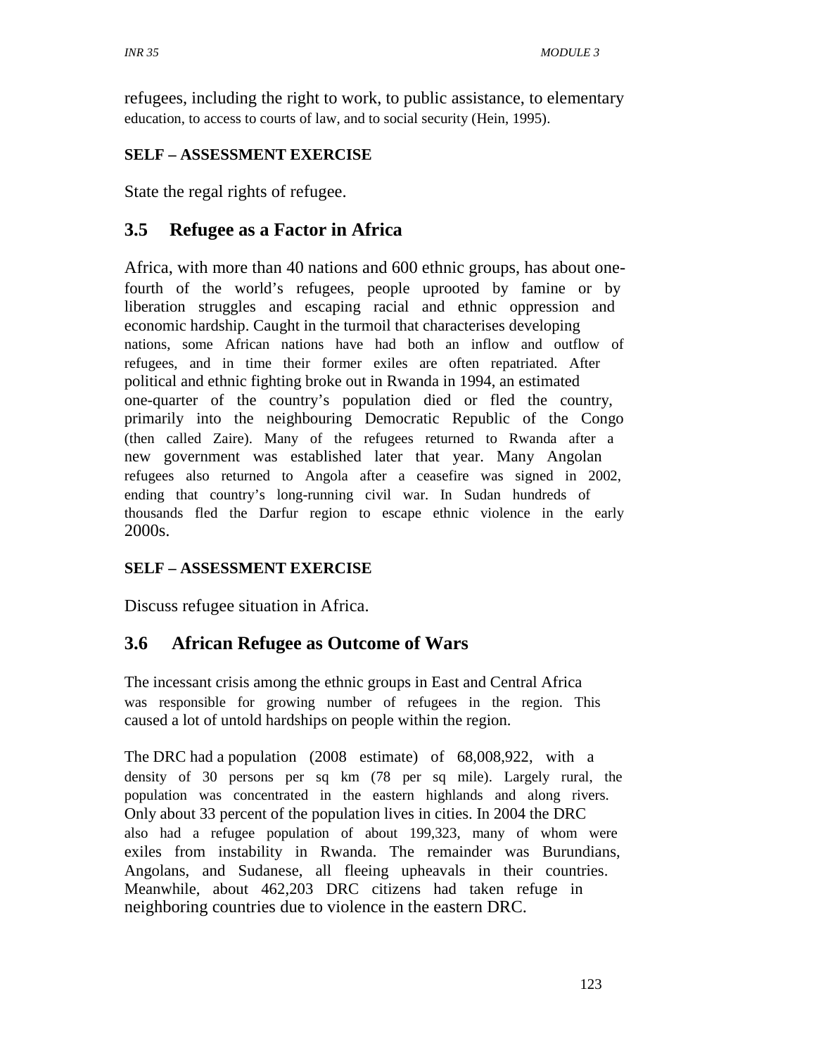refugees, including the right to work, to public assistance, to elementary education, to access to courts of law, and to social security (Hein, 1995).

**SELF – ASSESSMENT EXERCISE**

State the regal rights of refugee.

## 3.5 Refugee as a Factor in Africa

Africa, with more than 40 nations and 600 ethnic groups, has about one-fourth of the world's refugees, people uprooted by famine or by liberation struggles and escaping racial and ethnic oppression and economic hardship. Caught in the turmoil that characterises developing nations, some African nations have had both an inflow and outflow of refugees, and in time their former exiles are often repatriated. After political and ethnic fighting broke out in Rwanda in 1994, an estimated one-quarter of the country's population died or fled the country, primarily into the neighbouring Democratic Republic of the Congo (then called Zaire). Many of the refugees returned to Rwanda after a new government was established later that year. Many Angolan refugees also returned to Angola after a ceasefire was signed in 2002, ending that country's long-running civil war. In Sudan hundreds of thousands fled the Darfur region to escape ethnic violence in the early 2000s.

**SELF – ASSESSMENT EXERCISE**

Discuss refugee situation in Africa.

## 3.6 African Refugee as Outcome of Wars

The incessant crisis among the ethnic groups in East and Central Africa was responsible for growing number of refugees in the region. This caused a lot of untold hardships on people within the region.

The DRC had a population (2008 estimate) of 68,008,922, with a density of 30 persons per sq km (78 per sq mile). Largely rural, the population was concentrated in the eastern highlands and along rivers. Only about 33 percent of the population lives in cities. In 2004 the DRC also had a refugee population of about 199,323, many of whom were exiles from instability in Rwanda. The remainder was Burundians, Angolans, and Sudanese, all fleeing upheavals in their countries. Meanwhile, about 462,203 DRC citizens had taken refuge in neighboring countries due to violence in the eastern DRC.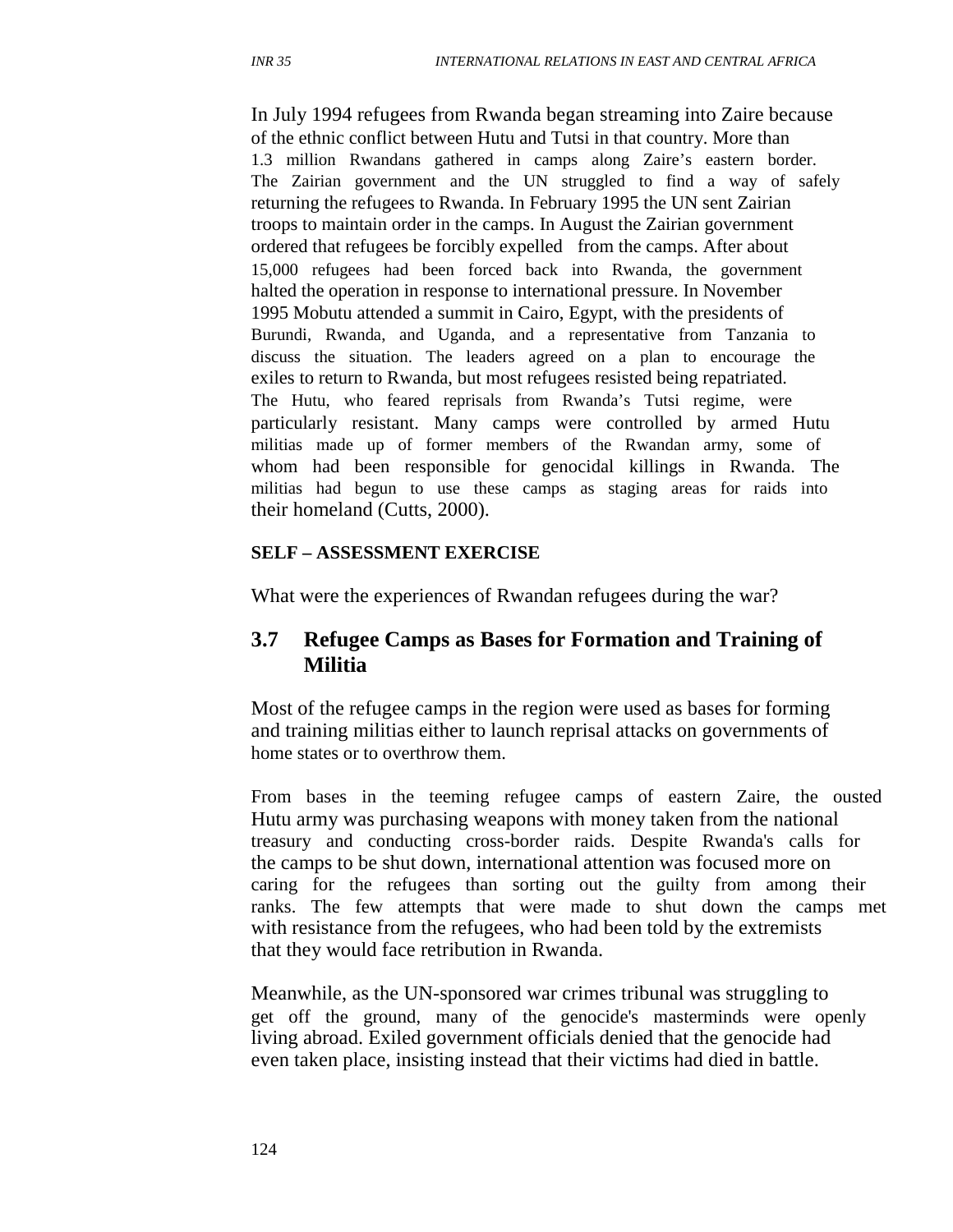In July 1994 refugees from Rwanda began streaming into Zaire because of the ethnic conflict between Hutu and Tutsi in that country. More than 1.3 million Rwandans gathered in camps along Zaire's eastern border. The Zairian government and the UN struggled to find a way of safely returning the refugees to Rwanda. In February 1995 the UN sent Zairian troops to maintain order in the camps. In August the Zairian government ordered that refugees be forcibly expelled from the camps. After about 15,000 refugees had been forced back into Rwanda, the government halted the operation in response to international pressure. In November 1995 Mobutu attended a summit in Cairo, Egypt, with the presidents of Burundi, Rwanda, and Uganda, and a representative from Tanzania to discuss the situation. The leaders agreed on a plan to encourage the exiles to return to Rwanda, but most refugees resisted being repatriated. The Hutu, who feared reprisals from Rwanda's Tutsi regime, were particularly resistant. Many camps were controlled by armed Hutu militias made up of former members of the Rwandan army, some of whom had been responsible for genocidal killings in Rwanda. The militias had begun to use these camps as staging areas for raids into their homeland (Cutts, 2000).

**SELF – ASSESSMENT EXERCISE**

What were the experiences of Rwandan refugees during the war?

## 3.7 Refugee Camps as Bases for Formation and Training of Militia

Most of the refugee camps in the region were used as bases for forming and training militias either to launch reprisal attacks on governments of home states or to overthrow them.

From bases in the teeming refugee camps of eastern Zaire, the ousted Hutu army was purchasing weapons with money taken from the national treasury and conducting cross-border raids. Despite Rwanda's calls for the camps to be shut down, international attention was focused more on caring for the refugees than sorting out the guilty from among their ranks. The few attempts that were made to shut down the camps met with resistance from the refugees, who had been told by the extremists that they would face retribution in Rwanda.

Meanwhile, as the UN-sponsored war crimes tribunal was struggling to get off the ground, many of the genocide's masterminds were openly living abroad. Exiled government officials denied that the genocide had even taken place, insisting instead that their victims had died in battle.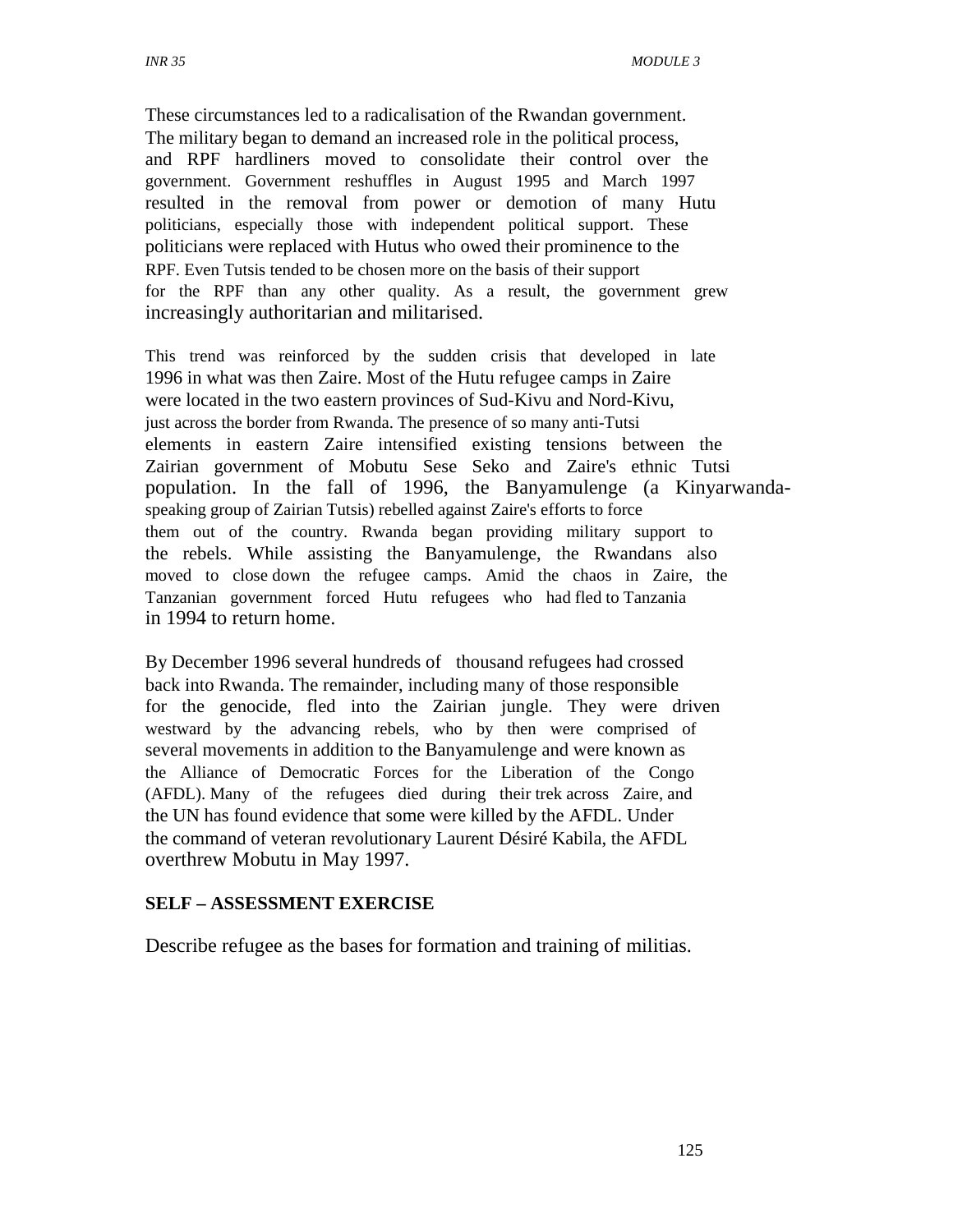These circumstances led to a radicalisation of the Rwandan government. The military began to demand an increased role in the political process, and RPF hardliners moved to consolidate their control over the government. Government reshuffles in August 1995 and March 1997 resulted in the removal from power or demotion of many Hutu politicians, especially those with independent political support. These politicians were replaced with Hutus who owed their prominence to the RPF. Even Tutsis tended to be chosen more on the basis of their support for the RPF than any other quality. As a result, the government grew increasingly authoritarian and militarised.

This trend was reinforced by the sudden crisis that developed in late 1996 in what was then Zaire. Most of the Hutu refugee camps in Zaire were located in the two eastern provinces of Sud-Kivu and Nord-Kivu, just across the border from Rwanda. The presence of so many anti-Tutsi elements in eastern Zaire intensified existing tensions between the Zairian government of Mobutu Sese Seko and Zaire's ethnic Tutsi population. In the fall of 1996, the Banyamulenge (a Kinyarwanda-speaking group of Zairian Tutsis) rebelled against Zaire's efforts to force them out of the country. Rwanda began providing military support to the rebels. While assisting the Banyamulenge, the Rwandans also moved to close down the refugee camps. Amid the chaos in Zaire, the Tanzanian government forced Hutu refugees who had fled to Tanzania in 1994 to return home.

By December 1996 several hundreds of thousand refugees had crossed back into Rwanda. The remainder, including many of those responsible for the genocide, fled into the Zairian jungle. They were driven westward by the advancing rebels, who by then were comprised of several movements in addition to the Banyamulenge and were known as the Alliance of Democratic Forces for the Liberation of the Congo (AFDL). Many of the refugees died during their trek across Zaire, and the UN has found evidence that some were killed by the AFDL. Under the command of veteran revolutionary Laurent Désiré Kabila, the AFDL overthrew Mobutu in May 1997.

**SELF – ASSESSMENT EXERCISE**

Describe refugee as the bases for formation and training of militias.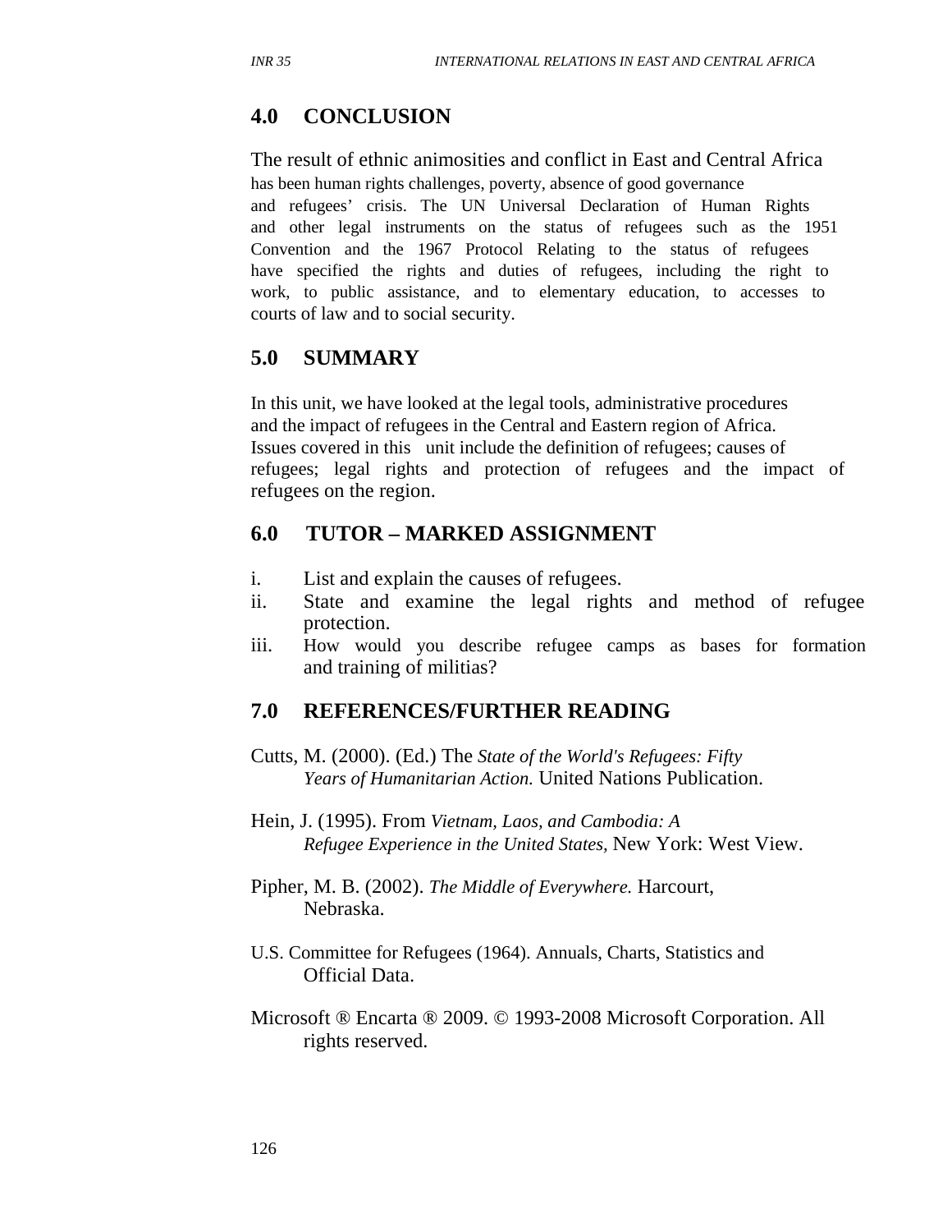## 4.0 CONCLUSION

The result of ethnic animosities and conflict in East and Central Africa has been human rights challenges, poverty, absence of good governance and refugees' crisis. The UN Universal Declaration of Human Rights and other legal instruments on the status of refugees such as the 1951 Convention and the 1967 Protocol Relating to the status of refugees have specified the rights and duties of refugees, including the right to work, to public assistance, and to elementary education, to accesses to courts of law and to social security.

## 5.0 SUMMARY

In this unit, we have looked at the legal tools, administrative procedures and the impact of refugees in the Central and Eastern region of Africa. Issues covered in this unit include the definition of refugees; causes of refugees; legal rights and protection of refugees and the impact of refugees on the region.

## 6.0 TUTOR – MARKED ASSIGNMENT

i. List and explain the causes of refugees.
ii. State and examine the legal rights and method of refugee protection.
iii. How would you describe refugee camps as bases for formation and training of militias?

## 7.0 REFERENCES/FURTHER READING

Cutts, M. (2000). (Ed.) The *State of the World's Refugees: Fifty Years of Humanitarian Action.* United Nations Publication.

Hein, J. (1995). From *Vietnam, Laos, and Cambodia: A Refugee Experience in the United States,* New York: West View.

Pipher, M. B. (2002). *The Middle of Everywhere.* Harcourt, Nebraska.

U.S. Committee for Refugees (1964). Annuals, Charts, Statistics and Official Data.

Microsoft ® Encarta ® 2009. © 1993-2008 Microsoft Corporation. All rights reserved.